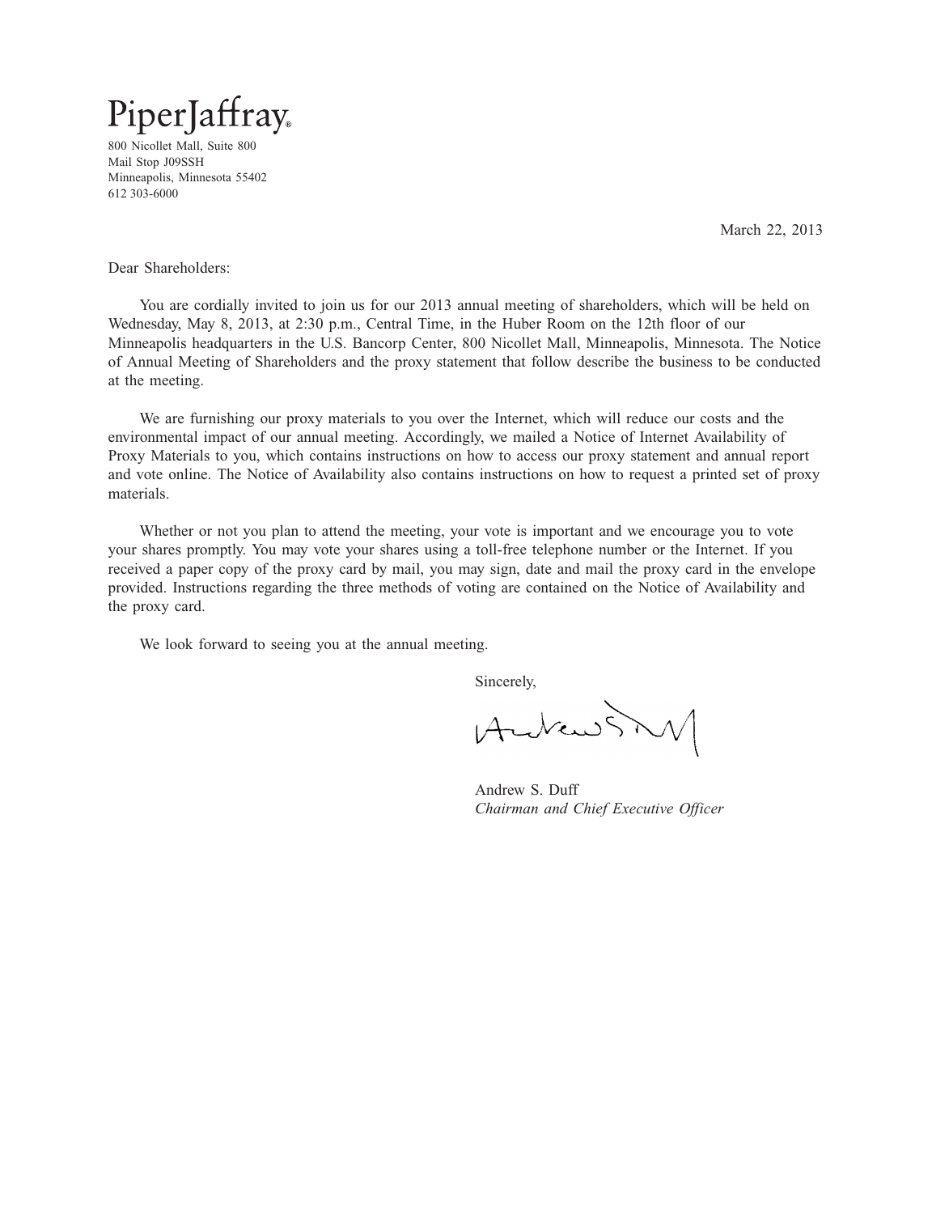PiperJaffray®

800 Nicollet Mall, Suite 800
Mail Stop J09SSH
Minneapolis, Minnesota 55402
612 303-6000

March 22, 2013

Dear Shareholders:

You are cordially invited to join us for our 2013 annual meeting of shareholders, which will be held on Wednesday, May 8, 2013, at 2:30 p.m., Central Time, in the Huber Room on the 12th floor of our Minneapolis headquarters in the U.S. Bancorp Center, 800 Nicollet Mall, Minneapolis, Minnesota. The Notice of Annual Meeting of Shareholders and the proxy statement that follow describe the business to be conducted at the meeting.

We are furnishing our proxy materials to you over the Internet, which will reduce our costs and the environmental impact of our annual meeting. Accordingly, we mailed a Notice of Internet Availability of Proxy Materials to you, which contains instructions on how to access our proxy statement and annual report and vote online. The Notice of Availability also contains instructions on how to request a printed set of proxy materials.

Whether or not you plan to attend the meeting, your vote is important and we encourage you to vote your shares promptly. You may vote your shares using a toll-free telephone number or the Internet. If you received a paper copy of the proxy card by mail, you may sign, date and mail the proxy card in the envelope provided. Instructions regarding the three methods of voting are contained on the Notice of Availability and the proxy card.

We look forward to seeing you at the annual meeting.

Sincerely,

Andrew S. Duff
*Chairman and Chief Executive Officer*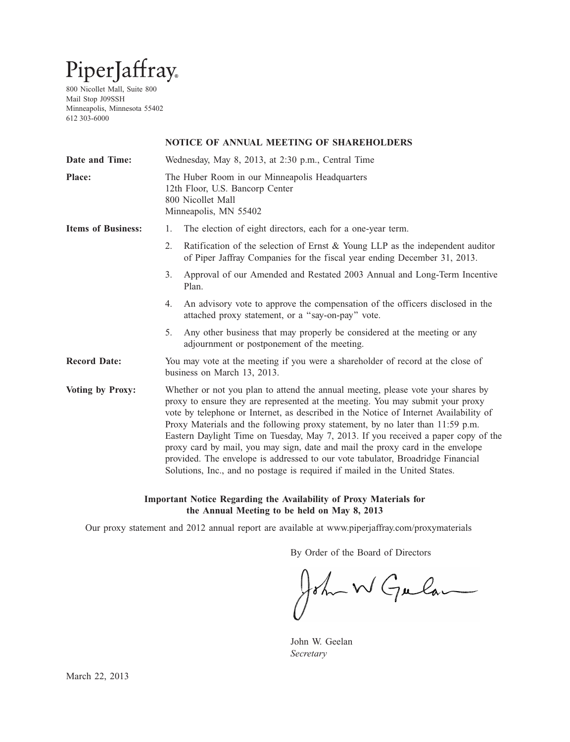PiperJaffray.

800 Nicollet Mall, Suite 800
Mail Stop J09SSH
Minneapolis, Minnesota 55402
612 303-6000

## NOTICE OF ANNUAL MEETING OF SHAREHOLDERS

**Date and Time:** Wednesday, May 8, 2013, at 2:30 p.m., Central Time

**Place:** The Huber Room in our Minneapolis Headquarters
12th Floor, U.S. Bancorp Center
800 Nicollet Mall
Minneapolis, MN 55402

**Items of Business:**

1. The election of eight directors, each for a one-year term.
2. Ratification of the selection of Ernst & Young LLP as the independent auditor of Piper Jaffray Companies for the fiscal year ending December 31, 2013.
3. Approval of our Amended and Restated 2003 Annual and Long-Term Incentive Plan.
4. An advisory vote to approve the compensation of the officers disclosed in the attached proxy statement, or a "say-on-pay" vote.
5. Any other business that may properly be considered at the meeting or any adjournment or postponement of the meeting.

**Record Date:** You may vote at the meeting if you were a shareholder of record at the close of business on March 13, 2013.

**Voting by Proxy:** Whether or not you plan to attend the annual meeting, please vote your shares by proxy to ensure they are represented at the meeting. You may submit your proxy vote by telephone or Internet, as described in the Notice of Internet Availability of Proxy Materials and the following proxy statement, by no later than 11:59 p.m. Eastern Daylight Time on Tuesday, May 7, 2013. If you received a paper copy of the proxy card by mail, you may sign, date and mail the proxy card in the envelope provided. The envelope is addressed to our vote tabulator, Broadridge Financial Solutions, Inc., and no postage is required if mailed in the United States.

**Important Notice Regarding the Availability of Proxy Materials for the Annual Meeting to be held on May 8, 2013**

Our proxy statement and 2012 annual report are available at www.piperjaffray.com/proxymaterials

By Order of the Board of Directors

John W. Geelan
*Secretary*

March 22, 2013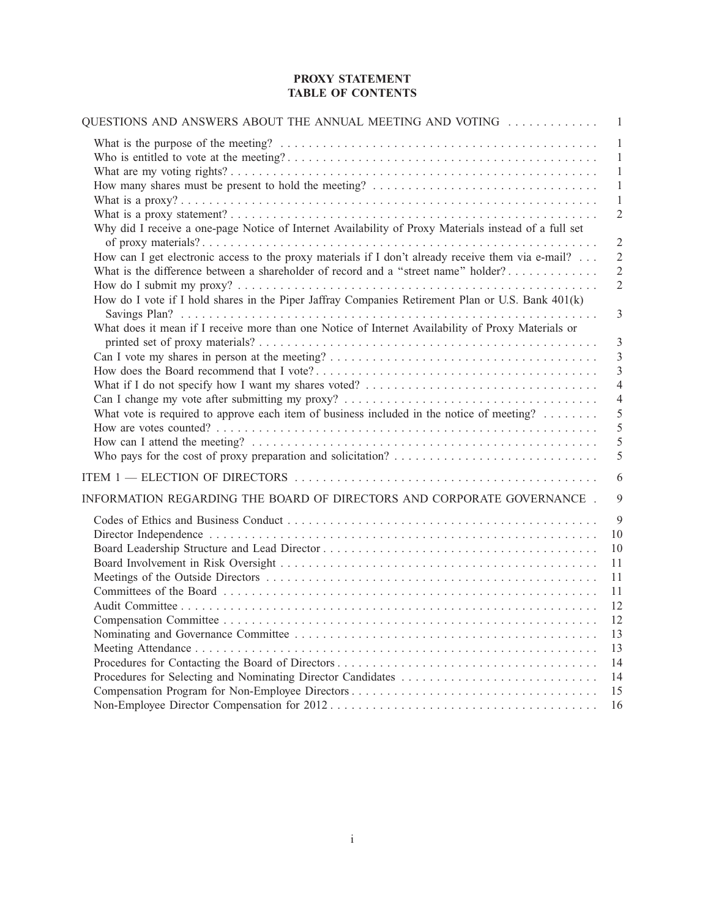# PROXY STATEMENT
## TABLE OF CONTENTS

| | |
|---|---|
| QUESTIONS AND ANSWERS ABOUT THE ANNUAL MEETING AND VOTING | 1 |
| What is the purpose of the meeting? | 1 |
| Who is entitled to vote at the meeting? | 1 |
| What are my voting rights? | 1 |
| How many shares must be present to hold the meeting? | 1 |
| What is a proxy? | 1 |
| What is a proxy statement? | 2 |
| Why did I receive a one-page Notice of Internet Availability of Proxy Materials instead of a full set of proxy materials? | 2 |
| How can I get electronic access to the proxy materials if I don't already receive them via e-mail? | 2 |
| What is the difference between a shareholder of record and a "street name" holder? | 2 |
| How do I submit my proxy? | 2 |
| How do I vote if I hold shares in the Piper Jaffray Companies Retirement Plan or U.S. Bank 401(k) Savings Plan? | 3 |
| What does it mean if I receive more than one Notice of Internet Availability of Proxy Materials or printed set of proxy materials? | 3 |
| Can I vote my shares in person at the meeting? | 3 |
| How does the Board recommend that I vote? | 3 |
| What if I do not specify how I want my shares voted? | 4 |
| Can I change my vote after submitting my proxy? | 4 |
| What vote is required to approve each item of business included in the notice of meeting? | 5 |
| How are votes counted? | 5 |
| How can I attend the meeting? | 5 |
| Who pays for the cost of proxy preparation and solicitation? | 5 |
| ITEM 1 — ELECTION OF DIRECTORS | 6 |
| INFORMATION REGARDING THE BOARD OF DIRECTORS AND CORPORATE GOVERNANCE | 9 |
| Codes of Ethics and Business Conduct | 9 |
| Director Independence | 10 |
| Board Leadership Structure and Lead Director | 10 |
| Board Involvement in Risk Oversight | 11 |
| Meetings of the Outside Directors | 11 |
| Committees of the Board | 11 |
| Audit Committee | 12 |
| Compensation Committee | 12 |
| Nominating and Governance Committee | 13 |
| Meeting Attendance | 13 |
| Procedures for Contacting the Board of Directors | 14 |
| Procedures for Selecting and Nominating Director Candidates | 14 |
| Compensation Program for Non-Employee Directors | 15 |
| Non-Employee Director Compensation for 2012 | 16 |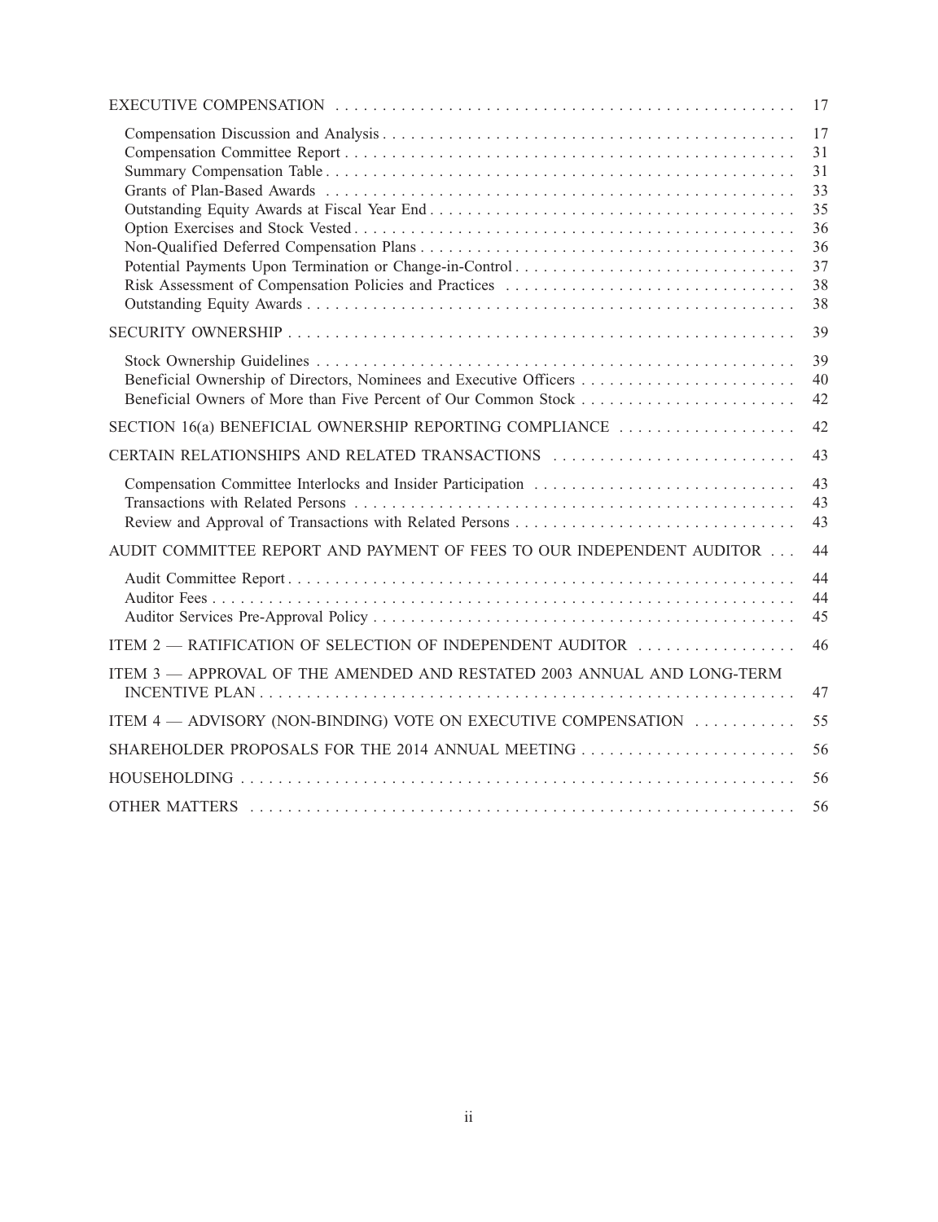| | |
|---|---|
| EXECUTIVE COMPENSATION | 17 |
| Compensation Discussion and Analysis | 17 |
| Compensation Committee Report | 31 |
| Summary Compensation Table | 31 |
| Grants of Plan-Based Awards | 33 |
| Outstanding Equity Awards at Fiscal Year End | 35 |
| Option Exercises and Stock Vested | 36 |
| Non-Qualified Deferred Compensation Plans | 36 |
| Potential Payments Upon Termination or Change-in-Control | 37 |
| Risk Assessment of Compensation Policies and Practices | 38 |
| Outstanding Equity Awards | 38 |
| SECURITY OWNERSHIP | 39 |
| Stock Ownership Guidelines | 39 |
| Beneficial Ownership of Directors, Nominees and Executive Officers | 40 |
| Beneficial Owners of More than Five Percent of Our Common Stock | 42 |
| SECTION 16(a) BENEFICIAL OWNERSHIP REPORTING COMPLIANCE | 42 |
| CERTAIN RELATIONSHIPS AND RELATED TRANSACTIONS | 43 |
| Compensation Committee Interlocks and Insider Participation | 43 |
| Transactions with Related Persons | 43 |
| Review and Approval of Transactions with Related Persons | 43 |
| AUDIT COMMITTEE REPORT AND PAYMENT OF FEES TO OUR INDEPENDENT AUDITOR | 44 |
| Audit Committee Report | 44 |
| Auditor Fees | 44 |
| Auditor Services Pre-Approval Policy | 45 |
| ITEM 2 — RATIFICATION OF SELECTION OF INDEPENDENT AUDITOR | 46 |
| ITEM 3 — APPROVAL OF THE AMENDED AND RESTATED 2003 ANNUAL AND LONG-TERM INCENTIVE PLAN | 47 |
| ITEM 4 — ADVISORY (NON-BINDING) VOTE ON EXECUTIVE COMPENSATION | 55 |
| SHAREHOLDER PROPOSALS FOR THE 2014 ANNUAL MEETING | 56 |
| HOUSEHOLDING | 56 |
| OTHER MATTERS | 56 |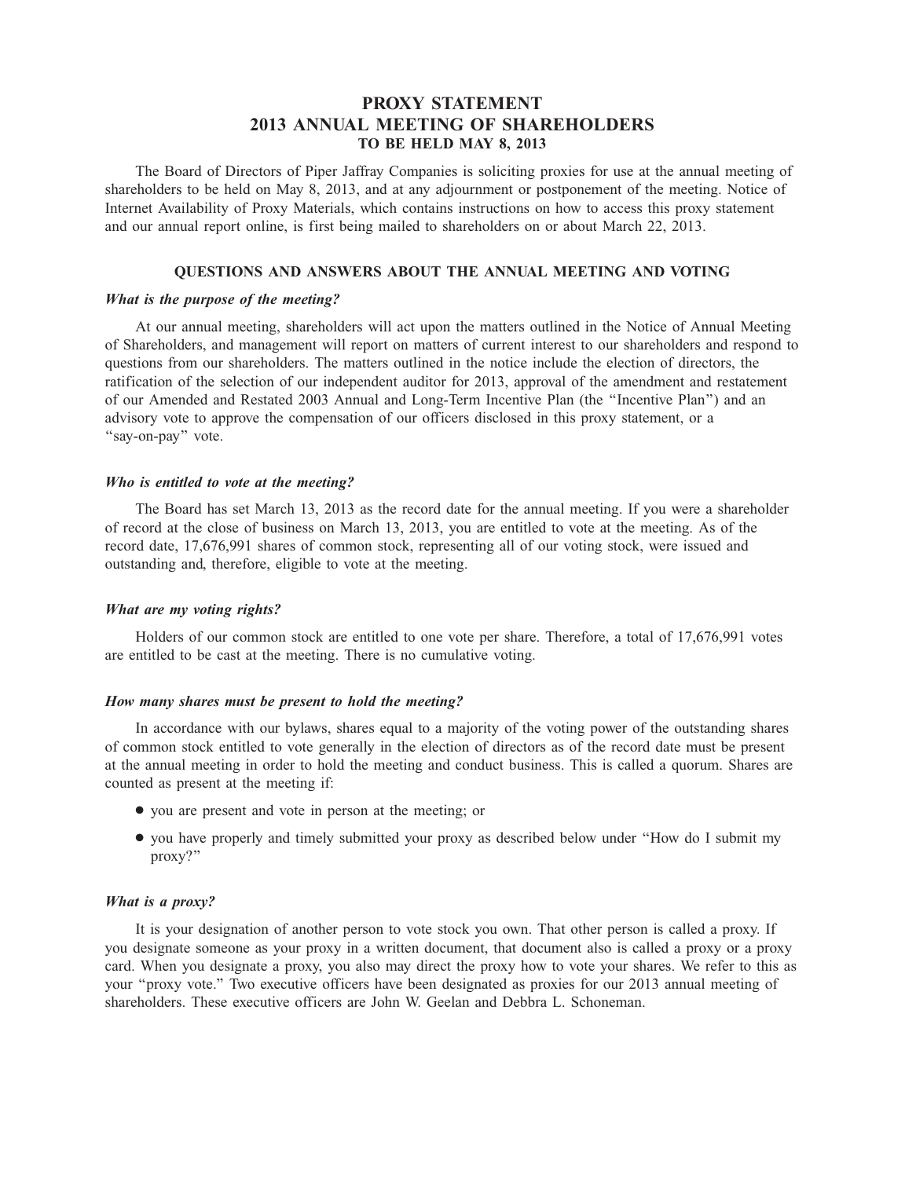# PROXY STATEMENT
# 2013 ANNUAL MEETING OF SHAREHOLDERS
## TO BE HELD MAY 8, 2013

The Board of Directors of Piper Jaffray Companies is soliciting proxies for use at the annual meeting of shareholders to be held on May 8, 2013, and at any adjournment or postponement of the meeting. Notice of Internet Availability of Proxy Materials, which contains instructions on how to access this proxy statement and our annual report online, is first being mailed to shareholders on or about March 22, 2013.

## QUESTIONS AND ANSWERS ABOUT THE ANNUAL MEETING AND VOTING

### *What is the purpose of the meeting?*

At our annual meeting, shareholders will act upon the matters outlined in the Notice of Annual Meeting of Shareholders, and management will report on matters of current interest to our shareholders and respond to questions from our shareholders. The matters outlined in the notice include the election of directors, the ratification of the selection of our independent auditor for 2013, approval of the amendment and restatement of our Amended and Restated 2003 Annual and Long-Term Incentive Plan (the "Incentive Plan") and an advisory vote to approve the compensation of our officers disclosed in this proxy statement, or a "say-on-pay" vote.

### *Who is entitled to vote at the meeting?*

The Board has set March 13, 2013 as the record date for the annual meeting. If you were a shareholder of record at the close of business on March 13, 2013, you are entitled to vote at the meeting. As of the record date, 17,676,991 shares of common stock, representing all of our voting stock, were issued and outstanding and, therefore, eligible to vote at the meeting.

### *What are my voting rights?*

Holders of our common stock are entitled to one vote per share. Therefore, a total of 17,676,991 votes are entitled to be cast at the meeting. There is no cumulative voting.

### *How many shares must be present to hold the meeting?*

In accordance with our bylaws, shares equal to a majority of the voting power of the outstanding shares of common stock entitled to vote generally in the election of directors as of the record date must be present at the annual meeting in order to hold the meeting and conduct business. This is called a quorum. Shares are counted as present at the meeting if:

- you are present and vote in person at the meeting; or
- you have properly and timely submitted your proxy as described below under "How do I submit my proxy?"

### *What is a proxy?*

It is your designation of another person to vote stock you own. That other person is called a proxy. If you designate someone as your proxy in a written document, that document also is called a proxy or a proxy card. When you designate a proxy, you also may direct the proxy how to vote your shares. We refer to this as your "proxy vote." Two executive officers have been designated as proxies for our 2013 annual meeting of shareholders. These executive officers are John W. Geelan and Debbra L. Schoneman.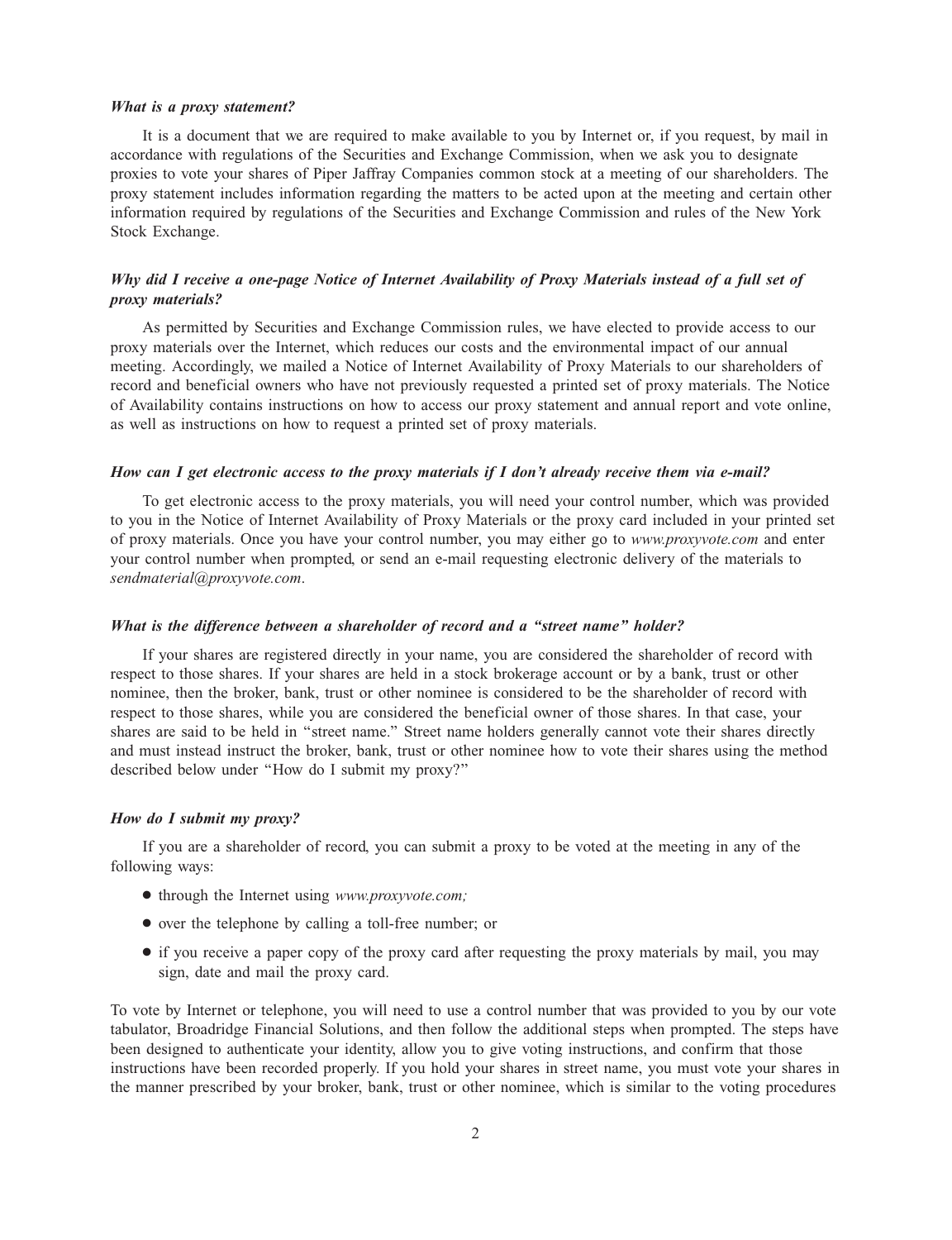***What is a proxy statement?***

It is a document that we are required to make available to you by Internet or, if you request, by mail in accordance with regulations of the Securities and Exchange Commission, when we ask you to designate proxies to vote your shares of Piper Jaffray Companies common stock at a meeting of our shareholders. The proxy statement includes information regarding the matters to be acted upon at the meeting and certain other information required by regulations of the Securities and Exchange Commission and rules of the New York Stock Exchange.

***Why did I receive a one-page Notice of Internet Availability of Proxy Materials instead of a full set of proxy materials?***

As permitted by Securities and Exchange Commission rules, we have elected to provide access to our proxy materials over the Internet, which reduces our costs and the environmental impact of our annual meeting. Accordingly, we mailed a Notice of Internet Availability of Proxy Materials to our shareholders of record and beneficial owners who have not previously requested a printed set of proxy materials. The Notice of Availability contains instructions on how to access our proxy statement and annual report and vote online, as well as instructions on how to request a printed set of proxy materials.

***How can I get electronic access to the proxy materials if I don't already receive them via e-mail?***

To get electronic access to the proxy materials, you will need your control number, which was provided to you in the Notice of Internet Availability of Proxy Materials or the proxy card included in your printed set of proxy materials. Once you have your control number, you may either go to *www.proxyvote.com* and enter your control number when prompted, or send an e-mail requesting electronic delivery of the materials to *sendmaterial@proxyvote.com*.

***What is the difference between a shareholder of record and a "street name" holder?***

If your shares are registered directly in your name, you are considered the shareholder of record with respect to those shares. If your shares are held in a stock brokerage account or by a bank, trust or other nominee, then the broker, bank, trust or other nominee is considered to be the shareholder of record with respect to those shares, while you are considered the beneficial owner of those shares. In that case, your shares are said to be held in "street name." Street name holders generally cannot vote their shares directly and must instead instruct the broker, bank, trust or other nominee how to vote their shares using the method described below under "How do I submit my proxy?"

***How do I submit my proxy?***

If you are a shareholder of record, you can submit a proxy to be voted at the meeting in any of the following ways:

- through the Internet using *www.proxyvote.com;*
- over the telephone by calling a toll-free number; or
- if you receive a paper copy of the proxy card after requesting the proxy materials by mail, you may sign, date and mail the proxy card.

To vote by Internet or telephone, you will need to use a control number that was provided to you by our vote tabulator, Broadridge Financial Solutions, and then follow the additional steps when prompted. The steps have been designed to authenticate your identity, allow you to give voting instructions, and confirm that those instructions have been recorded properly. If you hold your shares in street name, you must vote your shares in the manner prescribed by your broker, bank, trust or other nominee, which is similar to the voting procedures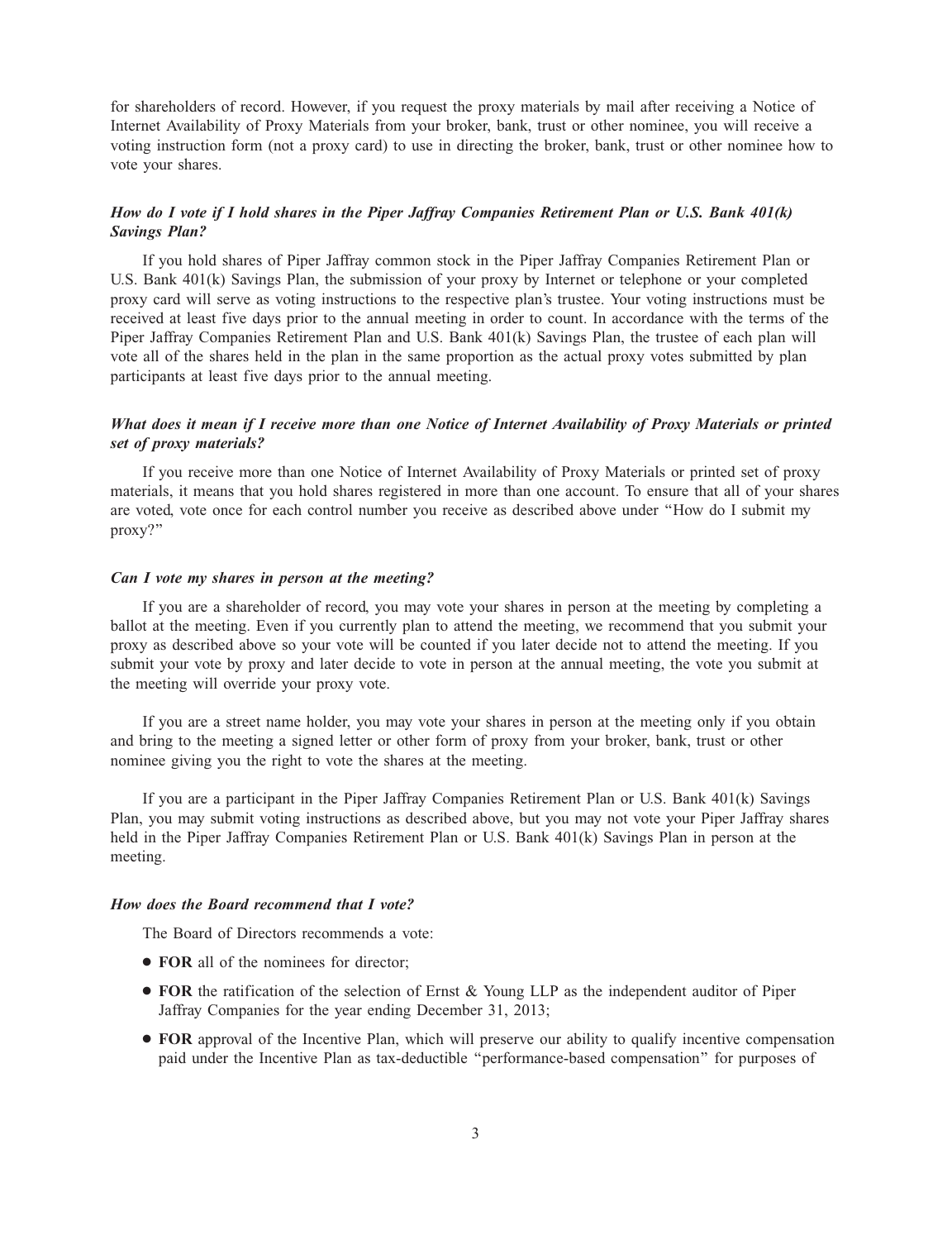for shareholders of record. However, if you request the proxy materials by mail after receiving a Notice of Internet Availability of Proxy Materials from your broker, bank, trust or other nominee, you will receive a voting instruction form (not a proxy card) to use in directing the broker, bank, trust or other nominee how to vote your shares.

***How do I vote if I hold shares in the Piper Jaffray Companies Retirement Plan or U.S. Bank 401(k) Savings Plan?***

If you hold shares of Piper Jaffray common stock in the Piper Jaffray Companies Retirement Plan or U.S. Bank 401(k) Savings Plan, the submission of your proxy by Internet or telephone or your completed proxy card will serve as voting instructions to the respective plan's trustee. Your voting instructions must be received at least five days prior to the annual meeting in order to count. In accordance with the terms of the Piper Jaffray Companies Retirement Plan and U.S. Bank 401(k) Savings Plan, the trustee of each plan will vote all of the shares held in the plan in the same proportion as the actual proxy votes submitted by plan participants at least five days prior to the annual meeting.

***What does it mean if I receive more than one Notice of Internet Availability of Proxy Materials or printed set of proxy materials?***

If you receive more than one Notice of Internet Availability of Proxy Materials or printed set of proxy materials, it means that you hold shares registered in more than one account. To ensure that all of your shares are voted, vote once for each control number you receive as described above under "How do I submit my proxy?"

***Can I vote my shares in person at the meeting?***

If you are a shareholder of record, you may vote your shares in person at the meeting by completing a ballot at the meeting. Even if you currently plan to attend the meeting, we recommend that you submit your proxy as described above so your vote will be counted if you later decide not to attend the meeting. If you submit your vote by proxy and later decide to vote in person at the annual meeting, the vote you submit at the meeting will override your proxy vote.

If you are a street name holder, you may vote your shares in person at the meeting only if you obtain and bring to the meeting a signed letter or other form of proxy from your broker, bank, trust or other nominee giving you the right to vote the shares at the meeting.

If you are a participant in the Piper Jaffray Companies Retirement Plan or U.S. Bank 401(k) Savings Plan, you may submit voting instructions as described above, but you may not vote your Piper Jaffray shares held in the Piper Jaffray Companies Retirement Plan or U.S. Bank 401(k) Savings Plan in person at the meeting.

***How does the Board recommend that I vote?***

The Board of Directors recommends a vote:

- **FOR** all of the nominees for director;
- **FOR** the ratification of the selection of Ernst & Young LLP as the independent auditor of Piper Jaffray Companies for the year ending December 31, 2013;
- **FOR** approval of the Incentive Plan, which will preserve our ability to qualify incentive compensation paid under the Incentive Plan as tax-deductible "performance-based compensation" for purposes of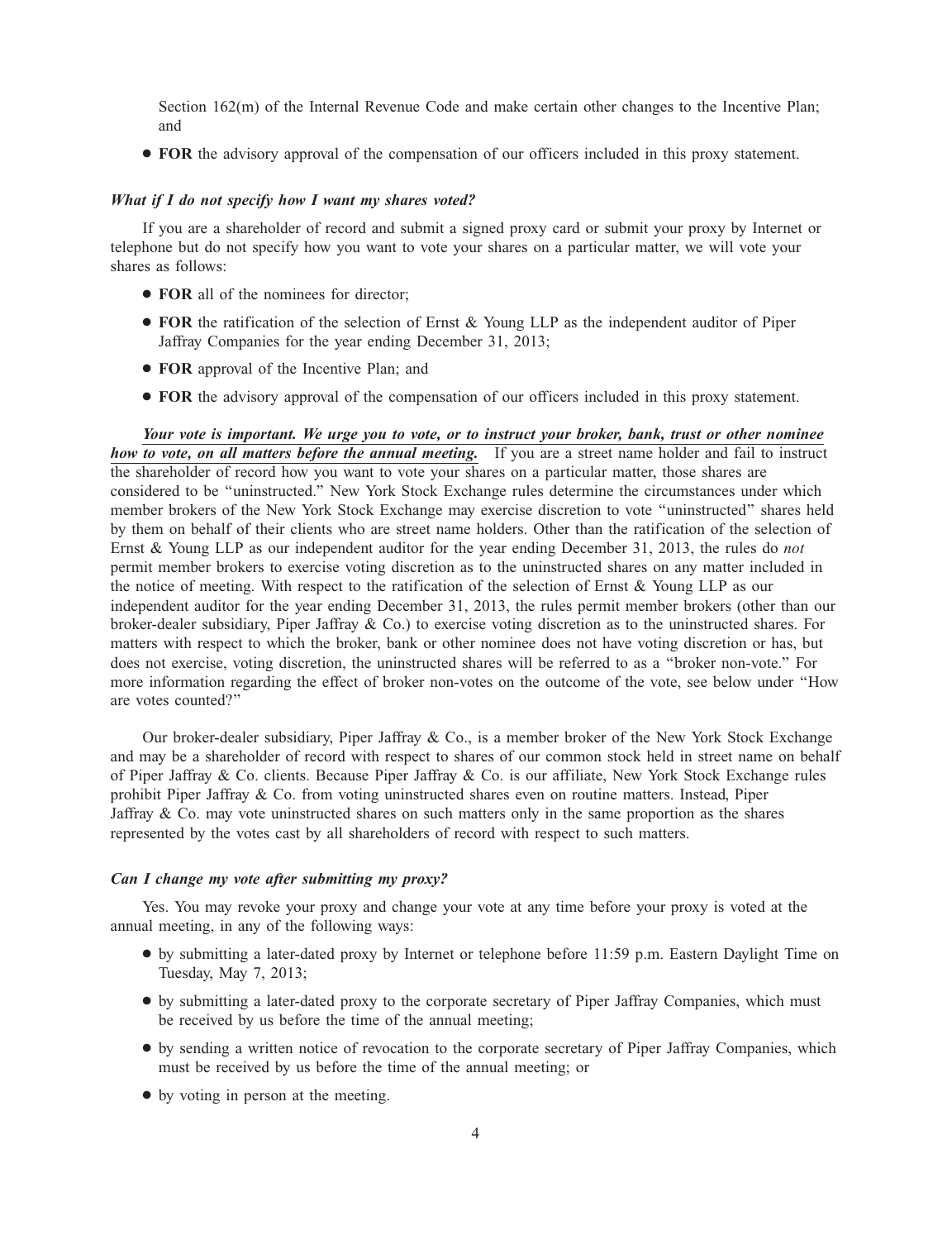Section 162(m) of the Internal Revenue Code and make certain other changes to the Incentive Plan; and

- **FOR** the advisory approval of the compensation of our officers included in this proxy statement.

***What if I do not specify how I want my shares voted?***

If you are a shareholder of record and submit a signed proxy card or submit your proxy by Internet or telephone but do not specify how you want to vote your shares on a particular matter, we will vote your shares as follows:

- **FOR** all of the nominees for director;
- **FOR** the ratification of the selection of Ernst & Young LLP as the independent auditor of Piper Jaffray Companies for the year ending December 31, 2013;
- **FOR** approval of the Incentive Plan; and
- **FOR** the advisory approval of the compensation of our officers included in this proxy statement.

***Your vote is important. We urge you to vote, or to instruct your broker, bank, trust or other nominee how to vote, on all matters before the annual meeting.*** If you are a street name holder and fail to instruct the shareholder of record how you want to vote your shares on a particular matter, those shares are considered to be "uninstructed." New York Stock Exchange rules determine the circumstances under which member brokers of the New York Stock Exchange may exercise discretion to vote "uninstructed" shares held by them on behalf of their clients who are street name holders. Other than the ratification of the selection of Ernst & Young LLP as our independent auditor for the year ending December 31, 2013, the rules do *not* permit member brokers to exercise voting discretion as to the uninstructed shares on any matter included in the notice of meeting. With respect to the ratification of the selection of Ernst & Young LLP as our independent auditor for the year ending December 31, 2013, the rules permit member brokers (other than our broker-dealer subsidiary, Piper Jaffray & Co.) to exercise voting discretion as to the uninstructed shares. For matters with respect to which the broker, bank or other nominee does not have voting discretion or has, but does not exercise, voting discretion, the uninstructed shares will be referred to as a "broker non-vote." For more information regarding the effect of broker non-votes on the outcome of the vote, see below under "How are votes counted?"

Our broker-dealer subsidiary, Piper Jaffray & Co., is a member broker of the New York Stock Exchange and may be a shareholder of record with respect to shares of our common stock held in street name on behalf of Piper Jaffray & Co. clients. Because Piper Jaffray & Co. is our affiliate, New York Stock Exchange rules prohibit Piper Jaffray & Co. from voting uninstructed shares even on routine matters. Instead, Piper Jaffray & Co. may vote uninstructed shares on such matters only in the same proportion as the shares represented by the votes cast by all shareholders of record with respect to such matters.

***Can I change my vote after submitting my proxy?***

Yes. You may revoke your proxy and change your vote at any time before your proxy is voted at the annual meeting, in any of the following ways:

- by submitting a later-dated proxy by Internet or telephone before 11:59 p.m. Eastern Daylight Time on Tuesday, May 7, 2013;
- by submitting a later-dated proxy to the corporate secretary of Piper Jaffray Companies, which must be received by us before the time of the annual meeting;
- by sending a written notice of revocation to the corporate secretary of Piper Jaffray Companies, which must be received by us before the time of the annual meeting; or
- by voting in person at the meeting.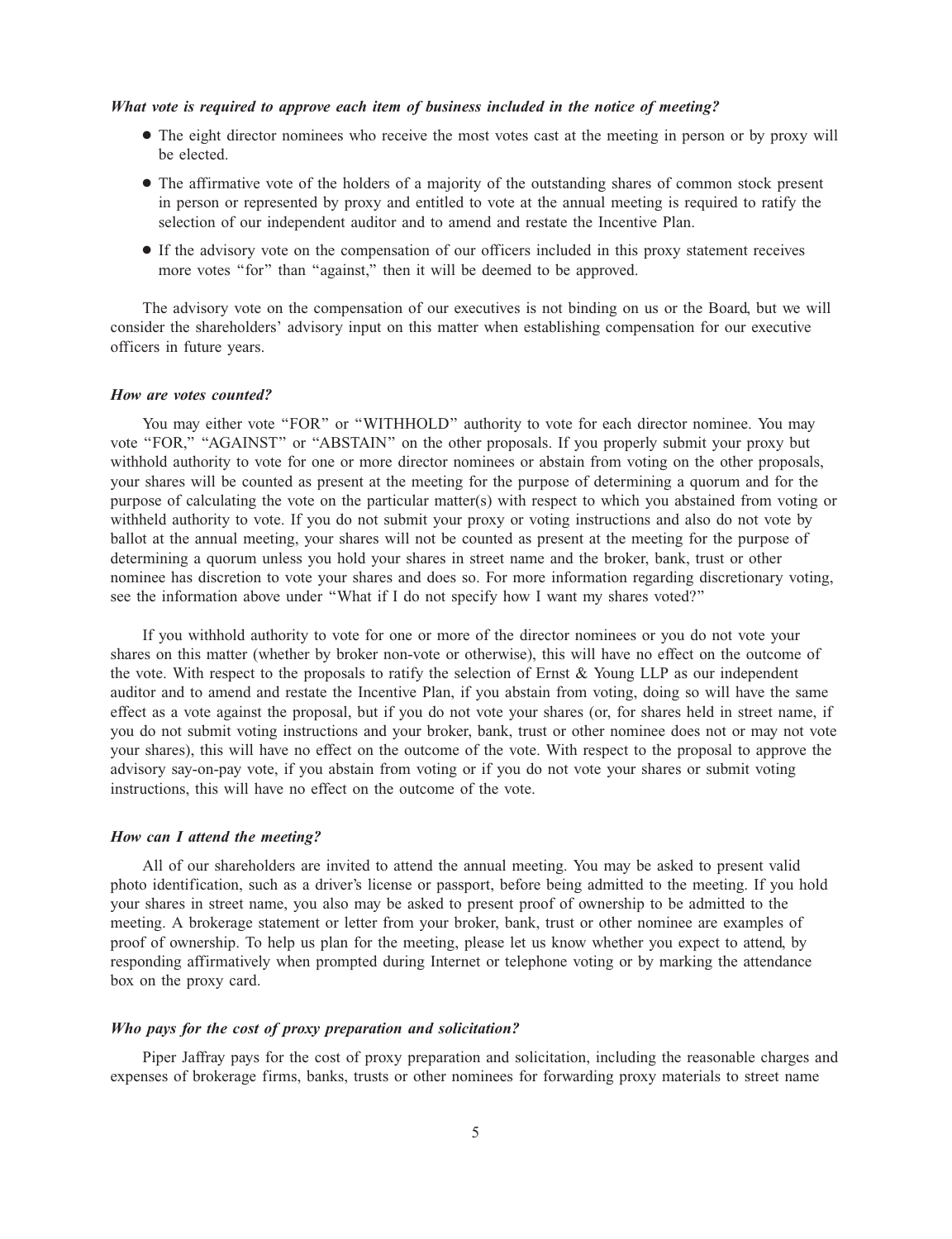***What vote is required to approve each item of business included in the notice of meeting?***

- The eight director nominees who receive the most votes cast at the meeting in person or by proxy will be elected.
- The affirmative vote of the holders of a majority of the outstanding shares of common stock present in person or represented by proxy and entitled to vote at the annual meeting is required to ratify the selection of our independent auditor and to amend and restate the Incentive Plan.
- If the advisory vote on the compensation of our officers included in this proxy statement receives more votes "for" than "against," then it will be deemed to be approved.

The advisory vote on the compensation of our executives is not binding on us or the Board, but we will consider the shareholders' advisory input on this matter when establishing compensation for our executive officers in future years.

***How are votes counted?***

You may either vote "FOR" or "WITHHOLD" authority to vote for each director nominee. You may vote "FOR," "AGAINST" or "ABSTAIN" on the other proposals. If you properly submit your proxy but withhold authority to vote for one or more director nominees or abstain from voting on the other proposals, your shares will be counted as present at the meeting for the purpose of determining a quorum and for the purpose of calculating the vote on the particular matter(s) with respect to which you abstained from voting or withheld authority to vote. If you do not submit your proxy or voting instructions and also do not vote by ballot at the annual meeting, your shares will not be counted as present at the meeting for the purpose of determining a quorum unless you hold your shares in street name and the broker, bank, trust or other nominee has discretion to vote your shares and does so. For more information regarding discretionary voting, see the information above under "What if I do not specify how I want my shares voted?"

If you withhold authority to vote for one or more of the director nominees or you do not vote your shares on this matter (whether by broker non-vote or otherwise), this will have no effect on the outcome of the vote. With respect to the proposals to ratify the selection of Ernst & Young LLP as our independent auditor and to amend and restate the Incentive Plan, if you abstain from voting, doing so will have the same effect as a vote against the proposal, but if you do not vote your shares (or, for shares held in street name, if you do not submit voting instructions and your broker, bank, trust or other nominee does not or may not vote your shares), this will have no effect on the outcome of the vote. With respect to the proposal to approve the advisory say-on-pay vote, if you abstain from voting or if you do not vote your shares or submit voting instructions, this will have no effect on the outcome of the vote.

***How can I attend the meeting?***

All of our shareholders are invited to attend the annual meeting. You may be asked to present valid photo identification, such as a driver's license or passport, before being admitted to the meeting. If you hold your shares in street name, you also may be asked to present proof of ownership to be admitted to the meeting. A brokerage statement or letter from your broker, bank, trust or other nominee are examples of proof of ownership. To help us plan for the meeting, please let us know whether you expect to attend, by responding affirmatively when prompted during Internet or telephone voting or by marking the attendance box on the proxy card.

***Who pays for the cost of proxy preparation and solicitation?***

Piper Jaffray pays for the cost of proxy preparation and solicitation, including the reasonable charges and expenses of brokerage firms, banks, trusts or other nominees for forwarding proxy materials to street name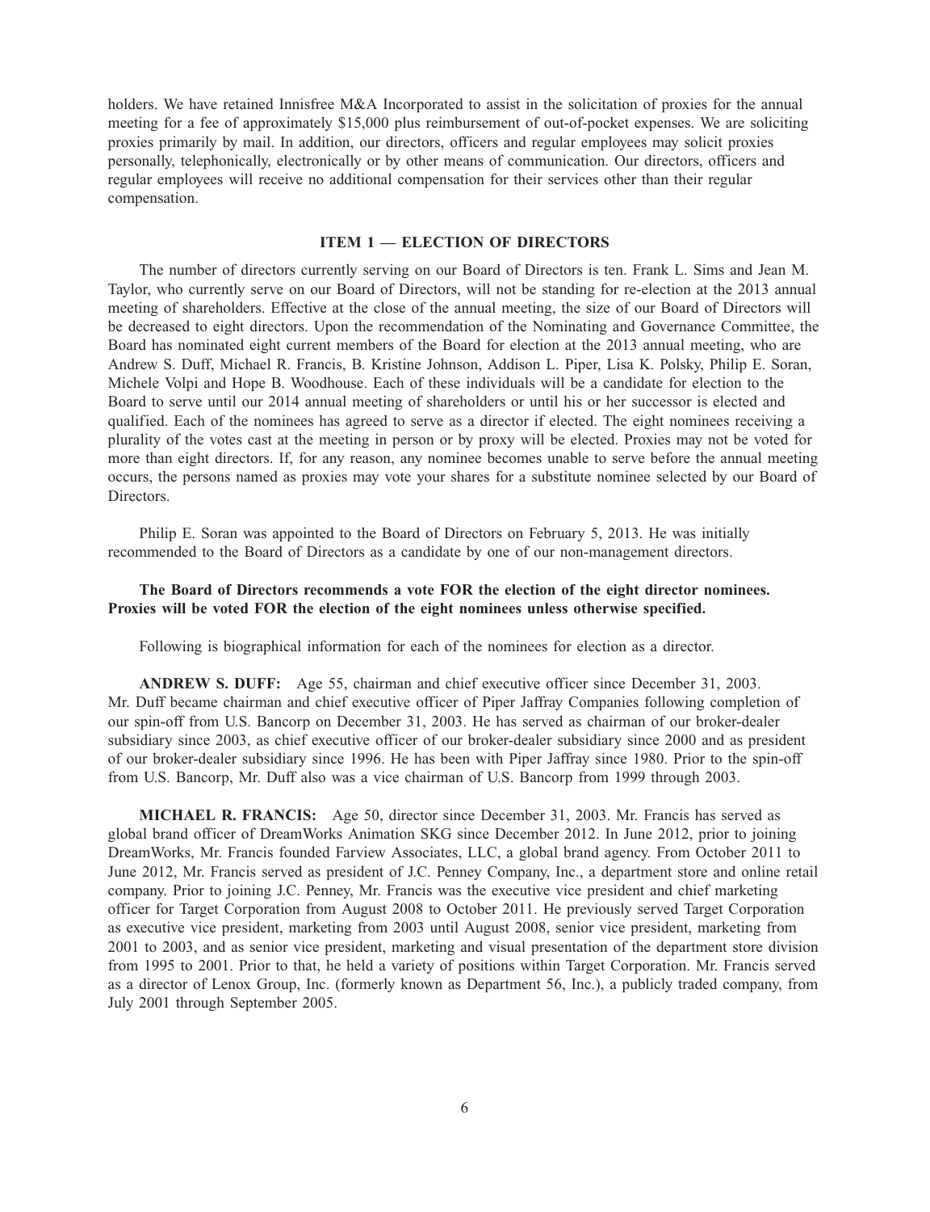holders. We have retained Innisfree M&A Incorporated to assist in the solicitation of proxies for the annual meeting for a fee of approximately $15,000 plus reimbursement of out-of-pocket expenses. We are soliciting proxies primarily by mail. In addition, our directors, officers and regular employees may solicit proxies personally, telephonically, electronically or by other means of communication. Our directors, officers and regular employees will receive no additional compensation for their services other than their regular compensation.

## ITEM 1 — ELECTION OF DIRECTORS

The number of directors currently serving on our Board of Directors is ten. Frank L. Sims and Jean M. Taylor, who currently serve on our Board of Directors, will not be standing for re-election at the 2013 annual meeting of shareholders. Effective at the close of the annual meeting, the size of our Board of Directors will be decreased to eight directors. Upon the recommendation of the Nominating and Governance Committee, the Board has nominated eight current members of the Board for election at the 2013 annual meeting, who are Andrew S. Duff, Michael R. Francis, B. Kristine Johnson, Addison L. Piper, Lisa K. Polsky, Philip E. Soran, Michele Volpi and Hope B. Woodhouse. Each of these individuals will be a candidate for election to the Board to serve until our 2014 annual meeting of shareholders or until his or her successor is elected and qualified. Each of the nominees has agreed to serve as a director if elected. The eight nominees receiving a plurality of the votes cast at the meeting in person or by proxy will be elected. Proxies may not be voted for more than eight directors. If, for any reason, any nominee becomes unable to serve before the annual meeting occurs, the persons named as proxies may vote your shares for a substitute nominee selected by our Board of Directors.

Philip E. Soran was appointed to the Board of Directors on February 5, 2013. He was initially recommended to the Board of Directors as a candidate by one of our non-management directors.

**The Board of Directors recommends a vote FOR the election of the eight director nominees. Proxies will be voted FOR the election of the eight nominees unless otherwise specified.**

Following is biographical information for each of the nominees for election as a director.

**ANDREW S. DUFF:** Age 55, chairman and chief executive officer since December 31, 2003. Mr. Duff became chairman and chief executive officer of Piper Jaffray Companies following completion of our spin-off from U.S. Bancorp on December 31, 2003. He has served as chairman of our broker-dealer subsidiary since 2003, as chief executive officer of our broker-dealer subsidiary since 2000 and as president of our broker-dealer subsidiary since 1996. He has been with Piper Jaffray since 1980. Prior to the spin-off from U.S. Bancorp, Mr. Duff also was a vice chairman of U.S. Bancorp from 1999 through 2003.

**MICHAEL R. FRANCIS:** Age 50, director since December 31, 2003. Mr. Francis has served as global brand officer of DreamWorks Animation SKG since December 2012. In June 2012, prior to joining DreamWorks, Mr. Francis founded Farview Associates, LLC, a global brand agency. From October 2011 to June 2012, Mr. Francis served as president of J.C. Penney Company, Inc., a department store and online retail company. Prior to joining J.C. Penney, Mr. Francis was the executive vice president and chief marketing officer for Target Corporation from August 2008 to October 2011. He previously served Target Corporation as executive vice president, marketing from 2003 until August 2008, senior vice president, marketing from 2001 to 2003, and as senior vice president, marketing and visual presentation of the department store division from 1995 to 2001. Prior to that, he held a variety of positions within Target Corporation. Mr. Francis served as a director of Lenox Group, Inc. (formerly known as Department 56, Inc.), a publicly traded company, from July 2001 through September 2005.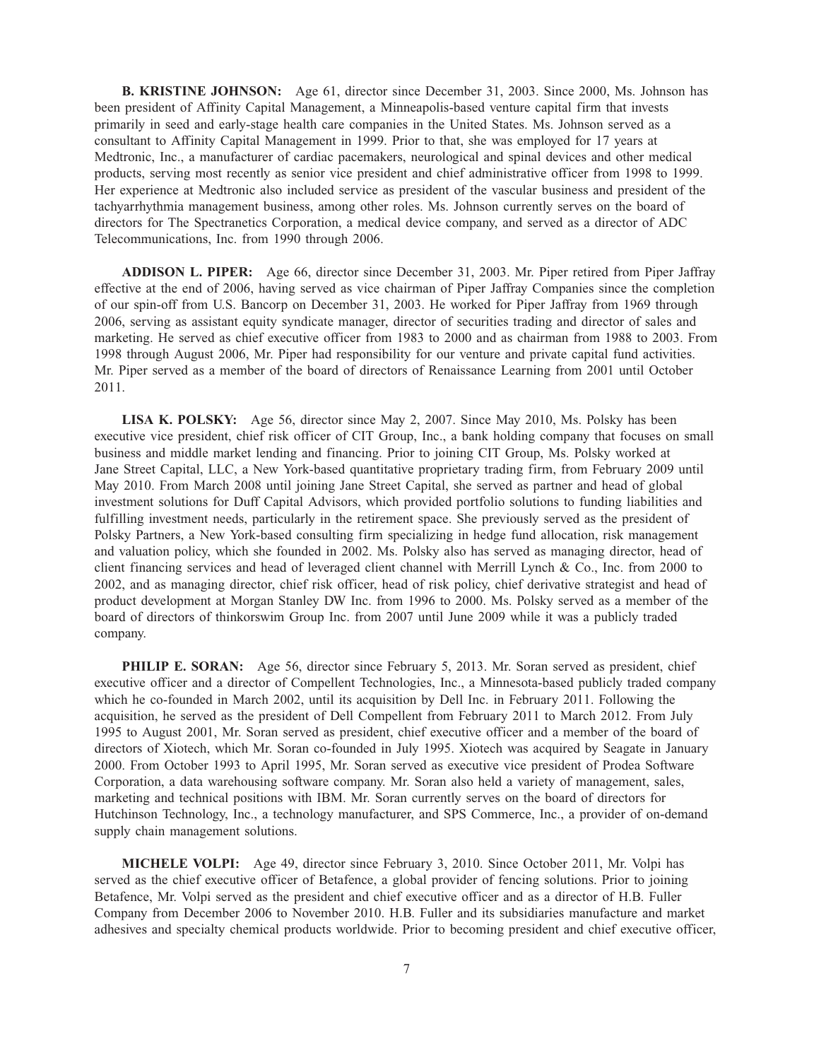**B. KRISTINE JOHNSON:** Age 61, director since December 31, 2003. Since 2000, Ms. Johnson has been president of Affinity Capital Management, a Minneapolis-based venture capital firm that invests primarily in seed and early-stage health care companies in the United States. Ms. Johnson served as a consultant to Affinity Capital Management in 1999. Prior to that, she was employed for 17 years at Medtronic, Inc., a manufacturer of cardiac pacemakers, neurological and spinal devices and other medical products, serving most recently as senior vice president and chief administrative officer from 1998 to 1999. Her experience at Medtronic also included service as president of the vascular business and president of the tachyarrhythmia management business, among other roles. Ms. Johnson currently serves on the board of directors for The Spectranetics Corporation, a medical device company, and served as a director of ADC Telecommunications, Inc. from 1990 through 2006.

**ADDISON L. PIPER:** Age 66, director since December 31, 2003. Mr. Piper retired from Piper Jaffray effective at the end of 2006, having served as vice chairman of Piper Jaffray Companies since the completion of our spin-off from U.S. Bancorp on December 31, 2003. He worked for Piper Jaffray from 1969 through 2006, serving as assistant equity syndicate manager, director of securities trading and director of sales and marketing. He served as chief executive officer from 1983 to 2000 and as chairman from 1988 to 2003. From 1998 through August 2006, Mr. Piper had responsibility for our venture and private capital fund activities. Mr. Piper served as a member of the board of directors of Renaissance Learning from 2001 until October 2011.

**LISA K. POLSKY:** Age 56, director since May 2, 2007. Since May 2010, Ms. Polsky has been executive vice president, chief risk officer of CIT Group, Inc., a bank holding company that focuses on small business and middle market lending and financing. Prior to joining CIT Group, Ms. Polsky worked at Jane Street Capital, LLC, a New York-based quantitative proprietary trading firm, from February 2009 until May 2010. From March 2008 until joining Jane Street Capital, she served as partner and head of global investment solutions for Duff Capital Advisors, which provided portfolio solutions to funding liabilities and fulfilling investment needs, particularly in the retirement space. She previously served as the president of Polsky Partners, a New York-based consulting firm specializing in hedge fund allocation, risk management and valuation policy, which she founded in 2002. Ms. Polsky also has served as managing director, head of client financing services and head of leveraged client channel with Merrill Lynch & Co., Inc. from 2000 to 2002, and as managing director, chief risk officer, head of risk policy, chief derivative strategist and head of product development at Morgan Stanley DW Inc. from 1996 to 2000. Ms. Polsky served as a member of the board of directors of thinkorswim Group Inc. from 2007 until June 2009 while it was a publicly traded company.

**PHILIP E. SORAN:** Age 56, director since February 5, 2013. Mr. Soran served as president, chief executive officer and a director of Compellent Technologies, Inc., a Minnesota-based publicly traded company which he co-founded in March 2002, until its acquisition by Dell Inc. in February 2011. Following the acquisition, he served as the president of Dell Compellent from February 2011 to March 2012. From July 1995 to August 2001, Mr. Soran served as president, chief executive officer and a member of the board of directors of Xiotech, which Mr. Soran co-founded in July 1995. Xiotech was acquired by Seagate in January 2000. From October 1993 to April 1995, Mr. Soran served as executive vice president of Prodea Software Corporation, a data warehousing software company. Mr. Soran also held a variety of management, sales, marketing and technical positions with IBM. Mr. Soran currently serves on the board of directors for Hutchinson Technology, Inc., a technology manufacturer, and SPS Commerce, Inc., a provider of on-demand supply chain management solutions.

**MICHELE VOLPI:** Age 49, director since February 3, 2010. Since October 2011, Mr. Volpi has served as the chief executive officer of Betafence, a global provider of fencing solutions. Prior to joining Betafence, Mr. Volpi served as the president and chief executive officer and as a director of H.B. Fuller Company from December 2006 to November 2010. H.B. Fuller and its subsidiaries manufacture and market adhesives and specialty chemical products worldwide. Prior to becoming president and chief executive officer,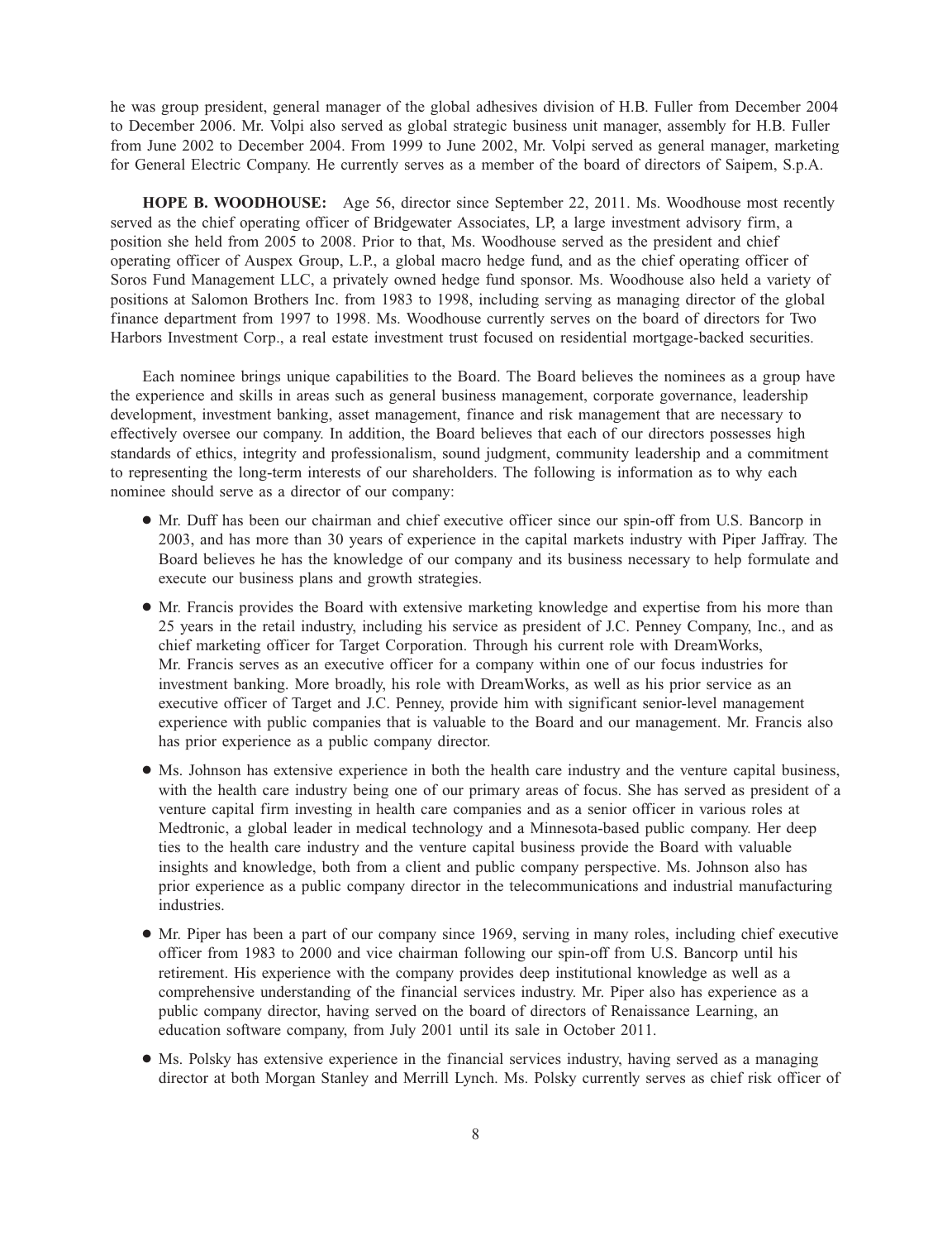he was group president, general manager of the global adhesives division of H.B. Fuller from December 2004 to December 2006. Mr. Volpi also served as global strategic business unit manager, assembly for H.B. Fuller from June 2002 to December 2004. From 1999 to June 2002, Mr. Volpi served as general manager, marketing for General Electric Company. He currently serves as a member of the board of directors of Saipem, S.p.A.

**HOPE B. WOODHOUSE:** Age 56, director since September 22, 2011. Ms. Woodhouse most recently served as the chief operating officer of Bridgewater Associates, LP, a large investment advisory firm, a position she held from 2005 to 2008. Prior to that, Ms. Woodhouse served as the president and chief operating officer of Auspex Group, L.P., a global macro hedge fund, and as the chief operating officer of Soros Fund Management LLC, a privately owned hedge fund sponsor. Ms. Woodhouse also held a variety of positions at Salomon Brothers Inc. from 1983 to 1998, including serving as managing director of the global finance department from 1997 to 1998. Ms. Woodhouse currently serves on the board of directors for Two Harbors Investment Corp., a real estate investment trust focused on residential mortgage-backed securities.

Each nominee brings unique capabilities to the Board. The Board believes the nominees as a group have the experience and skills in areas such as general business management, corporate governance, leadership development, investment banking, asset management, finance and risk management that are necessary to effectively oversee our company. In addition, the Board believes that each of our directors possesses high standards of ethics, integrity and professionalism, sound judgment, community leadership and a commitment to representing the long-term interests of our shareholders. The following is information as to why each nominee should serve as a director of our company:

- Mr. Duff has been our chairman and chief executive officer since our spin-off from U.S. Bancorp in 2003, and has more than 30 years of experience in the capital markets industry with Piper Jaffray. The Board believes he has the knowledge of our company and its business necessary to help formulate and execute our business plans and growth strategies.
- Mr. Francis provides the Board with extensive marketing knowledge and expertise from his more than 25 years in the retail industry, including his service as president of J.C. Penney Company, Inc., and as chief marketing officer for Target Corporation. Through his current role with DreamWorks, Mr. Francis serves as an executive officer for a company within one of our focus industries for investment banking. More broadly, his role with DreamWorks, as well as his prior service as an executive officer of Target and J.C. Penney, provide him with significant senior-level management experience with public companies that is valuable to the Board and our management. Mr. Francis also has prior experience as a public company director.
- Ms. Johnson has extensive experience in both the health care industry and the venture capital business, with the health care industry being one of our primary areas of focus. She has served as president of a venture capital firm investing in health care companies and as a senior officer in various roles at Medtronic, a global leader in medical technology and a Minnesota-based public company. Her deep ties to the health care industry and the venture capital business provide the Board with valuable insights and knowledge, both from a client and public company perspective. Ms. Johnson also has prior experience as a public company director in the telecommunications and industrial manufacturing industries.
- Mr. Piper has been a part of our company since 1969, serving in many roles, including chief executive officer from 1983 to 2000 and vice chairman following our spin-off from U.S. Bancorp until his retirement. His experience with the company provides deep institutional knowledge as well as a comprehensive understanding of the financial services industry. Mr. Piper also has experience as a public company director, having served on the board of directors of Renaissance Learning, an education software company, from July 2001 until its sale in October 2011.
- Ms. Polsky has extensive experience in the financial services industry, having served as a managing director at both Morgan Stanley and Merrill Lynch. Ms. Polsky currently serves as chief risk officer of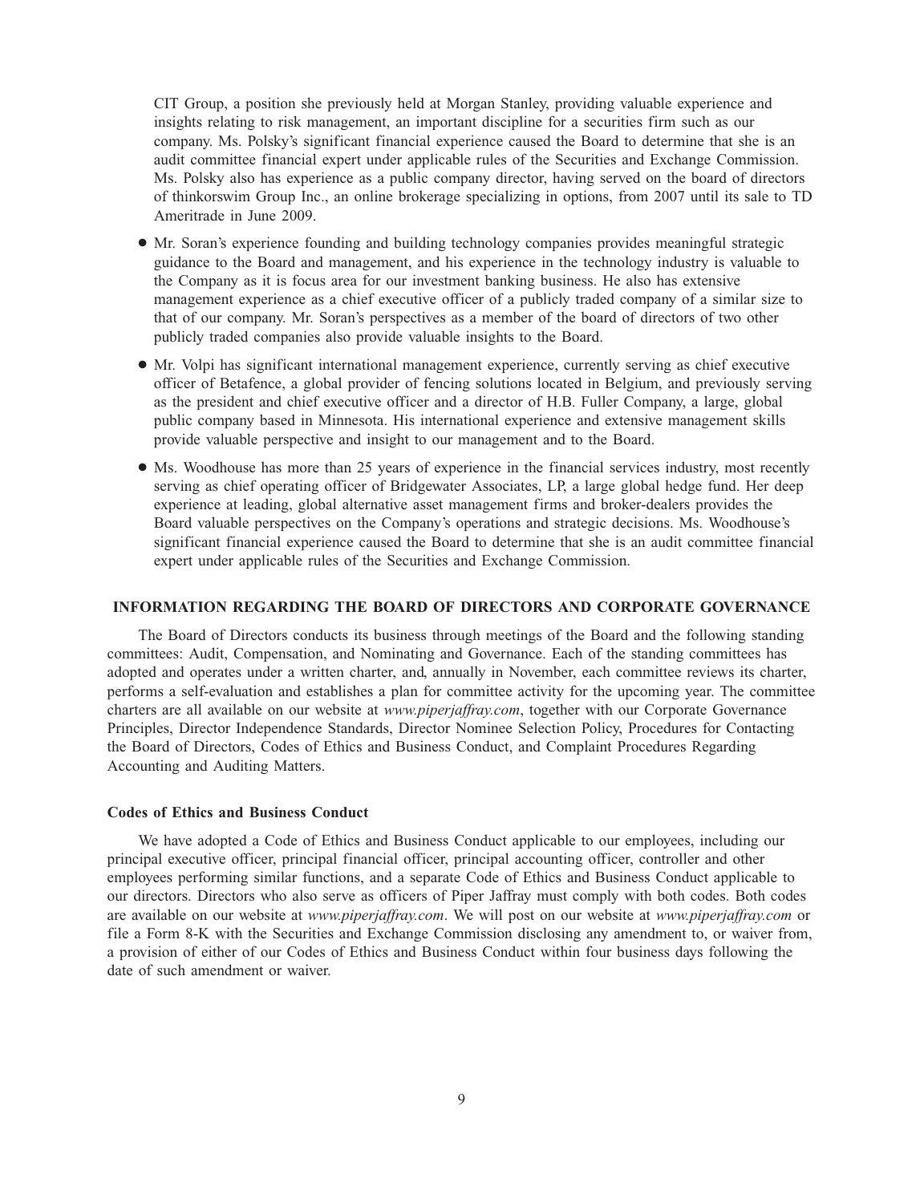CIT Group, a position she previously held at Morgan Stanley, providing valuable experience and insights relating to risk management, an important discipline for a securities firm such as our company. Ms. Polsky's significant financial experience caused the Board to determine that she is an audit committee financial expert under applicable rules of the Securities and Exchange Commission. Ms. Polsky also has experience as a public company director, having served on the board of directors of thinkorswim Group Inc., an online brokerage specializing in options, from 2007 until its sale to TD Ameritrade in June 2009.

- Mr. Soran's experience founding and building technology companies provides meaningful strategic guidance to the Board and management, and his experience in the technology industry is valuable to the Company as it is focus area for our investment banking business. He also has extensive management experience as a chief executive officer of a publicly traded company of a similar size to that of our company. Mr. Soran's perspectives as a member of the board of directors of two other publicly traded companies also provide valuable insights to the Board.
- Mr. Volpi has significant international management experience, currently serving as chief executive officer of Betafence, a global provider of fencing solutions located in Belgium, and previously serving as the president and chief executive officer and a director of H.B. Fuller Company, a large, global public company based in Minnesota. His international experience and extensive management skills provide valuable perspective and insight to our management and to the Board.
- Ms. Woodhouse has more than 25 years of experience in the financial services industry, most recently serving as chief operating officer of Bridgewater Associates, LP, a large global hedge fund. Her deep experience at leading, global alternative asset management firms and broker-dealers provides the Board valuable perspectives on the Company's operations and strategic decisions. Ms. Woodhouse's significant financial experience caused the Board to determine that she is an audit committee financial expert under applicable rules of the Securities and Exchange Commission.

## INFORMATION REGARDING THE BOARD OF DIRECTORS AND CORPORATE GOVERNANCE

The Board of Directors conducts its business through meetings of the Board and the following standing committees: Audit, Compensation, and Nominating and Governance. Each of the standing committees has adopted and operates under a written charter, and, annually in November, each committee reviews its charter, performs a self-evaluation and establishes a plan for committee activity for the upcoming year. The committee charters are all available on our website at *www.piperjaffray.com*, together with our Corporate Governance Principles, Director Independence Standards, Director Nominee Selection Policy, Procedures for Contacting the Board of Directors, Codes of Ethics and Business Conduct, and Complaint Procedures Regarding Accounting and Auditing Matters.

### Codes of Ethics and Business Conduct

We have adopted a Code of Ethics and Business Conduct applicable to our employees, including our principal executive officer, principal financial officer, principal accounting officer, controller and other employees performing similar functions, and a separate Code of Ethics and Business Conduct applicable to our directors. Directors who also serve as officers of Piper Jaffray must comply with both codes. Both codes are available on our website at *www.piperjaffray.com*. We will post on our website at *www.piperjaffray.com* or file a Form 8-K with the Securities and Exchange Commission disclosing any amendment to, or waiver from, a provision of either of our Codes of Ethics and Business Conduct within four business days following the date of such amendment or waiver.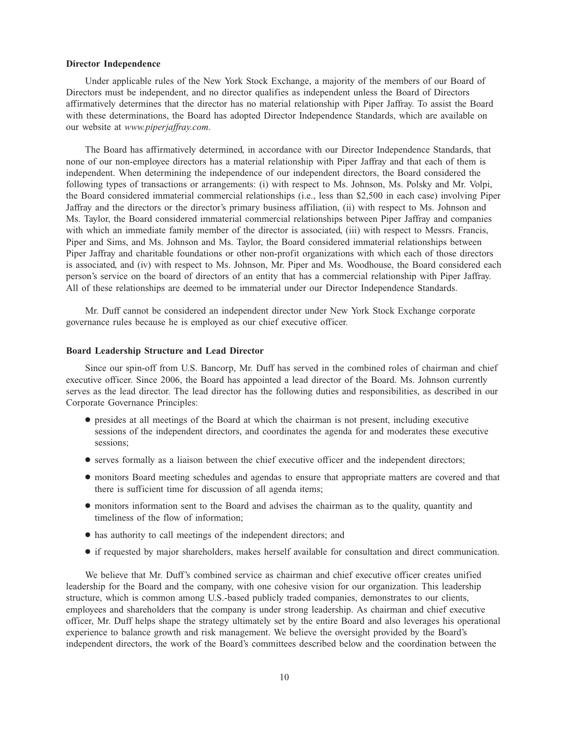### Director Independence

Under applicable rules of the New York Stock Exchange, a majority of the members of our Board of Directors must be independent, and no director qualifies as independent unless the Board of Directors affirmatively determines that the director has no material relationship with Piper Jaffray. To assist the Board with these determinations, the Board has adopted Director Independence Standards, which are available on our website at *www.piperjaffray.com*.

The Board has affirmatively determined, in accordance with our Director Independence Standards, that none of our non-employee directors has a material relationship with Piper Jaffray and that each of them is independent. When determining the independence of our independent directors, the Board considered the following types of transactions or arrangements: (i) with respect to Ms. Johnson, Ms. Polsky and Mr. Volpi, the Board considered immaterial commercial relationships (i.e., less than $2,500 in each case) involving Piper Jaffray and the directors or the director's primary business affiliation, (ii) with respect to Ms. Johnson and Ms. Taylor, the Board considered immaterial commercial relationships between Piper Jaffray and companies with which an immediate family member of the director is associated, (iii) with respect to Messrs. Francis, Piper and Sims, and Ms. Johnson and Ms. Taylor, the Board considered immaterial relationships between Piper Jaffray and charitable foundations or other non-profit organizations with which each of those directors is associated, and (iv) with respect to Ms. Johnson, Mr. Piper and Ms. Woodhouse, the Board considered each person's service on the board of directors of an entity that has a commercial relationship with Piper Jaffray. All of these relationships are deemed to be immaterial under our Director Independence Standards.

Mr. Duff cannot be considered an independent director under New York Stock Exchange corporate governance rules because he is employed as our chief executive officer.

### Board Leadership Structure and Lead Director

Since our spin-off from U.S. Bancorp, Mr. Duff has served in the combined roles of chairman and chief executive officer. Since 2006, the Board has appointed a lead director of the Board. Ms. Johnson currently serves as the lead director. The lead director has the following duties and responsibilities, as described in our Corporate Governance Principles:

- presides at all meetings of the Board at which the chairman is not present, including executive sessions of the independent directors, and coordinates the agenda for and moderates these executive sessions;
- serves formally as a liaison between the chief executive officer and the independent directors;
- monitors Board meeting schedules and agendas to ensure that appropriate matters are covered and that there is sufficient time for discussion of all agenda items;
- monitors information sent to the Board and advises the chairman as to the quality, quantity and timeliness of the flow of information;
- has authority to call meetings of the independent directors; and
- if requested by major shareholders, makes herself available for consultation and direct communication.

We believe that Mr. Duff's combined service as chairman and chief executive officer creates unified leadership for the Board and the company, with one cohesive vision for our organization. This leadership structure, which is common among U.S.-based publicly traded companies, demonstrates to our clients, employees and shareholders that the company is under strong leadership. As chairman and chief executive officer, Mr. Duff helps shape the strategy ultimately set by the entire Board and also leverages his operational experience to balance growth and risk management. We believe the oversight provided by the Board's independent directors, the work of the Board's committees described below and the coordination between the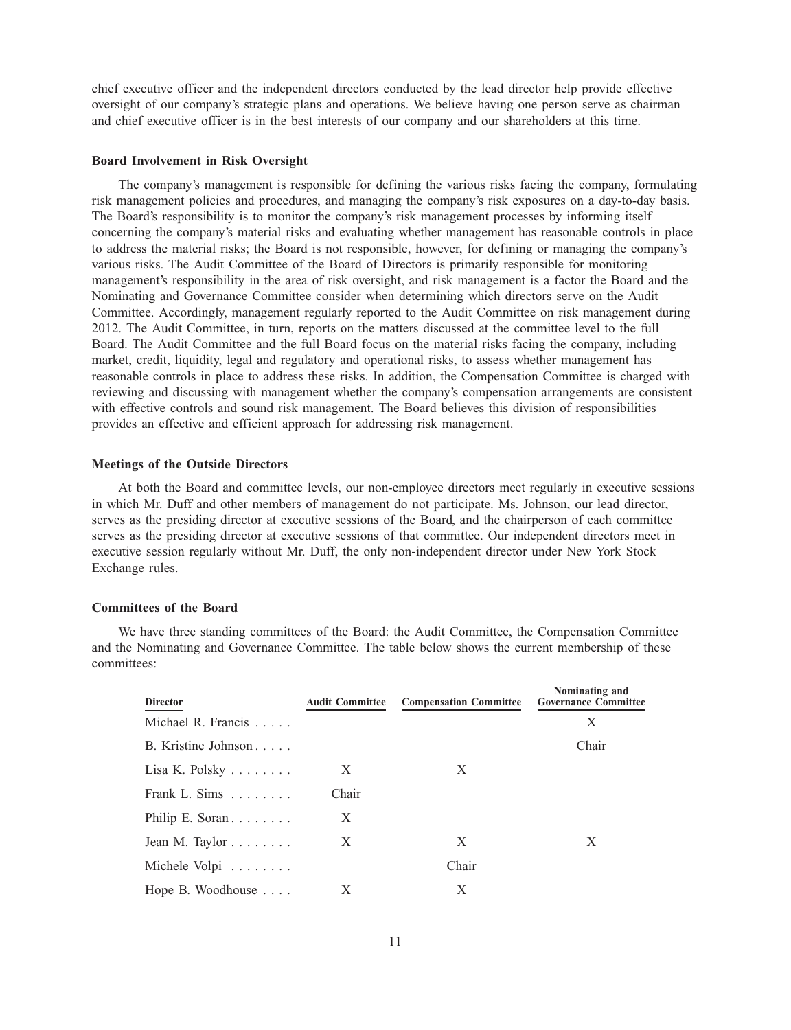chief executive officer and the independent directors conducted by the lead director help provide effective oversight of our company's strategic plans and operations. We believe having one person serve as chairman and chief executive officer is in the best interests of our company and our shareholders at this time.

**Board Involvement in Risk Oversight**

The company's management is responsible for defining the various risks facing the company, formulating risk management policies and procedures, and managing the company's risk exposures on a day-to-day basis. The Board's responsibility is to monitor the company's risk management processes by informing itself concerning the company's material risks and evaluating whether management has reasonable controls in place to address the material risks; the Board is not responsible, however, for defining or managing the company's various risks. The Audit Committee of the Board of Directors is primarily responsible for monitoring management's responsibility in the area of risk oversight, and risk management is a factor the Board and the Nominating and Governance Committee consider when determining which directors serve on the Audit Committee. Accordingly, management regularly reported to the Audit Committee on risk management during 2012. The Audit Committee, in turn, reports on the matters discussed at the committee level to the full Board. The Audit Committee and the full Board focus on the material risks facing the company, including market, credit, liquidity, legal and regulatory and operational risks, to assess whether management has reasonable controls in place to address these risks. In addition, the Compensation Committee is charged with reviewing and discussing with management whether the company's compensation arrangements are consistent with effective controls and sound risk management. The Board believes this division of responsibilities provides an effective and efficient approach for addressing risk management.

**Meetings of the Outside Directors**

At both the Board and committee levels, our non-employee directors meet regularly in executive sessions in which Mr. Duff and other members of management do not participate. Ms. Johnson, our lead director, serves as the presiding director at executive sessions of the Board, and the chairperson of each committee serves as the presiding director at executive sessions of that committee. Our independent directors meet in executive session regularly without Mr. Duff, the only non-independent director under New York Stock Exchange rules.

**Committees of the Board**

We have three standing committees of the Board: the Audit Committee, the Compensation Committee and the Nominating and Governance Committee. The table below shows the current membership of these committees:

| Director | Audit Committee | Compensation Committee | Nominating and Governance Committee |
|---|---|---|---|
| Michael R. Francis | | | X |
| B. Kristine Johnson | | | Chair |
| Lisa K. Polsky | X | X | |
| Frank L. Sims | Chair | | |
| Philip E. Soran | X | | |
| Jean M. Taylor | X | X | X |
| Michele Volpi | | Chair | |
| Hope B. Woodhouse | X | X | |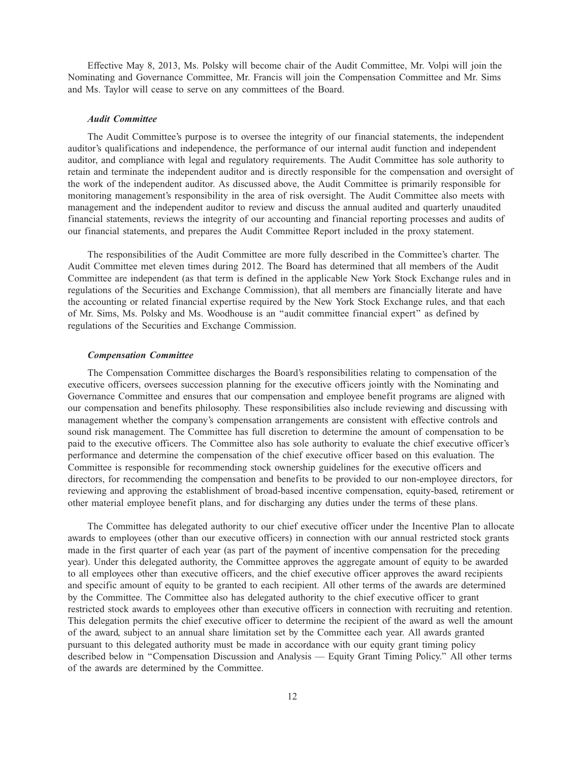Effective May 8, 2013, Ms. Polsky will become chair of the Audit Committee, Mr. Volpi will join the Nominating and Governance Committee, Mr. Francis will join the Compensation Committee and Mr. Sims and Ms. Taylor will cease to serve on any committees of the Board.

### *Audit Committee*

The Audit Committee's purpose is to oversee the integrity of our financial statements, the independent auditor's qualifications and independence, the performance of our internal audit function and independent auditor, and compliance with legal and regulatory requirements. The Audit Committee has sole authority to retain and terminate the independent auditor and is directly responsible for the compensation and oversight of the work of the independent auditor. As discussed above, the Audit Committee is primarily responsible for monitoring management's responsibility in the area of risk oversight. The Audit Committee also meets with management and the independent auditor to review and discuss the annual audited and quarterly unaudited financial statements, reviews the integrity of our accounting and financial reporting processes and audits of our financial statements, and prepares the Audit Committee Report included in the proxy statement.

The responsibilities of the Audit Committee are more fully described in the Committee's charter. The Audit Committee met eleven times during 2012. The Board has determined that all members of the Audit Committee are independent (as that term is defined in the applicable New York Stock Exchange rules and in regulations of the Securities and Exchange Commission), that all members are financially literate and have the accounting or related financial expertise required by the New York Stock Exchange rules, and that each of Mr. Sims, Ms. Polsky and Ms. Woodhouse is an "audit committee financial expert" as defined by regulations of the Securities and Exchange Commission.

### *Compensation Committee*

The Compensation Committee discharges the Board's responsibilities relating to compensation of the executive officers, oversees succession planning for the executive officers jointly with the Nominating and Governance Committee and ensures that our compensation and employee benefit programs are aligned with our compensation and benefits philosophy. These responsibilities also include reviewing and discussing with management whether the company's compensation arrangements are consistent with effective controls and sound risk management. The Committee has full discretion to determine the amount of compensation to be paid to the executive officers. The Committee also has sole authority to evaluate the chief executive officer's performance and determine the compensation of the chief executive officer based on this evaluation. The Committee is responsible for recommending stock ownership guidelines for the executive officers and directors, for recommending the compensation and benefits to be provided to our non-employee directors, for reviewing and approving the establishment of broad-based incentive compensation, equity-based, retirement or other material employee benefit plans, and for discharging any duties under the terms of these plans.

The Committee has delegated authority to our chief executive officer under the Incentive Plan to allocate awards to employees (other than our executive officers) in connection with our annual restricted stock grants made in the first quarter of each year (as part of the payment of incentive compensation for the preceding year). Under this delegated authority, the Committee approves the aggregate amount of equity to be awarded to all employees other than executive officers, and the chief executive officer approves the award recipients and specific amount of equity to be granted to each recipient. All other terms of the awards are determined by the Committee. The Committee also has delegated authority to the chief executive officer to grant restricted stock awards to employees other than executive officers in connection with recruiting and retention. This delegation permits the chief executive officer to determine the recipient of the award as well the amount of the award, subject to an annual share limitation set by the Committee each year. All awards granted pursuant to this delegated authority must be made in accordance with our equity grant timing policy described below in "Compensation Discussion and Analysis — Equity Grant Timing Policy." All other terms of the awards are determined by the Committee.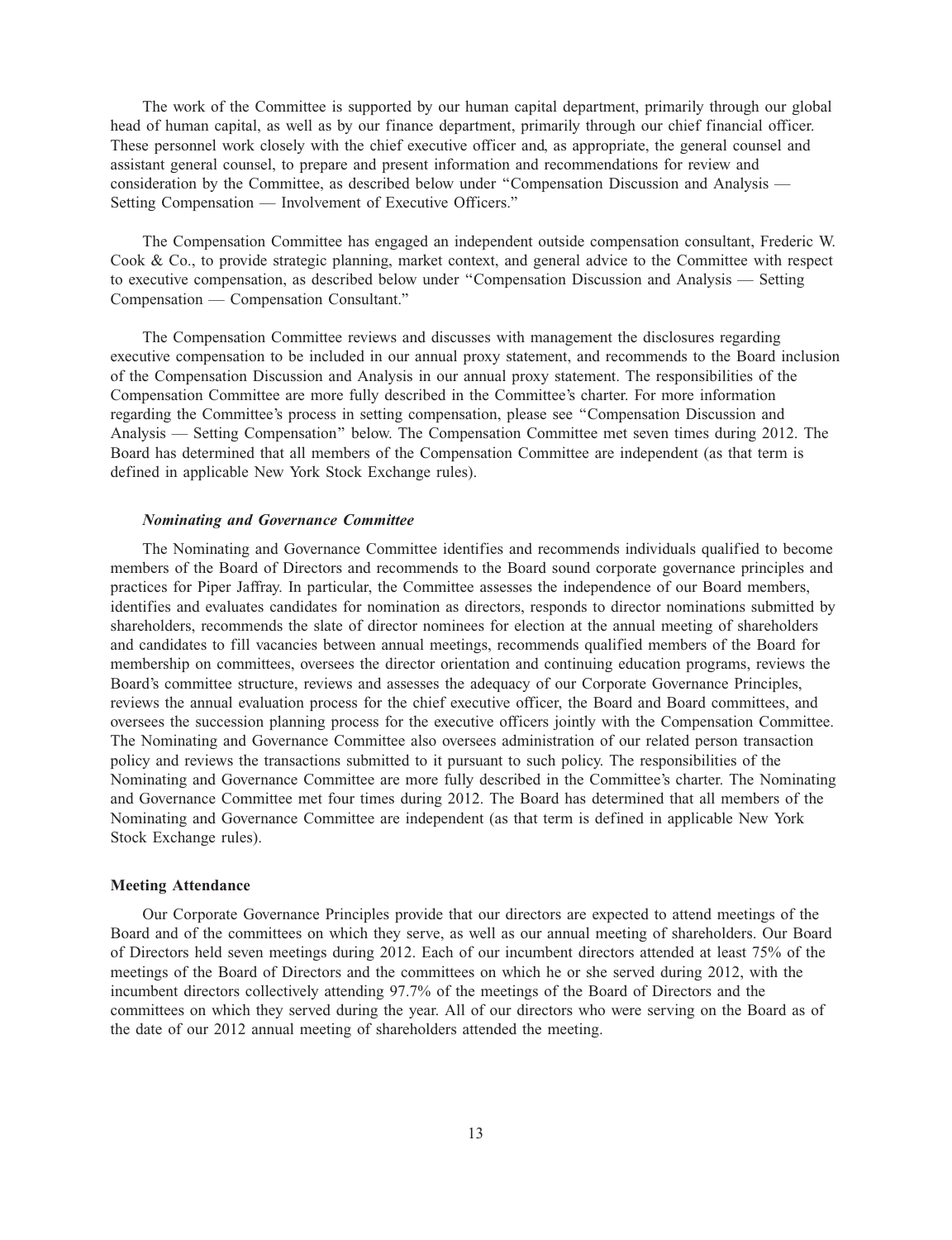The work of the Committee is supported by our human capital department, primarily through our global head of human capital, as well as by our finance department, primarily through our chief financial officer. These personnel work closely with the chief executive officer and, as appropriate, the general counsel and assistant general counsel, to prepare and present information and recommendations for review and consideration by the Committee, as described below under "Compensation Discussion and Analysis — Setting Compensation — Involvement of Executive Officers."

The Compensation Committee has engaged an independent outside compensation consultant, Frederic W. Cook & Co., to provide strategic planning, market context, and general advice to the Committee with respect to executive compensation, as described below under "Compensation Discussion and Analysis — Setting Compensation — Compensation Consultant."

The Compensation Committee reviews and discusses with management the disclosures regarding executive compensation to be included in our annual proxy statement, and recommends to the Board inclusion of the Compensation Discussion and Analysis in our annual proxy statement. The responsibilities of the Compensation Committee are more fully described in the Committee's charter. For more information regarding the Committee's process in setting compensation, please see "Compensation Discussion and Analysis — Setting Compensation" below. The Compensation Committee met seven times during 2012. The Board has determined that all members of the Compensation Committee are independent (as that term is defined in applicable New York Stock Exchange rules).

#### *Nominating and Governance Committee*

The Nominating and Governance Committee identifies and recommends individuals qualified to become members of the Board of Directors and recommends to the Board sound corporate governance principles and practices for Piper Jaffray. In particular, the Committee assesses the independence of our Board members, identifies and evaluates candidates for nomination as directors, responds to director nominations submitted by shareholders, recommends the slate of director nominees for election at the annual meeting of shareholders and candidates to fill vacancies between annual meetings, recommends qualified members of the Board for membership on committees, oversees the director orientation and continuing education programs, reviews the Board's committee structure, reviews and assesses the adequacy of our Corporate Governance Principles, reviews the annual evaluation process for the chief executive officer, the Board and Board committees, and oversees the succession planning process for the executive officers jointly with the Compensation Committee. The Nominating and Governance Committee also oversees administration of our related person transaction policy and reviews the transactions submitted to it pursuant to such policy. The responsibilities of the Nominating and Governance Committee are more fully described in the Committee's charter. The Nominating and Governance Committee met four times during 2012. The Board has determined that all members of the Nominating and Governance Committee are independent (as that term is defined in applicable New York Stock Exchange rules).

### Meeting Attendance

Our Corporate Governance Principles provide that our directors are expected to attend meetings of the Board and of the committees on which they serve, as well as our annual meeting of shareholders. Our Board of Directors held seven meetings during 2012. Each of our incumbent directors attended at least 75% of the meetings of the Board of Directors and the committees on which he or she served during 2012, with the incumbent directors collectively attending 97.7% of the meetings of the Board of Directors and the committees on which they served during the year. All of our directors who were serving on the Board as of the date of our 2012 annual meeting of shareholders attended the meeting.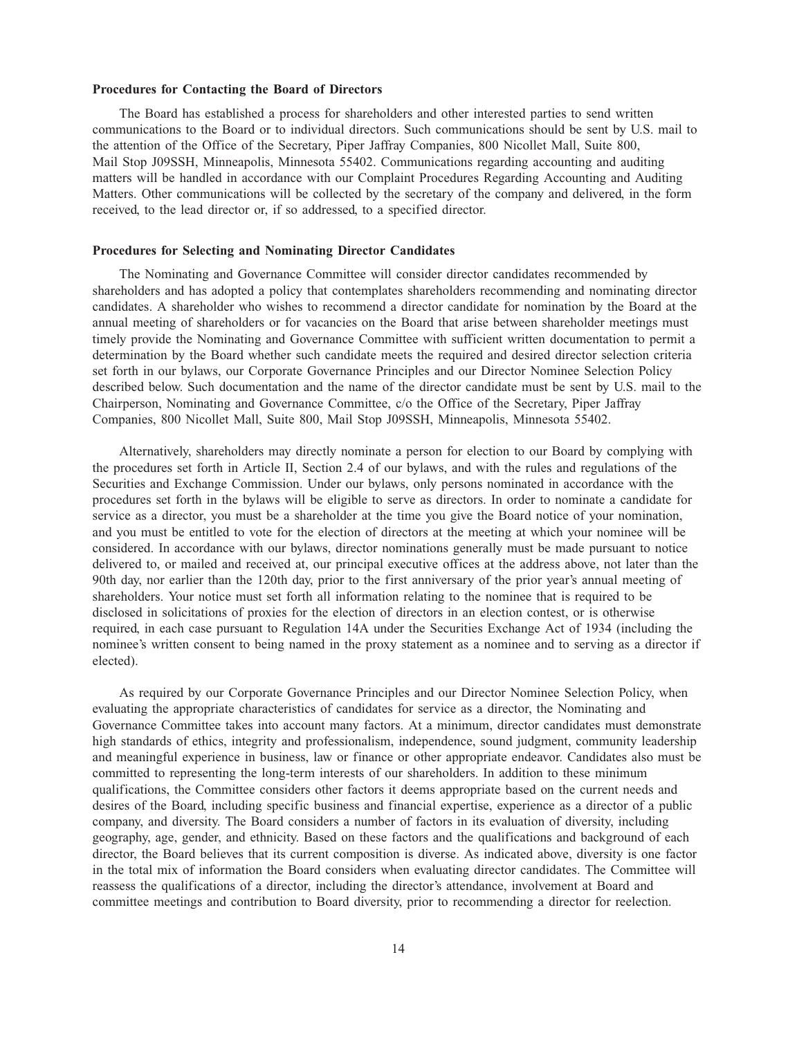### Procedures for Contacting the Board of Directors

The Board has established a process for shareholders and other interested parties to send written communications to the Board or to individual directors. Such communications should be sent by U.S. mail to the attention of the Office of the Secretary, Piper Jaffray Companies, 800 Nicollet Mall, Suite 800, Mail Stop J09SSH, Minneapolis, Minnesota 55402. Communications regarding accounting and auditing matters will be handled in accordance with our Complaint Procedures Regarding Accounting and Auditing Matters. Other communications will be collected by the secretary of the company and delivered, in the form received, to the lead director or, if so addressed, to a specified director.

### Procedures for Selecting and Nominating Director Candidates

The Nominating and Governance Committee will consider director candidates recommended by shareholders and has adopted a policy that contemplates shareholders recommending and nominating director candidates. A shareholder who wishes to recommend a director candidate for nomination by the Board at the annual meeting of shareholders or for vacancies on the Board that arise between shareholder meetings must timely provide the Nominating and Governance Committee with sufficient written documentation to permit a determination by the Board whether such candidate meets the required and desired director selection criteria set forth in our bylaws, our Corporate Governance Principles and our Director Nominee Selection Policy described below. Such documentation and the name of the director candidate must be sent by U.S. mail to the Chairperson, Nominating and Governance Committee, c/o the Office of the Secretary, Piper Jaffray Companies, 800 Nicollet Mall, Suite 800, Mail Stop J09SSH, Minneapolis, Minnesota 55402.

Alternatively, shareholders may directly nominate a person for election to our Board by complying with the procedures set forth in Article II, Section 2.4 of our bylaws, and with the rules and regulations of the Securities and Exchange Commission. Under our bylaws, only persons nominated in accordance with the procedures set forth in the bylaws will be eligible to serve as directors. In order to nominate a candidate for service as a director, you must be a shareholder at the time you give the Board notice of your nomination, and you must be entitled to vote for the election of directors at the meeting at which your nominee will be considered. In accordance with our bylaws, director nominations generally must be made pursuant to notice delivered to, or mailed and received at, our principal executive offices at the address above, not later than the 90th day, nor earlier than the 120th day, prior to the first anniversary of the prior year's annual meeting of shareholders. Your notice must set forth all information relating to the nominee that is required to be disclosed in solicitations of proxies for the election of directors in an election contest, or is otherwise required, in each case pursuant to Regulation 14A under the Securities Exchange Act of 1934 (including the nominee's written consent to being named in the proxy statement as a nominee and to serving as a director if elected).

As required by our Corporate Governance Principles and our Director Nominee Selection Policy, when evaluating the appropriate characteristics of candidates for service as a director, the Nominating and Governance Committee takes into account many factors. At a minimum, director candidates must demonstrate high standards of ethics, integrity and professionalism, independence, sound judgment, community leadership and meaningful experience in business, law or finance or other appropriate endeavor. Candidates also must be committed to representing the long-term interests of our shareholders. In addition to these minimum qualifications, the Committee considers other factors it deems appropriate based on the current needs and desires of the Board, including specific business and financial expertise, experience as a director of a public company, and diversity. The Board considers a number of factors in its evaluation of diversity, including geography, age, gender, and ethnicity. Based on these factors and the qualifications and background of each director, the Board believes that its current composition is diverse. As indicated above, diversity is one factor in the total mix of information the Board considers when evaluating director candidates. The Committee will reassess the qualifications of a director, including the director's attendance, involvement at Board and committee meetings and contribution to Board diversity, prior to recommending a director for reelection.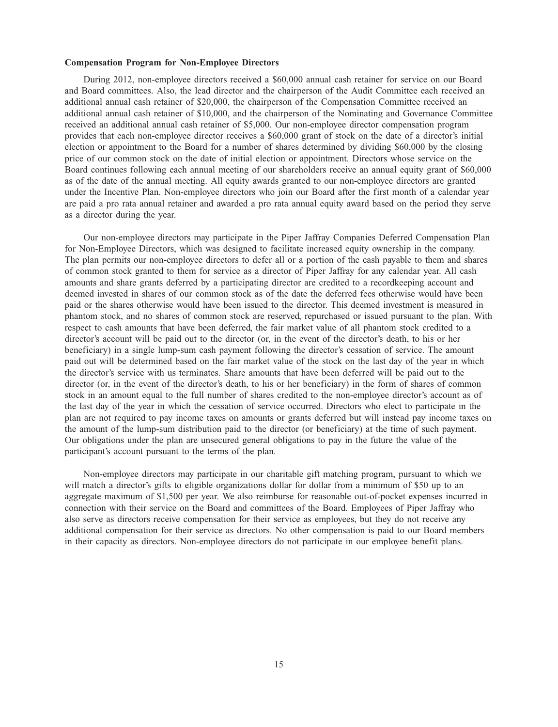**Compensation Program for Non-Employee Directors**

During 2012, non-employee directors received a $60,000 annual cash retainer for service on our Board and Board committees. Also, the lead director and the chairperson of the Audit Committee each received an additional annual cash retainer of $20,000, the chairperson of the Compensation Committee received an additional annual cash retainer of $10,000, and the chairperson of the Nominating and Governance Committee received an additional annual cash retainer of $5,000. Our non-employee director compensation program provides that each non-employee director receives a $60,000 grant of stock on the date of a director's initial election or appointment to the Board for a number of shares determined by dividing $60,000 by the closing price of our common stock on the date of initial election or appointment. Directors whose service on the Board continues following each annual meeting of our shareholders receive an annual equity grant of $60,000 as of the date of the annual meeting. All equity awards granted to our non-employee directors are granted under the Incentive Plan. Non-employee directors who join our Board after the first month of a calendar year are paid a pro rata annual retainer and awarded a pro rata annual equity award based on the period they serve as a director during the year.

Our non-employee directors may participate in the Piper Jaffray Companies Deferred Compensation Plan for Non-Employee Directors, which was designed to facilitate increased equity ownership in the company. The plan permits our non-employee directors to defer all or a portion of the cash payable to them and shares of common stock granted to them for service as a director of Piper Jaffray for any calendar year. All cash amounts and share grants deferred by a participating director are credited to a recordkeeping account and deemed invested in shares of our common stock as of the date the deferred fees otherwise would have been paid or the shares otherwise would have been issued to the director. This deemed investment is measured in phantom stock, and no shares of common stock are reserved, repurchased or issued pursuant to the plan. With respect to cash amounts that have been deferred, the fair market value of all phantom stock credited to a director's account will be paid out to the director (or, in the event of the director's death, to his or her beneficiary) in a single lump-sum cash payment following the director's cessation of service. The amount paid out will be determined based on the fair market value of the stock on the last day of the year in which the director's service with us terminates. Share amounts that have been deferred will be paid out to the director (or, in the event of the director's death, to his or her beneficiary) in the form of shares of common stock in an amount equal to the full number of shares credited to the non-employee director's account as of the last day of the year in which the cessation of service occurred. Directors who elect to participate in the plan are not required to pay income taxes on amounts or grants deferred but will instead pay income taxes on the amount of the lump-sum distribution paid to the director (or beneficiary) at the time of such payment. Our obligations under the plan are unsecured general obligations to pay in the future the value of the participant's account pursuant to the terms of the plan.

Non-employee directors may participate in our charitable gift matching program, pursuant to which we will match a director's gifts to eligible organizations dollar for dollar from a minimum of $50 up to an aggregate maximum of $1,500 per year. We also reimburse for reasonable out-of-pocket expenses incurred in connection with their service on the Board and committees of the Board. Employees of Piper Jaffray who also serve as directors receive compensation for their service as employees, but they do not receive any additional compensation for their service as directors. No other compensation is paid to our Board members in their capacity as directors. Non-employee directors do not participate in our employee benefit plans.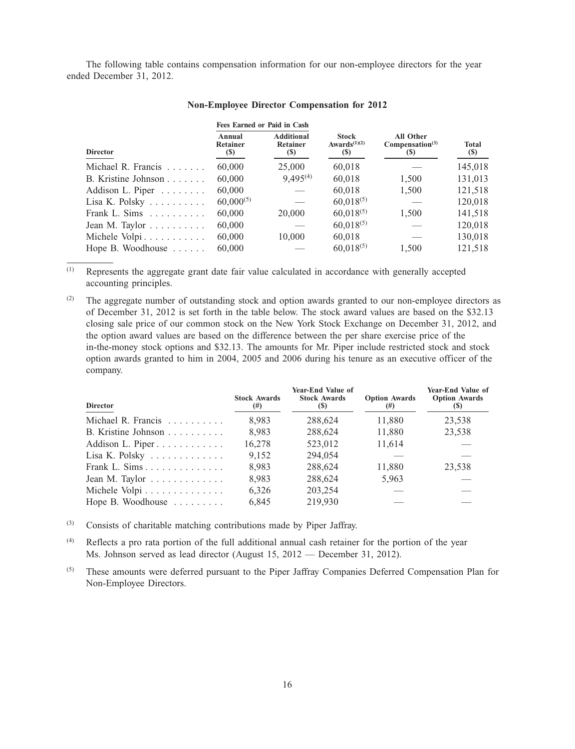The following table contains compensation information for our non-employee directors for the year ended December 31, 2012.

**Non-Employee Director Compensation for 2012**

| | Fees Earned or Paid in Cash | | | | |
|---|---|---|---|---|---|
| Director | Annual Retainer ($) | Additional Retainer ($) | Stock Awards[(1)(2)] ($) | All Other Compensation[(3)] ($) | Total ($) |
| Michael R. Francis | 60,000 | 25,000 | 60,018 | — | 145,018 |
| B. Kristine Johnson | 60,000 | 9,495[(4)] | 60,018 | 1,500 | 131,013 |
| Addison L. Piper | 60,000 | — | 60,018 | 1,500 | 121,518 |
| Lisa K. Polsky | 60,000[(5)] | — | 60,018[(5)] | — | 120,018 |
| Frank L. Sims | 60,000 | 20,000 | 60,018[(5)] | 1,500 | 141,518 |
| Jean M. Taylor | 60,000 | — | 60,018[(5)] | — | 120,018 |
| Michele Volpi | 60,000 | 10,000 | 60,018 | — | 130,018 |
| Hope B. Woodhouse | 60,000 | — | 60,018[(5)] | 1,500 | 121,518 |

(1) Represents the aggregate grant date fair value calculated in accordance with generally accepted accounting principles.

(2) The aggregate number of outstanding stock and option awards granted to our non-employee directors as of December 31, 2012 is set forth in the table below. The stock award values are based on the $32.13 closing sale price of our common stock on the New York Stock Exchange on December 31, 2012, and the option award values are based on the difference between the per share exercise price of the in-the-money stock options and $32.13. The amounts for Mr. Piper include restricted stock and stock option awards granted to him in 2004, 2005 and 2006 during his tenure as an executive officer of the company.

| Director | Stock Awards (#) | Year-End Value of Stock Awards ($) | Option Awards (#) | Year-End Value of Option Awards ($) |
|---|---|---|---|---|
| Michael R. Francis | 8,983 | 288,624 | 11,880 | 23,538 |
| B. Kristine Johnson | 8,983 | 288,624 | 11,880 | 23,538 |
| Addison L. Piper | 16,278 | 523,012 | 11,614 | — |
| Lisa K. Polsky | 9,152 | 294,054 | — | — |
| Frank L. Sims | 8,983 | 288,624 | 11,880 | 23,538 |
| Jean M. Taylor | 8,983 | 288,624 | 5,963 | — |
| Michele Volpi | 6,326 | 203,254 | — | — |
| Hope B. Woodhouse | 6,845 | 219,930 | — | — |

(3) Consists of charitable matching contributions made by Piper Jaffray.

(4) Reflects a pro rata portion of the full additional annual cash retainer for the portion of the year Ms. Johnson served as lead director (August 15, 2012 — December 31, 2012).

(5) These amounts were deferred pursuant to the Piper Jaffray Companies Deferred Compensation Plan for Non-Employee Directors.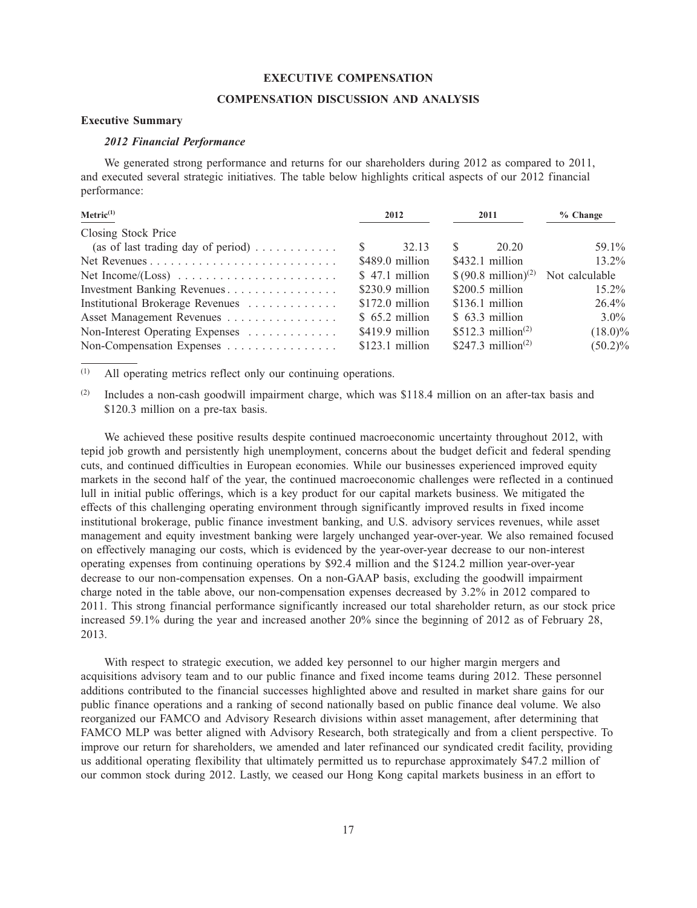# EXECUTIVE COMPENSATION

## COMPENSATION DISCUSSION AND ANALYSIS

### Executive Summary

#### *2012 Financial Performance*

We generated strong performance and returns for our shareholders during 2012 as compared to 2011, and executed several strategic initiatives. The table below highlights critical aspects of our 2012 financial performance:

| Metric[1] | 2012 | 2011 | % Change |
|---|---|---|---|
| Closing Stock Price (as of last trading day of period) | $ 32.13 | $ 20.20 | 59.1% |
| Net Revenues | $489.0 million | $432.1 million | 13.2% |
| Net Income/(Loss) | $ 47.1 million | $ (90.8 million)[2] | Not calculable |
| Investment Banking Revenues | $230.9 million | $200.5 million | 15.2% |
| Institutional Brokerage Revenues | $172.0 million | $136.1 million | 26.4% |
| Asset Management Revenues | $ 65.2 million | $ 63.3 million | 3.0% |
| Non-Interest Operating Expenses | $419.9 million | $512.3 million[2] | (18.0)% |
| Non-Compensation Expenses | $123.1 million | $247.3 million[2] | (50.2)% |

(1) All operating metrics reflect only our continuing operations.

(2) Includes a non-cash goodwill impairment charge, which was $118.4 million on an after-tax basis and $120.3 million on a pre-tax basis.

We achieved these positive results despite continued macroeconomic uncertainty throughout 2012, with tepid job growth and persistently high unemployment, concerns about the budget deficit and federal spending cuts, and continued difficulties in European economies. While our businesses experienced improved equity markets in the second half of the year, the continued macroeconomic challenges were reflected in a continued lull in initial public offerings, which is a key product for our capital markets business. We mitigated the effects of this challenging operating environment through significantly improved results in fixed income institutional brokerage, public finance investment banking, and U.S. advisory services revenues, while asset management and equity investment banking were largely unchanged year-over-year. We also remained focused on effectively managing our costs, which is evidenced by the year-over-year decrease to our non-interest operating expenses from continuing operations by $92.4 million and the $124.2 million year-over-year decrease to our non-compensation expenses. On a non-GAAP basis, excluding the goodwill impairment charge noted in the table above, our non-compensation expenses decreased by 3.2% in 2012 compared to 2011. This strong financial performance significantly increased our total shareholder return, as our stock price increased 59.1% during the year and increased another 20% since the beginning of 2012 as of February 28, 2013.

With respect to strategic execution, we added key personnel to our higher margin mergers and acquisitions advisory team and to our public finance and fixed income teams during 2012. These personnel additions contributed to the financial successes highlighted above and resulted in market share gains for our public finance operations and a ranking of second nationally based on public finance deal volume. We also reorganized our FAMCO and Advisory Research divisions within asset management, after determining that FAMCO MLP was better aligned with Advisory Research, both strategically and from a client perspective. To improve our return for shareholders, we amended and later refinanced our syndicated credit facility, providing us additional operating flexibility that ultimately permitted us to repurchase approximately $47.2 million of our common stock during 2012. Lastly, we ceased our Hong Kong capital markets business in an effort to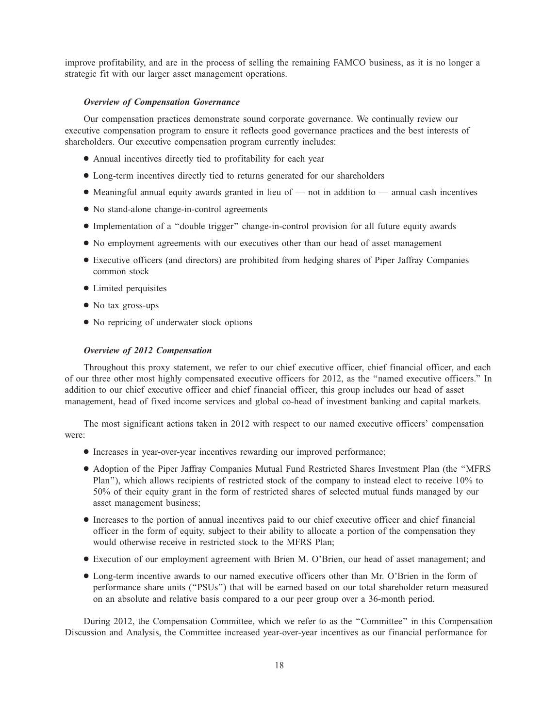improve profitability, and are in the process of selling the remaining FAMCO business, as it is no longer a strategic fit with our larger asset management operations.

### *Overview of Compensation Governance*

Our compensation practices demonstrate sound corporate governance. We continually review our executive compensation program to ensure it reflects good governance practices and the best interests of shareholders. Our executive compensation program currently includes:

- Annual incentives directly tied to profitability for each year
- Long-term incentives directly tied to returns generated for our shareholders
- Meaningful annual equity awards granted in lieu of — not in addition to — annual cash incentives
- No stand-alone change-in-control agreements
- Implementation of a "double trigger" change-in-control provision for all future equity awards
- No employment agreements with our executives other than our head of asset management
- Executive officers (and directors) are prohibited from hedging shares of Piper Jaffray Companies common stock
- Limited perquisites
- No tax gross-ups
- No repricing of underwater stock options

### *Overview of 2012 Compensation*

Throughout this proxy statement, we refer to our chief executive officer, chief financial officer, and each of our three other most highly compensated executive officers for 2012, as the "named executive officers." In addition to our chief executive officer and chief financial officer, this group includes our head of asset management, head of fixed income services and global co-head of investment banking and capital markets.

The most significant actions taken in 2012 with respect to our named executive officers' compensation were:

- Increases in year-over-year incentives rewarding our improved performance;
- Adoption of the Piper Jaffray Companies Mutual Fund Restricted Shares Investment Plan (the "MFRS Plan"), which allows recipients of restricted stock of the company to instead elect to receive 10% to 50% of their equity grant in the form of restricted shares of selected mutual funds managed by our asset management business;
- Increases to the portion of annual incentives paid to our chief executive officer and chief financial officer in the form of equity, subject to their ability to allocate a portion of the compensation they would otherwise receive in restricted stock to the MFRS Plan;
- Execution of our employment agreement with Brien M. O'Brien, our head of asset management; and
- Long-term incentive awards to our named executive officers other than Mr. O'Brien in the form of performance share units ("PSUs") that will be earned based on our total shareholder return measured on an absolute and relative basis compared to a our peer group over a 36-month period.

During 2012, the Compensation Committee, which we refer to as the "Committee" in this Compensation Discussion and Analysis, the Committee increased year-over-year incentives as our financial performance for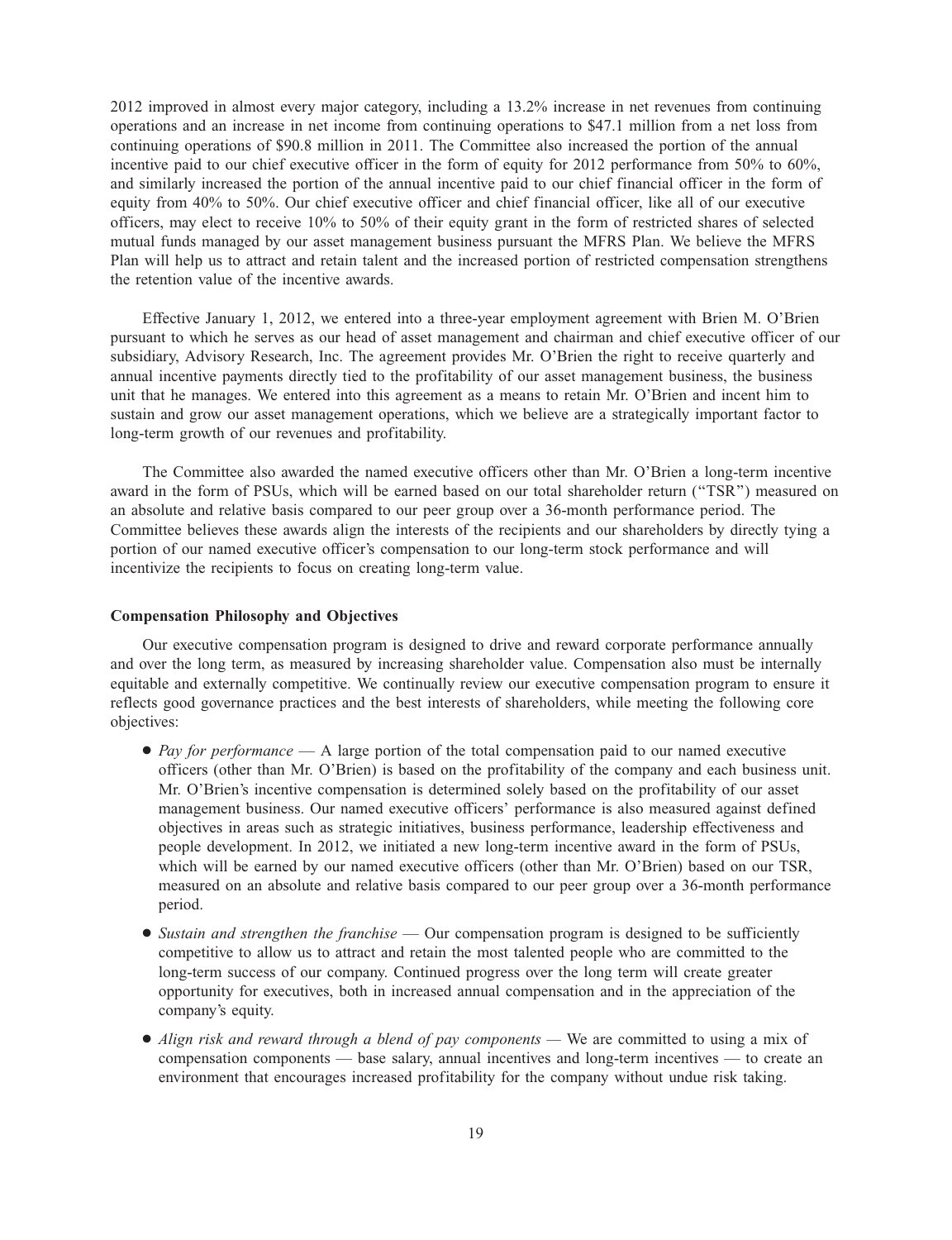2012 improved in almost every major category, including a 13.2% increase in net revenues from continuing operations and an increase in net income from continuing operations to $47.1 million from a net loss from continuing operations of $90.8 million in 2011. The Committee also increased the portion of the annual incentive paid to our chief executive officer in the form of equity for 2012 performance from 50% to 60%, and similarly increased the portion of the annual incentive paid to our chief financial officer in the form of equity from 40% to 50%. Our chief executive officer and chief financial officer, like all of our executive officers, may elect to receive 10% to 50% of their equity grant in the form of restricted shares of selected mutual funds managed by our asset management business pursuant the MFRS Plan. We believe the MFRS Plan will help us to attract and retain talent and the increased portion of restricted compensation strengthens the retention value of the incentive awards.

Effective January 1, 2012, we entered into a three-year employment agreement with Brien M. O'Brien pursuant to which he serves as our head of asset management and chairman and chief executive officer of our subsidiary, Advisory Research, Inc. The agreement provides Mr. O'Brien the right to receive quarterly and annual incentive payments directly tied to the profitability of our asset management business, the business unit that he manages. We entered into this agreement as a means to retain Mr. O'Brien and incent him to sustain and grow our asset management operations, which we believe are a strategically important factor to long-term growth of our revenues and profitability.

The Committee also awarded the named executive officers other than Mr. O'Brien a long-term incentive award in the form of PSUs, which will be earned based on our total shareholder return ("TSR") measured on an absolute and relative basis compared to our peer group over a 36-month performance period. The Committee believes these awards align the interests of the recipients and our shareholders by directly tying a portion of our named executive officer's compensation to our long-term stock performance and will incentivize the recipients to focus on creating long-term value.

**Compensation Philosophy and Objectives**

Our executive compensation program is designed to drive and reward corporate performance annually and over the long term, as measured by increasing shareholder value. Compensation also must be internally equitable and externally competitive. We continually review our executive compensation program to ensure it reflects good governance practices and the best interests of shareholders, while meeting the following core objectives:

- *Pay for performance* — A large portion of the total compensation paid to our named executive officers (other than Mr. O'Brien) is based on the profitability of the company and each business unit. Mr. O'Brien's incentive compensation is determined solely based on the profitability of our asset management business. Our named executive officers' performance is also measured against defined objectives in areas such as strategic initiatives, business performance, leadership effectiveness and people development. In 2012, we initiated a new long-term incentive award in the form of PSUs, which will be earned by our named executive officers (other than Mr. O'Brien) based on our TSR, measured on an absolute and relative basis compared to our peer group over a 36-month performance period.
- *Sustain and strengthen the franchise* — Our compensation program is designed to be sufficiently competitive to allow us to attract and retain the most talented people who are committed to the long-term success of our company. Continued progress over the long term will create greater opportunity for executives, both in increased annual compensation and in the appreciation of the company's equity.
- *Align risk and reward through a blend of pay components* — We are committed to using a mix of compensation components — base salary, annual incentives and long-term incentives — to create an environment that encourages increased profitability for the company without undue risk taking.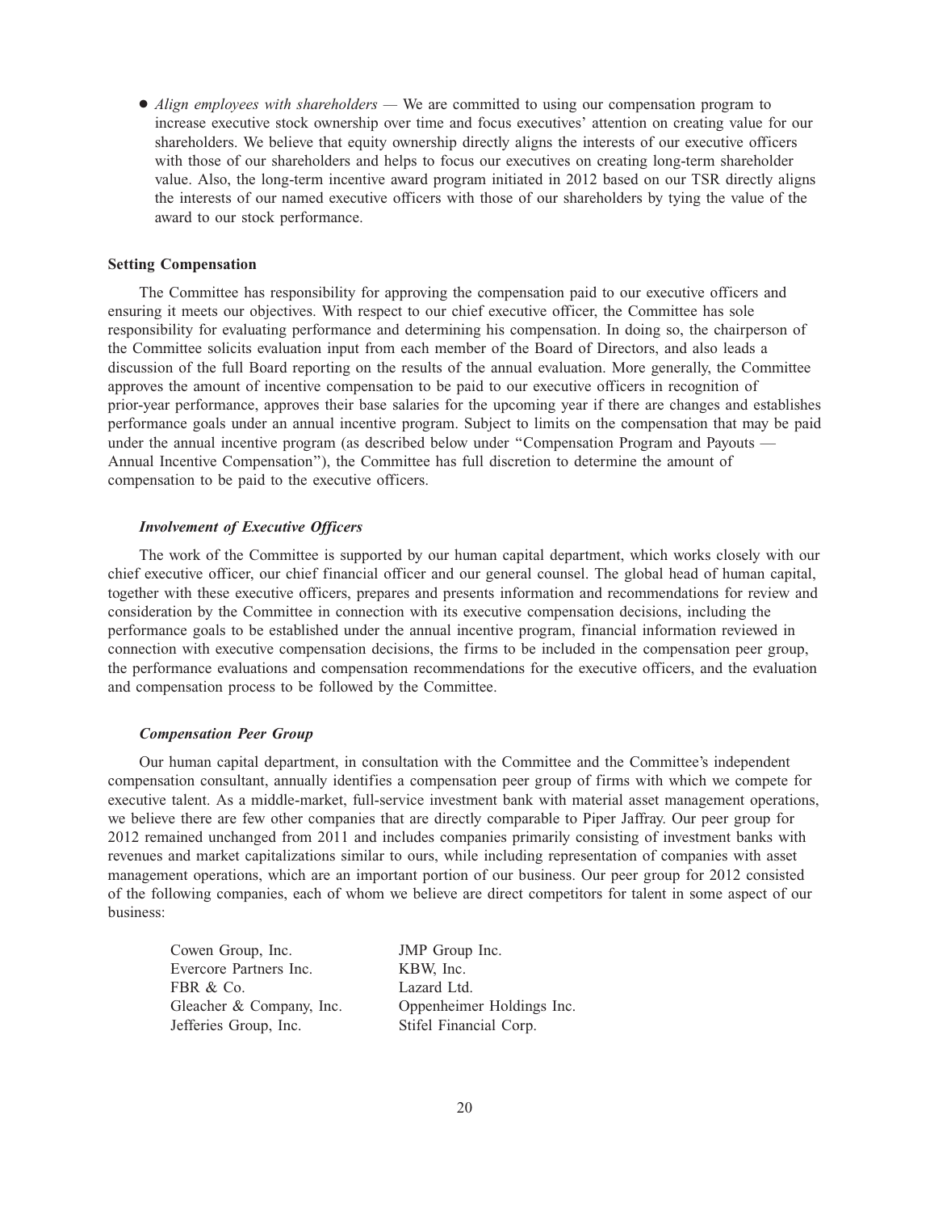- *Align employees with shareholders* — We are committed to using our compensation program to increase executive stock ownership over time and focus executives' attention on creating value for our shareholders. We believe that equity ownership directly aligns the interests of our executive officers with those of our shareholders and helps to focus our executives on creating long-term shareholder value. Also, the long-term incentive award program initiated in 2012 based on our TSR directly aligns the interests of our named executive officers with those of our shareholders by tying the value of the award to our stock performance.

**Setting Compensation**

The Committee has responsibility for approving the compensation paid to our executive officers and ensuring it meets our objectives. With respect to our chief executive officer, the Committee has sole responsibility for evaluating performance and determining his compensation. In doing so, the chairperson of the Committee solicits evaluation input from each member of the Board of Directors, and also leads a discussion of the full Board reporting on the results of the annual evaluation. More generally, the Committee approves the amount of incentive compensation to be paid to our executive officers in recognition of prior-year performance, approves their base salaries for the upcoming year if there are changes and establishes performance goals under an annual incentive program. Subject to limits on the compensation that may be paid under the annual incentive program (as described below under "Compensation Program and Payouts — Annual Incentive Compensation"), the Committee has full discretion to determine the amount of compensation to be paid to the executive officers.

***Involvement of Executive Officers***

The work of the Committee is supported by our human capital department, which works closely with our chief executive officer, our chief financial officer and our general counsel. The global head of human capital, together with these executive officers, prepares and presents information and recommendations for review and consideration by the Committee in connection with its executive compensation decisions, including the performance goals to be established under the annual incentive program, financial information reviewed in connection with executive compensation decisions, the firms to be included in the compensation peer group, the performance evaluations and compensation recommendations for the executive officers, and the evaluation and compensation process to be followed by the Committee.

***Compensation Peer Group***

Our human capital department, in consultation with the Committee and the Committee's independent compensation consultant, annually identifies a compensation peer group of firms with which we compete for executive talent. As a middle-market, full-service investment bank with material asset management operations, we believe there are few other companies that are directly comparable to Piper Jaffray. Our peer group for 2012 remained unchanged from 2011 and includes companies primarily consisting of investment banks with revenues and market capitalizations similar to ours, while including representation of companies with asset management operations, which are an important portion of our business. Our peer group for 2012 consisted of the following companies, each of whom we believe are direct competitors for talent in some aspect of our business:

Cowen Group, Inc.
Evercore Partners Inc.
FBR & Co.
Gleacher & Company, Inc.
Jefferies Group, Inc.
JMP Group Inc.
KBW, Inc.
Lazard Ltd.
Oppenheimer Holdings Inc.
Stifel Financial Corp.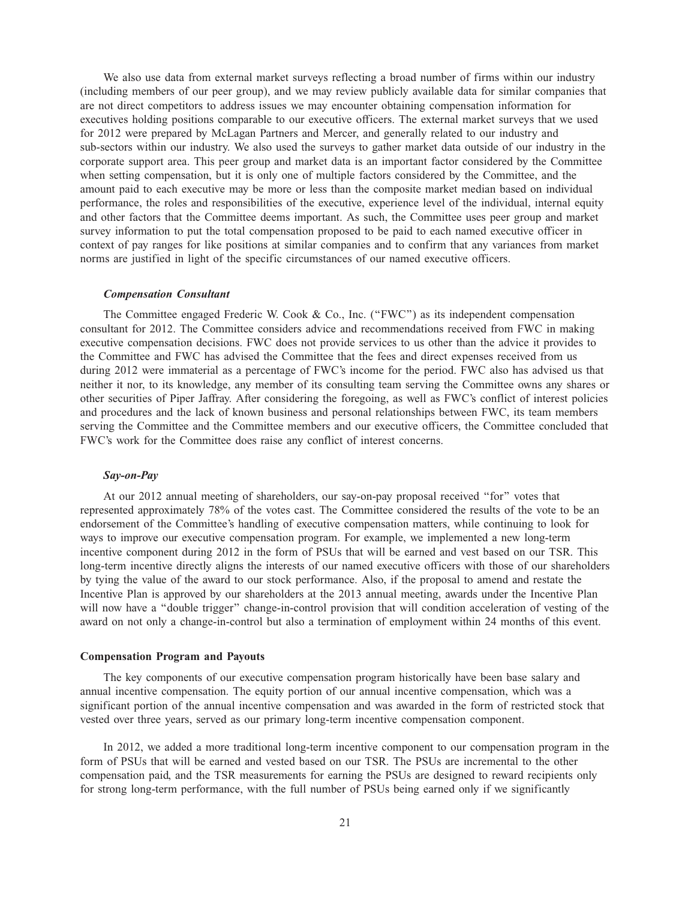We also use data from external market surveys reflecting a broad number of firms within our industry (including members of our peer group), and we may review publicly available data for similar companies that are not direct competitors to address issues we may encounter obtaining compensation information for executives holding positions comparable to our executive officers. The external market surveys that we used for 2012 were prepared by McLagan Partners and Mercer, and generally related to our industry and sub-sectors within our industry. We also used the surveys to gather market data outside of our industry in the corporate support area. This peer group and market data is an important factor considered by the Committee when setting compensation, but it is only one of multiple factors considered by the Committee, and the amount paid to each executive may be more or less than the composite market median based on individual performance, the roles and responsibilities of the executive, experience level of the individual, internal equity and other factors that the Committee deems important. As such, the Committee uses peer group and market survey information to put the total compensation proposed to be paid to each named executive officer in context of pay ranges for like positions at similar companies and to confirm that any variances from market norms are justified in light of the specific circumstances of our named executive officers.

### *Compensation Consultant*

The Committee engaged Frederic W. Cook & Co., Inc. ("FWC") as its independent compensation consultant for 2012. The Committee considers advice and recommendations received from FWC in making executive compensation decisions. FWC does not provide services to us other than the advice it provides to the Committee and FWC has advised the Committee that the fees and direct expenses received from us during 2012 were immaterial as a percentage of FWC's income for the period. FWC also has advised us that neither it nor, to its knowledge, any member of its consulting team serving the Committee owns any shares or other securities of Piper Jaffray. After considering the foregoing, as well as FWC's conflict of interest policies and procedures and the lack of known business and personal relationships between FWC, its team members serving the Committee and the Committee members and our executive officers, the Committee concluded that FWC's work for the Committee does raise any conflict of interest concerns.

### *Say-on-Pay*

At our 2012 annual meeting of shareholders, our say-on-pay proposal received "for" votes that represented approximately 78% of the votes cast. The Committee considered the results of the vote to be an endorsement of the Committee's handling of executive compensation matters, while continuing to look for ways to improve our executive compensation program. For example, we implemented a new long-term incentive component during 2012 in the form of PSUs that will be earned and vest based on our TSR. This long-term incentive directly aligns the interests of our named executive officers with those of our shareholders by tying the value of the award to our stock performance. Also, if the proposal to amend and restate the Incentive Plan is approved by our shareholders at the 2013 annual meeting, awards under the Incentive Plan will now have a "double trigger" change-in-control provision that will condition acceleration of vesting of the award on not only a change-in-control but also a termination of employment within 24 months of this event.

## Compensation Program and Payouts

The key components of our executive compensation program historically have been base salary and annual incentive compensation. The equity portion of our annual incentive compensation, which was a significant portion of the annual incentive compensation and was awarded in the form of restricted stock that vested over three years, served as our primary long-term incentive compensation component.

In 2012, we added a more traditional long-term incentive component to our compensation program in the form of PSUs that will be earned and vested based on our TSR. The PSUs are incremental to the other compensation paid, and the TSR measurements for earning the PSUs are designed to reward recipients only for strong long-term performance, with the full number of PSUs being earned only if we significantly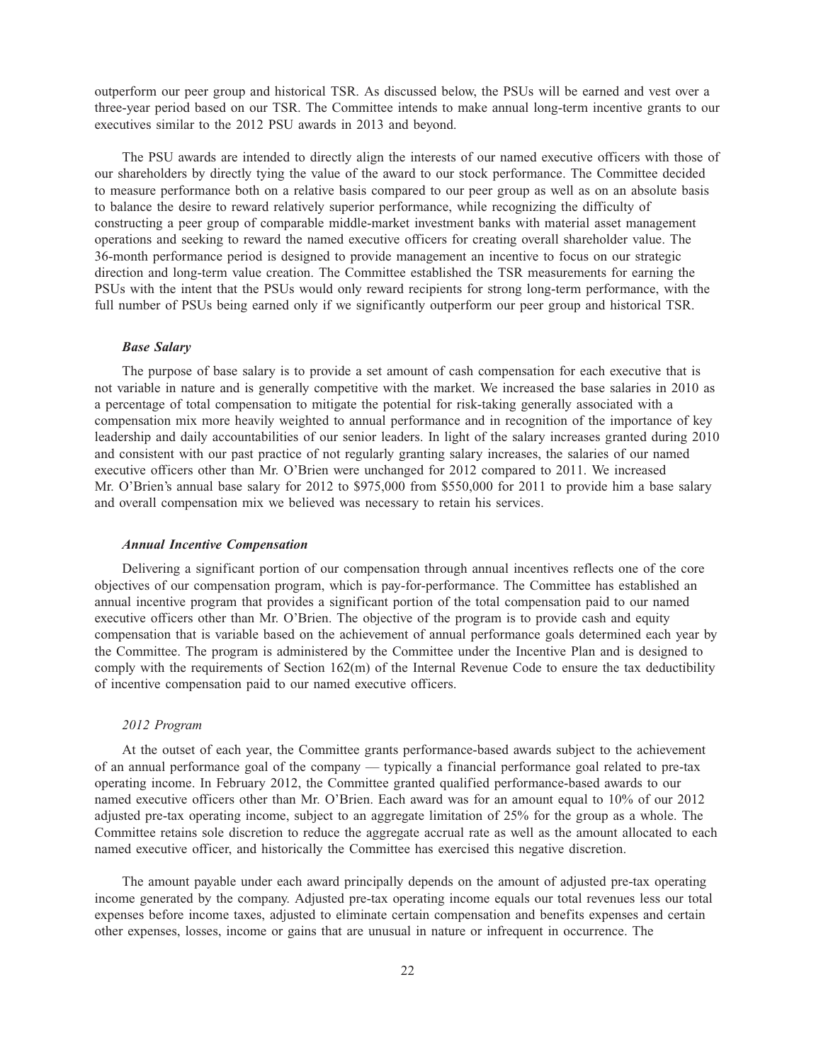outperform our peer group and historical TSR. As discussed below, the PSUs will be earned and vest over a three-year period based on our TSR. The Committee intends to make annual long-term incentive grants to our executives similar to the 2012 PSU awards in 2013 and beyond.

The PSU awards are intended to directly align the interests of our named executive officers with those of our shareholders by directly tying the value of the award to our stock performance. The Committee decided to measure performance both on a relative basis compared to our peer group as well as on an absolute basis to balance the desire to reward relatively superior performance, while recognizing the difficulty of constructing a peer group of comparable middle-market investment banks with material asset management operations and seeking to reward the named executive officers for creating overall shareholder value. The 36-month performance period is designed to provide management an incentive to focus on our strategic direction and long-term value creation. The Committee established the TSR measurements for earning the PSUs with the intent that the PSUs would only reward recipients for strong long-term performance, with the full number of PSUs being earned only if we significantly outperform our peer group and historical TSR.

### *Base Salary*

The purpose of base salary is to provide a set amount of cash compensation for each executive that is not variable in nature and is generally competitive with the market. We increased the base salaries in 2010 as a percentage of total compensation to mitigate the potential for risk-taking generally associated with a compensation mix more heavily weighted to annual performance and in recognition of the importance of key leadership and daily accountabilities of our senior leaders. In light of the salary increases granted during 2010 and consistent with our past practice of not regularly granting salary increases, the salaries of our named executive officers other than Mr. O'Brien were unchanged for 2012 compared to 2011. We increased Mr. O'Brien's annual base salary for 2012 to $975,000 from $550,000 for 2011 to provide him a base salary and overall compensation mix we believed was necessary to retain his services.

### *Annual Incentive Compensation*

Delivering a significant portion of our compensation through annual incentives reflects one of the core objectives of our compensation program, which is pay-for-performance. The Committee has established an annual incentive program that provides a significant portion of the total compensation paid to our named executive officers other than Mr. O'Brien. The objective of the program is to provide cash and equity compensation that is variable based on the achievement of annual performance goals determined each year by the Committee. The program is administered by the Committee under the Incentive Plan and is designed to comply with the requirements of Section 162(m) of the Internal Revenue Code to ensure the tax deductibility of incentive compensation paid to our named executive officers.

#### *2012 Program*

At the outset of each year, the Committee grants performance-based awards subject to the achievement of an annual performance goal of the company — typically a financial performance goal related to pre-tax operating income. In February 2012, the Committee granted qualified performance-based awards to our named executive officers other than Mr. O'Brien. Each award was for an amount equal to 10% of our 2012 adjusted pre-tax operating income, subject to an aggregate limitation of 25% for the group as a whole. The Committee retains sole discretion to reduce the aggregate accrual rate as well as the amount allocated to each named executive officer, and historically the Committee has exercised this negative discretion.

The amount payable under each award principally depends on the amount of adjusted pre-tax operating income generated by the company. Adjusted pre-tax operating income equals our total revenues less our total expenses before income taxes, adjusted to eliminate certain compensation and benefits expenses and certain other expenses, losses, income or gains that are unusual in nature or infrequent in occurrence. The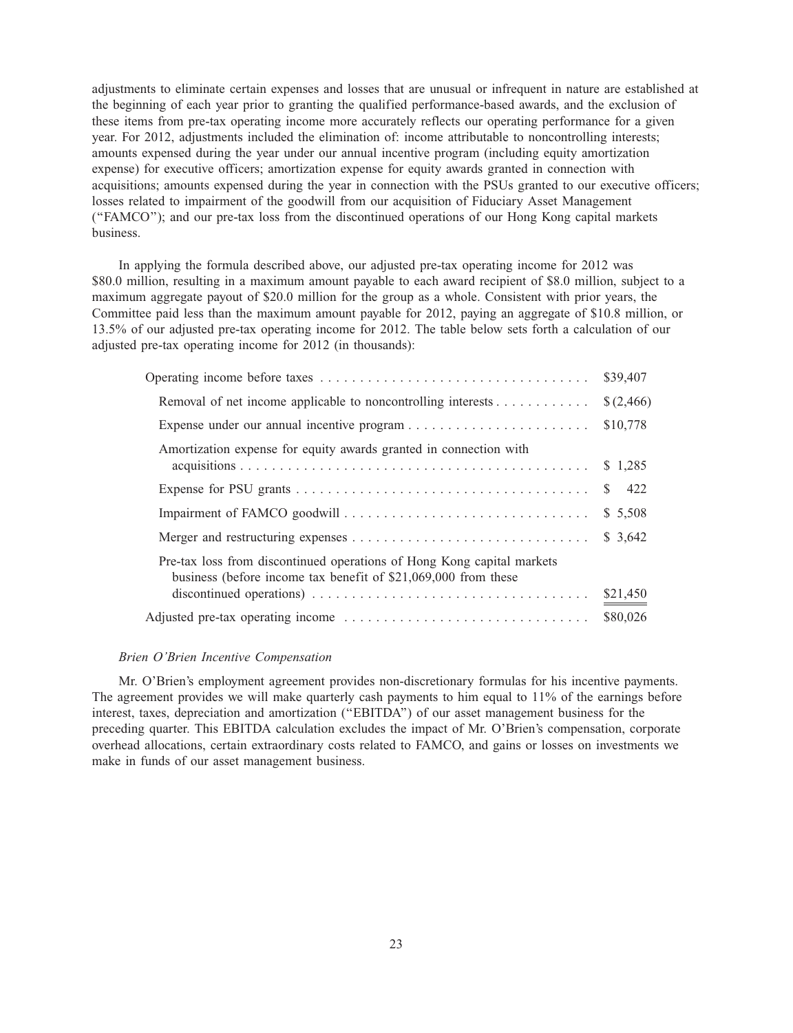adjustments to eliminate certain expenses and losses that are unusual or infrequent in nature are established at the beginning of each year prior to granting the qualified performance-based awards, and the exclusion of these items from pre-tax operating income more accurately reflects our operating performance for a given year. For 2012, adjustments included the elimination of: income attributable to noncontrolling interests; amounts expensed during the year under our annual incentive program (including equity amortization expense) for executive officers; amortization expense for equity awards granted in connection with acquisitions; amounts expensed during the year in connection with the PSUs granted to our executive officers; losses related to impairment of the goodwill from our acquisition of Fiduciary Asset Management ("FAMCO"); and our pre-tax loss from the discontinued operations of our Hong Kong capital markets business.

In applying the formula described above, our adjusted pre-tax operating income for 2012 was $80.0 million, resulting in a maximum amount payable to each award recipient of $8.0 million, subject to a maximum aggregate payout of $20.0 million for the group as a whole. Consistent with prior years, the Committee paid less than the maximum amount payable for 2012, paying an aggregate of $10.8 million, or 13.5% of our adjusted pre-tax operating income for 2012. The table below sets forth a calculation of our adjusted pre-tax operating income for 2012 (in thousands):

| | |
|---|---|
| Operating income before taxes | $39,407 |
| Removal of net income applicable to noncontrolling interests | $(2,466) |
| Expense under our annual incentive program | $10,778 |
| Amortization expense for equity awards granted in connection with acquisitions | $ 1,285 |
| Expense for PSU grants | $ 422 |
| Impairment of FAMCO goodwill | $ 5,508 |
| Merger and restructuring expenses | $ 3,642 |
| Pre-tax loss from discontinued operations of Hong Kong capital markets business (before income tax benefit of $21,069,000 from these discontinued operations) | $21,450 |
| Adjusted pre-tax operating income | $80,026 |

*Brien O'Brien Incentive Compensation*

Mr. O'Brien's employment agreement provides non-discretionary formulas for his incentive payments. The agreement provides we will make quarterly cash payments to him equal to 11% of the earnings before interest, taxes, depreciation and amortization ("EBITDA") of our asset management business for the preceding quarter. This EBITDA calculation excludes the impact of Mr. O'Brien's compensation, corporate overhead allocations, certain extraordinary costs related to FAMCO, and gains or losses on investments we make in funds of our asset management business.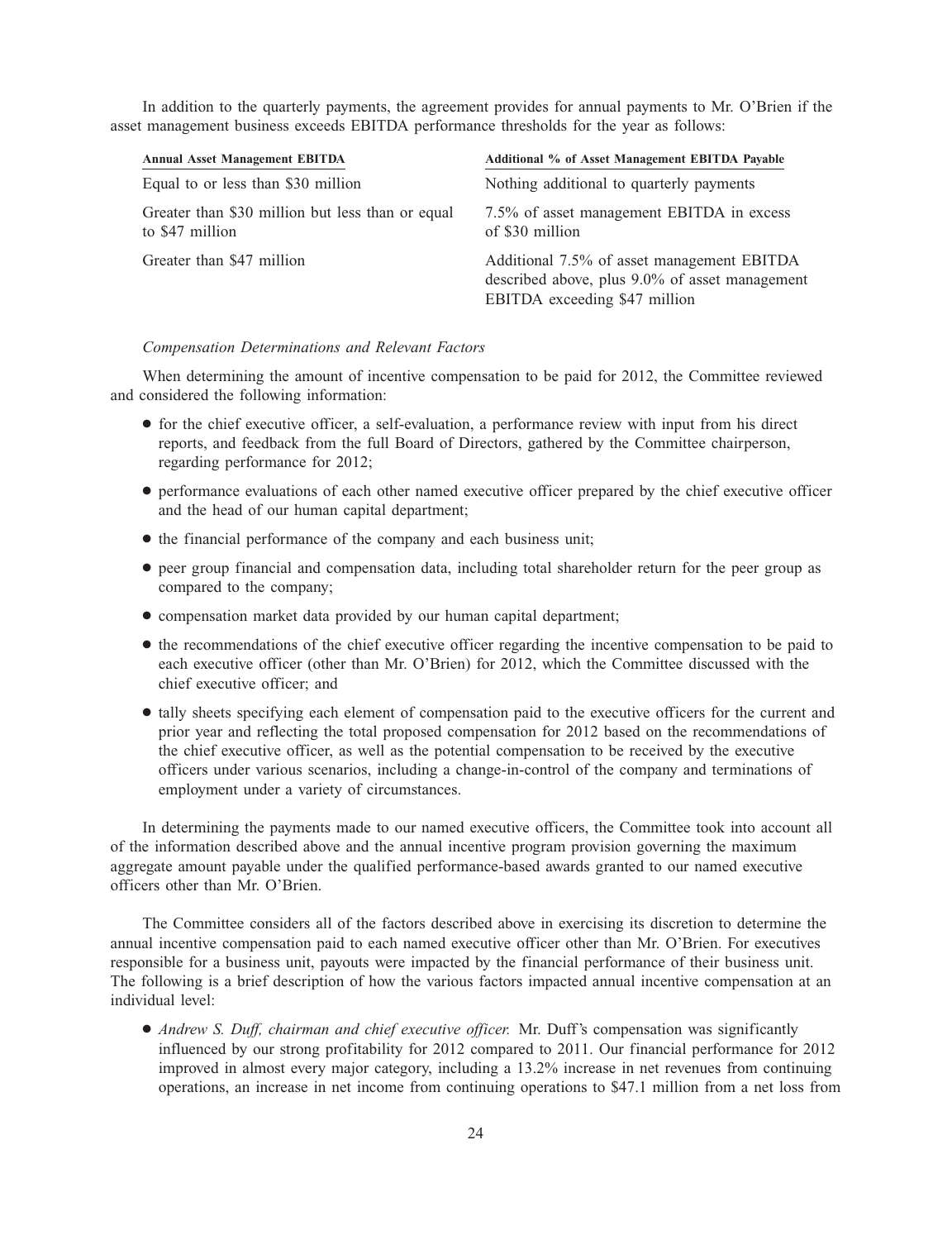In addition to the quarterly payments, the agreement provides for annual payments to Mr. O'Brien if the asset management business exceeds EBITDA performance thresholds for the year as follows:

| Annual Asset Management EBITDA | Additional % of Asset Management EBITDA Payable |
|---|---|
| Equal to or less than $30 million | Nothing additional to quarterly payments |
| Greater than $30 million but less than or equal to $47 million | 7.5% of asset management EBITDA in excess of $30 million |
| Greater than $47 million | Additional 7.5% of asset management EBITDA described above, plus 9.0% of asset management EBITDA exceeding $47 million |

*Compensation Determinations and Relevant Factors*

When determining the amount of incentive compensation to be paid for 2012, the Committee reviewed and considered the following information:

- for the chief executive officer, a self-evaluation, a performance review with input from his direct reports, and feedback from the full Board of Directors, gathered by the Committee chairperson, regarding performance for 2012;
- performance evaluations of each other named executive officer prepared by the chief executive officer and the head of our human capital department;
- the financial performance of the company and each business unit;
- peer group financial and compensation data, including total shareholder return for the peer group as compared to the company;
- compensation market data provided by our human capital department;
- the recommendations of the chief executive officer regarding the incentive compensation to be paid to each executive officer (other than Mr. O'Brien) for 2012, which the Committee discussed with the chief executive officer; and
- tally sheets specifying each element of compensation paid to the executive officers for the current and prior year and reflecting the total proposed compensation for 2012 based on the recommendations of the chief executive officer, as well as the potential compensation to be received by the executive officers under various scenarios, including a change-in-control of the company and terminations of employment under a variety of circumstances.

In determining the payments made to our named executive officers, the Committee took into account all of the information described above and the annual incentive program provision governing the maximum aggregate amount payable under the qualified performance-based awards granted to our named executive officers other than Mr. O'Brien.

The Committee considers all of the factors described above in exercising its discretion to determine the annual incentive compensation paid to each named executive officer other than Mr. O'Brien. For executives responsible for a business unit, payouts were impacted by the financial performance of their business unit. The following is a brief description of how the various factors impacted annual incentive compensation at an individual level:

- *Andrew S. Duff, chairman and chief executive officer.* Mr. Duff's compensation was significantly influenced by our strong profitability for 2012 compared to 2011. Our financial performance for 2012 improved in almost every major category, including a 13.2% increase in net revenues from continuing operations, an increase in net income from continuing operations to $47.1 million from a net loss from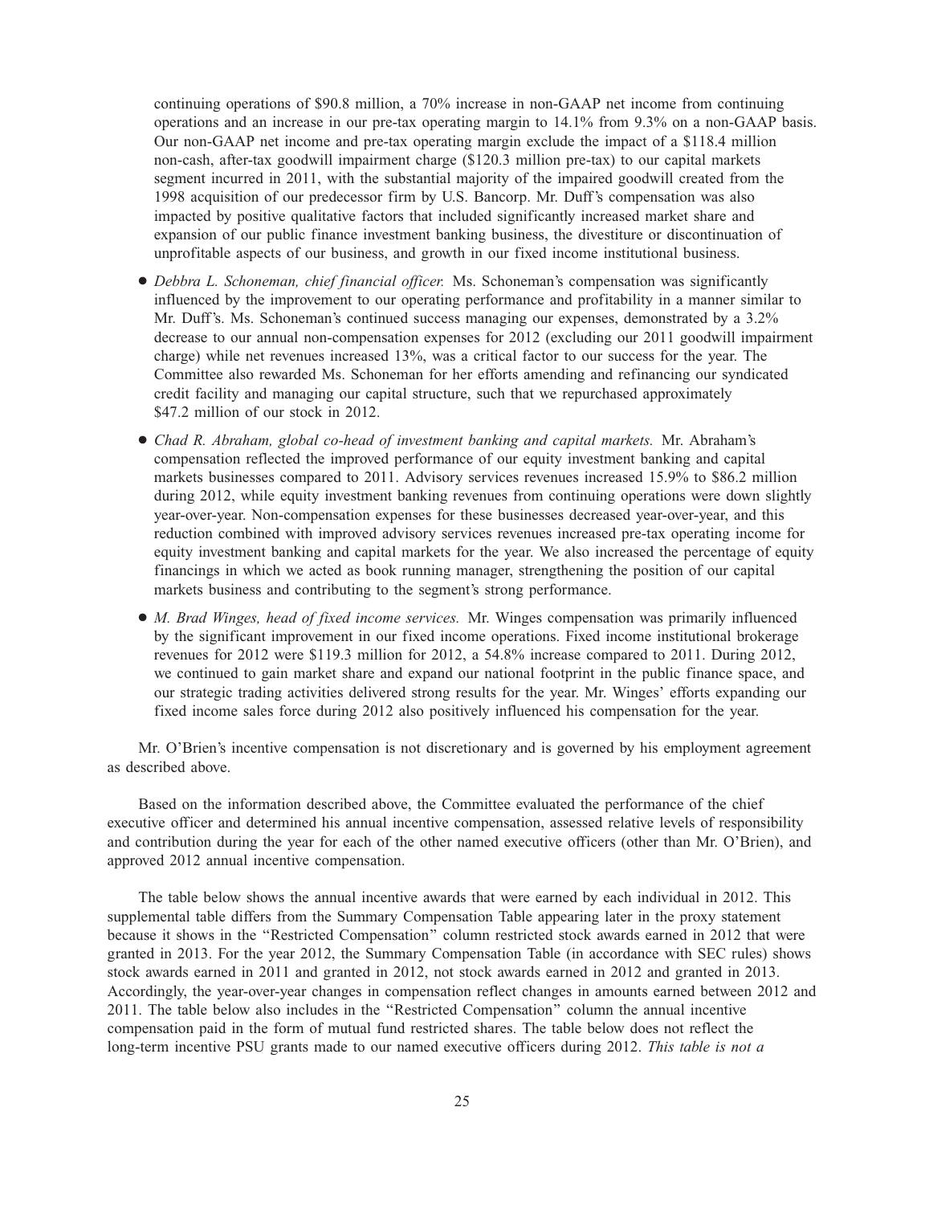continuing operations of $90.8 million, a 70% increase in non-GAAP net income from continuing operations and an increase in our pre-tax operating margin to 14.1% from 9.3% on a non-GAAP basis. Our non-GAAP net income and pre-tax operating margin exclude the impact of a $118.4 million non-cash, after-tax goodwill impairment charge ($120.3 million pre-tax) to our capital markets segment incurred in 2011, with the substantial majority of the impaired goodwill created from the 1998 acquisition of our predecessor firm by U.S. Bancorp. Mr. Duff's compensation was also impacted by positive qualitative factors that included significantly increased market share and expansion of our public finance investment banking business, the divestiture or discontinuation of unprofitable aspects of our business, and growth in our fixed income institutional business.

- *Debbra L. Schoneman, chief financial officer.* Ms. Schoneman's compensation was significantly influenced by the improvement to our operating performance and profitability in a manner similar to Mr. Duff's. Ms. Schoneman's continued success managing our expenses, demonstrated by a 3.2% decrease to our annual non-compensation expenses for 2012 (excluding our 2011 goodwill impairment charge) while net revenues increased 13%, was a critical factor to our success for the year. The Committee also rewarded Ms. Schoneman for her efforts amending and refinancing our syndicated credit facility and managing our capital structure, such that we repurchased approximately $47.2 million of our stock in 2012.

- *Chad R. Abraham, global co-head of investment banking and capital markets.* Mr. Abraham's compensation reflected the improved performance of our equity investment banking and capital markets businesses compared to 2011. Advisory services revenues increased 15.9% to $86.2 million during 2012, while equity investment banking revenues from continuing operations were down slightly year-over-year. Non-compensation expenses for these businesses decreased year-over-year, and this reduction combined with improved advisory services revenues increased pre-tax operating income for equity investment banking and capital markets for the year. We also increased the percentage of equity financings in which we acted as book running manager, strengthening the position of our capital markets business and contributing to the segment's strong performance.

- *M. Brad Winges, head of fixed income services.* Mr. Winges compensation was primarily influenced by the significant improvement in our fixed income operations. Fixed income institutional brokerage revenues for 2012 were $119.3 million for 2012, a 54.8% increase compared to 2011. During 2012, we continued to gain market share and expand our national footprint in the public finance space, and our strategic trading activities delivered strong results for the year. Mr. Winges' efforts expanding our fixed income sales force during 2012 also positively influenced his compensation for the year.

Mr. O'Brien's incentive compensation is not discretionary and is governed by his employment agreement as described above.

Based on the information described above, the Committee evaluated the performance of the chief executive officer and determined his annual incentive compensation, assessed relative levels of responsibility and contribution during the year for each of the other named executive officers (other than Mr. O'Brien), and approved 2012 annual incentive compensation.

The table below shows the annual incentive awards that were earned by each individual in 2012. This supplemental table differs from the Summary Compensation Table appearing later in the proxy statement because it shows in the "Restricted Compensation" column restricted stock awards earned in 2012 that were granted in 2013. For the year 2012, the Summary Compensation Table (in accordance with SEC rules) shows stock awards earned in 2011 and granted in 2012, not stock awards earned in 2012 and granted in 2013. Accordingly, the year-over-year changes in compensation reflect changes in amounts earned between 2012 and 2011. The table below also includes in the "Restricted Compensation" column the annual incentive compensation paid in the form of mutual fund restricted shares. The table below does not reflect the long-term incentive PSU grants made to our named executive officers during 2012. *This table is not a*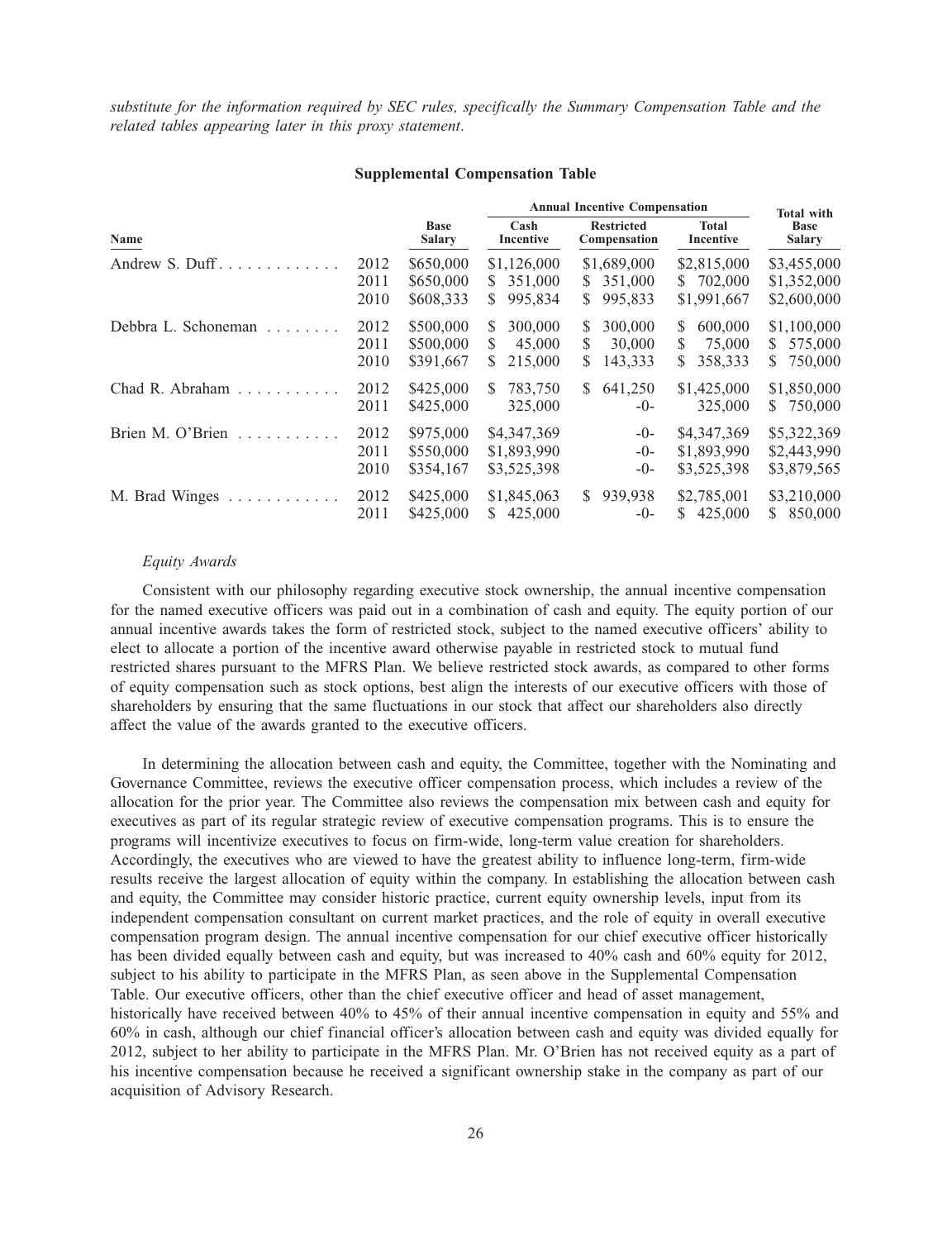*substitute for the information required by SEC rules, specifically the Summary Compensation Table and the related tables appearing later in this proxy statement*.

**Supplemental Compensation Table**

| Name | | Base Salary | Annual Incentive Compensation | | | Total with Base Salary |
|---|---|---|---|---|---|---|
| | | | Cash Incentive | Restricted Compensation | Total Incentive | |
| Andrew S. Duff | 2012 | $650,000 | $1,126,000 | $1,689,000 | $2,815,000 | $3,455,000 |
| | 2011 | $650,000 | $ 351,000 | $ 351,000 | $ 702,000 | $1,352,000 |
| | 2010 | $608,333 | $ 995,834 | $ 995,833 | $1,991,667 | $2,600,000 |
| Debbra L. Schoneman | 2012 | $500,000 | $ 300,000 | $ 300,000 | $ 600,000 | $1,100,000 |
| | 2011 | $500,000 | $ 45,000 | $ 30,000 | $ 75,000 | $ 575,000 |
| | 2010 | $391,667 | $ 215,000 | $ 143,333 | $ 358,333 | $ 750,000 |
| Chad R. Abraham | 2012 | $425,000 | $ 783,750 | $ 641,250 | $1,425,000 | $1,850,000 |
| | 2011 | $425,000 | 325,000 | -0- | 325,000 | $ 750,000 |
| Brien M. O'Brien | 2012 | $975,000 | $4,347,369 | -0- | $4,347,369 | $5,322,369 |
| | 2011 | $550,000 | $1,893,990 | -0- | $1,893,990 | $2,443,990 |
| | 2010 | $354,167 | $3,525,398 | -0- | $3,525,398 | $3,879,565 |
| M. Brad Winges | 2012 | $425,000 | $1,845,063 | $ 939,938 | $2,785,001 | $3,210,000 |
| | 2011 | $425,000 | $ 425,000 | -0- | $ 425,000 | $ 850,000 |

*Equity Awards*

Consistent with our philosophy regarding executive stock ownership, the annual incentive compensation for the named executive officers was paid out in a combination of cash and equity. The equity portion of our annual incentive awards takes the form of restricted stock, subject to the named executive officers' ability to elect to allocate a portion of the incentive award otherwise payable in restricted stock to mutual fund restricted shares pursuant to the MFRS Plan. We believe restricted stock awards, as compared to other forms of equity compensation such as stock options, best align the interests of our executive officers with those of shareholders by ensuring that the same fluctuations in our stock that affect our shareholders also directly affect the value of the awards granted to the executive officers.

In determining the allocation between cash and equity, the Committee, together with the Nominating and Governance Committee, reviews the executive officer compensation process, which includes a review of the allocation for the prior year. The Committee also reviews the compensation mix between cash and equity for executives as part of its regular strategic review of executive compensation programs. This is to ensure the programs will incentivize executives to focus on firm-wide, long-term value creation for shareholders. Accordingly, the executives who are viewed to have the greatest ability to influence long-term, firm-wide results receive the largest allocation of equity within the company. In establishing the allocation between cash and equity, the Committee may consider historic practice, current equity ownership levels, input from its independent compensation consultant on current market practices, and the role of equity in overall executive compensation program design. The annual incentive compensation for our chief executive officer historically has been divided equally between cash and equity, but was increased to 40% cash and 60% equity for 2012, subject to his ability to participate in the MFRS Plan, as seen above in the Supplemental Compensation Table. Our executive officers, other than the chief executive officer and head of asset management, historically have received between 40% to 45% of their annual incentive compensation in equity and 55% and 60% in cash, although our chief financial officer's allocation between cash and equity was divided equally for 2012, subject to her ability to participate in the MFRS Plan. Mr. O'Brien has not received equity as a part of his incentive compensation because he received a significant ownership stake in the company as part of our acquisition of Advisory Research.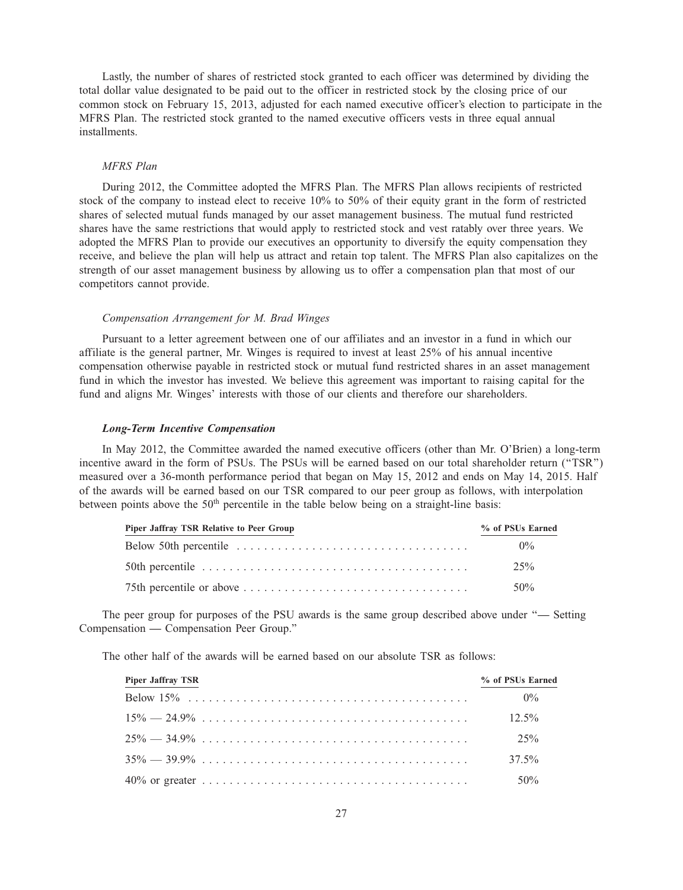Lastly, the number of shares of restricted stock granted to each officer was determined by dividing the total dollar value designated to be paid out to the officer in restricted stock by the closing price of our common stock on February 15, 2013, adjusted for each named executive officer's election to participate in the MFRS Plan. The restricted stock granted to the named executive officers vests in three equal annual installments.

*MFRS Plan*

During 2012, the Committee adopted the MFRS Plan. The MFRS Plan allows recipients of restricted stock of the company to instead elect to receive 10% to 50% of their equity grant in the form of restricted shares of selected mutual funds managed by our asset management business. The mutual fund restricted shares have the same restrictions that would apply to restricted stock and vest ratably over three years. We adopted the MFRS Plan to provide our executives an opportunity to diversify the equity compensation they receive, and believe the plan will help us attract and retain top talent. The MFRS Plan also capitalizes on the strength of our asset management business by allowing us to offer a compensation plan that most of our competitors cannot provide.

*Compensation Arrangement for M. Brad Winges*

Pursuant to a letter agreement between one of our affiliates and an investor in a fund in which our affiliate is the general partner, Mr. Winges is required to invest at least 25% of his annual incentive compensation otherwise payable in restricted stock or mutual fund restricted shares in an asset management fund in which the investor has invested. We believe this agreement was important to raising capital for the fund and aligns Mr. Winges' interests with those of our clients and therefore our shareholders.

***Long-Term Incentive Compensation***

In May 2012, the Committee awarded the named executive officers (other than Mr. O'Brien) a long-term incentive award in the form of PSUs. The PSUs will be earned based on our total shareholder return ("TSR") measured over a 36-month performance period that began on May 15, 2012 and ends on May 14, 2015. Half of the awards will be earned based on our TSR compared to our peer group as follows, with interpolation between points above the 50th percentile in the table below being on a straight-line basis:

| Piper Jaffray TSR Relative to Peer Group | % of PSUs Earned |
|---|---|
| Below 50th percentile | 0% |
| 50th percentile | 25% |
| 75th percentile or above | 50% |

The peer group for purposes of the PSU awards is the same group described above under "— Setting Compensation — Compensation Peer Group."

The other half of the awards will be earned based on our absolute TSR as follows:

| Piper Jaffray TSR | % of PSUs Earned |
|---|---|
| Below 15% | 0% |
| 15% — 24.9% | 12.5% |
| 25% — 34.9% | 25% |
| 35% — 39.9% | 37.5% |
| 40% or greater | 50% |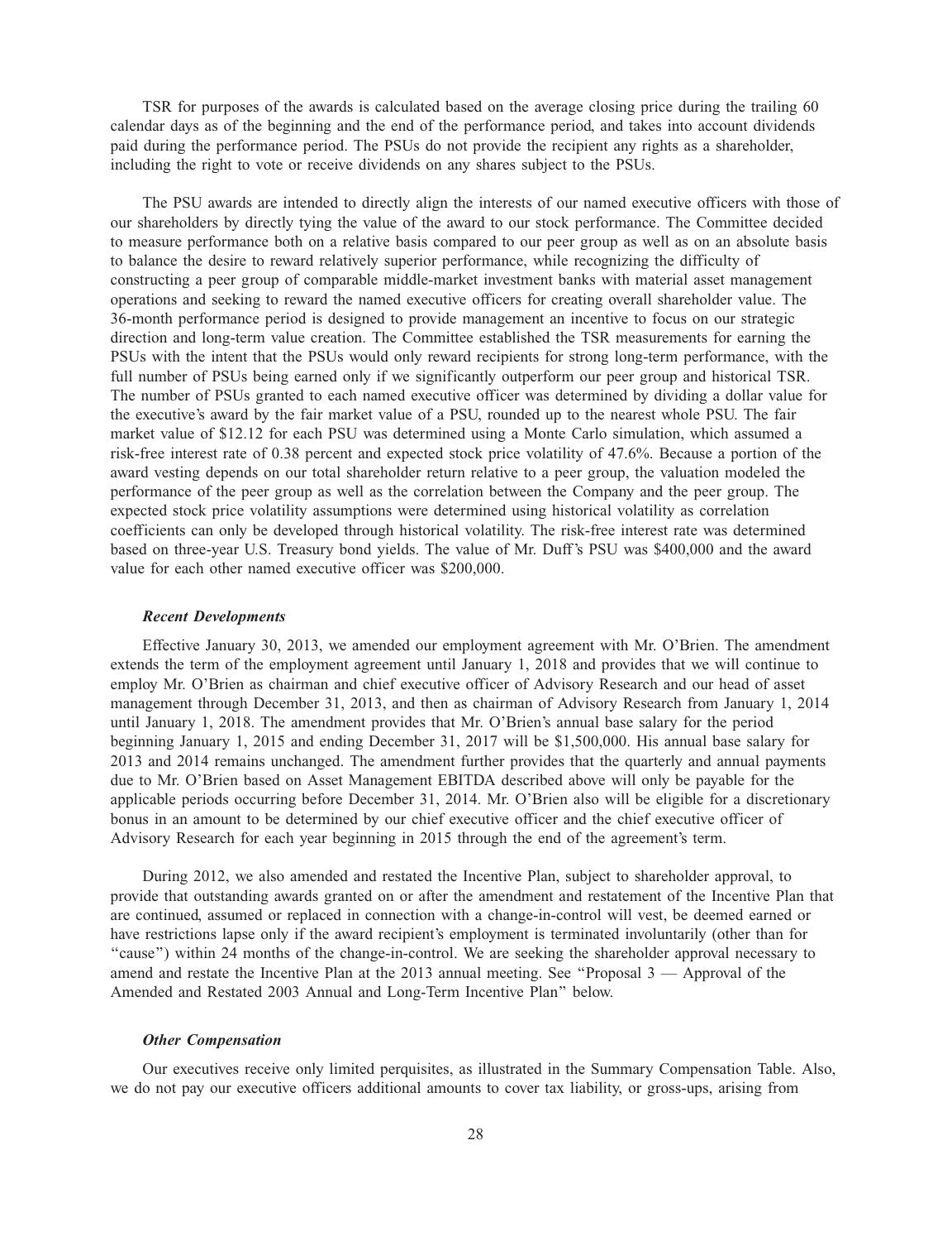TSR for purposes of the awards is calculated based on the average closing price during the trailing 60 calendar days as of the beginning and the end of the performance period, and takes into account dividends paid during the performance period. The PSUs do not provide the recipient any rights as a shareholder, including the right to vote or receive dividends on any shares subject to the PSUs.

The PSU awards are intended to directly align the interests of our named executive officers with those of our shareholders by directly tying the value of the award to our stock performance. The Committee decided to measure performance both on a relative basis compared to our peer group as well as on an absolute basis to balance the desire to reward relatively superior performance, while recognizing the difficulty of constructing a peer group of comparable middle-market investment banks with material asset management operations and seeking to reward the named executive officers for creating overall shareholder value. The 36-month performance period is designed to provide management an incentive to focus on our strategic direction and long-term value creation. The Committee established the TSR measurements for earning the PSUs with the intent that the PSUs would only reward recipients for strong long-term performance, with the full number of PSUs being earned only if we significantly outperform our peer group and historical TSR. The number of PSUs granted to each named executive officer was determined by dividing a dollar value for the executive's award by the fair market value of a PSU, rounded up to the nearest whole PSU. The fair market value of $12.12 for each PSU was determined using a Monte Carlo simulation, which assumed a risk-free interest rate of 0.38 percent and expected stock price volatility of 47.6%. Because a portion of the award vesting depends on our total shareholder return relative to a peer group, the valuation modeled the performance of the peer group as well as the correlation between the Company and the peer group. The expected stock price volatility assumptions were determined using historical volatility as correlation coefficients can only be developed through historical volatility. The risk-free interest rate was determined based on three-year U.S. Treasury bond yields. The value of Mr. Duff's PSU was $400,000 and the award value for each other named executive officer was $200,000.

### *Recent Developments*

Effective January 30, 2013, we amended our employment agreement with Mr. O'Brien. The amendment extends the term of the employment agreement until January 1, 2018 and provides that we will continue to employ Mr. O'Brien as chairman and chief executive officer of Advisory Research and our head of asset management through December 31, 2013, and then as chairman of Advisory Research from January 1, 2014 until January 1, 2018. The amendment provides that Mr. O'Brien's annual base salary for the period beginning January 1, 2015 and ending December 31, 2017 will be $1,500,000. His annual base salary for 2013 and 2014 remains unchanged. The amendment further provides that the quarterly and annual payments due to Mr. O'Brien based on Asset Management EBITDA described above will only be payable for the applicable periods occurring before December 31, 2014. Mr. O'Brien also will be eligible for a discretionary bonus in an amount to be determined by our chief executive officer and the chief executive officer of Advisory Research for each year beginning in 2015 through the end of the agreement's term.

During 2012, we also amended and restated the Incentive Plan, subject to shareholder approval, to provide that outstanding awards granted on or after the amendment and restatement of the Incentive Plan that are continued, assumed or replaced in connection with a change-in-control will vest, be deemed earned or have restrictions lapse only if the award recipient's employment is terminated involuntarily (other than for "cause") within 24 months of the change-in-control. We are seeking the shareholder approval necessary to amend and restate the Incentive Plan at the 2013 annual meeting. See "Proposal 3 — Approval of the Amended and Restated 2003 Annual and Long-Term Incentive Plan" below.

### *Other Compensation*

Our executives receive only limited perquisites, as illustrated in the Summary Compensation Table. Also, we do not pay our executive officers additional amounts to cover tax liability, or gross-ups, arising from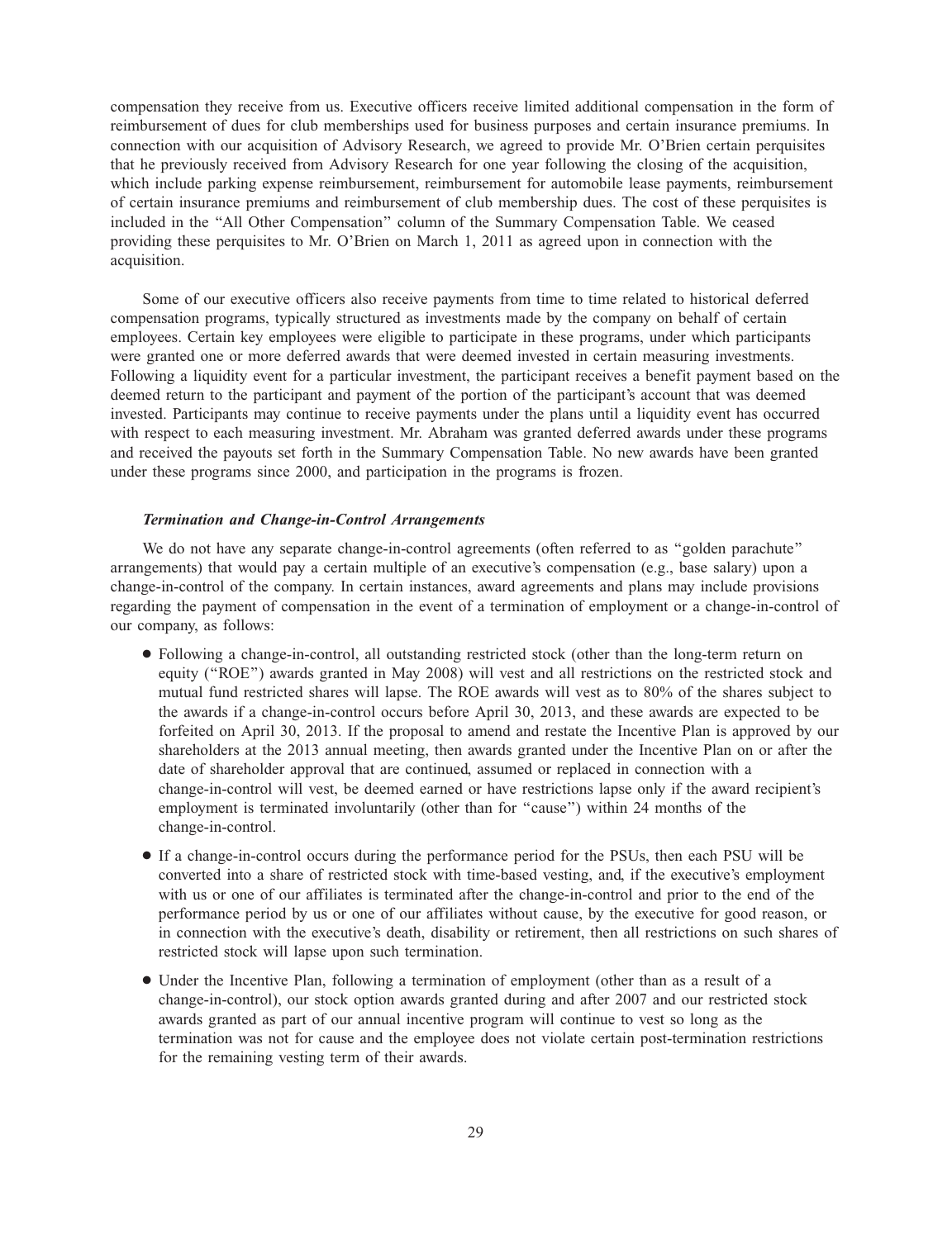compensation they receive from us. Executive officers receive limited additional compensation in the form of reimbursement of dues for club memberships used for business purposes and certain insurance premiums. In connection with our acquisition of Advisory Research, we agreed to provide Mr. O'Brien certain perquisites that he previously received from Advisory Research for one year following the closing of the acquisition, which include parking expense reimbursement, reimbursement for automobile lease payments, reimbursement of certain insurance premiums and reimbursement of club membership dues. The cost of these perquisites is included in the "All Other Compensation" column of the Summary Compensation Table. We ceased providing these perquisites to Mr. O'Brien on March 1, 2011 as agreed upon in connection with the acquisition.

Some of our executive officers also receive payments from time to time related to historical deferred compensation programs, typically structured as investments made by the company on behalf of certain employees. Certain key employees were eligible to participate in these programs, under which participants were granted one or more deferred awards that were deemed invested in certain measuring investments. Following a liquidity event for a particular investment, the participant receives a benefit payment based on the deemed return to the participant and payment of the portion of the participant's account that was deemed invested. Participants may continue to receive payments under the plans until a liquidity event has occurred with respect to each measuring investment. Mr. Abraham was granted deferred awards under these programs and received the payouts set forth in the Summary Compensation Table. No new awards have been granted under these programs since 2000, and participation in the programs is frozen.

***Termination and Change-in-Control Arrangements***

We do not have any separate change-in-control agreements (often referred to as "golden parachute" arrangements) that would pay a certain multiple of an executive's compensation (e.g., base salary) upon a change-in-control of the company. In certain instances, award agreements and plans may include provisions regarding the payment of compensation in the event of a termination of employment or a change-in-control of our company, as follows:

- Following a change-in-control, all outstanding restricted stock (other than the long-term return on equity ("ROE") awards granted in May 2008) will vest and all restrictions on the restricted stock and mutual fund restricted shares will lapse. The ROE awards will vest as to 80% of the shares subject to the awards if a change-in-control occurs before April 30, 2013, and these awards are expected to be forfeited on April 30, 2013. If the proposal to amend and restate the Incentive Plan is approved by our shareholders at the 2013 annual meeting, then awards granted under the Incentive Plan on or after the date of shareholder approval that are continued, assumed or replaced in connection with a change-in-control will vest, be deemed earned or have restrictions lapse only if the award recipient's employment is terminated involuntarily (other than for "cause") within 24 months of the change-in-control.
- If a change-in-control occurs during the performance period for the PSUs, then each PSU will be converted into a share of restricted stock with time-based vesting, and, if the executive's employment with us or one of our affiliates is terminated after the change-in-control and prior to the end of the performance period by us or one of our affiliates without cause, by the executive for good reason, or in connection with the executive's death, disability or retirement, then all restrictions on such shares of restricted stock will lapse upon such termination.
- Under the Incentive Plan, following a termination of employment (other than as a result of a change-in-control), our stock option awards granted during and after 2007 and our restricted stock awards granted as part of our annual incentive program will continue to vest so long as the termination was not for cause and the employee does not violate certain post-termination restrictions for the remaining vesting term of their awards.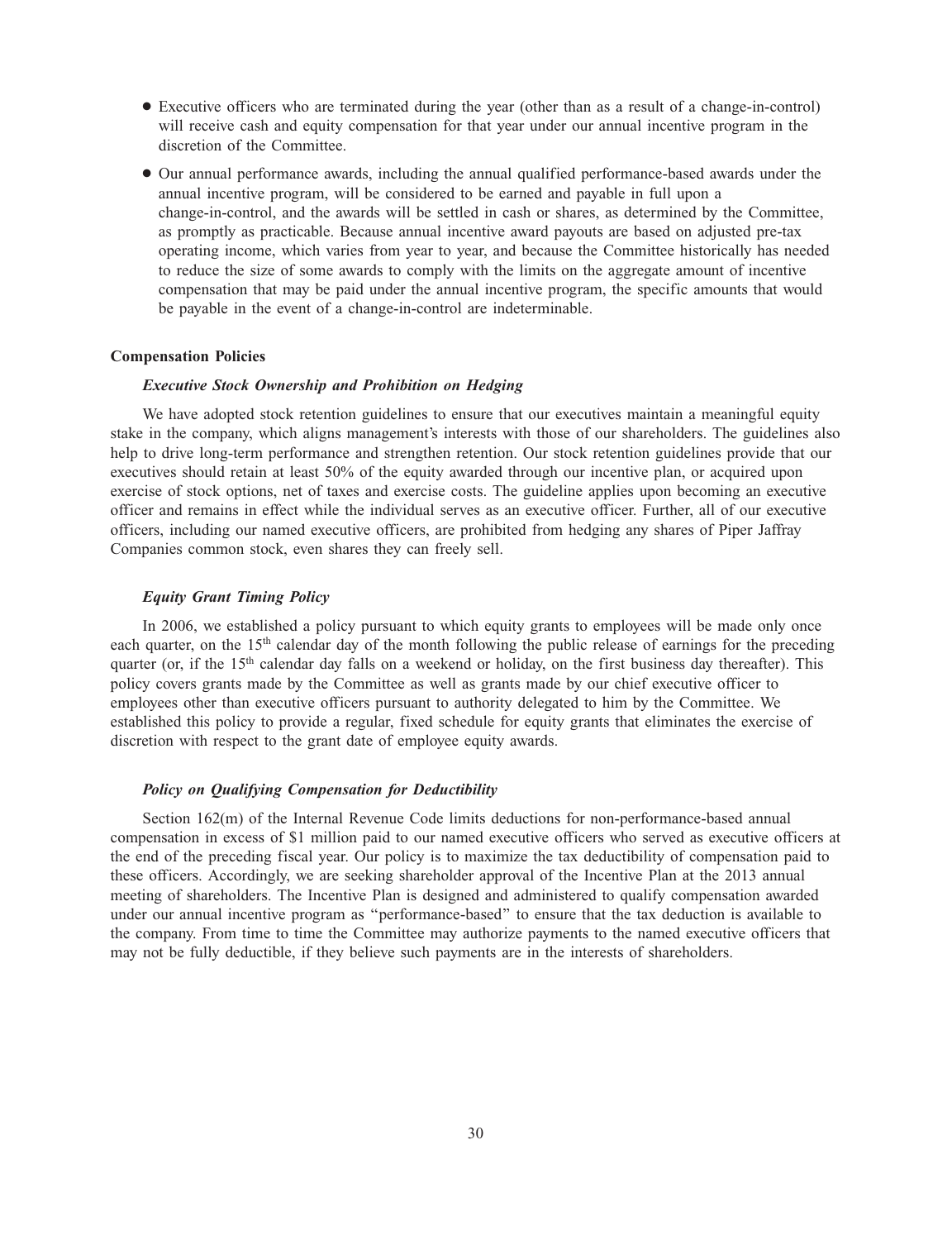- Executive officers who are terminated during the year (other than as a result of a change-in-control) will receive cash and equity compensation for that year under our annual incentive program in the discretion of the Committee.
- Our annual performance awards, including the annual qualified performance-based awards under the annual incentive program, will be considered to be earned and payable in full upon a change-in-control, and the awards will be settled in cash or shares, as determined by the Committee, as promptly as practicable. Because annual incentive award payouts are based on adjusted pre-tax operating income, which varies from year to year, and because the Committee historically has needed to reduce the size of some awards to comply with the limits on the aggregate amount of incentive compensation that may be paid under the annual incentive program, the specific amounts that would be payable in the event of a change-in-control are indeterminable.

**Compensation Policies**

***Executive Stock Ownership and Prohibition on Hedging***

We have adopted stock retention guidelines to ensure that our executives maintain a meaningful equity stake in the company, which aligns management's interests with those of our shareholders. The guidelines also help to drive long-term performance and strengthen retention. Our stock retention guidelines provide that our executives should retain at least 50% of the equity awarded through our incentive plan, or acquired upon exercise of stock options, net of taxes and exercise costs. The guideline applies upon becoming an executive officer and remains in effect while the individual serves as an executive officer. Further, all of our executive officers, including our named executive officers, are prohibited from hedging any shares of Piper Jaffray Companies common stock, even shares they can freely sell.

***Equity Grant Timing Policy***

In 2006, we established a policy pursuant to which equity grants to employees will be made only once each quarter, on the 15th calendar day of the month following the public release of earnings for the preceding quarter (or, if the 15th calendar day falls on a weekend or holiday, on the first business day thereafter). This policy covers grants made by the Committee as well as grants made by our chief executive officer to employees other than executive officers pursuant to authority delegated to him by the Committee. We established this policy to provide a regular, fixed schedule for equity grants that eliminates the exercise of discretion with respect to the grant date of employee equity awards.

***Policy on Qualifying Compensation for Deductibility***

Section 162(m) of the Internal Revenue Code limits deductions for non-performance-based annual compensation in excess of $1 million paid to our named executive officers who served as executive officers at the end of the preceding fiscal year. Our policy is to maximize the tax deductibility of compensation paid to these officers. Accordingly, we are seeking shareholder approval of the Incentive Plan at the 2013 annual meeting of shareholders. The Incentive Plan is designed and administered to qualify compensation awarded under our annual incentive program as "performance-based" to ensure that the tax deduction is available to the company. From time to time the Committee may authorize payments to the named executive officers that may not be fully deductible, if they believe such payments are in the interests of shareholders.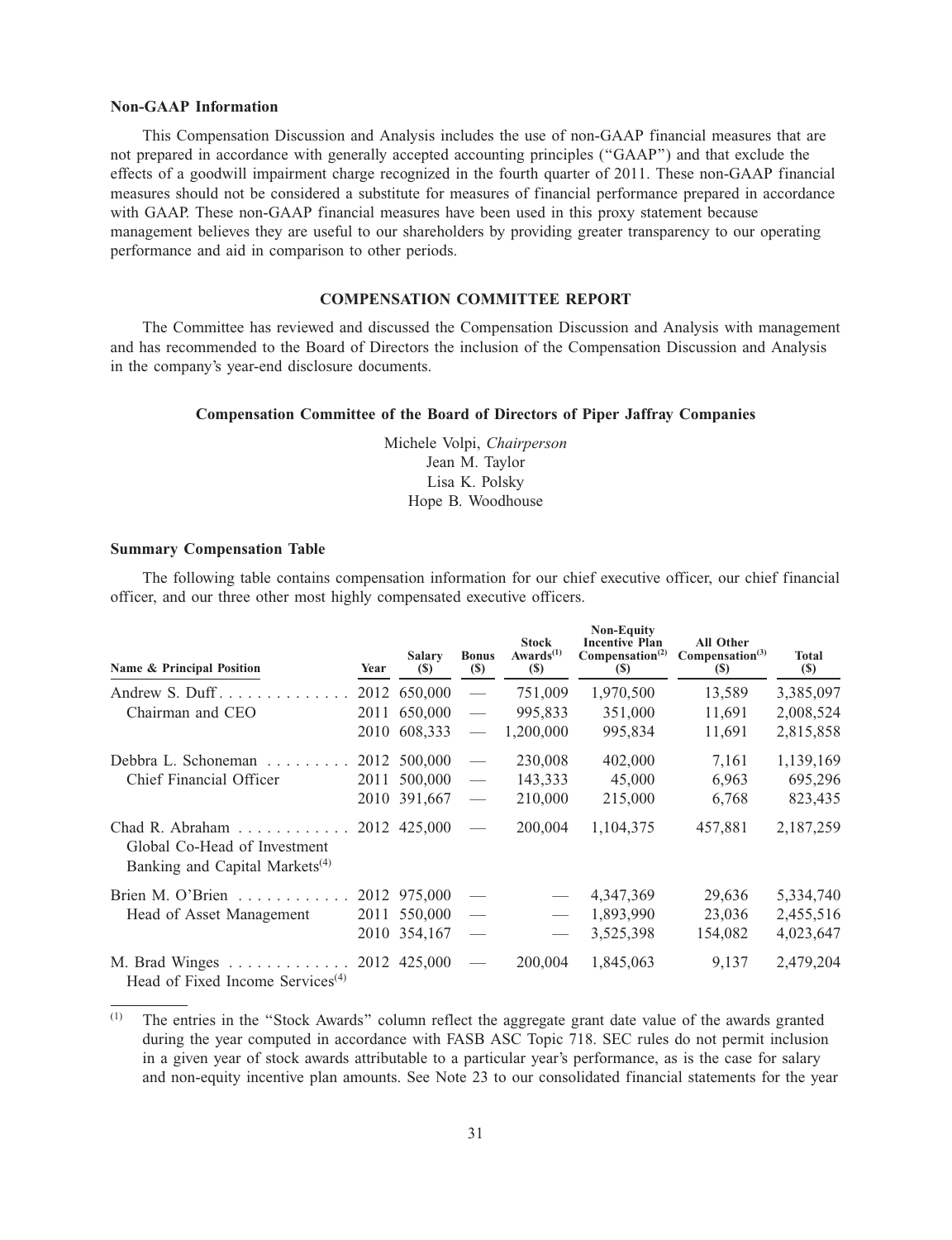### Non-GAAP Information

This Compensation Discussion and Analysis includes the use of non-GAAP financial measures that are not prepared in accordance with generally accepted accounting principles ("GAAP") and that exclude the effects of a goodwill impairment charge recognized in the fourth quarter of 2011. These non-GAAP financial measures should not be considered a substitute for measures of financial performance prepared in accordance with GAAP. These non-GAAP financial measures have been used in this proxy statement because management believes they are useful to our shareholders by providing greater transparency to our operating performance and aid in comparison to other periods.

## COMPENSATION COMMITTEE REPORT

The Committee has reviewed and discussed the Compensation Discussion and Analysis with management and has recommended to the Board of Directors the inclusion of the Compensation Discussion and Analysis in the company's year-end disclosure documents.

**Compensation Committee of the Board of Directors of Piper Jaffray Companies**

Michele Volpi, *Chairperson*
Jean M. Taylor
Lisa K. Polsky
Hope B. Woodhouse

### Summary Compensation Table

The following table contains compensation information for our chief executive officer, our chief financial officer, and our three other most highly compensated executive officers.

| Name & Principal Position | Year | Salary ($) | Bonus ($) | Stock Awards[1] ($) | Non-Equity Incentive Plan Compensation[2] ($) | All Other Compensation[3] ($) | Total ($) |
|---|---|---|---|---|---|---|---|
| Andrew S. Duff | 2012 | 650,000 | — | 751,009 | 1,970,500 | 13,589 | 3,385,097 |
| Chairman and CEO | 2011 | 650,000 | — | 995,833 | 351,000 | 11,691 | 2,008,524 |
| | 2010 | 608,333 | — | 1,200,000 | 995,834 | 11,691 | 2,815,858 |
| Debbra L. Schoneman | 2012 | 500,000 | — | 230,008 | 402,000 | 7,161 | 1,139,169 |
| Chief Financial Officer | 2011 | 500,000 | — | 143,333 | 45,000 | 6,963 | 695,296 |
| | 2010 | 391,667 | — | 210,000 | 215,000 | 6,768 | 823,435 |
| Chad R. Abraham<br>Global Co-Head of Investment Banking and Capital Markets[4] | 2012 | 425,000 | — | 200,004 | 1,104,375 | 457,881 | 2,187,259 |
| Brien M. O'Brien | 2012 | 975,000 | — | — | 4,347,369 | 29,636 | 5,334,740 |
| Head of Asset Management | 2011 | 550,000 | — | — | 1,893,990 | 23,036 | 2,455,516 |
| | 2010 | 354,167 | — | — | 3,525,398 | 154,082 | 4,023,647 |
| M. Brad Winges<br>Head of Fixed Income Services[4] | 2012 | 425,000 | — | 200,004 | 1,845,063 | 9,137 | 2,479,204 |

(1) The entries in the "Stock Awards" column reflect the aggregate grant date value of the awards granted during the year computed in accordance with FASB ASC Topic 718. SEC rules do not permit inclusion in a given year of stock awards attributable to a particular year's performance, as is the case for salary and non-equity incentive plan amounts. See Note 23 to our consolidated financial statements for the year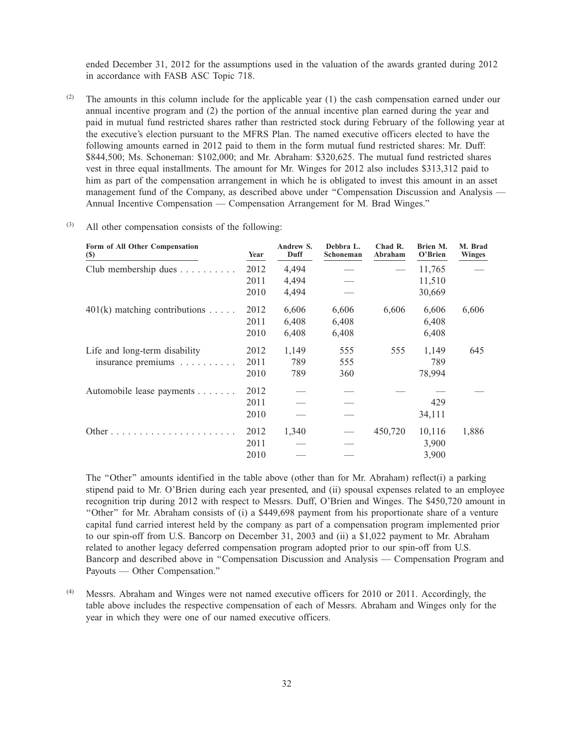ended December 31, 2012 for the assumptions used in the valuation of the awards granted during 2012 in accordance with FASB ASC Topic 718.

(2) The amounts in this column include for the applicable year (1) the cash compensation earned under our annual incentive program and (2) the portion of the annual incentive plan earned during the year and paid in mutual fund restricted shares rather than restricted stock during February of the following year at the executive's election pursuant to the MFRS Plan. The named executive officers elected to have the following amounts earned in 2012 paid to them in the form mutual fund restricted shares: Mr. Duff: $844,500; Ms. Schoneman: $102,000; and Mr. Abraham: $320,625. The mutual fund restricted shares vest in three equal installments. The amount for Mr. Winges for 2012 also includes $313,312 paid to him as part of the compensation arrangement in which he is obligated to invest this amount in an asset management fund of the Company, as described above under "Compensation Discussion and Analysis — Annual Incentive Compensation — Compensation Arrangement for M. Brad Winges."

(3) All other compensation consists of the following:

| Form of All Other Compensation ($) | Year | Andrew S. Duff | Debbra L. Schoneman | Chad R. Abraham | Brien M. O'Brien | M. Brad Winges |
|---|---|---|---|---|---|---|
| Club membership dues | 2012 | 4,494 | — | — | 11,765 | — |
| | 2011 | 4,494 | — | | 11,510 | |
| | 2010 | 4,494 | — | | 30,669 | |
| 401(k) matching contributions | 2012 | 6,606 | 6,606 | 6,606 | 6,606 | 6,606 |
| | 2011 | 6,408 | 6,408 | | 6,408 | |
| | 2010 | 6,408 | 6,408 | | 6,408 | |
| Life and long-term disability insurance premiums | 2012 | 1,149 | 555 | 555 | 1,149 | 645 |
| | 2011 | 789 | 555 | | 789 | |
| | 2010 | 789 | 360 | | 78,994 | |
| Automobile lease payments | 2012 | — | — | — | — | — |
| | 2011 | — | — | | 429 | |
| | 2010 | — | — | | 34,111 | |
| Other | 2012 | 1,340 | — | 450,720 | 10,116 | 1,886 |
| | 2011 | — | — | | 3,900 | |
| | 2010 | — | — | | 3,900 | |

The "Other" amounts identified in the table above (other than for Mr. Abraham) reflect(i) a parking stipend paid to Mr. O'Brien during each year presented, and (ii) spousal expenses related to an employee recognition trip during 2012 with respect to Messrs. Duff, O'Brien and Winges. The $450,720 amount in "Other" for Mr. Abraham consists of (i) a $449,698 payment from his proportionate share of a venture capital fund carried interest held by the company as part of a compensation program implemented prior to our spin-off from U.S. Bancorp on December 31, 2003 and (ii) a $1,022 payment to Mr. Abraham related to another legacy deferred compensation program adopted prior to our spin-off from U.S. Bancorp and described above in "Compensation Discussion and Analysis — Compensation Program and Payouts — Other Compensation."

(4) Messrs. Abraham and Winges were not named executive officers for 2010 or 2011. Accordingly, the table above includes the respective compensation of each of Messrs. Abraham and Winges only for the year in which they were one of our named executive officers.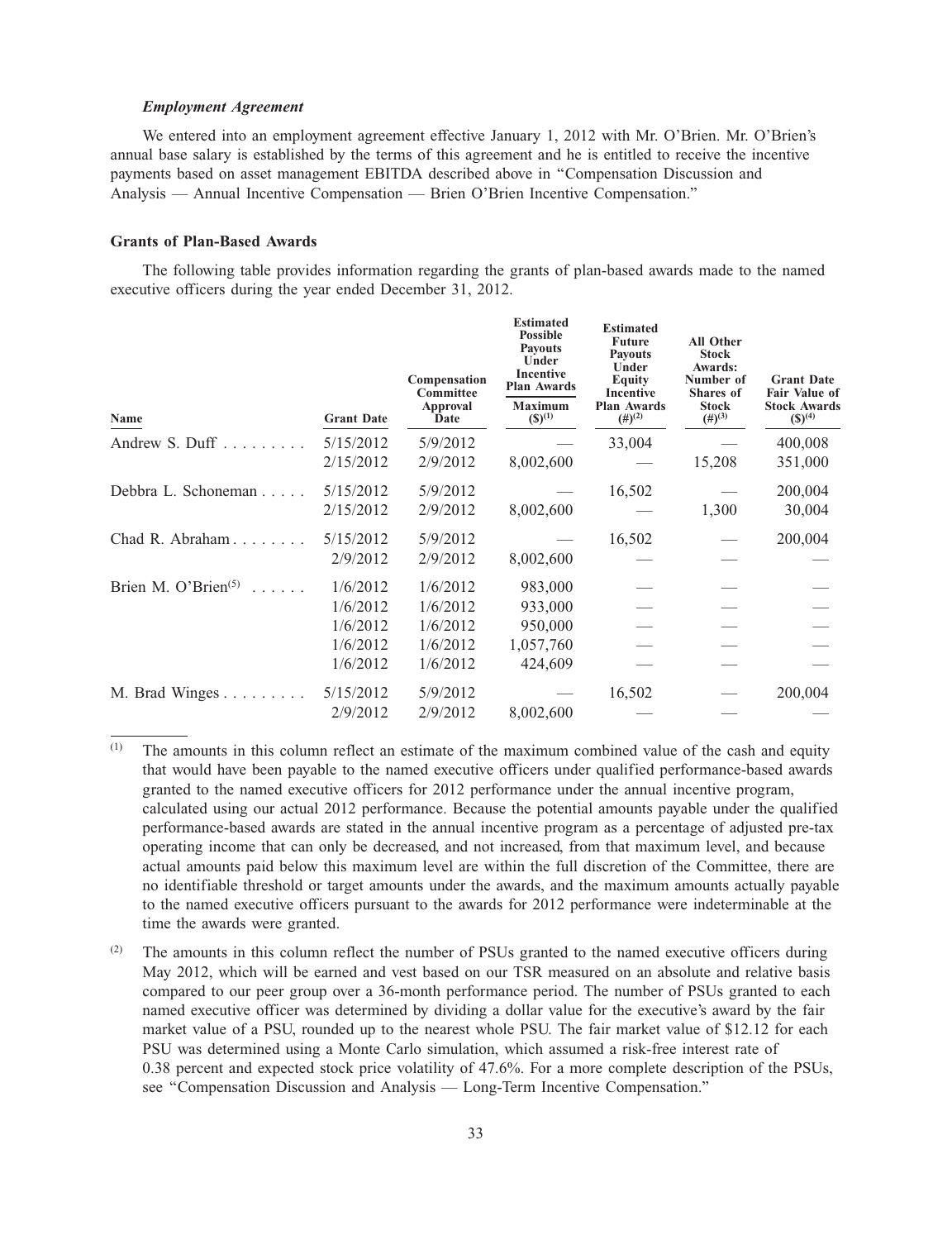### *Employment Agreement*

We entered into an employment agreement effective January 1, 2012 with Mr. O'Brien. Mr. O'Brien's annual base salary is established by the terms of this agreement and he is entitled to receive the incentive payments based on asset management EBITDA described above in "Compensation Discussion and Analysis — Annual Incentive Compensation — Brien O'Brien Incentive Compensation."

### Grants of Plan-Based Awards

The following table provides information regarding the grants of plan-based awards made to the named executive officers during the year ended December 31, 2012.

| Name | Grant Date | Compensation Committee Approval Date | Estimated Possible Payouts Under Incentive Plan Awards Maximum ($)[(1)] | Estimated Future Payouts Under Equity Incentive Plan Awards (#)[(2)] | All Other Stock Awards: Number of Shares of Stock (#)[(3)] | Grant Date Fair Value of Stock Awards ($)[(4)] |
|---|---|---|---|---|---|---|
| Andrew S. Duff | 5/15/2012 | 5/9/2012 | — | 33,004 | — | 400,008 |
| | 2/15/2012 | 2/9/2012 | 8,002,600 | — | 15,208 | 351,000 |
| Debbra L. Schoneman | 5/15/2012 | 5/9/2012 | — | 16,502 | — | 200,004 |
| | 2/15/2012 | 2/9/2012 | 8,002,600 | — | 1,300 | 30,004 |
| Chad R. Abraham | 5/15/2012 | 5/9/2012 | — | 16,502 | — | 200,004 |
| | 2/9/2012 | 2/9/2012 | 8,002,600 | — | — | — |
| Brien M. O'Brien[(5)] | 1/6/2012 | 1/6/2012 | 983,000 | — | — | — |
| | 1/6/2012 | 1/6/2012 | 933,000 | — | — | — |
| | 1/6/2012 | 1/6/2012 | 950,000 | — | — | — |
| | 1/6/2012 | 1/6/2012 | 1,057,760 | — | — | — |
| | 1/6/2012 | 1/6/2012 | 424,609 | — | — | — |
| M. Brad Winges | 5/15/2012 | 5/9/2012 | — | 16,502 | — | 200,004 |
| | 2/9/2012 | 2/9/2012 | 8,002,600 | — | — | — |

(1) The amounts in this column reflect an estimate of the maximum combined value of the cash and equity that would have been payable to the named executive officers under qualified performance-based awards granted to the named executive officers for 2012 performance under the annual incentive program, calculated using our actual 2012 performance. Because the potential amounts payable under the qualified performance-based awards are stated in the annual incentive program as a percentage of adjusted pre-tax operating income that can only be decreased, and not increased, from that maximum level, and because actual amounts paid below this maximum level are within the full discretion of the Committee, there are no identifiable threshold or target amounts under the awards, and the maximum amounts actually payable to the named executive officers pursuant to the awards for 2012 performance were indeterminable at the time the awards were granted.

(2) The amounts in this column reflect the number of PSUs granted to the named executive officers during May 2012, which will be earned and vest based on our TSR measured on an absolute and relative basis compared to our peer group over a 36-month performance period. The number of PSUs granted to each named executive officer was determined by dividing a dollar value for the executive's award by the fair market value of a PSU, rounded up to the nearest whole PSU. The fair market value of $12.12 for each PSU was determined using a Monte Carlo simulation, which assumed a risk-free interest rate of 0.38 percent and expected stock price volatility of 47.6%. For a more complete description of the PSUs, see "Compensation Discussion and Analysis — Long-Term Incentive Compensation."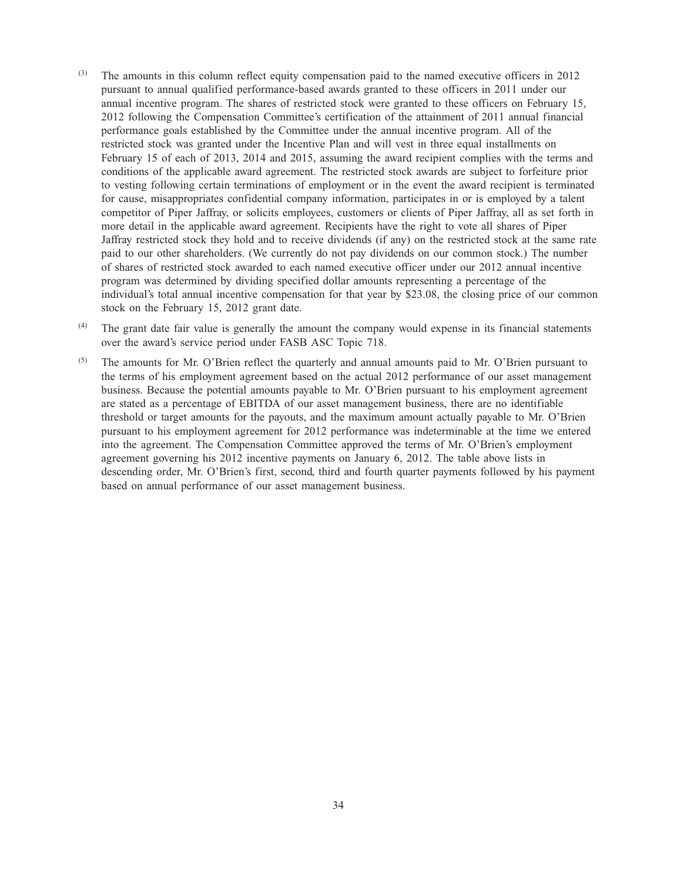(3) The amounts in this column reflect equity compensation paid to the named executive officers in 2012 pursuant to annual qualified performance-based awards granted to these officers in 2011 under our annual incentive program. The shares of restricted stock were granted to these officers on February 15, 2012 following the Compensation Committee's certification of the attainment of 2011 annual financial performance goals established by the Committee under the annual incentive program. All of the restricted stock was granted under the Incentive Plan and will vest in three equal installments on February 15 of each of 2013, 2014 and 2015, assuming the award recipient complies with the terms and conditions of the applicable award agreement. The restricted stock awards are subject to forfeiture prior to vesting following certain terminations of employment or in the event the award recipient is terminated for cause, misappropriates confidential company information, participates in or is employed by a talent competitor of Piper Jaffray, or solicits employees, customers or clients of Piper Jaffray, all as set forth in more detail in the applicable award agreement. Recipients have the right to vote all shares of Piper Jaffray restricted stock they hold and to receive dividends (if any) on the restricted stock at the same rate paid to our other shareholders. (We currently do not pay dividends on our common stock.) The number of shares of restricted stock awarded to each named executive officer under our 2012 annual incentive program was determined by dividing specified dollar amounts representing a percentage of the individual's total annual incentive compensation for that year by $23.08, the closing price of our common stock on the February 15, 2012 grant date.

(4) The grant date fair value is generally the amount the company would expense in its financial statements over the award's service period under FASB ASC Topic 718.

(5) The amounts for Mr. O'Brien reflect the quarterly and annual amounts paid to Mr. O'Brien pursuant to the terms of his employment agreement based on the actual 2012 performance of our asset management business. Because the potential amounts payable to Mr. O'Brien pursuant to his employment agreement are stated as a percentage of EBITDA of our asset management business, there are no identifiable threshold or target amounts for the payouts, and the maximum amount actually payable to Mr. O'Brien pursuant to his employment agreement for 2012 performance was indeterminable at the time we entered into the agreement. The Compensation Committee approved the terms of Mr. O'Brien's employment agreement governing his 2012 incentive payments on January 6, 2012. The table above lists in descending order, Mr. O'Brien's first, second, third and fourth quarter payments followed by his payment based on annual performance of our asset management business.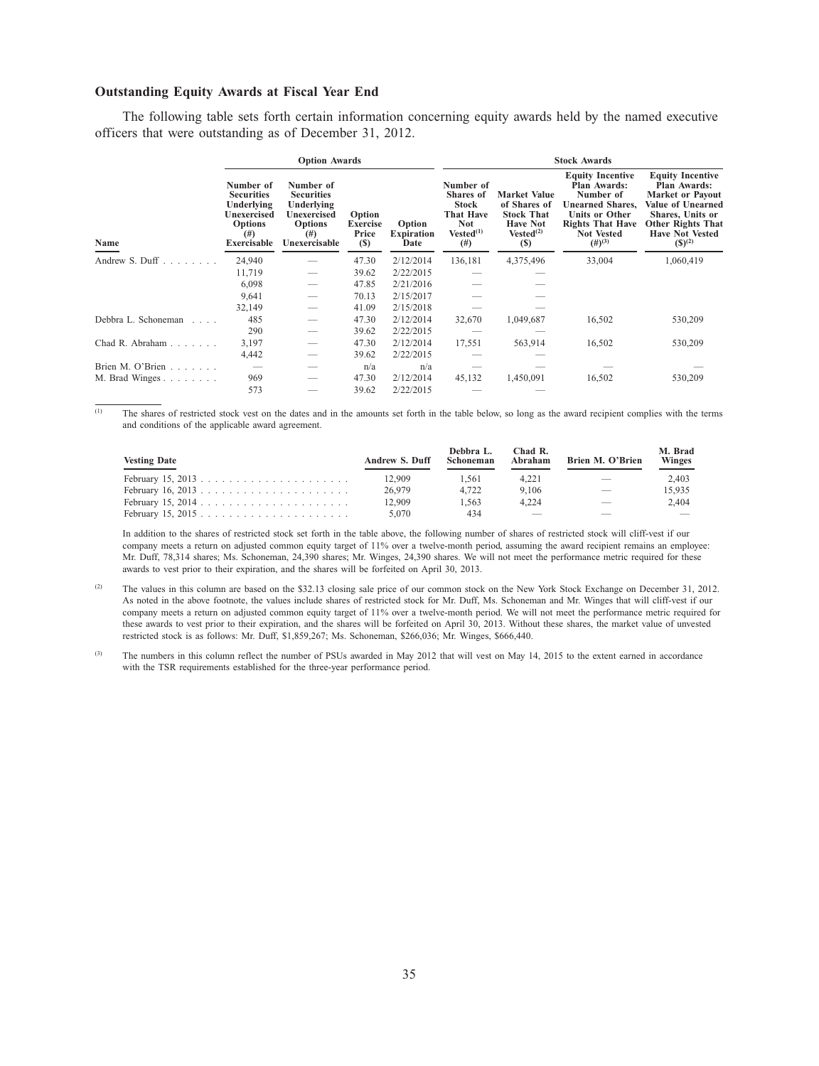### Outstanding Equity Awards at Fiscal Year End

The following table sets forth certain information concerning equity awards held by the named executive officers that were outstanding as of December 31, 2012.

| | Option Awards | | | | Stock Awards | | | |
|---|---|---|---|---|---|---|---|---|
| Name | Number of Securities Underlying Unexercised Options (#) Exercisable | Number of Securities Underlying Unexercised Options (#) Unexercisable | Option Exercise Price ($) | Option Expiration Date | Number of Shares of Stock That Have Not Vested[(1)] (#) | Market Value of Shares of Stock That Have Not Vested[(2)] ($) | Equity Incentive Plan Awards: Number of Unearned Shares, Units or Other Rights That Have Not Vested (#)[(3)] | Equity Incentive Plan Awards: Market or Payout Value of Unearned Shares, Units or Other Rights That Have Not Vested ($)[(2)] |
| Andrew S. Duff | 24,940 | — | 47.30 | 2/12/2014 | 136,181 | 4,375,496 | 33,004 | 1,060,419 |
| | 11,719 | — | 39.62 | 2/22/2015 | — | — | | |
| | 6,098 | — | 47.85 | 2/21/2016 | — | — | | |
| | 9,641 | — | 70.13 | 2/15/2017 | — | — | | |
| | 32,149 | — | 41.09 | 2/15/2018 | — | — | | |
| Debbra L. Schoneman | 485 | — | 47.30 | 2/12/2014 | 32,670 | 1,049,687 | 16,502 | 530,209 |
| | 290 | — | 39.62 | 2/22/2015 | — | — | | |
| Chad R. Abraham | 3,197 | — | 47.30 | 2/12/2014 | 17,551 | 563,914 | 16,502 | 530,209 |
| | 4,442 | — | 39.62 | 2/22/2015 | — | — | | |
| Brien M. O'Brien | — | — | n/a | n/a | — | — | — | — |
| M. Brad Winges | 969 | — | 47.30 | 2/12/2014 | 45,132 | 1,450,091 | 16,502 | 530,209 |
| | 573 | — | 39.62 | 2/22/2015 | — | — | | |

(1) The shares of restricted stock vest on the dates and in the amounts set forth in the table below, so long as the award recipient complies with the terms and conditions of the applicable award agreement.

| Vesting Date | Andrew S. Duff | Debbra L. Schoneman | Chad R. Abraham | Brien M. O'Brien | M. Brad Winges |
|---|---|---|---|---|---|
| February 15, 2013 | 12,909 | 1,561 | 4,221 | — | 2,403 |
| February 16, 2013 | 26,979 | 4,722 | 9,106 | — | 15,935 |
| February 15, 2014 | 12,909 | 1,563 | 4,224 | — | 2,404 |
| February 15, 2015 | 5,070 | 434 | — | — | — |

In addition to the shares of restricted stock set forth in the table above, the following number of shares of restricted stock will cliff-vest if our company meets a return on adjusted common equity target of 11% over a twelve-month period, assuming the award recipient remains an employee: Mr. Duff, 78,314 shares; Ms. Schoneman, 24,390 shares; Mr. Winges, 24,390 shares. We will not meet the performance metric required for these awards to vest prior to their expiration, and the shares will be forfeited on April 30, 2013.

(2) The values in this column are based on the $32.13 closing sale price of our common stock on the New York Stock Exchange on December 31, 2012. As noted in the above footnote, the values include shares of restricted stock for Mr. Duff, Ms. Schoneman and Mr. Winges that will cliff-vest if our company meets a return on adjusted common equity target of 11% over a twelve-month period. We will not meet the performance metric required for these awards to vest prior to their expiration, and the shares will be forfeited on April 30, 2013. Without these shares, the market value of unvested restricted stock is as follows: Mr. Duff, $1,859,267; Ms. Schoneman, $266,036; Mr. Winges, $666,440.

(3) The numbers in this column reflect the number of PSUs awarded in May 2012 that will vest on May 14, 2015 to the extent earned in accordance with the TSR requirements established for the three-year performance period.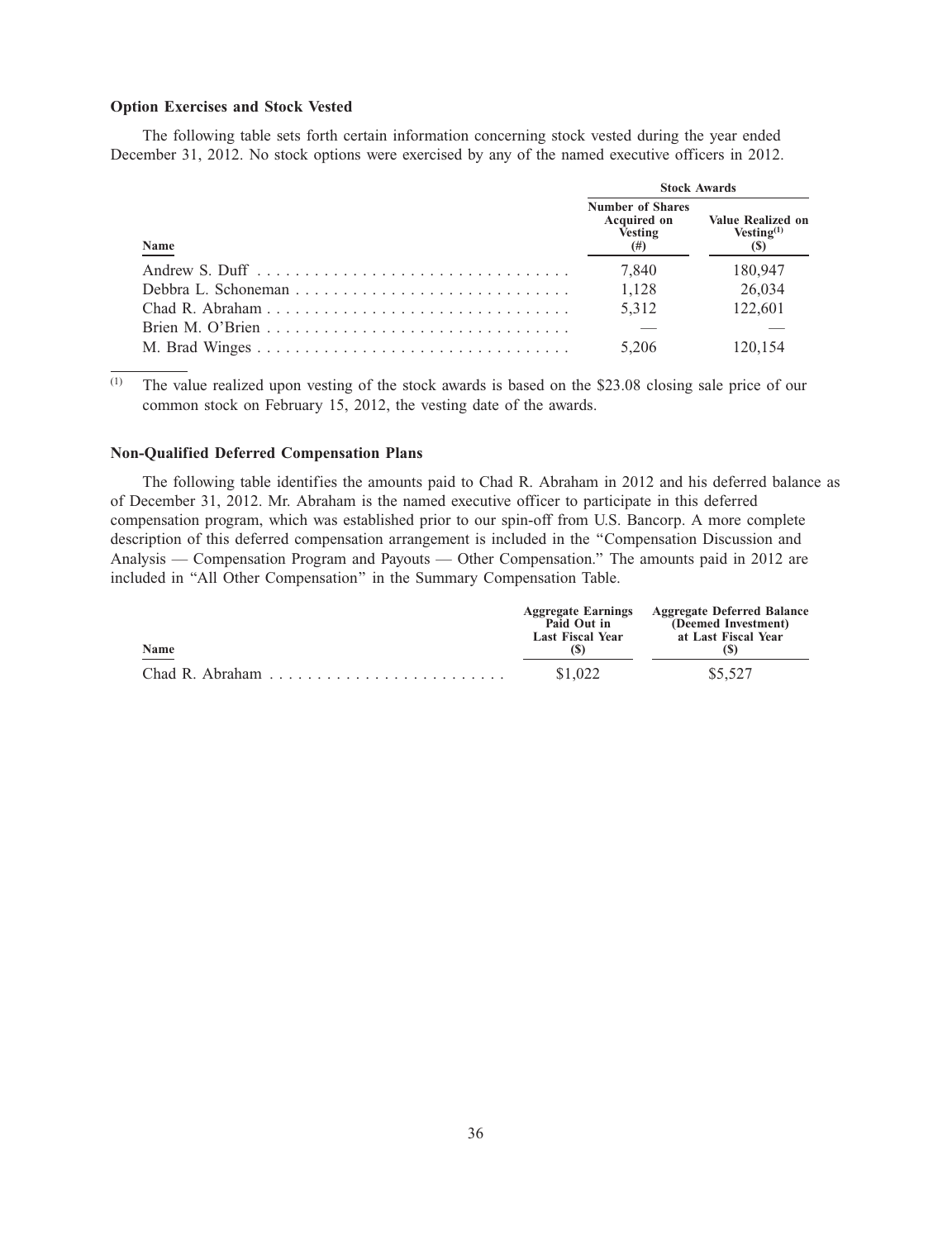### Option Exercises and Stock Vested

The following table sets forth certain information concerning stock vested during the year ended December 31, 2012. No stock options were exercised by any of the named executive officers in 2012.

| Name | Stock Awards | |
|---|---|---|
| | Number of Shares Acquired on Vesting (#) | Value Realized on Vesting[(1)] ($) |
| Andrew S. Duff | 7,840 | 180,947 |
| Debbra L. Schoneman | 1,128 | 26,034 |
| Chad R. Abraham | 5,312 | 122,601 |
| Brien M. O'Brien | — | — |
| M. Brad Winges | 5,206 | 120,154 |

(1) The value realized upon vesting of the stock awards is based on the $23.08 closing sale price of our common stock on February 15, 2012, the vesting date of the awards.

### Non-Qualified Deferred Compensation Plans

The following table identifies the amounts paid to Chad R. Abraham in 2012 and his deferred balance as of December 31, 2012. Mr. Abraham is the named executive officer to participate in this deferred compensation program, which was established prior to our spin-off from U.S. Bancorp. A more complete description of this deferred compensation arrangement is included in the "Compensation Discussion and Analysis — Compensation Program and Payouts — Other Compensation." The amounts paid in 2012 are included in "All Other Compensation" in the Summary Compensation Table.

| Name | Aggregate Earnings Paid Out in Last Fiscal Year ($) | Aggregate Deferred Balance (Deemed Investment) at Last Fiscal Year ($) |
|---|---|---|
| Chad R. Abraham | $1,022 | $5,527 |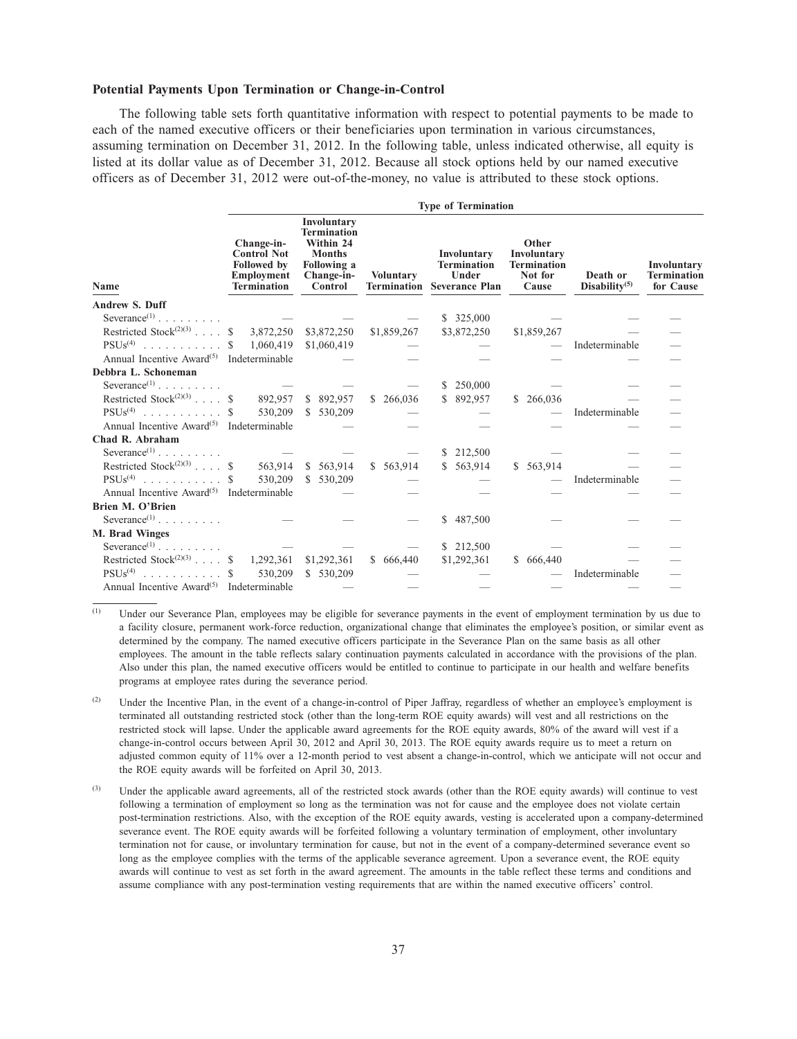### Potential Payments Upon Termination or Change-in-Control

The following table sets forth quantitative information with respect to potential payments to be made to each of the named executive officers or their beneficiaries upon termination in various circumstances, assuming termination on December 31, 2012. In the following table, unless indicated otherwise, all equity is listed at its dollar value as of December 31, 2012. Because all stock options held by our named executive officers as of December 31, 2012 were out-of-the-money, no value is attributed to these stock options.

| | Type of Termination | | | | | | |
|---|---|---|---|---|---|---|---|
| Name | Change-in-Control Not Followed by Employment Termination | Involuntary Termination Within 24 Months Following a Change-in-Control | Voluntary Termination | Involuntary Termination Under Severance Plan | Other Involuntary Termination Not for Cause | Death or Disability[5] | Involuntary Termination for Cause |
| **Andrew S. Duff** | | | | | | | |
| Severance[1] | — | — | — | $ 325,000 | — | — | — |
| Restricted Stock[2][3] | $ 3,872,250 | $3,872,250 | $1,859,267 | $3,872,250 | $1,859,267 | — | — |
| PSUs[4] | $ 1,060,419 | $1,060,419 | — | — | — | Indeterminable | — |
| Annual Incentive Award[5] | Indeterminable | — | — | — | — | — | — |
| **Debbra L. Schoneman** | | | | | | | |
| Severance[1] | — | — | — | $ 250,000 | — | — | — |
| Restricted Stock[2][3] | $ 892,957 | $ 892,957 | $ 266,036 | $ 892,957 | $ 266,036 | — | — |
| PSUs[4] | $ 530,209 | $ 530,209 | — | — | — | Indeterminable | — |
| Annual Incentive Award[5] | Indeterminable | — | — | — | — | — | — |
| **Chad R. Abraham** | | | | | | | |
| Severance[1] | — | — | — | $ 212,500 | — | — | — |
| Restricted Stock[2][3] | $ 563,914 | $ 563,914 | $ 563,914 | $ 563,914 | $ 563,914 | — | — |
| PSUs[4] | $ 530,209 | $ 530,209 | — | — | — | Indeterminable | — |
| Annual Incentive Award[5] | Indeterminable | — | — | — | — | — | — |
| **Brien M. O'Brien** | | | | | | | |
| Severance[1] | — | — | — | $ 487,500 | — | — | — |
| **M. Brad Winges** | | | | | | | |
| Severance[1] | — | — | — | $ 212,500 | — | — | — |
| Restricted Stock[2][3] | $ 1,292,361 | $1,292,361 | $ 666,440 | $1,292,361 | $ 666,440 | — | — |
| PSUs[4] | $ 530,209 | $ 530,209 | — | — | — | Indeterminable | — |
| Annual Incentive Award[5] | Indeterminable | — | — | — | — | — | — |

(1) Under our Severance Plan, employees may be eligible for severance payments in the event of employment termination by us due to a facility closure, permanent work-force reduction, organizational change that eliminates the employee's position, or similar event as determined by the company. The named executive officers participate in the Severance Plan on the same basis as all other employees. The amount in the table reflects salary continuation payments calculated in accordance with the provisions of the plan. Also under this plan, the named executive officers would be entitled to continue to participate in our health and welfare benefits programs at employee rates during the severance period.

(2) Under the Incentive Plan, in the event of a change-in-control of Piper Jaffray, regardless of whether an employee's employment is terminated all outstanding restricted stock (other than the long-term ROE equity awards) will vest and all restrictions on the restricted stock will lapse. Under the applicable award agreements for the ROE equity awards, 80% of the award will vest if a change-in-control occurs between April 30, 2012 and April 30, 2013. The ROE equity awards require us to meet a return on adjusted common equity of 11% over a 12-month period to vest absent a change-in-control, which we anticipate will not occur and the ROE equity awards will be forfeited on April 30, 2013.

(3) Under the applicable award agreements, all of the restricted stock awards (other than the ROE equity awards) will continue to vest following a termination of employment so long as the termination was not for cause and the employee does not violate certain post-termination restrictions. Also, with the exception of the ROE equity awards, vesting is accelerated upon a company-determined severance event. The ROE equity awards will be forfeited following a voluntary termination of employment, other involuntary termination not for cause, or involuntary termination for cause, but not in the event of a company-determined severance event so long as the employee complies with the terms of the applicable severance agreement. Upon a severance event, the ROE equity awards will continue to vest as set forth in the award agreement. The amounts in the table reflect these terms and conditions and assume compliance with any post-termination vesting requirements that are within the named executive officers' control.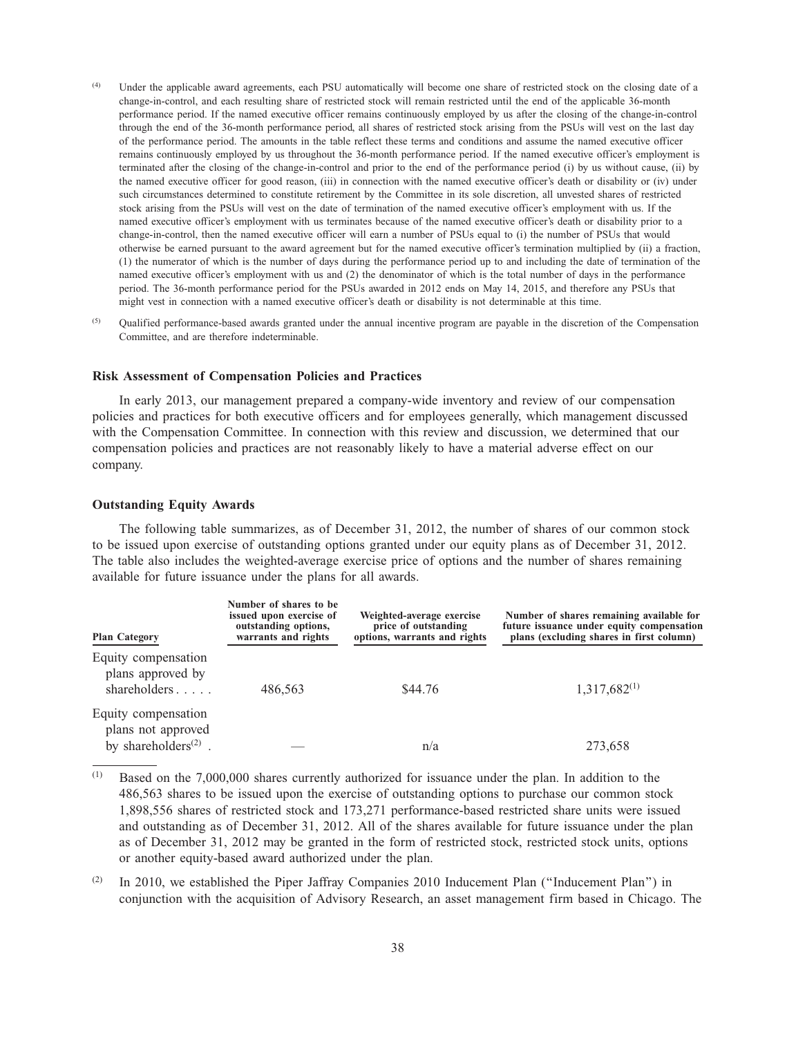(4) Under the applicable award agreements, each PSU automatically will become one share of restricted stock on the closing date of a change-in-control, and each resulting share of restricted stock will remain restricted until the end of the applicable 36-month performance period. If the named executive officer remains continuously employed by us after the closing of the change-in-control through the end of the 36-month performance period, all shares of restricted stock arising from the PSUs will vest on the last day of the performance period. The amounts in the table reflect these terms and conditions and assume the named executive officer remains continuously employed by us throughout the 36-month performance period. If the named executive officer's employment is terminated after the closing of the change-in-control and prior to the end of the performance period (i) by us without cause, (ii) by the named executive officer for good reason, (iii) in connection with the named executive officer's death or disability or (iv) under such circumstances determined to constitute retirement by the Committee in its sole discretion, all unvested shares of restricted stock arising from the PSUs will vest on the date of termination of the named executive officer's employment with us. If the named executive officer's employment with us terminates because of the named executive officer's death or disability prior to a change-in-control, then the named executive officer will earn a number of PSUs equal to (i) the number of PSUs that would otherwise be earned pursuant to the award agreement but for the named executive officer's termination multiplied by (ii) a fraction, (1) the numerator of which is the number of days during the performance period up to and including the date of termination of the named executive officer's employment with us and (2) the denominator of which is the total number of days in the performance period. The 36-month performance period for the PSUs awarded in 2012 ends on May 14, 2015, and therefore any PSUs that might vest in connection with a named executive officer's death or disability is not determinable at this time.

(5) Qualified performance-based awards granted under the annual incentive program are payable in the discretion of the Compensation Committee, and are therefore indeterminable.

### Risk Assessment of Compensation Policies and Practices

In early 2013, our management prepared a company-wide inventory and review of our compensation policies and practices for both executive officers and for employees generally, which management discussed with the Compensation Committee. In connection with this review and discussion, we determined that our compensation policies and practices are not reasonably likely to have a material adverse effect on our company.

### Outstanding Equity Awards

The following table summarizes, as of December 31, 2012, the number of shares of our common stock to be issued upon exercise of outstanding options granted under our equity plans as of December 31, 2012. The table also includes the weighted-average exercise price of options and the number of shares remaining available for future issuance under the plans for all awards.

| Plan Category | Number of shares to be issued upon exercise of outstanding options, warrants and rights | Weighted-average exercise price of outstanding options, warrants and rights | Number of shares remaining available for future issuance under equity compensation plans (excluding shares in first column) |
|---|---|---|---|
| Equity compensation plans approved by shareholders | 486,563 | $44.76 | 1,317,682[1] |
| Equity compensation plans not approved by shareholders[2] | — | n/a | 273,658 |

(1) Based on the 7,000,000 shares currently authorized for issuance under the plan. In addition to the 486,563 shares to be issued upon the exercise of outstanding options to purchase our common stock 1,898,556 shares of restricted stock and 173,271 performance-based restricted share units were issued and outstanding as of December 31, 2012. All of the shares available for future issuance under the plan as of December 31, 2012 may be granted in the form of restricted stock, restricted stock units, options or another equity-based award authorized under the plan.

(2) In 2010, we established the Piper Jaffray Companies 2010 Inducement Plan ("Inducement Plan") in conjunction with the acquisition of Advisory Research, an asset management firm based in Chicago. The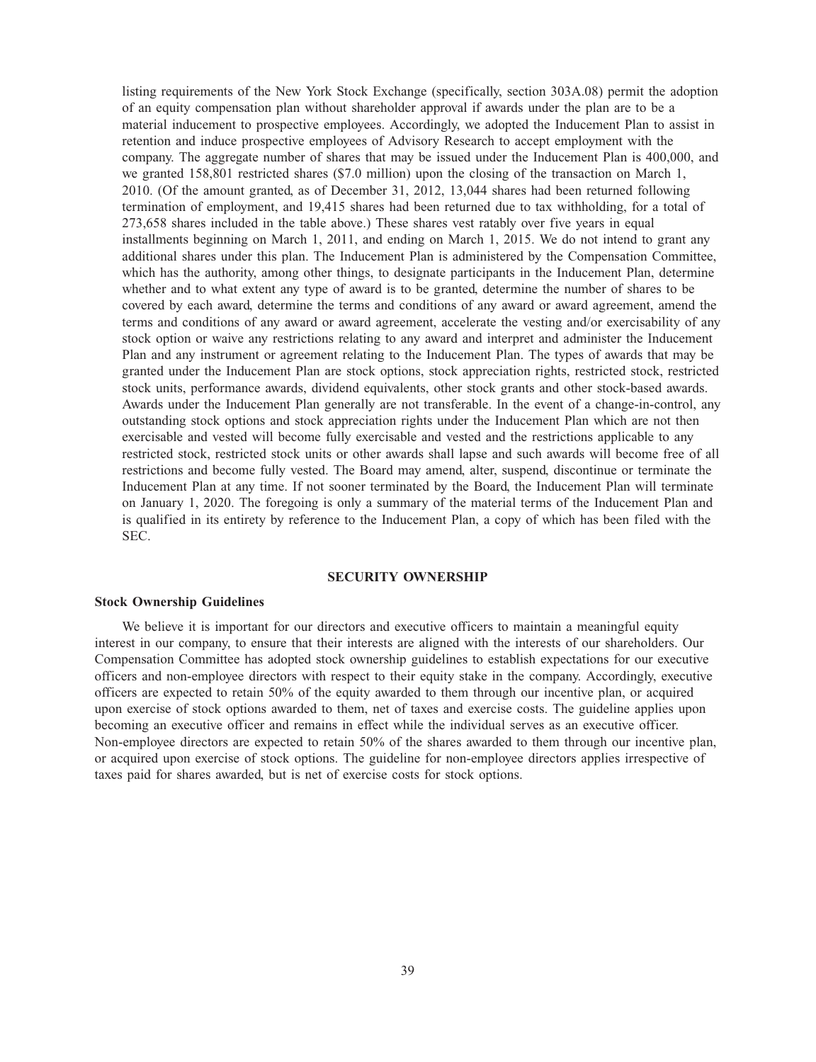listing requirements of the New York Stock Exchange (specifically, section 303A.08) permit the adoption of an equity compensation plan without shareholder approval if awards under the plan are to be a material inducement to prospective employees. Accordingly, we adopted the Inducement Plan to assist in retention and induce prospective employees of Advisory Research to accept employment with the company. The aggregate number of shares that may be issued under the Inducement Plan is 400,000, and we granted 158,801 restricted shares ($7.0 million) upon the closing of the transaction on March 1, 2010. (Of the amount granted, as of December 31, 2012, 13,044 shares had been returned following termination of employment, and 19,415 shares had been returned due to tax withholding, for a total of 273,658 shares included in the table above.) These shares vest ratably over five years in equal installments beginning on March 1, 2011, and ending on March 1, 2015. We do not intend to grant any additional shares under this plan. The Inducement Plan is administered by the Compensation Committee, which has the authority, among other things, to designate participants in the Inducement Plan, determine whether and to what extent any type of award is to be granted, determine the number of shares to be covered by each award, determine the terms and conditions of any award or award agreement, amend the terms and conditions of any award or award agreement, accelerate the vesting and/or exercisability of any stock option or waive any restrictions relating to any award and interpret and administer the Inducement Plan and any instrument or agreement relating to the Inducement Plan. The types of awards that may be granted under the Inducement Plan are stock options, stock appreciation rights, restricted stock, restricted stock units, performance awards, dividend equivalents, other stock grants and other stock-based awards. Awards under the Inducement Plan generally are not transferable. In the event of a change-in-control, any outstanding stock options and stock appreciation rights under the Inducement Plan which are not then exercisable and vested will become fully exercisable and vested and the restrictions applicable to any restricted stock, restricted stock units or other awards shall lapse and such awards will become free of all restrictions and become fully vested. The Board may amend, alter, suspend, discontinue or terminate the Inducement Plan at any time. If not sooner terminated by the Board, the Inducement Plan will terminate on January 1, 2020. The foregoing is only a summary of the material terms of the Inducement Plan and is qualified in its entirety by reference to the Inducement Plan, a copy of which has been filed with the SEC.

## SECURITY OWNERSHIP

### Stock Ownership Guidelines

We believe it is important for our directors and executive officers to maintain a meaningful equity interest in our company, to ensure that their interests are aligned with the interests of our shareholders. Our Compensation Committee has adopted stock ownership guidelines to establish expectations for our executive officers and non-employee directors with respect to their equity stake in the company. Accordingly, executive officers are expected to retain 50% of the equity awarded to them through our incentive plan, or acquired upon exercise of stock options awarded to them, net of taxes and exercise costs. The guideline applies upon becoming an executive officer and remains in effect while the individual serves as an executive officer. Non-employee directors are expected to retain 50% of the shares awarded to them through our incentive plan, or acquired upon exercise of stock options. The guideline for non-employee directors applies irrespective of taxes paid for shares awarded, but is net of exercise costs for stock options.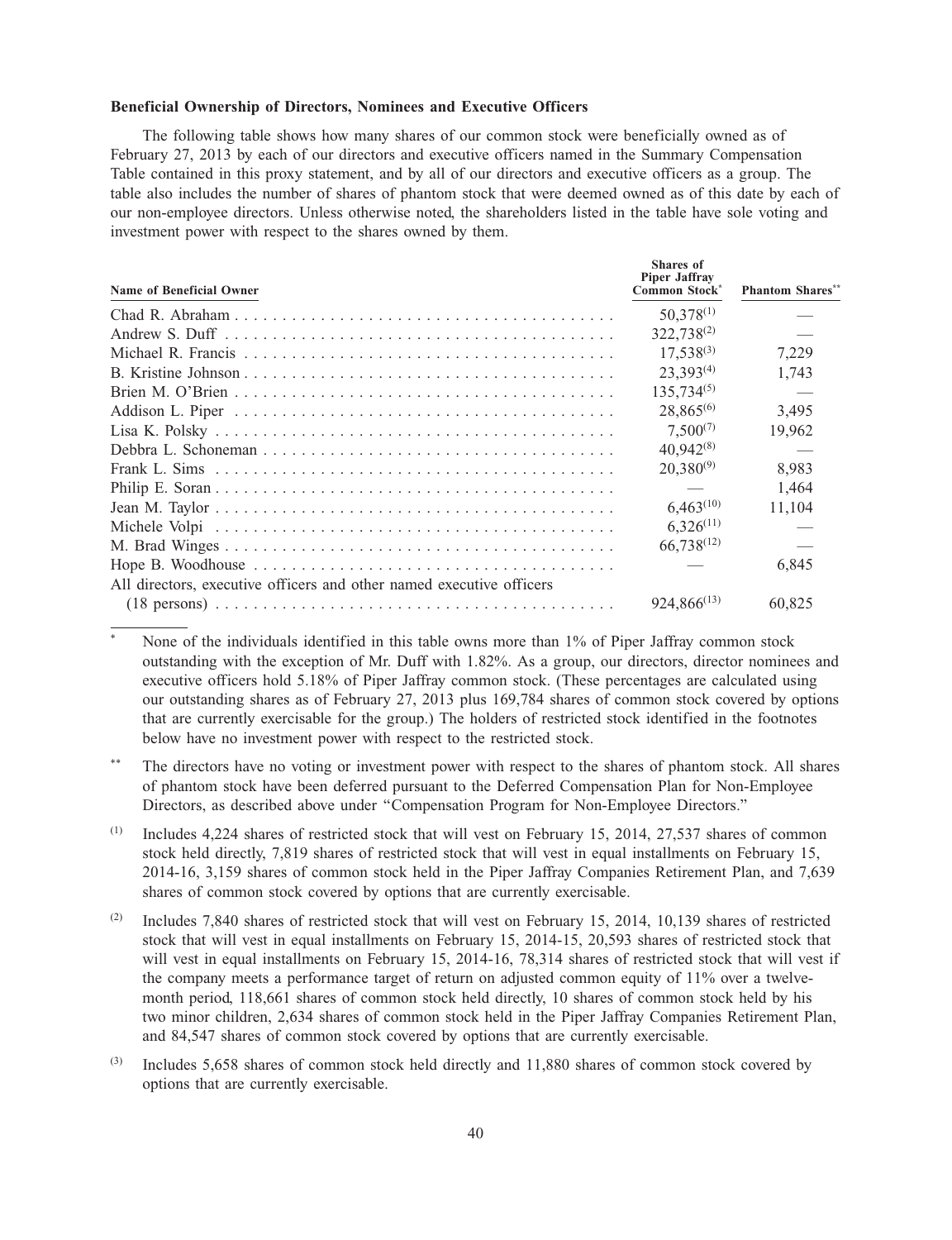**Beneficial Ownership of Directors, Nominees and Executive Officers**

The following table shows how many shares of our common stock were beneficially owned as of February 27, 2013 by each of our directors and executive officers named in the Summary Compensation Table contained in this proxy statement, and by all of our directors and executive officers as a group. The table also includes the number of shares of phantom stock that were deemed owned as of this date by each of our non-employee directors. Unless otherwise noted, the shareholders listed in the table have sole voting and investment power with respect to the shares owned by them.

| Name of Beneficial Owner | Shares of Piper Jaffray Common Stock* | Phantom Shares** |
|---|---|---|
| Chad R. Abraham | 50,378(1) | — |
| Andrew S. Duff | 322,738(2) | — |
| Michael R. Francis | 17,538(3) | 7,229 |
| B. Kristine Johnson | 23,393(4) | 1,743 |
| Brien M. O'Brien | 135,734(5) | — |
| Addison L. Piper | 28,865(6) | 3,495 |
| Lisa K. Polsky | 7,500(7) | 19,962 |
| Debbra L. Schoneman | 40,942(8) | — |
| Frank L. Sims | 20,380(9) | 8,983 |
| Philip E. Soran | — | 1,464 |
| Jean M. Taylor | 6,463(10) | 11,104 |
| Michele Volpi | 6,326(11) | — |
| M. Brad Winges | 66,738(12) | — |
| Hope B. Woodhouse | — | 6,845 |
| All directors, executive officers and other named executive officers (18 persons) | 924,866(13) | 60,825 |

\* None of the individuals identified in this table owns more than 1% of Piper Jaffray common stock outstanding with the exception of Mr. Duff with 1.82%. As a group, our directors, director nominees and executive officers hold 5.18% of Piper Jaffray common stock. (These percentages are calculated using our outstanding shares as of February 27, 2013 plus 169,784 shares of common stock covered by options that are currently exercisable for the group.) The holders of restricted stock identified in the footnotes below have no investment power with respect to the restricted stock.

\*\* The directors have no voting or investment power with respect to the shares of phantom stock. All shares of phantom stock have been deferred pursuant to the Deferred Compensation Plan for Non-Employee Directors, as described above under "Compensation Program for Non-Employee Directors."

(1) Includes 4,224 shares of restricted stock that will vest on February 15, 2014, 27,537 shares of common stock held directly, 7,819 shares of restricted stock that will vest in equal installments on February 15, 2014-16, 3,159 shares of common stock held in the Piper Jaffray Companies Retirement Plan, and 7,639 shares of common stock covered by options that are currently exercisable.

(2) Includes 7,840 shares of restricted stock that will vest on February 15, 2014, 10,139 shares of restricted stock that will vest in equal installments on February 15, 2014-15, 20,593 shares of restricted stock that will vest in equal installments on February 15, 2014-16, 78,314 shares of restricted stock that will vest if the company meets a performance target of return on adjusted common equity of 11% over a twelve-month period, 118,661 shares of common stock held directly, 10 shares of common stock held by his two minor children, 2,634 shares of common stock held in the Piper Jaffray Companies Retirement Plan, and 84,547 shares of common stock covered by options that are currently exercisable.

(3) Includes 5,658 shares of common stock held directly and 11,880 shares of common stock covered by options that are currently exercisable.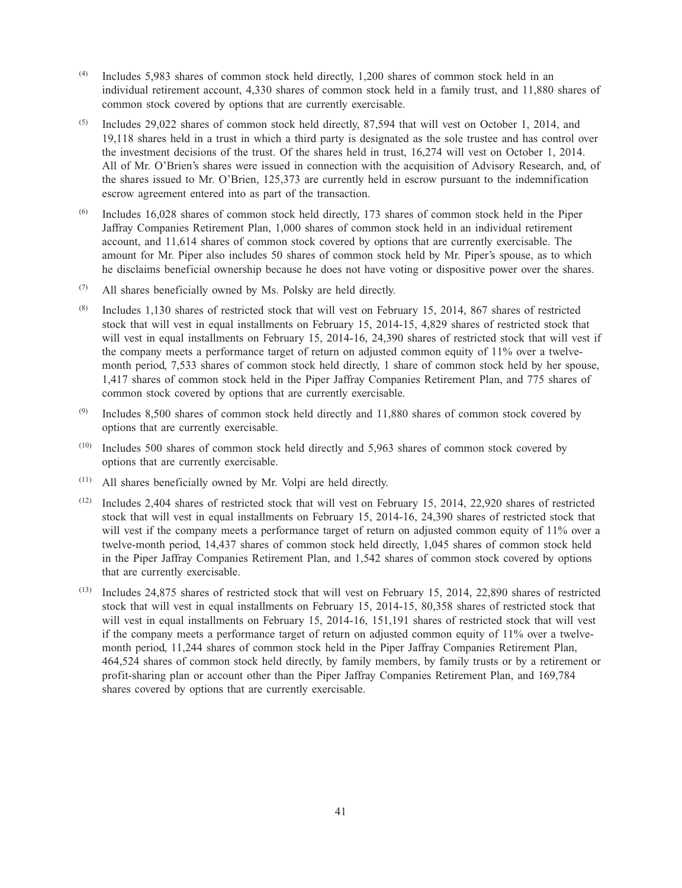(4) Includes 5,983 shares of common stock held directly, 1,200 shares of common stock held in an individual retirement account, 4,330 shares of common stock held in a family trust, and 11,880 shares of common stock covered by options that are currently exercisable.

(5) Includes 29,022 shares of common stock held directly, 87,594 that will vest on October 1, 2014, and 19,118 shares held in a trust in which a third party is designated as the sole trustee and has control over the investment decisions of the trust. Of the shares held in trust, 16,274 will vest on October 1, 2014. All of Mr. O'Brien's shares were issued in connection with the acquisition of Advisory Research, and, of the shares issued to Mr. O'Brien, 125,373 are currently held in escrow pursuant to the indemnification escrow agreement entered into as part of the transaction.

(6) Includes 16,028 shares of common stock held directly, 173 shares of common stock held in the Piper Jaffray Companies Retirement Plan, 1,000 shares of common stock held in an individual retirement account, and 11,614 shares of common stock covered by options that are currently exercisable. The amount for Mr. Piper also includes 50 shares of common stock held by Mr. Piper's spouse, as to which he disclaims beneficial ownership because he does not have voting or dispositive power over the shares.

(7) All shares beneficially owned by Ms. Polsky are held directly.

(8) Includes 1,130 shares of restricted stock that will vest on February 15, 2014, 867 shares of restricted stock that will vest in equal installments on February 15, 2014-15, 4,829 shares of restricted stock that will vest in equal installments on February 15, 2014-16, 24,390 shares of restricted stock that will vest if the company meets a performance target of return on adjusted common equity of 11% over a twelve-month period, 7,533 shares of common stock held directly, 1 share of common stock held by her spouse, 1,417 shares of common stock held in the Piper Jaffray Companies Retirement Plan, and 775 shares of common stock covered by options that are currently exercisable.

(9) Includes 8,500 shares of common stock held directly and 11,880 shares of common stock covered by options that are currently exercisable.

(10) Includes 500 shares of common stock held directly and 5,963 shares of common stock covered by options that are currently exercisable.

(11) All shares beneficially owned by Mr. Volpi are held directly.

(12) Includes 2,404 shares of restricted stock that will vest on February 15, 2014, 22,920 shares of restricted stock that will vest in equal installments on February 15, 2014-16, 24,390 shares of restricted stock that will vest if the company meets a performance target of return on adjusted common equity of 11% over a twelve-month period, 14,437 shares of common stock held directly, 1,045 shares of common stock held in the Piper Jaffray Companies Retirement Plan, and 1,542 shares of common stock covered by options that are currently exercisable.

(13) Includes 24,875 shares of restricted stock that will vest on February 15, 2014, 22,890 shares of restricted stock that will vest in equal installments on February 15, 2014-15, 80,358 shares of restricted stock that will vest in equal installments on February 15, 2014-16, 151,191 shares of restricted stock that will vest if the company meets a performance target of return on adjusted common equity of 11% over a twelve-month period, 11,244 shares of common stock held in the Piper Jaffray Companies Retirement Plan, 464,524 shares of common stock held directly, by family members, by family trusts or by a retirement or profit-sharing plan or account other than the Piper Jaffray Companies Retirement Plan, and 169,784 shares covered by options that are currently exercisable.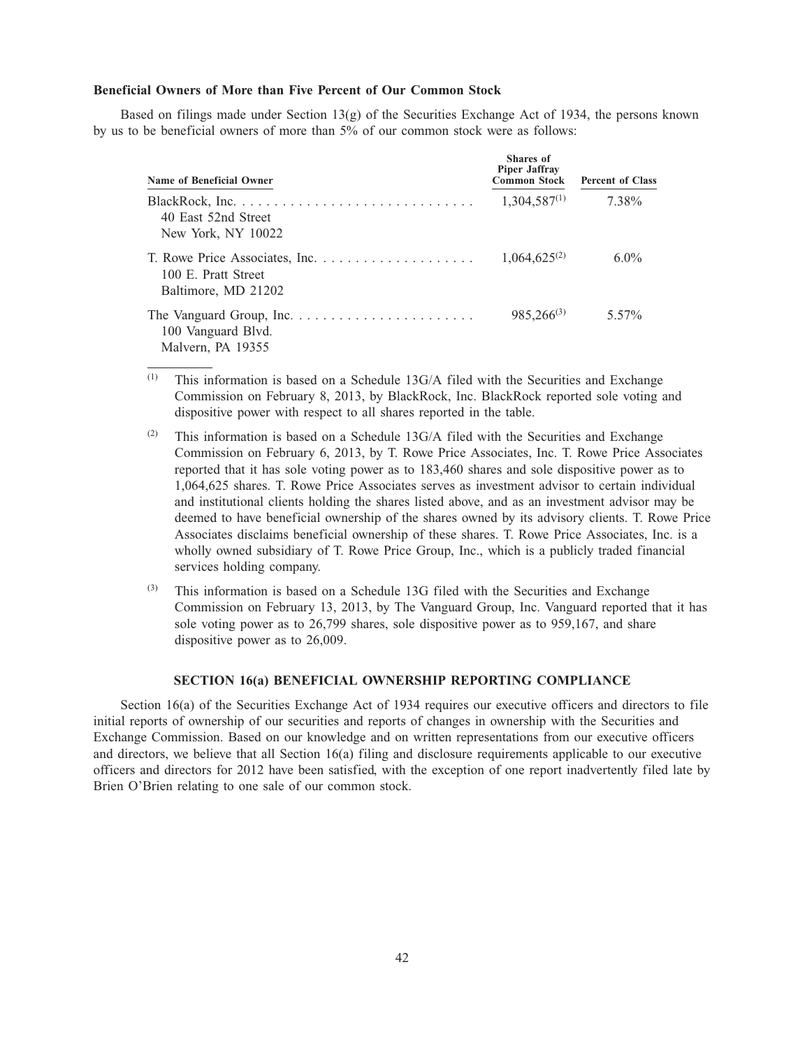### Beneficial Owners of More than Five Percent of Our Common Stock

Based on filings made under Section 13(g) of the Securities Exchange Act of 1934, the persons known by us to be beneficial owners of more than 5% of our common stock were as follows:

| Name of Beneficial Owner | Shares of Piper Jaffray Common Stock | Percent of Class |
|---|---|---|
| BlackRock, Inc.<br>40 East 52nd Street<br>New York, NY 10022 | 1,304,587[(1)] | 7.38% |
| T. Rowe Price Associates, Inc.<br>100 E. Pratt Street<br>Baltimore, MD 21202 | 1,064,625[(2)] | 6.0% |
| The Vanguard Group, Inc.<br>100 Vanguard Blvd.<br>Malvern, PA 19355 | 985,266[(3)] | 5.57% |

(1) This information is based on a Schedule 13G/A filed with the Securities and Exchange Commission on February 8, 2013, by BlackRock, Inc. BlackRock reported sole voting and dispositive power with respect to all shares reported in the table.

(2) This information is based on a Schedule 13G/A filed with the Securities and Exchange Commission on February 6, 2013, by T. Rowe Price Associates, Inc. T. Rowe Price Associates reported that it has sole voting power as to 183,460 shares and sole dispositive power as to 1,064,625 shares. T. Rowe Price Associates serves as investment advisor to certain individual and institutional clients holding the shares listed above, and as an investment advisor may be deemed to have beneficial ownership of the shares owned by its advisory clients. T. Rowe Price Associates disclaims beneficial ownership of these shares. T. Rowe Price Associates, Inc. is a wholly owned subsidiary of T. Rowe Price Group, Inc., which is a publicly traded financial services holding company.

(3) This information is based on a Schedule 13G filed with the Securities and Exchange Commission on February 13, 2013, by The Vanguard Group, Inc. Vanguard reported that it has sole voting power as to 26,799 shares, sole dispositive power as to 959,167, and share dispositive power as to 26,009.

## SECTION 16(a) BENEFICIAL OWNERSHIP REPORTING COMPLIANCE

Section 16(a) of the Securities Exchange Act of 1934 requires our executive officers and directors to file initial reports of ownership of our securities and reports of changes in ownership with the Securities and Exchange Commission. Based on our knowledge and on written representations from our executive officers and directors, we believe that all Section 16(a) filing and disclosure requirements applicable to our executive officers and directors for 2012 have been satisfied, with the exception of one report inadvertently filed late by Brien O'Brien relating to one sale of our common stock.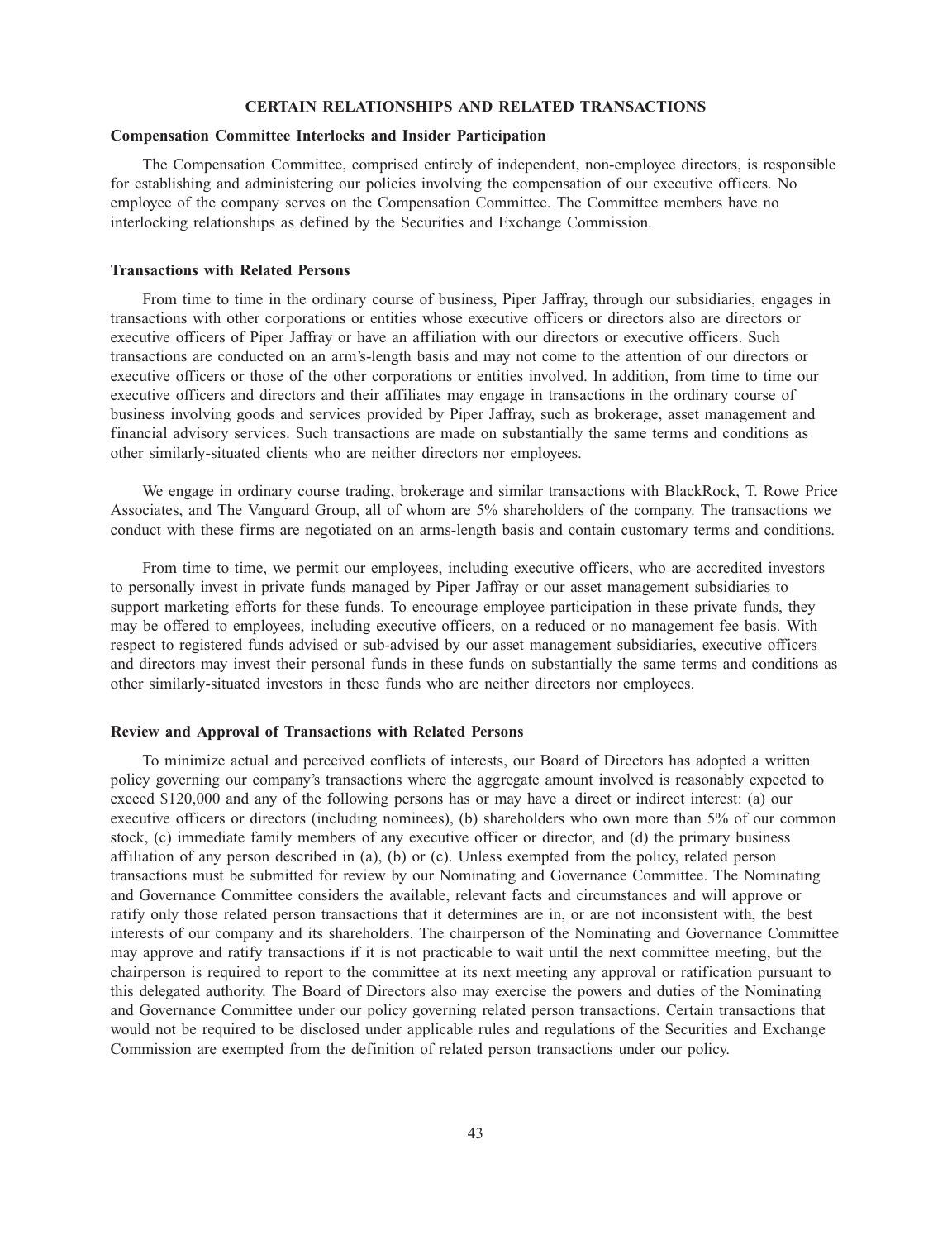## CERTAIN RELATIONSHIPS AND RELATED TRANSACTIONS

### Compensation Committee Interlocks and Insider Participation

The Compensation Committee, comprised entirely of independent, non-employee directors, is responsible for establishing and administering our policies involving the compensation of our executive officers. No employee of the company serves on the Compensation Committee. The Committee members have no interlocking relationships as defined by the Securities and Exchange Commission.

### Transactions with Related Persons

From time to time in the ordinary course of business, Piper Jaffray, through our subsidiaries, engages in transactions with other corporations or entities whose executive officers or directors also are directors or executive officers of Piper Jaffray or have an affiliation with our directors or executive officers. Such transactions are conducted on an arm's-length basis and may not come to the attention of our directors or executive officers or those of the other corporations or entities involved. In addition, from time to time our executive officers and directors and their affiliates may engage in transactions in the ordinary course of business involving goods and services provided by Piper Jaffray, such as brokerage, asset management and financial advisory services. Such transactions are made on substantially the same terms and conditions as other similarly-situated clients who are neither directors nor employees.

We engage in ordinary course trading, brokerage and similar transactions with BlackRock, T. Rowe Price Associates, and The Vanguard Group, all of whom are 5% shareholders of the company. The transactions we conduct with these firms are negotiated on an arms-length basis and contain customary terms and conditions.

From time to time, we permit our employees, including executive officers, who are accredited investors to personally invest in private funds managed by Piper Jaffray or our asset management subsidiaries to support marketing efforts for these funds. To encourage employee participation in these private funds, they may be offered to employees, including executive officers, on a reduced or no management fee basis. With respect to registered funds advised or sub-advised by our asset management subsidiaries, executive officers and directors may invest their personal funds in these funds on substantially the same terms and conditions as other similarly-situated investors in these funds who are neither directors nor employees.

### Review and Approval of Transactions with Related Persons

To minimize actual and perceived conflicts of interests, our Board of Directors has adopted a written policy governing our company's transactions where the aggregate amount involved is reasonably expected to exceed $120,000 and any of the following persons has or may have a direct or indirect interest: (a) our executive officers or directors (including nominees), (b) shareholders who own more than 5% of our common stock, (c) immediate family members of any executive officer or director, and (d) the primary business affiliation of any person described in (a), (b) or (c). Unless exempted from the policy, related person transactions must be submitted for review by our Nominating and Governance Committee. The Nominating and Governance Committee considers the available, relevant facts and circumstances and will approve or ratify only those related person transactions that it determines are in, or are not inconsistent with, the best interests of our company and its shareholders. The chairperson of the Nominating and Governance Committee may approve and ratify transactions if it is not practicable to wait until the next committee meeting, but the chairperson is required to report to the committee at its next meeting any approval or ratification pursuant to this delegated authority. The Board of Directors also may exercise the powers and duties of the Nominating and Governance Committee under our policy governing related person transactions. Certain transactions that would not be required to be disclosed under applicable rules and regulations of the Securities and Exchange Commission are exempted from the definition of related person transactions under our policy.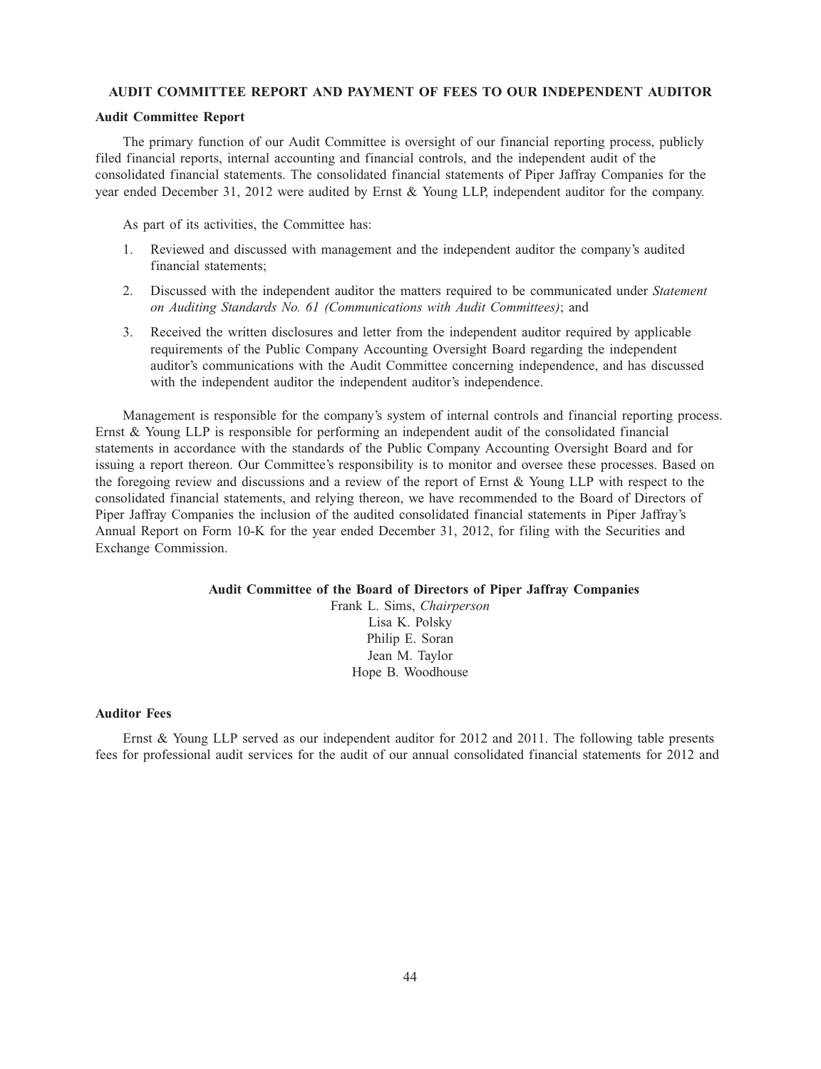## AUDIT COMMITTEE REPORT AND PAYMENT OF FEES TO OUR INDEPENDENT AUDITOR

### Audit Committee Report

The primary function of our Audit Committee is oversight of our financial reporting process, publicly filed financial reports, internal accounting and financial controls, and the independent audit of the consolidated financial statements. The consolidated financial statements of Piper Jaffray Companies for the year ended December 31, 2012 were audited by Ernst & Young LLP, independent auditor for the company.

As part of its activities, the Committee has:

1. Reviewed and discussed with management and the independent auditor the company's audited financial statements;
2. Discussed with the independent auditor the matters required to be communicated under *Statement on Auditing Standards No. 61 (Communications with Audit Committees)*; and
3. Received the written disclosures and letter from the independent auditor required by applicable requirements of the Public Company Accounting Oversight Board regarding the independent auditor's communications with the Audit Committee concerning independence, and has discussed with the independent auditor the independent auditor's independence.

Management is responsible for the company's system of internal controls and financial reporting process. Ernst & Young LLP is responsible for performing an independent audit of the consolidated financial statements in accordance with the standards of the Public Company Accounting Oversight Board and for issuing a report thereon. Our Committee's responsibility is to monitor and oversee these processes. Based on the foregoing review and discussions and a review of the report of Ernst & Young LLP with respect to the consolidated financial statements, and relying thereon, we have recommended to the Board of Directors of Piper Jaffray Companies the inclusion of the audited consolidated financial statements in Piper Jaffray's Annual Report on Form 10-K for the year ended December 31, 2012, for filing with the Securities and Exchange Commission.

**Audit Committee of the Board of Directors of Piper Jaffray Companies**

Frank L. Sims, *Chairperson*
Lisa K. Polsky
Philip E. Soran
Jean M. Taylor
Hope B. Woodhouse

### Auditor Fees

Ernst & Young LLP served as our independent auditor for 2012 and 2011. The following table presents fees for professional audit services for the audit of our annual consolidated financial statements for 2012 and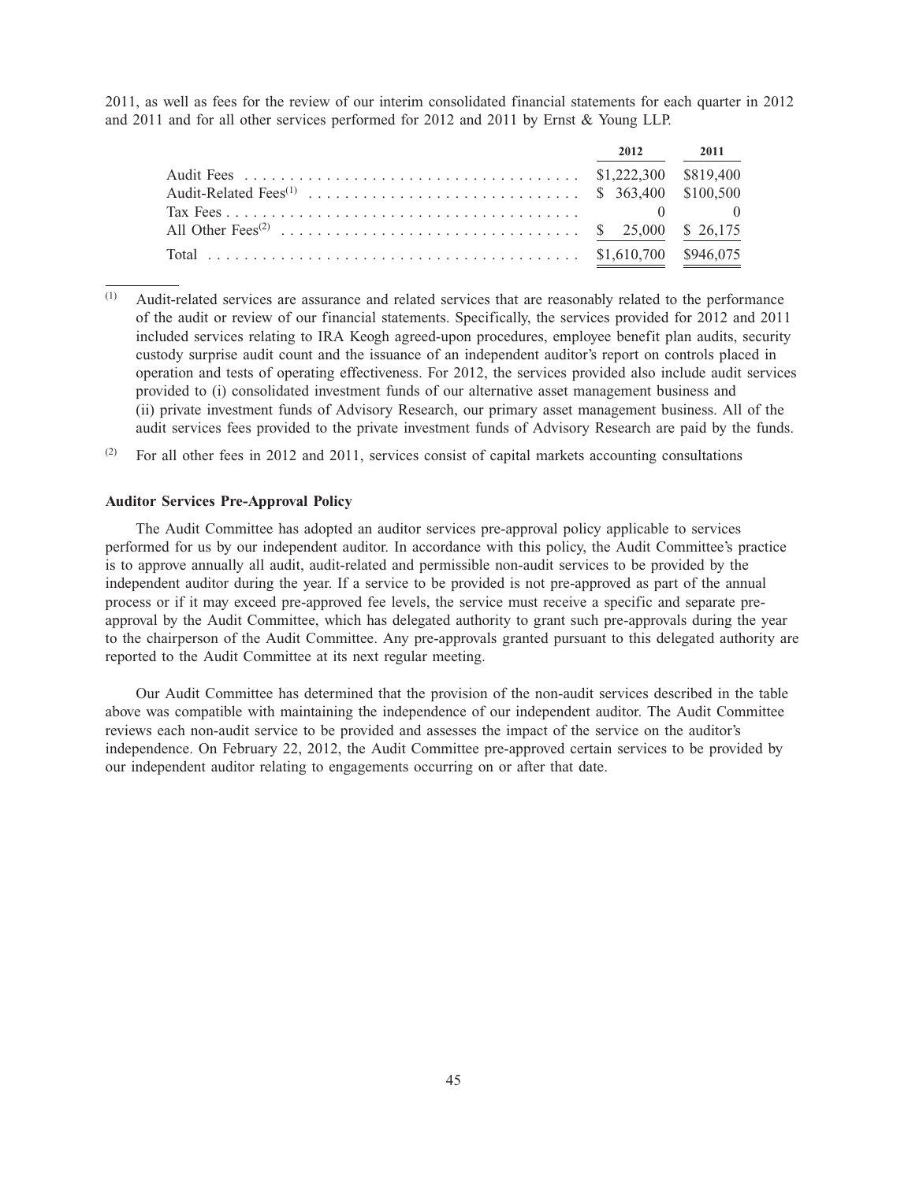2011, as well as fees for the review of our interim consolidated financial statements for each quarter in 2012 and 2011 and for all other services performed for 2012 and 2011 by Ernst & Young LLP.

| | 2012 | 2011 |
|---|---|---|
| Audit Fees | $1,222,300 | $819,400 |
| Audit-Related Fees[(1)] | $ 363,400 | $100,500 |
| Tax Fees | 0 | 0 |
| All Other Fees[(2)] | $ 25,000 | $ 26,175 |
| Total | $1,610,700 | $946,075 |

(1) Audit-related services are assurance and related services that are reasonably related to the performance of the audit or review of our financial statements. Specifically, the services provided for 2012 and 2011 included services relating to IRA Keogh agreed-upon procedures, employee benefit plan audits, security custody surprise audit count and the issuance of an independent auditor's report on controls placed in operation and tests of operating effectiveness. For 2012, the services provided also include audit services provided to (i) consolidated investment funds of our alternative asset management business and (ii) private investment funds of Advisory Research, our primary asset management business. All of the audit services fees provided to the private investment funds of Advisory Research are paid by the funds.

(2) For all other fees in 2012 and 2011, services consist of capital markets accounting consultations

**Auditor Services Pre-Approval Policy**

The Audit Committee has adopted an auditor services pre-approval policy applicable to services performed for us by our independent auditor. In accordance with this policy, the Audit Committee's practice is to approve annually all audit, audit-related and permissible non-audit services to be provided by the independent auditor during the year. If a service to be provided is not pre-approved as part of the annual process or if it may exceed pre-approved fee levels, the service must receive a specific and separate pre-approval by the Audit Committee, which has delegated authority to grant such pre-approvals during the year to the chairperson of the Audit Committee. Any pre-approvals granted pursuant to this delegated authority are reported to the Audit Committee at its next regular meeting.

Our Audit Committee has determined that the provision of the non-audit services described in the table above was compatible with maintaining the independence of our independent auditor. The Audit Committee reviews each non-audit service to be provided and assesses the impact of the service on the auditor's independence. On February 22, 2012, the Audit Committee pre-approved certain services to be provided by our independent auditor relating to engagements occurring on or after that date.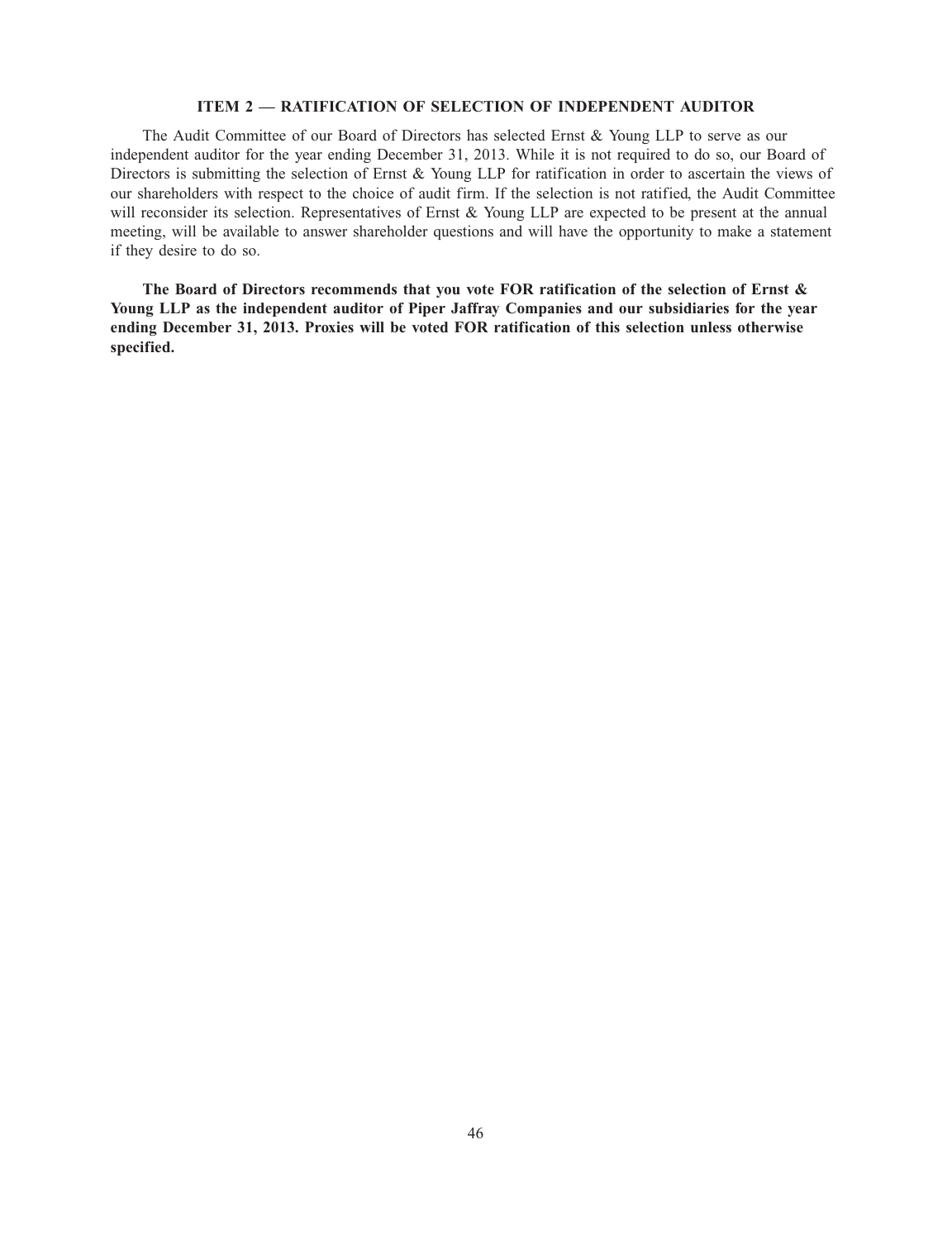## ITEM 2 — RATIFICATION OF SELECTION OF INDEPENDENT AUDITOR

The Audit Committee of our Board of Directors has selected Ernst & Young LLP to serve as our independent auditor for the year ending December 31, 2013. While it is not required to do so, our Board of Directors is submitting the selection of Ernst & Young LLP for ratification in order to ascertain the views of our shareholders with respect to the choice of audit firm. If the selection is not ratified, the Audit Committee will reconsider its selection. Representatives of Ernst & Young LLP are expected to be present at the annual meeting, will be available to answer shareholder questions and will have the opportunity to make a statement if they desire to do so.

**The Board of Directors recommends that you vote FOR ratification of the selection of Ernst & Young LLP as the independent auditor of Piper Jaffray Companies and our subsidiaries for the year ending December 31, 2013. Proxies will be voted FOR ratification of this selection unless otherwise specified.**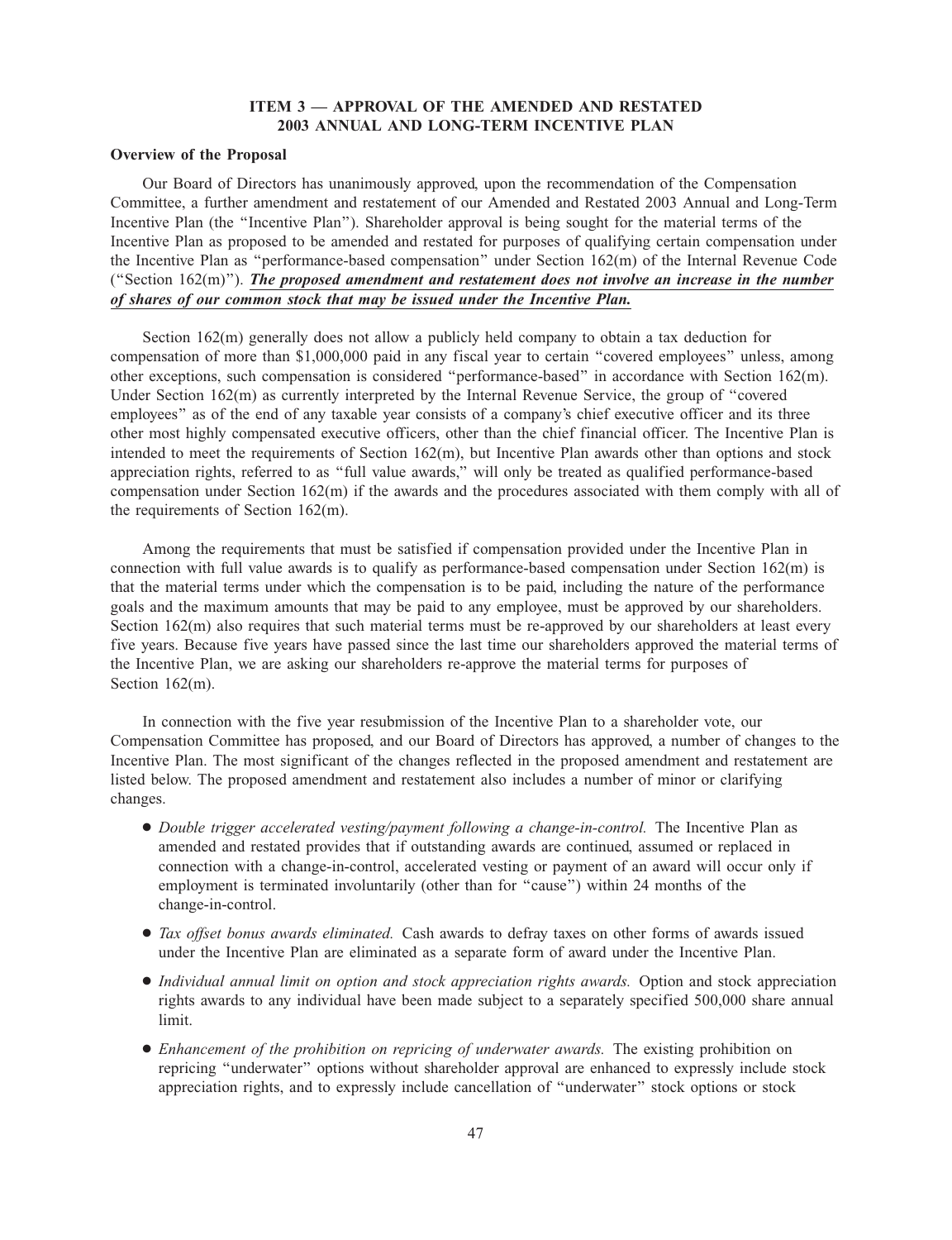## ITEM 3 — APPROVAL OF THE AMENDED AND RESTATED 2003 ANNUAL AND LONG-TERM INCENTIVE PLAN

### Overview of the Proposal

Our Board of Directors has unanimously approved, upon the recommendation of the Compensation Committee, a further amendment and restatement of our Amended and Restated 2003 Annual and Long-Term Incentive Plan (the "Incentive Plan"). Shareholder approval is being sought for the material terms of the Incentive Plan as proposed to be amended and restated for purposes of qualifying certain compensation under the Incentive Plan as "performance-based compensation" under Section 162(m) of the Internal Revenue Code ("Section 162(m)"). ***The proposed amendment and restatement does not involve an increase in the number of shares of our common stock that may be issued under the Incentive Plan.***

Section 162(m) generally does not allow a publicly held company to obtain a tax deduction for compensation of more than $1,000,000 paid in any fiscal year to certain "covered employees" unless, among other exceptions, such compensation is considered "performance-based" in accordance with Section 162(m). Under Section 162(m) as currently interpreted by the Internal Revenue Service, the group of "covered employees" as of the end of any taxable year consists of a company's chief executive officer and its three other most highly compensated executive officers, other than the chief financial officer. The Incentive Plan is intended to meet the requirements of Section 162(m), but Incentive Plan awards other than options and stock appreciation rights, referred to as "full value awards," will only be treated as qualified performance-based compensation under Section 162(m) if the awards and the procedures associated with them comply with all of the requirements of Section 162(m).

Among the requirements that must be satisfied if compensation provided under the Incentive Plan in connection with full value awards is to qualify as performance-based compensation under Section 162(m) is that the material terms under which the compensation is to be paid, including the nature of the performance goals and the maximum amounts that may be paid to any employee, must be approved by our shareholders. Section 162(m) also requires that such material terms must be re-approved by our shareholders at least every five years. Because five years have passed since the last time our shareholders approved the material terms of the Incentive Plan, we are asking our shareholders re-approve the material terms for purposes of Section 162(m).

In connection with the five year resubmission of the Incentive Plan to a shareholder vote, our Compensation Committee has proposed, and our Board of Directors has approved, a number of changes to the Incentive Plan. The most significant of the changes reflected in the proposed amendment and restatement are listed below. The proposed amendment and restatement also includes a number of minor or clarifying changes.

- *Double trigger accelerated vesting/payment following a change-in-control.* The Incentive Plan as amended and restated provides that if outstanding awards are continued, assumed or replaced in connection with a change-in-control, accelerated vesting or payment of an award will occur only if employment is terminated involuntarily (other than for "cause") within 24 months of the change-in-control.
- *Tax offset bonus awards eliminated.* Cash awards to defray taxes on other forms of awards issued under the Incentive Plan are eliminated as a separate form of award under the Incentive Plan.
- *Individual annual limit on option and stock appreciation rights awards.* Option and stock appreciation rights awards to any individual have been made subject to a separately specified 500,000 share annual limit.
- *Enhancement of the prohibition on repricing of underwater awards.* The existing prohibition on repricing "underwater" options without shareholder approval are enhanced to expressly include stock appreciation rights, and to expressly include cancellation of "underwater" stock options or stock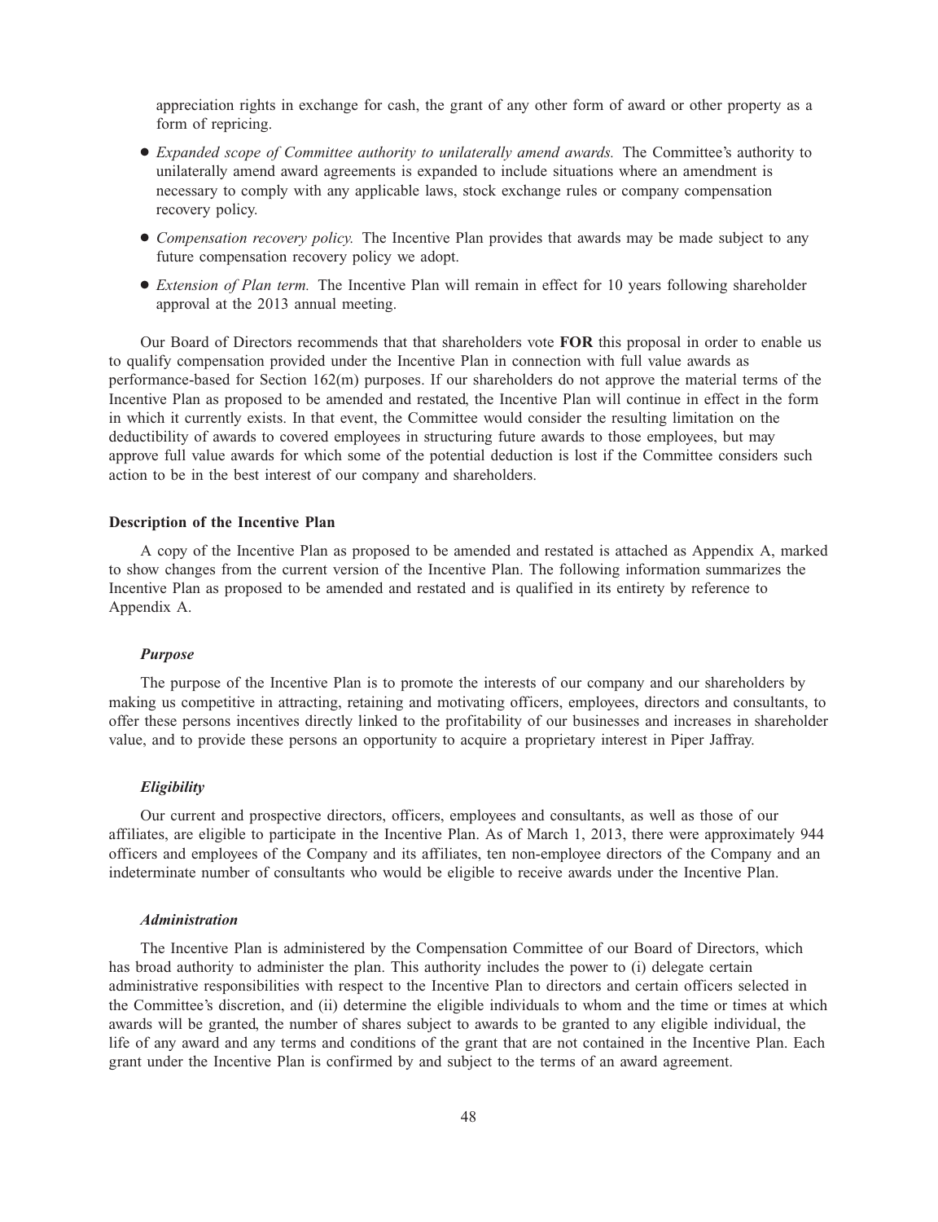appreciation rights in exchange for cash, the grant of any other form of award or other property as a form of repricing.

- *Expanded scope of Committee authority to unilaterally amend awards.* The Committee's authority to unilaterally amend award agreements is expanded to include situations where an amendment is necessary to comply with any applicable laws, stock exchange rules or company compensation recovery policy.
- *Compensation recovery policy.* The Incentive Plan provides that awards may be made subject to any future compensation recovery policy we adopt.
- *Extension of Plan term.* The Incentive Plan will remain in effect for 10 years following shareholder approval at the 2013 annual meeting.

Our Board of Directors recommends that that shareholders vote **FOR** this proposal in order to enable us to qualify compensation provided under the Incentive Plan in connection with full value awards as performance-based for Section 162(m) purposes. If our shareholders do not approve the material terms of the Incentive Plan as proposed to be amended and restated, the Incentive Plan will continue in effect in the form in which it currently exists. In that event, the Committee would consider the resulting limitation on the deductibility of awards to covered employees in structuring future awards to those employees, but may approve full value awards for which some of the potential deduction is lost if the Committee considers such action to be in the best interest of our company and shareholders.

**Description of the Incentive Plan**

A copy of the Incentive Plan as proposed to be amended and restated is attached as Appendix A, marked to show changes from the current version of the Incentive Plan. The following information summarizes the Incentive Plan as proposed to be amended and restated and is qualified in its entirety by reference to Appendix A.

***Purpose***

The purpose of the Incentive Plan is to promote the interests of our company and our shareholders by making us competitive in attracting, retaining and motivating officers, employees, directors and consultants, to offer these persons incentives directly linked to the profitability of our businesses and increases in shareholder value, and to provide these persons an opportunity to acquire a proprietary interest in Piper Jaffray.

***Eligibility***

Our current and prospective directors, officers, employees and consultants, as well as those of our affiliates, are eligible to participate in the Incentive Plan. As of March 1, 2013, there were approximately 944 officers and employees of the Company and its affiliates, ten non-employee directors of the Company and an indeterminate number of consultants who would be eligible to receive awards under the Incentive Plan.

***Administration***

The Incentive Plan is administered by the Compensation Committee of our Board of Directors, which has broad authority to administer the plan. This authority includes the power to (i) delegate certain administrative responsibilities with respect to the Incentive Plan to directors and certain officers selected in the Committee's discretion, and (ii) determine the eligible individuals to whom and the time or times at which awards will be granted, the number of shares subject to awards to be granted to any eligible individual, the life of any award and any terms and conditions of the grant that are not contained in the Incentive Plan. Each grant under the Incentive Plan is confirmed by and subject to the terms of an award agreement.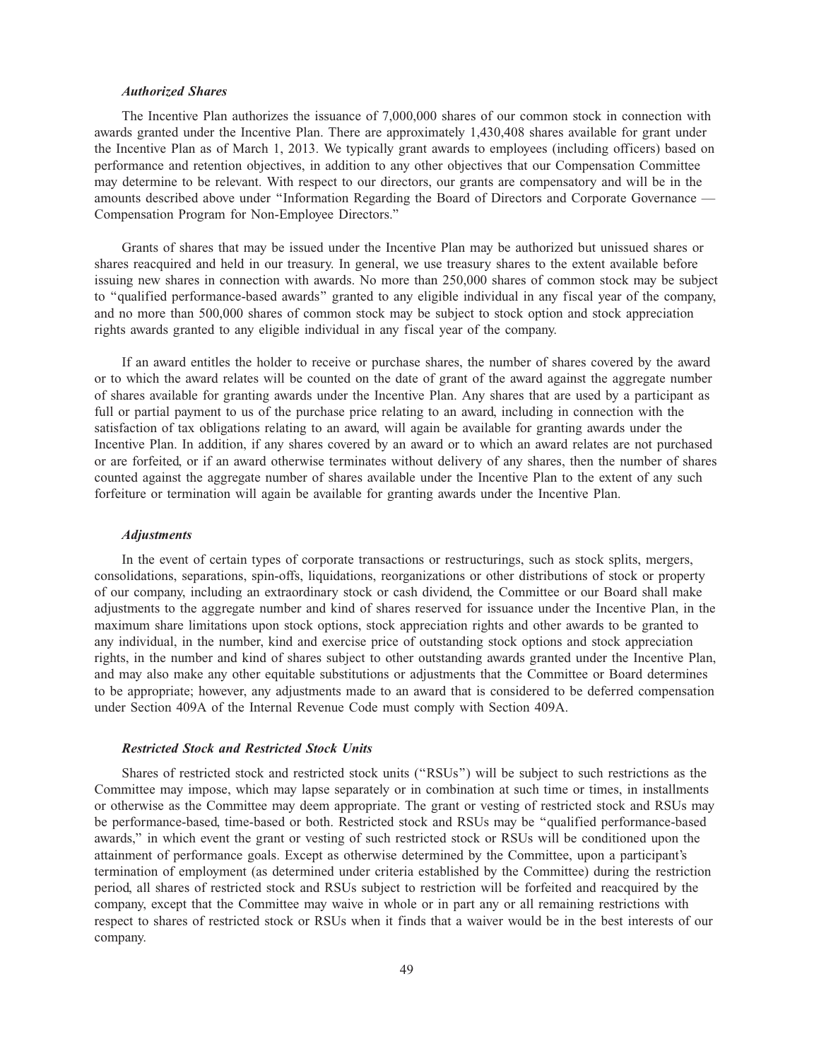### *Authorized Shares*

The Incentive Plan authorizes the issuance of 7,000,000 shares of our common stock in connection with awards granted under the Incentive Plan. There are approximately 1,430,408 shares available for grant under the Incentive Plan as of March 1, 2013. We typically grant awards to employees (including officers) based on performance and retention objectives, in addition to any other objectives that our Compensation Committee may determine to be relevant. With respect to our directors, our grants are compensatory and will be in the amounts described above under "Information Regarding the Board of Directors and Corporate Governance — Compensation Program for Non-Employee Directors."

Grants of shares that may be issued under the Incentive Plan may be authorized but unissued shares or shares reacquired and held in our treasury. In general, we use treasury shares to the extent available before issuing new shares in connection with awards. No more than 250,000 shares of common stock may be subject to "qualified performance-based awards" granted to any eligible individual in any fiscal year of the company, and no more than 500,000 shares of common stock may be subject to stock option and stock appreciation rights awards granted to any eligible individual in any fiscal year of the company.

If an award entitles the holder to receive or purchase shares, the number of shares covered by the award or to which the award relates will be counted on the date of grant of the award against the aggregate number of shares available for granting awards under the Incentive Plan. Any shares that are used by a participant as full or partial payment to us of the purchase price relating to an award, including in connection with the satisfaction of tax obligations relating to an award, will again be available for granting awards under the Incentive Plan. In addition, if any shares covered by an award or to which an award relates are not purchased or are forfeited, or if an award otherwise terminates without delivery of any shares, then the number of shares counted against the aggregate number of shares available under the Incentive Plan to the extent of any such forfeiture or termination will again be available for granting awards under the Incentive Plan.

### *Adjustments*

In the event of certain types of corporate transactions or restructurings, such as stock splits, mergers, consolidations, separations, spin-offs, liquidations, reorganizations or other distributions of stock or property of our company, including an extraordinary stock or cash dividend, the Committee or our Board shall make adjustments to the aggregate number and kind of shares reserved for issuance under the Incentive Plan, in the maximum share limitations upon stock options, stock appreciation rights and other awards to be granted to any individual, in the number, kind and exercise price of outstanding stock options and stock appreciation rights, in the number and kind of shares subject to other outstanding awards granted under the Incentive Plan, and may also make any other equitable substitutions or adjustments that the Committee or Board determines to be appropriate; however, any adjustments made to an award that is considered to be deferred compensation under Section 409A of the Internal Revenue Code must comply with Section 409A.

### *Restricted Stock and Restricted Stock Units*

Shares of restricted stock and restricted stock units ("RSUs") will be subject to such restrictions as the Committee may impose, which may lapse separately or in combination at such time or times, in installments or otherwise as the Committee may deem appropriate. The grant or vesting of restricted stock and RSUs may be performance-based, time-based or both. Restricted stock and RSUs may be "qualified performance-based awards," in which event the grant or vesting of such restricted stock or RSUs will be conditioned upon the attainment of performance goals. Except as otherwise determined by the Committee, upon a participant's termination of employment (as determined under criteria established by the Committee) during the restriction period, all shares of restricted stock and RSUs subject to restriction will be forfeited and reacquired by the company, except that the Committee may waive in whole or in part any or all remaining restrictions with respect to shares of restricted stock or RSUs when it finds that a waiver would be in the best interests of our company.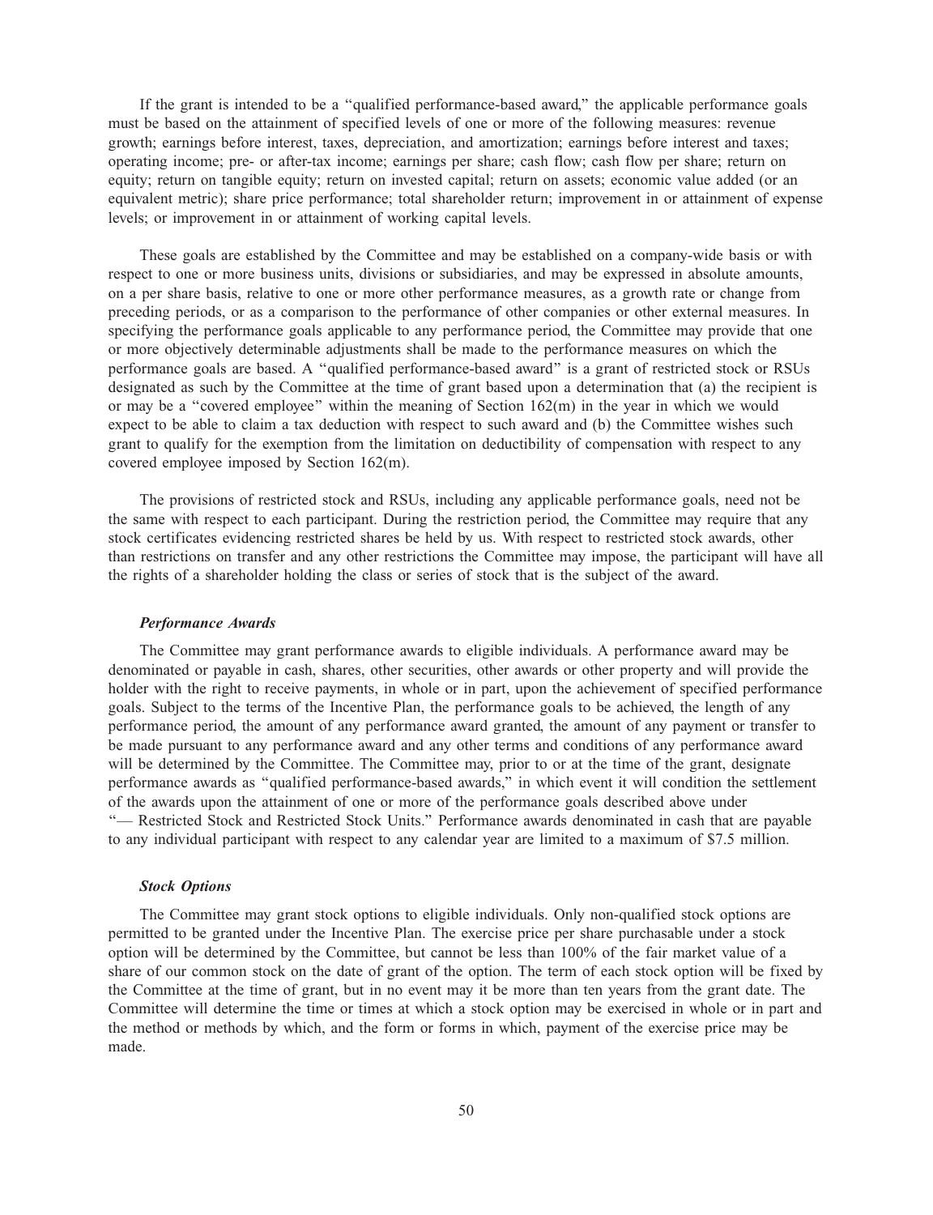If the grant is intended to be a "qualified performance-based award," the applicable performance goals must be based on the attainment of specified levels of one or more of the following measures: revenue growth; earnings before interest, taxes, depreciation, and amortization; earnings before interest and taxes; operating income; pre- or after-tax income; earnings per share; cash flow; cash flow per share; return on equity; return on tangible equity; return on invested capital; return on assets; economic value added (or an equivalent metric); share price performance; total shareholder return; improvement in or attainment of expense levels; or improvement in or attainment of working capital levels.

These goals are established by the Committee and may be established on a company-wide basis or with respect to one or more business units, divisions or subsidiaries, and may be expressed in absolute amounts, on a per share basis, relative to one or more other performance measures, as a growth rate or change from preceding periods, or as a comparison to the performance of other companies or other external measures. In specifying the performance goals applicable to any performance period, the Committee may provide that one or more objectively determinable adjustments shall be made to the performance measures on which the performance goals are based. A "qualified performance-based award" is a grant of restricted stock or RSUs designated as such by the Committee at the time of grant based upon a determination that (a) the recipient is or may be a "covered employee" within the meaning of Section 162(m) in the year in which we would expect to be able to claim a tax deduction with respect to such award and (b) the Committee wishes such grant to qualify for the exemption from the limitation on deductibility of compensation with respect to any covered employee imposed by Section 162(m).

The provisions of restricted stock and RSUs, including any applicable performance goals, need not be the same with respect to each participant. During the restriction period, the Committee may require that any stock certificates evidencing restricted shares be held by us. With respect to restricted stock awards, other than restrictions on transfer and any other restrictions the Committee may impose, the participant will have all the rights of a shareholder holding the class or series of stock that is the subject of the award.

#### *Performance Awards*

The Committee may grant performance awards to eligible individuals. A performance award may be denominated or payable in cash, shares, other securities, other awards or other property and will provide the holder with the right to receive payments, in whole or in part, upon the achievement of specified performance goals. Subject to the terms of the Incentive Plan, the performance goals to be achieved, the length of any performance period, the amount of any performance award granted, the amount of any payment or transfer to be made pursuant to any performance award and any other terms and conditions of any performance award will be determined by the Committee. The Committee may, prior to or at the time of the grant, designate performance awards as "qualified performance-based awards," in which event it will condition the settlement of the awards upon the attainment of one or more of the performance goals described above under "— Restricted Stock and Restricted Stock Units." Performance awards denominated in cash that are payable to any individual participant with respect to any calendar year are limited to a maximum of $7.5 million.

#### *Stock Options*

The Committee may grant stock options to eligible individuals. Only non-qualified stock options are permitted to be granted under the Incentive Plan. The exercise price per share purchasable under a stock option will be determined by the Committee, but cannot be less than 100% of the fair market value of a share of our common stock on the date of grant of the option. The term of each stock option will be fixed by the Committee at the time of grant, but in no event may it be more than ten years from the grant date. The Committee will determine the time or times at which a stock option may be exercised in whole or in part and the method or methods by which, and the form or forms in which, payment of the exercise price may be made.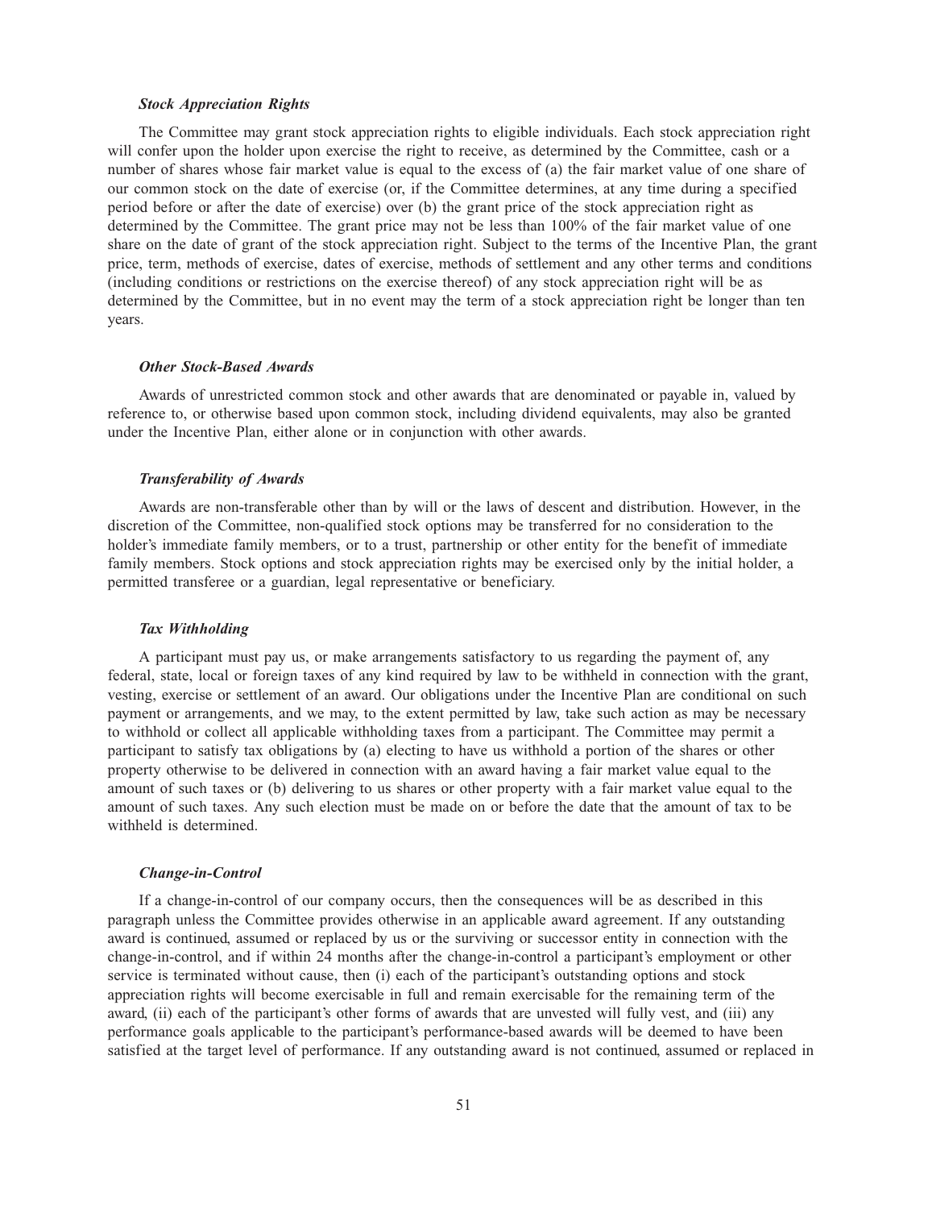### *Stock Appreciation Rights*

The Committee may grant stock appreciation rights to eligible individuals. Each stock appreciation right will confer upon the holder upon exercise the right to receive, as determined by the Committee, cash or a number of shares whose fair market value is equal to the excess of (a) the fair market value of one share of our common stock on the date of exercise (or, if the Committee determines, at any time during a specified period before or after the date of exercise) over (b) the grant price of the stock appreciation right as determined by the Committee. The grant price may not be less than 100% of the fair market value of one share on the date of grant of the stock appreciation right. Subject to the terms of the Incentive Plan, the grant price, term, methods of exercise, dates of exercise, methods of settlement and any other terms and conditions (including conditions or restrictions on the exercise thereof) of any stock appreciation right will be as determined by the Committee, but in no event may the term of a stock appreciation right be longer than ten years.

### *Other Stock-Based Awards*

Awards of unrestricted common stock and other awards that are denominated or payable in, valued by reference to, or otherwise based upon common stock, including dividend equivalents, may also be granted under the Incentive Plan, either alone or in conjunction with other awards.

### *Transferability of Awards*

Awards are non-transferable other than by will or the laws of descent and distribution. However, in the discretion of the Committee, non-qualified stock options may be transferred for no consideration to the holder's immediate family members, or to a trust, partnership or other entity for the benefit of immediate family members. Stock options and stock appreciation rights may be exercised only by the initial holder, a permitted transferee or a guardian, legal representative or beneficiary.

### *Tax Withholding*

A participant must pay us, or make arrangements satisfactory to us regarding the payment of, any federal, state, local or foreign taxes of any kind required by law to be withheld in connection with the grant, vesting, exercise or settlement of an award. Our obligations under the Incentive Plan are conditional on such payment or arrangements, and we may, to the extent permitted by law, take such action as may be necessary to withhold or collect all applicable withholding taxes from a participant. The Committee may permit a participant to satisfy tax obligations by (a) electing to have us withhold a portion of the shares or other property otherwise to be delivered in connection with an award having a fair market value equal to the amount of such taxes or (b) delivering to us shares or other property with a fair market value equal to the amount of such taxes. Any such election must be made on or before the date that the amount of tax to be withheld is determined.

### *Change-in-Control*

If a change-in-control of our company occurs, then the consequences will be as described in this paragraph unless the Committee provides otherwise in an applicable award agreement. If any outstanding award is continued, assumed or replaced by us or the surviving or successor entity in connection with the change-in-control, and if within 24 months after the change-in-control a participant's employment or other service is terminated without cause, then (i) each of the participant's outstanding options and stock appreciation rights will become exercisable in full and remain exercisable for the remaining term of the award, (ii) each of the participant's other forms of awards that are unvested will fully vest, and (iii) any performance goals applicable to the participant's performance-based awards will be deemed to have been satisfied at the target level of performance. If any outstanding award is not continued, assumed or replaced in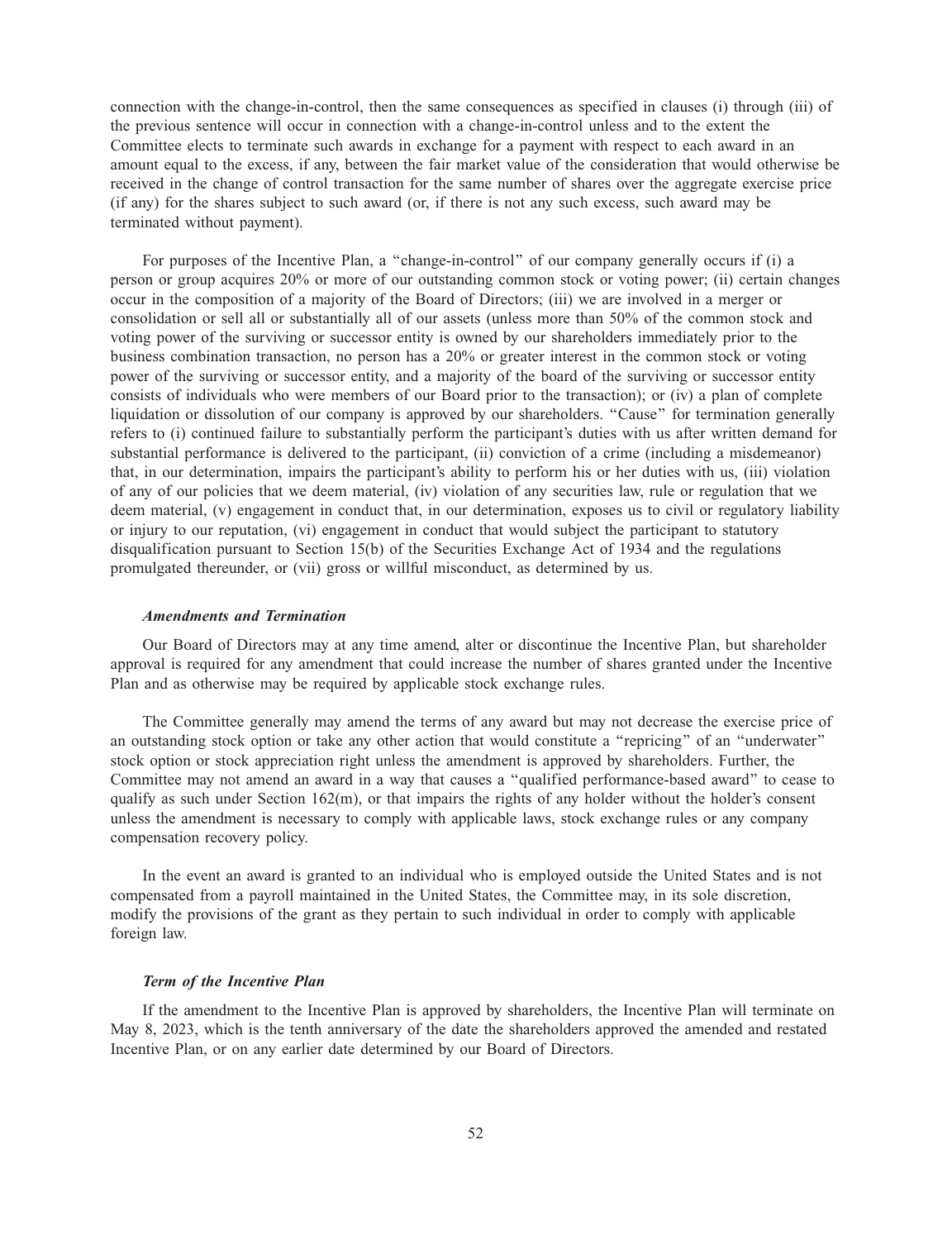connection with the change-in-control, then the same consequences as specified in clauses (i) through (iii) of the previous sentence will occur in connection with a change-in-control unless and to the extent the Committee elects to terminate such awards in exchange for a payment with respect to each award in an amount equal to the excess, if any, between the fair market value of the consideration that would otherwise be received in the change of control transaction for the same number of shares over the aggregate exercise price (if any) for the shares subject to such award (or, if there is not any such excess, such award may be terminated without payment).

For purposes of the Incentive Plan, a "change-in-control" of our company generally occurs if (i) a person or group acquires 20% or more of our outstanding common stock or voting power; (ii) certain changes occur in the composition of a majority of the Board of Directors; (iii) we are involved in a merger or consolidation or sell all or substantially all of our assets (unless more than 50% of the common stock and voting power of the surviving or successor entity is owned by our shareholders immediately prior to the business combination transaction, no person has a 20% or greater interest in the common stock or voting power of the surviving or successor entity, and a majority of the board of the surviving or successor entity consists of individuals who were members of our Board prior to the transaction); or (iv) a plan of complete liquidation or dissolution of our company is approved by our shareholders. "Cause" for termination generally refers to (i) continued failure to substantially perform the participant's duties with us after written demand for substantial performance is delivered to the participant, (ii) conviction of a crime (including a misdemeanor) that, in our determination, impairs the participant's ability to perform his or her duties with us, (iii) violation of any of our policies that we deem material, (iv) violation of any securities law, rule or regulation that we deem material, (v) engagement in conduct that, in our determination, exposes us to civil or regulatory liability or injury to our reputation, (vi) engagement in conduct that would subject the participant to statutory disqualification pursuant to Section 15(b) of the Securities Exchange Act of 1934 and the regulations promulgated thereunder, or (vii) gross or willful misconduct, as determined by us.

***Amendments and Termination***

Our Board of Directors may at any time amend, alter or discontinue the Incentive Plan, but shareholder approval is required for any amendment that could increase the number of shares granted under the Incentive Plan and as otherwise may be required by applicable stock exchange rules.

The Committee generally may amend the terms of any award but may not decrease the exercise price of an outstanding stock option or take any other action that would constitute a "repricing" of an "underwater" stock option or stock appreciation right unless the amendment is approved by shareholders. Further, the Committee may not amend an award in a way that causes a "qualified performance-based award" to cease to qualify as such under Section 162(m), or that impairs the rights of any holder without the holder's consent unless the amendment is necessary to comply with applicable laws, stock exchange rules or any company compensation recovery policy.

In the event an award is granted to an individual who is employed outside the United States and is not compensated from a payroll maintained in the United States, the Committee may, in its sole discretion, modify the provisions of the grant as they pertain to such individual in order to comply with applicable foreign law.

***Term of the Incentive Plan***

If the amendment to the Incentive Plan is approved by shareholders, the Incentive Plan will terminate on May 8, 2023, which is the tenth anniversary of the date the shareholders approved the amended and restated Incentive Plan, or on any earlier date determined by our Board of Directors.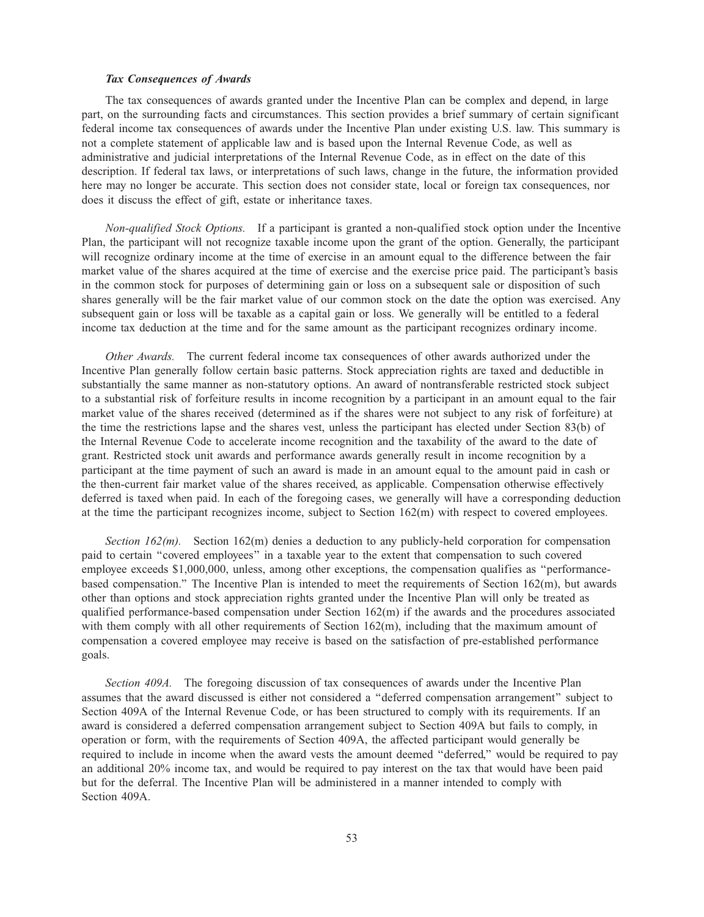***Tax Consequences of Awards***

The tax consequences of awards granted under the Incentive Plan can be complex and depend, in large part, on the surrounding facts and circumstances. This section provides a brief summary of certain significant federal income tax consequences of awards under the Incentive Plan under existing U.S. law. This summary is not a complete statement of applicable law and is based upon the Internal Revenue Code, as well as administrative and judicial interpretations of the Internal Revenue Code, as in effect on the date of this description. If federal tax laws, or interpretations of such laws, change in the future, the information provided here may no longer be accurate. This section does not consider state, local or foreign tax consequences, nor does it discuss the effect of gift, estate or inheritance taxes.

*Non-qualified Stock Options.* If a participant is granted a non-qualified stock option under the Incentive Plan, the participant will not recognize taxable income upon the grant of the option. Generally, the participant will recognize ordinary income at the time of exercise in an amount equal to the difference between the fair market value of the shares acquired at the time of exercise and the exercise price paid. The participant's basis in the common stock for purposes of determining gain or loss on a subsequent sale or disposition of such shares generally will be the fair market value of our common stock on the date the option was exercised. Any subsequent gain or loss will be taxable as a capital gain or loss. We generally will be entitled to a federal income tax deduction at the time and for the same amount as the participant recognizes ordinary income.

*Other Awards.* The current federal income tax consequences of other awards authorized under the Incentive Plan generally follow certain basic patterns. Stock appreciation rights are taxed and deductible in substantially the same manner as non-statutory options. An award of nontransferable restricted stock subject to a substantial risk of forfeiture results in income recognition by a participant in an amount equal to the fair market value of the shares received (determined as if the shares were not subject to any risk of forfeiture) at the time the restrictions lapse and the shares vest, unless the participant has elected under Section 83(b) of the Internal Revenue Code to accelerate income recognition and the taxability of the award to the date of grant. Restricted stock unit awards and performance awards generally result in income recognition by a participant at the time payment of such an award is made in an amount equal to the amount paid in cash or the then-current fair market value of the shares received, as applicable. Compensation otherwise effectively deferred is taxed when paid. In each of the foregoing cases, we generally will have a corresponding deduction at the time the participant recognizes income, subject to Section 162(m) with respect to covered employees.

*Section 162(m).* Section 162(m) denies a deduction to any publicly-held corporation for compensation paid to certain "covered employees" in a taxable year to the extent that compensation to such covered employee exceeds $1,000,000, unless, among other exceptions, the compensation qualifies as "performance-based compensation." The Incentive Plan is intended to meet the requirements of Section 162(m), but awards other than options and stock appreciation rights granted under the Incentive Plan will only be treated as qualified performance-based compensation under Section 162(m) if the awards and the procedures associated with them comply with all other requirements of Section 162(m), including that the maximum amount of compensation a covered employee may receive is based on the satisfaction of pre-established performance goals.

*Section 409A.* The foregoing discussion of tax consequences of awards under the Incentive Plan assumes that the award discussed is either not considered a "deferred compensation arrangement" subject to Section 409A of the Internal Revenue Code, or has been structured to comply with its requirements. If an award is considered a deferred compensation arrangement subject to Section 409A but fails to comply, in operation or form, with the requirements of Section 409A, the affected participant would generally be required to include in income when the award vests the amount deemed "deferred," would be required to pay an additional 20% income tax, and would be required to pay interest on the tax that would have been paid but for the deferral. The Incentive Plan will be administered in a manner intended to comply with Section 409A.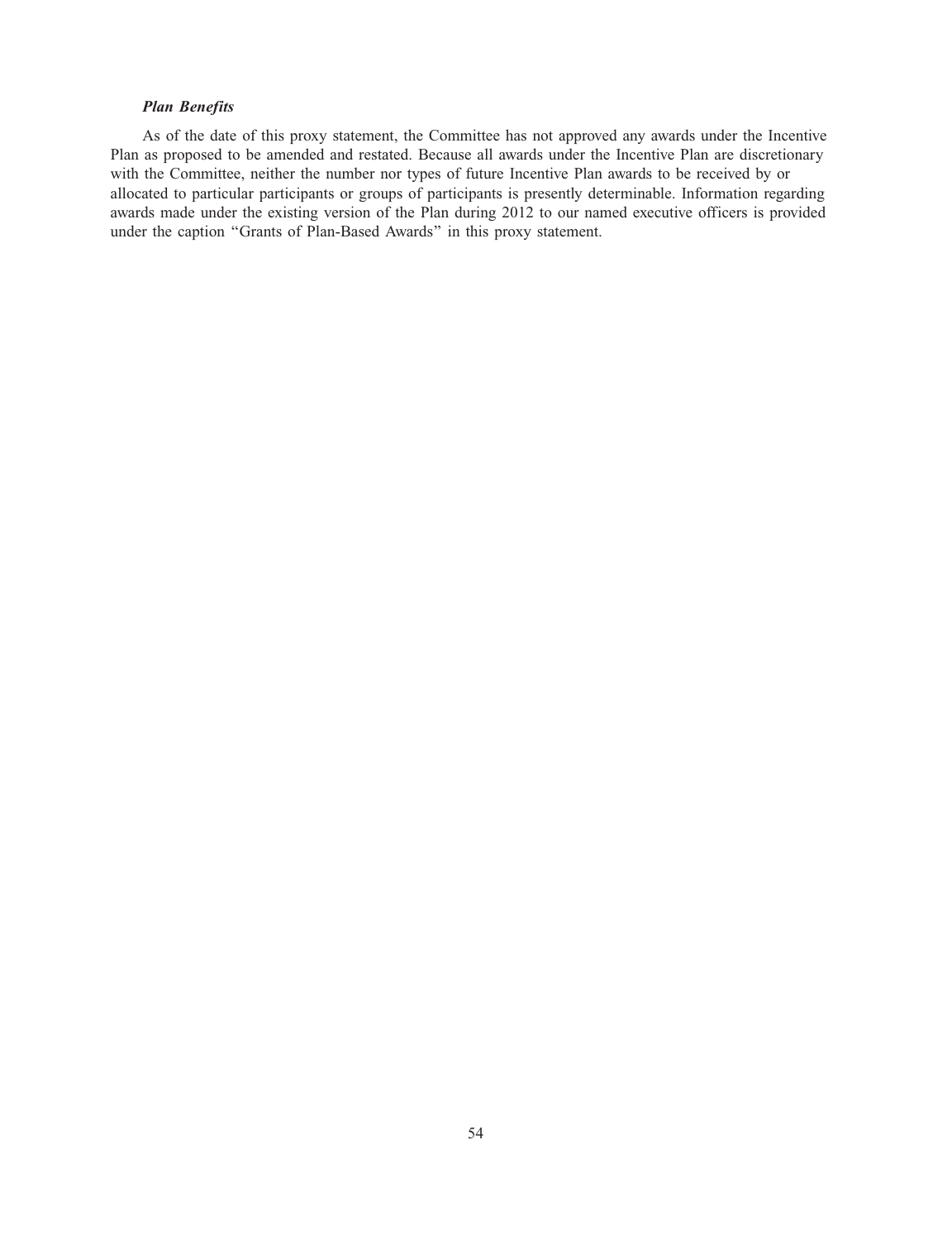***Plan Benefits***

As of the date of this proxy statement, the Committee has not approved any awards under the Incentive Plan as proposed to be amended and restated. Because all awards under the Incentive Plan are discretionary with the Committee, neither the number nor types of future Incentive Plan awards to be received by or allocated to particular participants or groups of participants is presently determinable. Information regarding awards made under the existing version of the Plan during 2012 to our named executive officers is provided under the caption "Grants of Plan-Based Awards" in this proxy statement.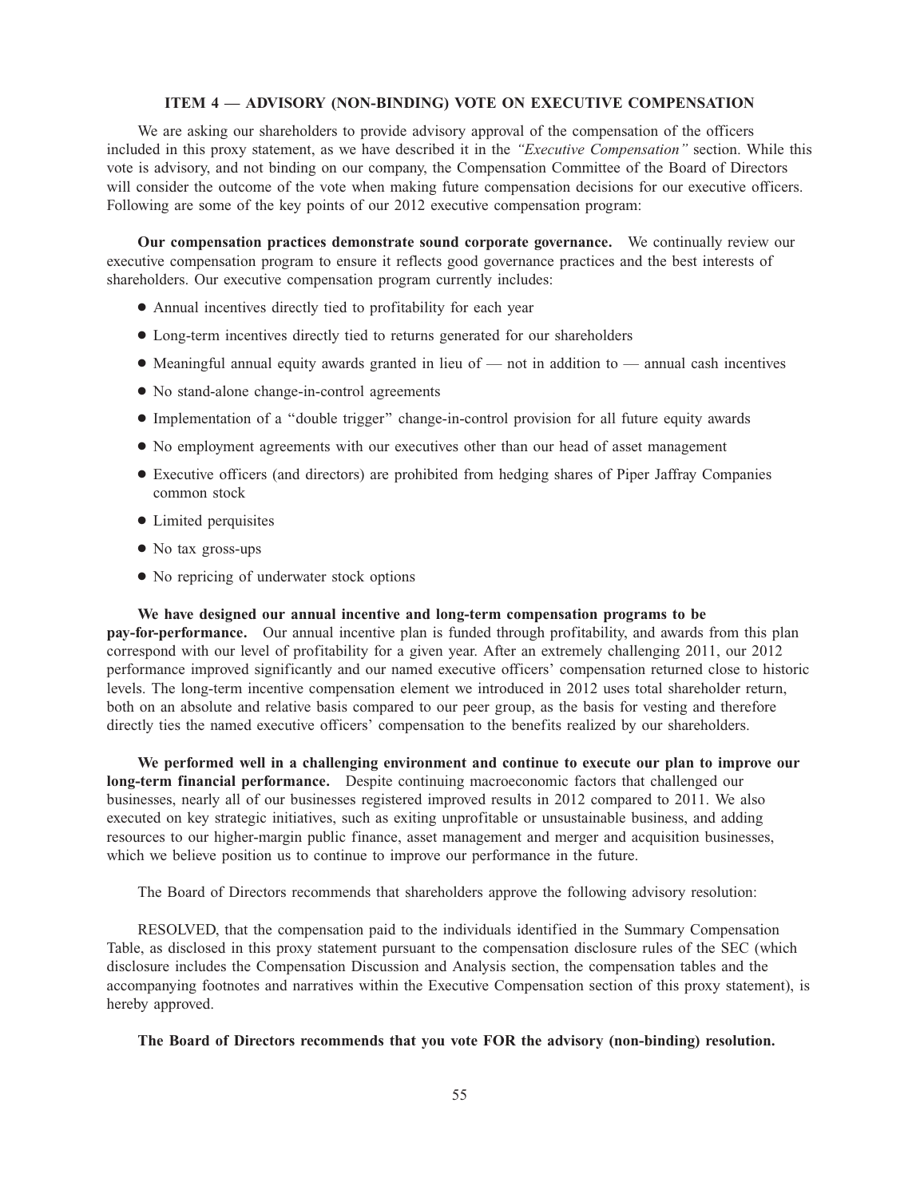## ITEM 4 — ADVISORY (NON-BINDING) VOTE ON EXECUTIVE COMPENSATION

We are asking our shareholders to provide advisory approval of the compensation of the officers included in this proxy statement, as we have described it in the *"Executive Compensation"* section. While this vote is advisory, and not binding on our company, the Compensation Committee of the Board of Directors will consider the outcome of the vote when making future compensation decisions for our executive officers. Following are some of the key points of our 2012 executive compensation program:

**Our compensation practices demonstrate sound corporate governance.** We continually review our executive compensation program to ensure it reflects good governance practices and the best interests of shareholders. Our executive compensation program currently includes:

- Annual incentives directly tied to profitability for each year
- Long-term incentives directly tied to returns generated for our shareholders
- Meaningful annual equity awards granted in lieu of — not in addition to — annual cash incentives
- No stand-alone change-in-control agreements
- Implementation of a "double trigger" change-in-control provision for all future equity awards
- No employment agreements with our executives other than our head of asset management
- Executive officers (and directors) are prohibited from hedging shares of Piper Jaffray Companies common stock
- Limited perquisites
- No tax gross-ups
- No repricing of underwater stock options

**We have designed our annual incentive and long-term compensation programs to be pay-for-performance.** Our annual incentive plan is funded through profitability, and awards from this plan correspond with our level of profitability for a given year. After an extremely challenging 2011, our 2012 performance improved significantly and our named executive officers' compensation returned close to historic levels. The long-term incentive compensation element we introduced in 2012 uses total shareholder return, both on an absolute and relative basis compared to our peer group, as the basis for vesting and therefore directly ties the named executive officers' compensation to the benefits realized by our shareholders.

**We performed well in a challenging environment and continue to execute our plan to improve our long-term financial performance.** Despite continuing macroeconomic factors that challenged our businesses, nearly all of our businesses registered improved results in 2012 compared to 2011. We also executed on key strategic initiatives, such as exiting unprofitable or unsustainable business, and adding resources to our higher-margin public finance, asset management and merger and acquisition businesses, which we believe position us to continue to improve our performance in the future.

The Board of Directors recommends that shareholders approve the following advisory resolution:

RESOLVED, that the compensation paid to the individuals identified in the Summary Compensation Table, as disclosed in this proxy statement pursuant to the compensation disclosure rules of the SEC (which disclosure includes the Compensation Discussion and Analysis section, the compensation tables and the accompanying footnotes and narratives within the Executive Compensation section of this proxy statement), is hereby approved.

**The Board of Directors recommends that you vote FOR the advisory (non-binding) resolution.**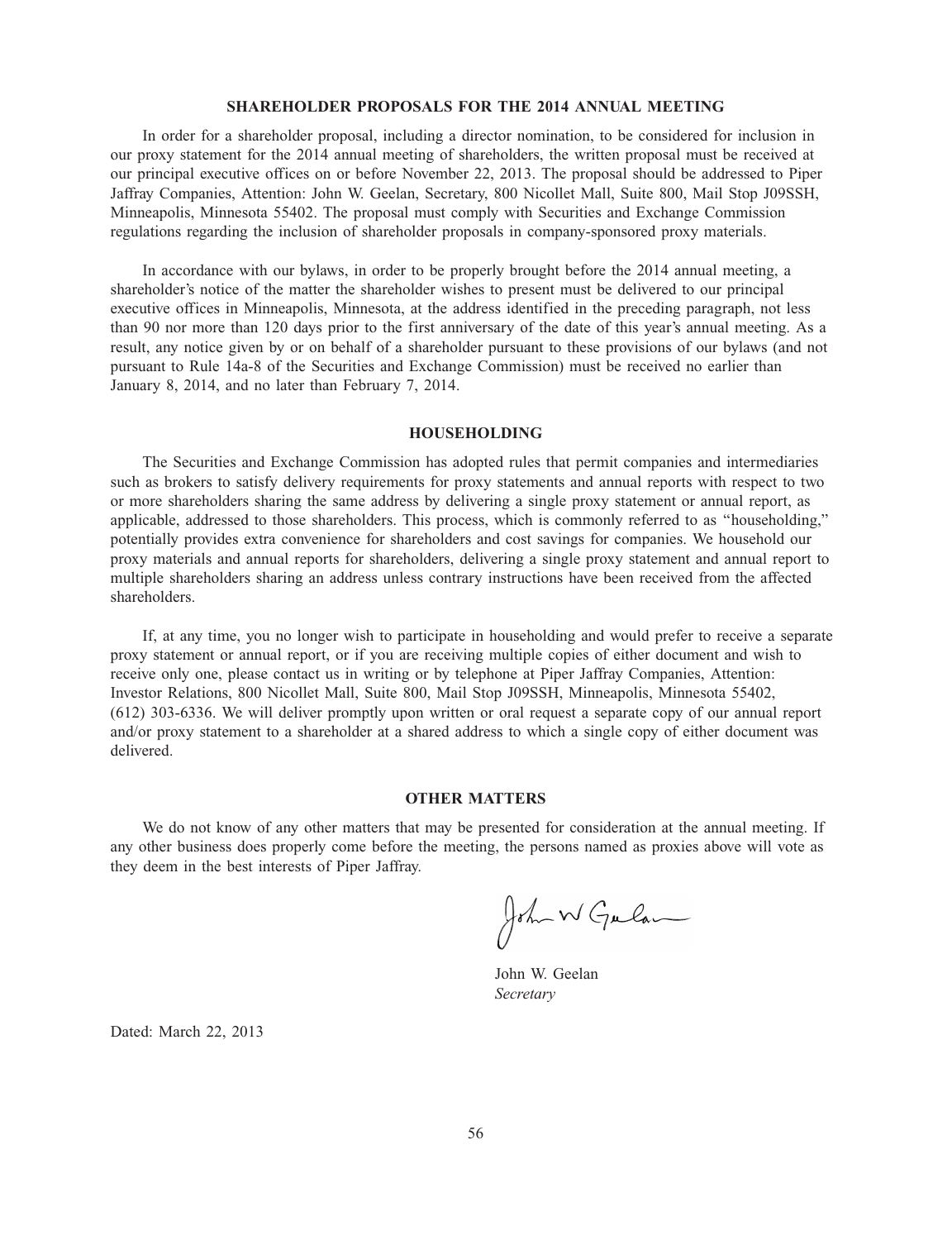## SHAREHOLDER PROPOSALS FOR THE 2014 ANNUAL MEETING

In order for a shareholder proposal, including a director nomination, to be considered for inclusion in our proxy statement for the 2014 annual meeting of shareholders, the written proposal must be received at our principal executive offices on or before November 22, 2013. The proposal should be addressed to Piper Jaffray Companies, Attention: John W. Geelan, Secretary, 800 Nicollet Mall, Suite 800, Mail Stop J09SSH, Minneapolis, Minnesota 55402. The proposal must comply with Securities and Exchange Commission regulations regarding the inclusion of shareholder proposals in company-sponsored proxy materials.

In accordance with our bylaws, in order to be properly brought before the 2014 annual meeting, a shareholder's notice of the matter the shareholder wishes to present must be delivered to our principal executive offices in Minneapolis, Minnesota, at the address identified in the preceding paragraph, not less than 90 nor more than 120 days prior to the first anniversary of the date of this year's annual meeting. As a result, any notice given by or on behalf of a shareholder pursuant to these provisions of our bylaws (and not pursuant to Rule 14a-8 of the Securities and Exchange Commission) must be received no earlier than January 8, 2014, and no later than February 7, 2014.

## HOUSEHOLDING

The Securities and Exchange Commission has adopted rules that permit companies and intermediaries such as brokers to satisfy delivery requirements for proxy statements and annual reports with respect to two or more shareholders sharing the same address by delivering a single proxy statement or annual report, as applicable, addressed to those shareholders. This process, which is commonly referred to as "householding," potentially provides extra convenience for shareholders and cost savings for companies. We household our proxy materials and annual reports for shareholders, delivering a single proxy statement and annual report to multiple shareholders sharing an address unless contrary instructions have been received from the affected shareholders.

If, at any time, you no longer wish to participate in householding and would prefer to receive a separate proxy statement or annual report, or if you are receiving multiple copies of either document and wish to receive only one, please contact us in writing or by telephone at Piper Jaffray Companies, Attention: Investor Relations, 800 Nicollet Mall, Suite 800, Mail Stop J09SSH, Minneapolis, Minnesota 55402, (612) 303-6336. We will deliver promptly upon written or oral request a separate copy of our annual report and/or proxy statement to a shareholder at a shared address to which a single copy of either document was delivered.

## OTHER MATTERS

We do not know of any other matters that may be presented for consideration at the annual meeting. If any other business does properly come before the meeting, the persons named as proxies above will vote as they deem in the best interests of Piper Jaffray.

John W. Geelan
*Secretary*

Dated: March 22, 2013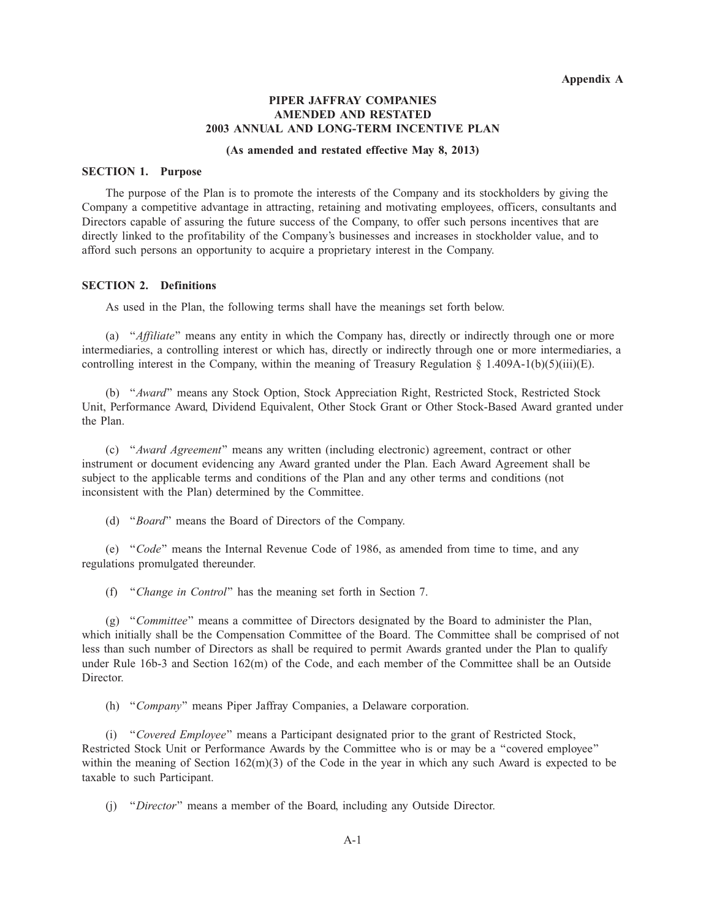**Appendix A**

# PIPER JAFFRAY COMPANIES AMENDED AND RESTATED 2003 ANNUAL AND LONG-TERM INCENTIVE PLAN

**(As amended and restated effective May 8, 2013)**

## SECTION 1. Purpose

The purpose of the Plan is to promote the interests of the Company and its stockholders by giving the Company a competitive advantage in attracting, retaining and motivating employees, officers, consultants and Directors capable of assuring the future success of the Company, to offer such persons incentives that are directly linked to the profitability of the Company's businesses and increases in stockholder value, and to afford such persons an opportunity to acquire a proprietary interest in the Company.

## SECTION 2. Definitions

As used in the Plan, the following terms shall have the meanings set forth below.

(a) "*Affiliate*" means any entity in which the Company has, directly or indirectly through one or more intermediaries, a controlling interest or which has, directly or indirectly through one or more intermediaries, a controlling interest in the Company, within the meaning of Treasury Regulation § 1.409A-1(b)(5)(iii)(E).

(b) "*Award*" means any Stock Option, Stock Appreciation Right, Restricted Stock, Restricted Stock Unit, Performance Award, Dividend Equivalent, Other Stock Grant or Other Stock-Based Award granted under the Plan.

(c) "*Award Agreement*" means any written (including electronic) agreement, contract or other instrument or document evidencing any Award granted under the Plan. Each Award Agreement shall be subject to the applicable terms and conditions of the Plan and any other terms and conditions (not inconsistent with the Plan) determined by the Committee.

(d) "*Board*" means the Board of Directors of the Company.

(e) "*Code*" means the Internal Revenue Code of 1986, as amended from time to time, and any regulations promulgated thereunder.

(f) "*Change in Control*" has the meaning set forth in Section 7.

(g) "*Committee*" means a committee of Directors designated by the Board to administer the Plan, which initially shall be the Compensation Committee of the Board. The Committee shall be comprised of not less than such number of Directors as shall be required to permit Awards granted under the Plan to qualify under Rule 16b-3 and Section 162(m) of the Code, and each member of the Committee shall be an Outside Director.

(h) "*Company*" means Piper Jaffray Companies, a Delaware corporation.

(i) "*Covered Employee*" means a Participant designated prior to the grant of Restricted Stock, Restricted Stock Unit or Performance Awards by the Committee who is or may be a "covered employee" within the meaning of Section 162(m)(3) of the Code in the year in which any such Award is expected to be taxable to such Participant.

(j) "*Director*" means a member of the Board, including any Outside Director.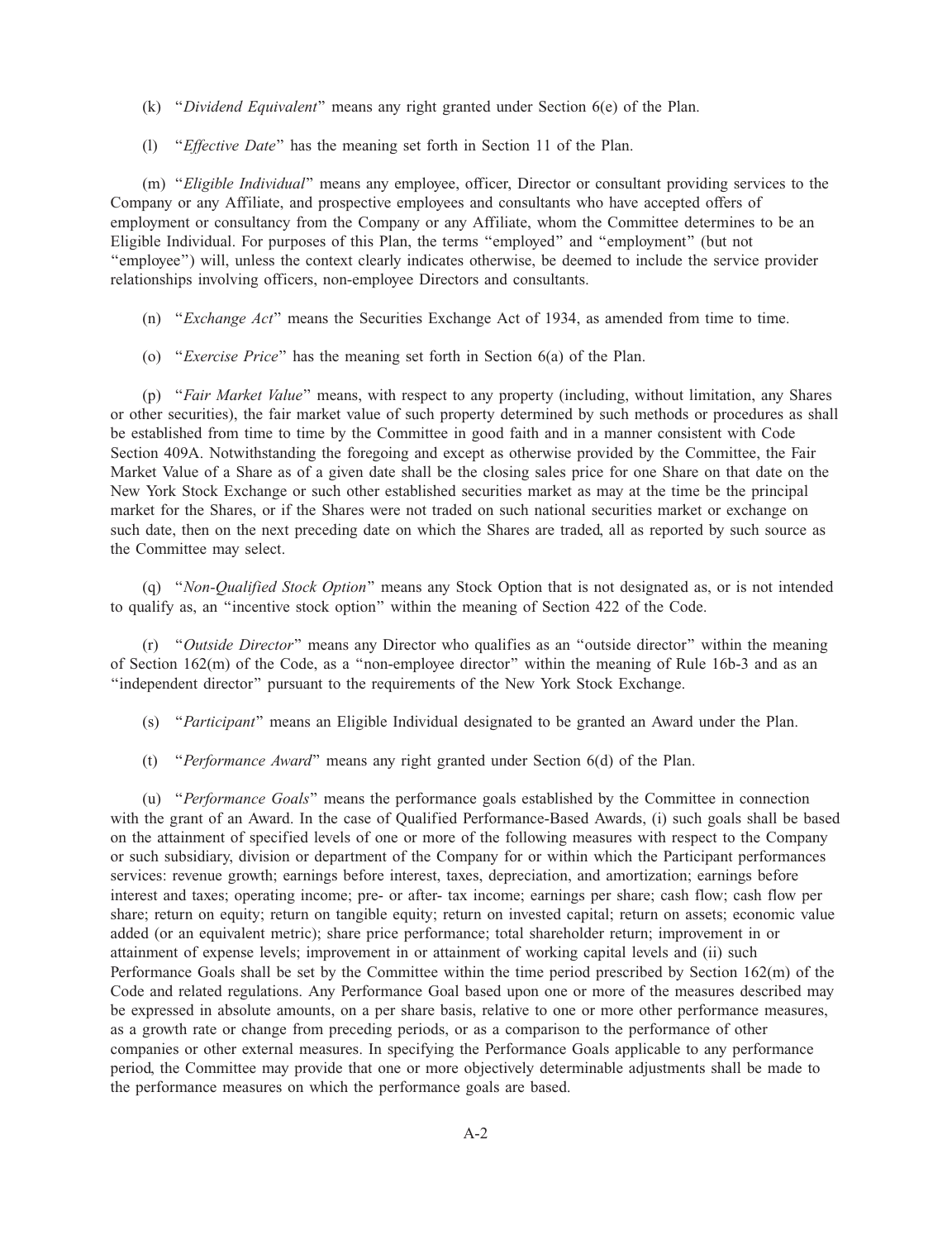(k) "*Dividend Equivalent*" means any right granted under Section 6(e) of the Plan.

(l) "*Effective Date*" has the meaning set forth in Section 11 of the Plan.

(m) "*Eligible Individual*" means any employee, officer, Director or consultant providing services to the Company or any Affiliate, and prospective employees and consultants who have accepted offers of employment or consultancy from the Company or any Affiliate, whom the Committee determines to be an Eligible Individual. For purposes of this Plan, the terms "employed" and "employment" (but not "employee") will, unless the context clearly indicates otherwise, be deemed to include the service provider relationships involving officers, non-employee Directors and consultants.

(n) "*Exchange Act*" means the Securities Exchange Act of 1934, as amended from time to time.

(o) "*Exercise Price*" has the meaning set forth in Section 6(a) of the Plan.

(p) "*Fair Market Value*" means, with respect to any property (including, without limitation, any Shares or other securities), the fair market value of such property determined by such methods or procedures as shall be established from time to time by the Committee in good faith and in a manner consistent with Code Section 409A. Notwithstanding the foregoing and except as otherwise provided by the Committee, the Fair Market Value of a Share as of a given date shall be the closing sales price for one Share on that date on the New York Stock Exchange or such other established securities market as may at the time be the principal market for the Shares, or if the Shares were not traded on such national securities market or exchange on such date, then on the next preceding date on which the Shares are traded, all as reported by such source as the Committee may select.

(q) "*Non-Qualified Stock Option*" means any Stock Option that is not designated as, or is not intended to qualify as, an "incentive stock option" within the meaning of Section 422 of the Code.

(r) "*Outside Director*" means any Director who qualifies as an "outside director" within the meaning of Section 162(m) of the Code, as a "non-employee director" within the meaning of Rule 16b-3 and as an "independent director" pursuant to the requirements of the New York Stock Exchange.

(s) "*Participant*" means an Eligible Individual designated to be granted an Award under the Plan.

(t) "*Performance Award*" means any right granted under Section 6(d) of the Plan.

(u) "*Performance Goals*" means the performance goals established by the Committee in connection with the grant of an Award. In the case of Qualified Performance-Based Awards, (i) such goals shall be based on the attainment of specified levels of one or more of the following measures with respect to the Company or such subsidiary, division or department of the Company for or within which the Participant performances services: revenue growth; earnings before interest, taxes, depreciation, and amortization; earnings before interest and taxes; operating income; pre- or after- tax income; earnings per share; cash flow; cash flow per share; return on equity; return on tangible equity; return on invested capital; return on assets; economic value added (or an equivalent metric); share price performance; total shareholder return; improvement in or attainment of expense levels; improvement in or attainment of working capital levels and (ii) such Performance Goals shall be set by the Committee within the time period prescribed by Section 162(m) of the Code and related regulations. Any Performance Goal based upon one or more of the measures described may be expressed in absolute amounts, on a per share basis, relative to one or more other performance measures, as a growth rate or change from preceding periods, or as a comparison to the performance of other companies or other external measures. In specifying the Performance Goals applicable to any performance period, the Committee may provide that one or more objectively determinable adjustments shall be made to the performance measures on which the performance goals are based.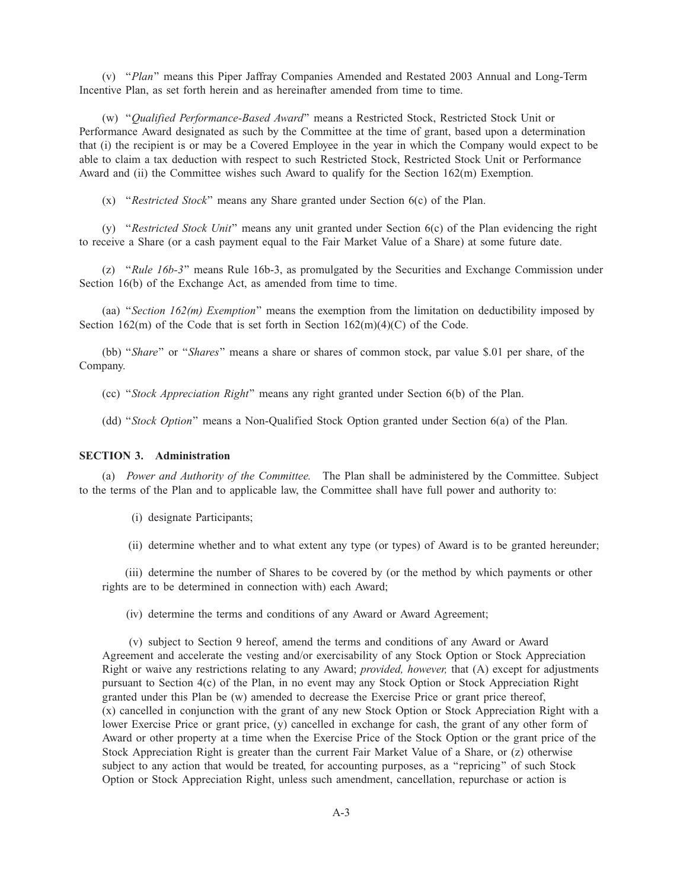(v) "*Plan*" means this Piper Jaffray Companies Amended and Restated 2003 Annual and Long-Term Incentive Plan, as set forth herein and as hereinafter amended from time to time.

(w) "*Qualified Performance-Based Award*" means a Restricted Stock, Restricted Stock Unit or Performance Award designated as such by the Committee at the time of grant, based upon a determination that (i) the recipient is or may be a Covered Employee in the year in which the Company would expect to be able to claim a tax deduction with respect to such Restricted Stock, Restricted Stock Unit or Performance Award and (ii) the Committee wishes such Award to qualify for the Section 162(m) Exemption.

(x) "*Restricted Stock*" means any Share granted under Section 6(c) of the Plan.

(y) "*Restricted Stock Unit*" means any unit granted under Section 6(c) of the Plan evidencing the right to receive a Share (or a cash payment equal to the Fair Market Value of a Share) at some future date.

(z) "*Rule 16b-3*" means Rule 16b-3, as promulgated by the Securities and Exchange Commission under Section 16(b) of the Exchange Act, as amended from time to time.

(aa) "*Section 162(m) Exemption*" means the exemption from the limitation on deductibility imposed by Section 162(m) of the Code that is set forth in Section 162(m)(4)(C) of the Code.

(bb) "*Share*" or "*Shares*" means a share or shares of common stock, par value $.01 per share, of the Company.

(cc) "*Stock Appreciation Right*" means any right granted under Section 6(b) of the Plan.

(dd) "*Stock Option*" means a Non-Qualified Stock Option granted under Section 6(a) of the Plan.

**SECTION 3. Administration**

(a) *Power and Authority of the Committee.* The Plan shall be administered by the Committee. Subject to the terms of the Plan and to applicable law, the Committee shall have full power and authority to:

(i) designate Participants;

(ii) determine whether and to what extent any type (or types) of Award is to be granted hereunder;

(iii) determine the number of Shares to be covered by (or the method by which payments or other rights are to be determined in connection with) each Award;

(iv) determine the terms and conditions of any Award or Award Agreement;

(v) subject to Section 9 hereof, amend the terms and conditions of any Award or Award Agreement and accelerate the vesting and/or exercisability of any Stock Option or Stock Appreciation Right or waive any restrictions relating to any Award; *provided, however,* that (A) except for adjustments pursuant to Section 4(c) of the Plan, in no event may any Stock Option or Stock Appreciation Right granted under this Plan be (w) amended to decrease the Exercise Price or grant price thereof, (x) cancelled in conjunction with the grant of any new Stock Option or Stock Appreciation Right with a lower Exercise Price or grant price, (y) cancelled in exchange for cash, the grant of any other form of Award or other property at a time when the Exercise Price of the Stock Option or the grant price of the Stock Appreciation Right is greater than the current Fair Market Value of a Share, or (z) otherwise subject to any action that would be treated, for accounting purposes, as a "repricing" of such Stock Option or Stock Appreciation Right, unless such amendment, cancellation, repurchase or action is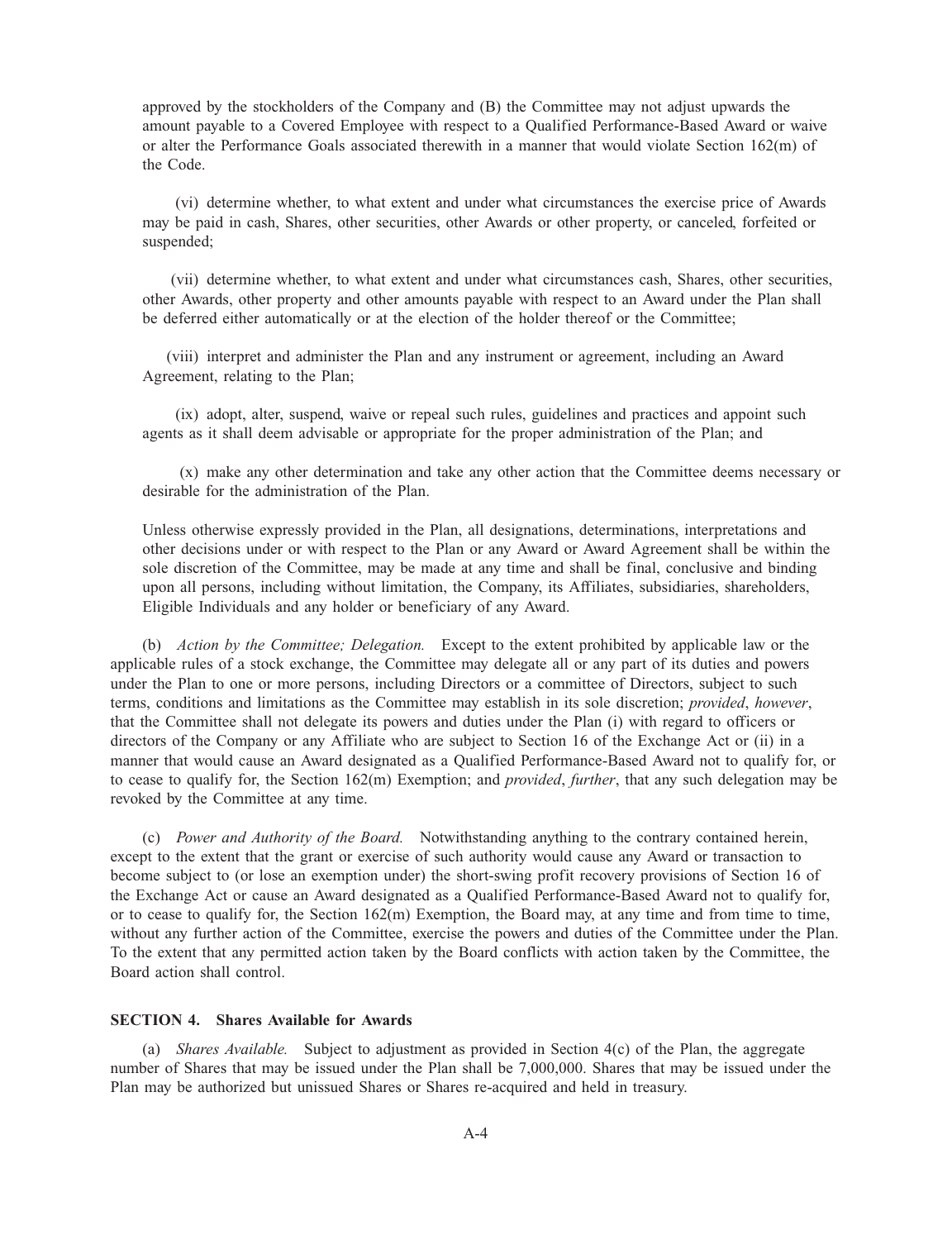approved by the stockholders of the Company and (B) the Committee may not adjust upwards the amount payable to a Covered Employee with respect to a Qualified Performance-Based Award or waive or alter the Performance Goals associated therewith in a manner that would violate Section 162(m) of the Code.

(vi) determine whether, to what extent and under what circumstances the exercise price of Awards may be paid in cash, Shares, other securities, other Awards or other property, or canceled, forfeited or suspended;

(vii) determine whether, to what extent and under what circumstances cash, Shares, other securities, other Awards, other property and other amounts payable with respect to an Award under the Plan shall be deferred either automatically or at the election of the holder thereof or the Committee;

(viii) interpret and administer the Plan and any instrument or agreement, including an Award Agreement, relating to the Plan;

(ix) adopt, alter, suspend, waive or repeal such rules, guidelines and practices and appoint such agents as it shall deem advisable or appropriate for the proper administration of the Plan; and

(x) make any other determination and take any other action that the Committee deems necessary or desirable for the administration of the Plan.

Unless otherwise expressly provided in the Plan, all designations, determinations, interpretations and other decisions under or with respect to the Plan or any Award or Award Agreement shall be within the sole discretion of the Committee, may be made at any time and shall be final, conclusive and binding upon all persons, including without limitation, the Company, its Affiliates, subsidiaries, shareholders, Eligible Individuals and any holder or beneficiary of any Award.

(b) *Action by the Committee; Delegation.* Except to the extent prohibited by applicable law or the applicable rules of a stock exchange, the Committee may delegate all or any part of its duties and powers under the Plan to one or more persons, including Directors or a committee of Directors, subject to such terms, conditions and limitations as the Committee may establish in its sole discretion; *provided*, *however*, that the Committee shall not delegate its powers and duties under the Plan (i) with regard to officers or directors of the Company or any Affiliate who are subject to Section 16 of the Exchange Act or (ii) in a manner that would cause an Award designated as a Qualified Performance-Based Award not to qualify for, or to cease to qualify for, the Section 162(m) Exemption; and *provided*, *further*, that any such delegation may be revoked by the Committee at any time.

(c) *Power and Authority of the Board.* Notwithstanding anything to the contrary contained herein, except to the extent that the grant or exercise of such authority would cause any Award or transaction to become subject to (or lose an exemption under) the short-swing profit recovery provisions of Section 16 of the Exchange Act or cause an Award designated as a Qualified Performance-Based Award not to qualify for, or to cease to qualify for, the Section 162(m) Exemption, the Board may, at any time and from time to time, without any further action of the Committee, exercise the powers and duties of the Committee under the Plan. To the extent that any permitted action taken by the Board conflicts with action taken by the Committee, the Board action shall control.

**SECTION 4. Shares Available for Awards**

(a) *Shares Available.* Subject to adjustment as provided in Section 4(c) of the Plan, the aggregate number of Shares that may be issued under the Plan shall be 7,000,000. Shares that may be issued under the Plan may be authorized but unissued Shares or Shares re-acquired and held in treasury.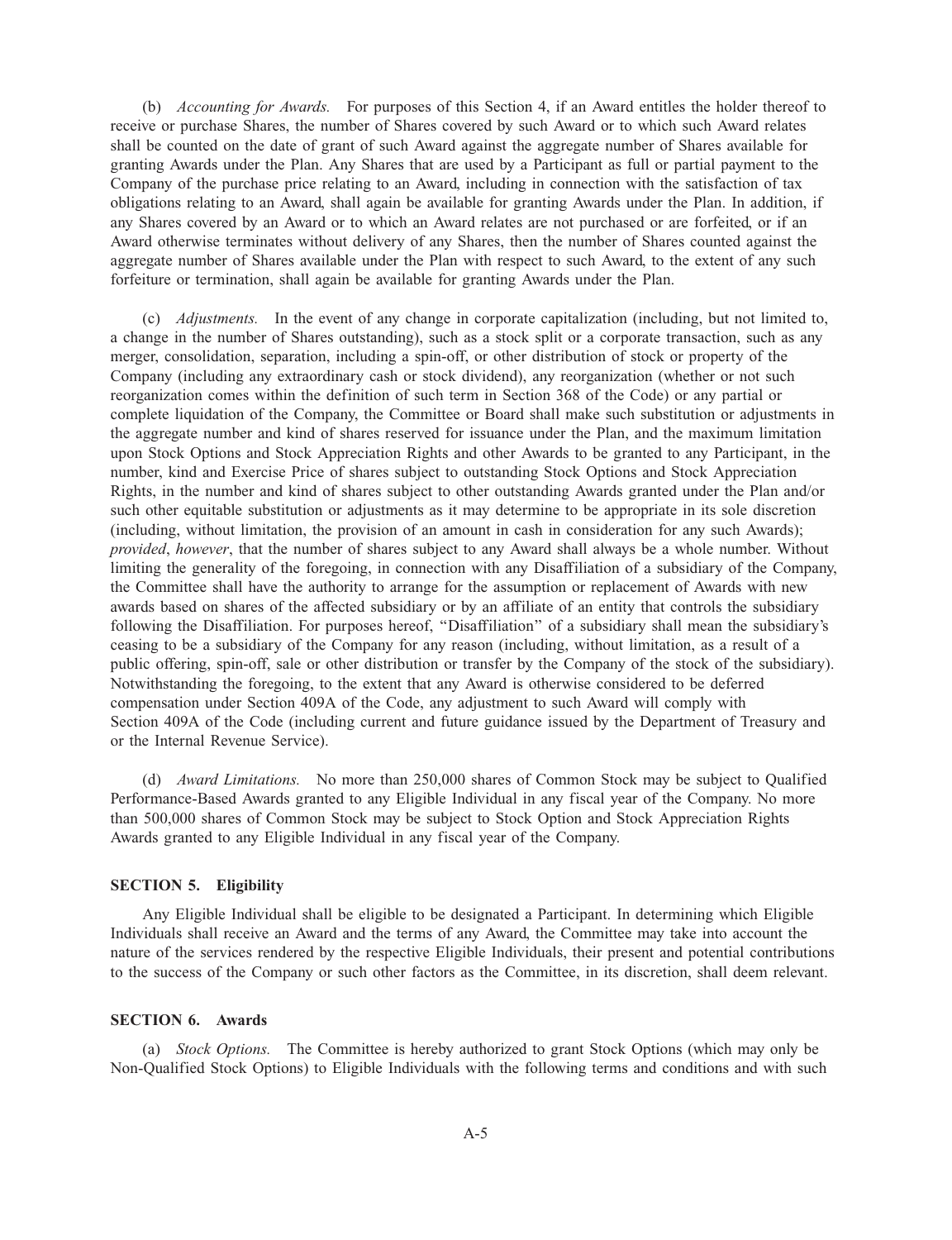(b) *Accounting for Awards.* For purposes of this Section 4, if an Award entitles the holder thereof to receive or purchase Shares, the number of Shares covered by such Award or to which such Award relates shall be counted on the date of grant of such Award against the aggregate number of Shares available for granting Awards under the Plan. Any Shares that are used by a Participant as full or partial payment to the Company of the purchase price relating to an Award, including in connection with the satisfaction of tax obligations relating to an Award, shall again be available for granting Awards under the Plan. In addition, if any Shares covered by an Award or to which an Award relates are not purchased or are forfeited, or if an Award otherwise terminates without delivery of any Shares, then the number of Shares counted against the aggregate number of Shares available under the Plan with respect to such Award, to the extent of any such forfeiture or termination, shall again be available for granting Awards under the Plan.

(c) *Adjustments.* In the event of any change in corporate capitalization (including, but not limited to, a change in the number of Shares outstanding), such as a stock split or a corporate transaction, such as any merger, consolidation, separation, including a spin-off, or other distribution of stock or property of the Company (including any extraordinary cash or stock dividend), any reorganization (whether or not such reorganization comes within the definition of such term in Section 368 of the Code) or any partial or complete liquidation of the Company, the Committee or Board shall make such substitution or adjustments in the aggregate number and kind of shares reserved for issuance under the Plan, and the maximum limitation upon Stock Options and Stock Appreciation Rights and other Awards to be granted to any Participant, in the number, kind and Exercise Price of shares subject to outstanding Stock Options and Stock Appreciation Rights, in the number and kind of shares subject to other outstanding Awards granted under the Plan and/or such other equitable substitution or adjustments as it may determine to be appropriate in its sole discretion (including, without limitation, the provision of an amount in cash in consideration for any such Awards); *provided*, *however*, that the number of shares subject to any Award shall always be a whole number. Without limiting the generality of the foregoing, in connection with any Disaffiliation of a subsidiary of the Company, the Committee shall have the authority to arrange for the assumption or replacement of Awards with new awards based on shares of the affected subsidiary or by an affiliate of an entity that controls the subsidiary following the Disaffiliation. For purposes hereof, "Disaffiliation" of a subsidiary shall mean the subsidiary's ceasing to be a subsidiary of the Company for any reason (including, without limitation, as a result of a public offering, spin-off, sale or other distribution or transfer by the Company of the stock of the subsidiary). Notwithstanding the foregoing, to the extent that any Award is otherwise considered to be deferred compensation under Section 409A of the Code, any adjustment to such Award will comply with Section 409A of the Code (including current and future guidance issued by the Department of Treasury and or the Internal Revenue Service).

(d) *Award Limitations.* No more than 250,000 shares of Common Stock may be subject to Qualified Performance-Based Awards granted to any Eligible Individual in any fiscal year of the Company. No more than 500,000 shares of Common Stock may be subject to Stock Option and Stock Appreciation Rights Awards granted to any Eligible Individual in any fiscal year of the Company.

**SECTION 5. Eligibility**

Any Eligible Individual shall be eligible to be designated a Participant. In determining which Eligible Individuals shall receive an Award and the terms of any Award, the Committee may take into account the nature of the services rendered by the respective Eligible Individuals, their present and potential contributions to the success of the Company or such other factors as the Committee, in its discretion, shall deem relevant.

**SECTION 6. Awards**

(a) *Stock Options.* The Committee is hereby authorized to grant Stock Options (which may only be Non-Qualified Stock Options) to Eligible Individuals with the following terms and conditions and with such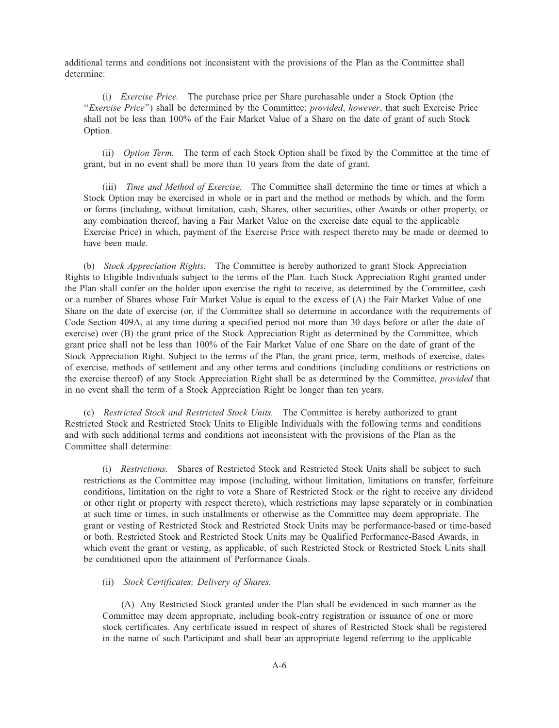additional terms and conditions not inconsistent with the provisions of the Plan as the Committee shall determine:

(i) *Exercise Price.* The purchase price per Share purchasable under a Stock Option (the "*Exercise Price*") shall be determined by the Committee; *provided*, *however*, that such Exercise Price shall not be less than 100% of the Fair Market Value of a Share on the date of grant of such Stock Option.

(ii) *Option Term.* The term of each Stock Option shall be fixed by the Committee at the time of grant, but in no event shall be more than 10 years from the date of grant.

(iii) *Time and Method of Exercise.* The Committee shall determine the time or times at which a Stock Option may be exercised in whole or in part and the method or methods by which, and the form or forms (including, without limitation, cash, Shares, other securities, other Awards or other property, or any combination thereof, having a Fair Market Value on the exercise date equal to the applicable Exercise Price) in which, payment of the Exercise Price with respect thereto may be made or deemed to have been made.

(b) *Stock Appreciation Rights.* The Committee is hereby authorized to grant Stock Appreciation Rights to Eligible Individuals subject to the terms of the Plan. Each Stock Appreciation Right granted under the Plan shall confer on the holder upon exercise the right to receive, as determined by the Committee, cash or a number of Shares whose Fair Market Value is equal to the excess of (A) the Fair Market Value of one Share on the date of exercise (or, if the Committee shall so determine in accordance with the requirements of Code Section 409A, at any time during a specified period not more than 30 days before or after the date of exercise) over (B) the grant price of the Stock Appreciation Right as determined by the Committee, which grant price shall not be less than 100% of the Fair Market Value of one Share on the date of grant of the Stock Appreciation Right. Subject to the terms of the Plan, the grant price, term, methods of exercise, dates of exercise, methods of settlement and any other terms and conditions (including conditions or restrictions on the exercise thereof) of any Stock Appreciation Right shall be as determined by the Committee, *provided* that in no event shall the term of a Stock Appreciation Right be longer than ten years.

(c) *Restricted Stock and Restricted Stock Units.* The Committee is hereby authorized to grant Restricted Stock and Restricted Stock Units to Eligible Individuals with the following terms and conditions and with such additional terms and conditions not inconsistent with the provisions of the Plan as the Committee shall determine:

(i) *Restrictions.* Shares of Restricted Stock and Restricted Stock Units shall be subject to such restrictions as the Committee may impose (including, without limitation, limitations on transfer, forfeiture conditions, limitation on the right to vote a Share of Restricted Stock or the right to receive any dividend or other right or property with respect thereto), which restrictions may lapse separately or in combination at such time or times, in such installments or otherwise as the Committee may deem appropriate. The grant or vesting of Restricted Stock and Restricted Stock Units may be performance-based or time-based or both. Restricted Stock and Restricted Stock Units may be Qualified Performance-Based Awards, in which event the grant or vesting, as applicable, of such Restricted Stock or Restricted Stock Units shall be conditioned upon the attainment of Performance Goals.

(ii) *Stock Certificates; Delivery of Shares.*

(A) Any Restricted Stock granted under the Plan shall be evidenced in such manner as the Committee may deem appropriate, including book-entry registration or issuance of one or more stock certificates. Any certificate issued in respect of shares of Restricted Stock shall be registered in the name of such Participant and shall bear an appropriate legend referring to the applicable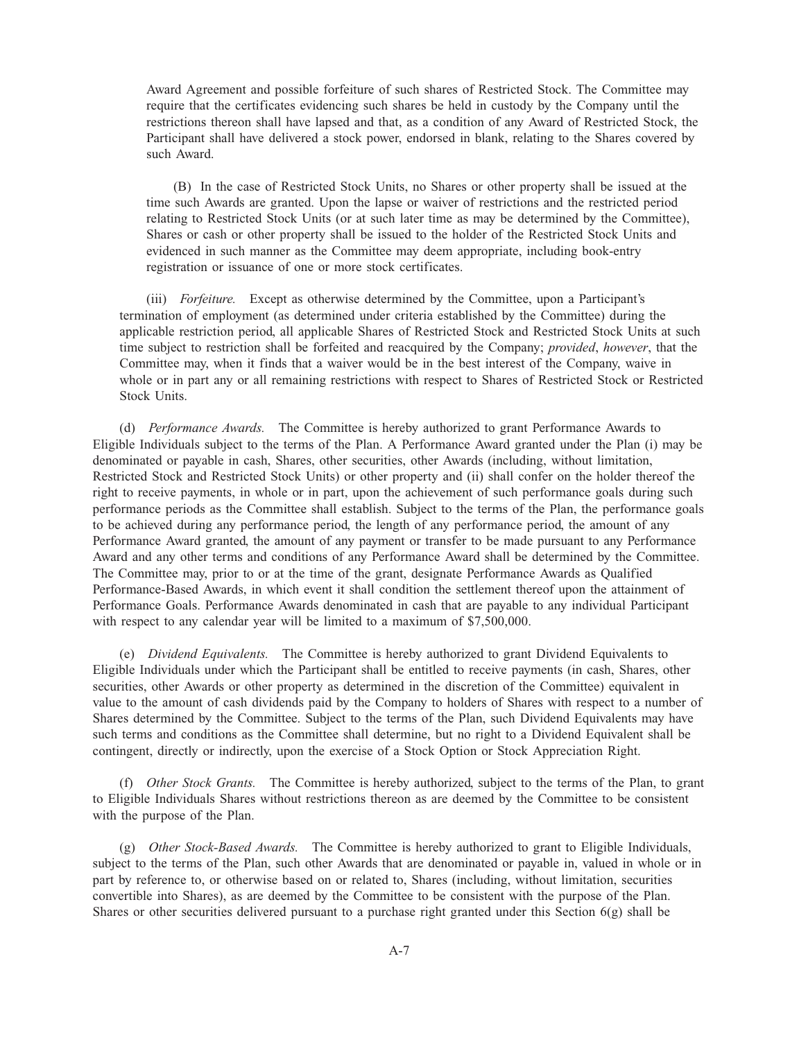Award Agreement and possible forfeiture of such shares of Restricted Stock. The Committee may require that the certificates evidencing such shares be held in custody by the Company until the restrictions thereon shall have lapsed and that, as a condition of any Award of Restricted Stock, the Participant shall have delivered a stock power, endorsed in blank, relating to the Shares covered by such Award.

(B) In the case of Restricted Stock Units, no Shares or other property shall be issued at the time such Awards are granted. Upon the lapse or waiver of restrictions and the restricted period relating to Restricted Stock Units (or at such later time as may be determined by the Committee), Shares or cash or other property shall be issued to the holder of the Restricted Stock Units and evidenced in such manner as the Committee may deem appropriate, including book-entry registration or issuance of one or more stock certificates.

(iii) *Forfeiture.* Except as otherwise determined by the Committee, upon a Participant's termination of employment (as determined under criteria established by the Committee) during the applicable restriction period, all applicable Shares of Restricted Stock and Restricted Stock Units at such time subject to restriction shall be forfeited and reacquired by the Company; *provided*, *however*, that the Committee may, when it finds that a waiver would be in the best interest of the Company, waive in whole or in part any or all remaining restrictions with respect to Shares of Restricted Stock or Restricted Stock Units.

(d) *Performance Awards.* The Committee is hereby authorized to grant Performance Awards to Eligible Individuals subject to the terms of the Plan. A Performance Award granted under the Plan (i) may be denominated or payable in cash, Shares, other securities, other Awards (including, without limitation, Restricted Stock and Restricted Stock Units) or other property and (ii) shall confer on the holder thereof the right to receive payments, in whole or in part, upon the achievement of such performance goals during such performance periods as the Committee shall establish. Subject to the terms of the Plan, the performance goals to be achieved during any performance period, the length of any performance period, the amount of any Performance Award granted, the amount of any payment or transfer to be made pursuant to any Performance Award and any other terms and conditions of any Performance Award shall be determined by the Committee. The Committee may, prior to or at the time of the grant, designate Performance Awards as Qualified Performance-Based Awards, in which event it shall condition the settlement thereof upon the attainment of Performance Goals. Performance Awards denominated in cash that are payable to any individual Participant with respect to any calendar year will be limited to a maximum of $7,500,000.

(e) *Dividend Equivalents.* The Committee is hereby authorized to grant Dividend Equivalents to Eligible Individuals under which the Participant shall be entitled to receive payments (in cash, Shares, other securities, other Awards or other property as determined in the discretion of the Committee) equivalent in value to the amount of cash dividends paid by the Company to holders of Shares with respect to a number of Shares determined by the Committee. Subject to the terms of the Plan, such Dividend Equivalents may have such terms and conditions as the Committee shall determine, but no right to a Dividend Equivalent shall be contingent, directly or indirectly, upon the exercise of a Stock Option or Stock Appreciation Right.

(f) *Other Stock Grants.* The Committee is hereby authorized, subject to the terms of the Plan, to grant to Eligible Individuals Shares without restrictions thereon as are deemed by the Committee to be consistent with the purpose of the Plan.

(g) *Other Stock-Based Awards.* The Committee is hereby authorized to grant to Eligible Individuals, subject to the terms of the Plan, such other Awards that are denominated or payable in, valued in whole or in part by reference to, or otherwise based on or related to, Shares (including, without limitation, securities convertible into Shares), as are deemed by the Committee to be consistent with the purpose of the Plan. Shares or other securities delivered pursuant to a purchase right granted under this Section 6(g) shall be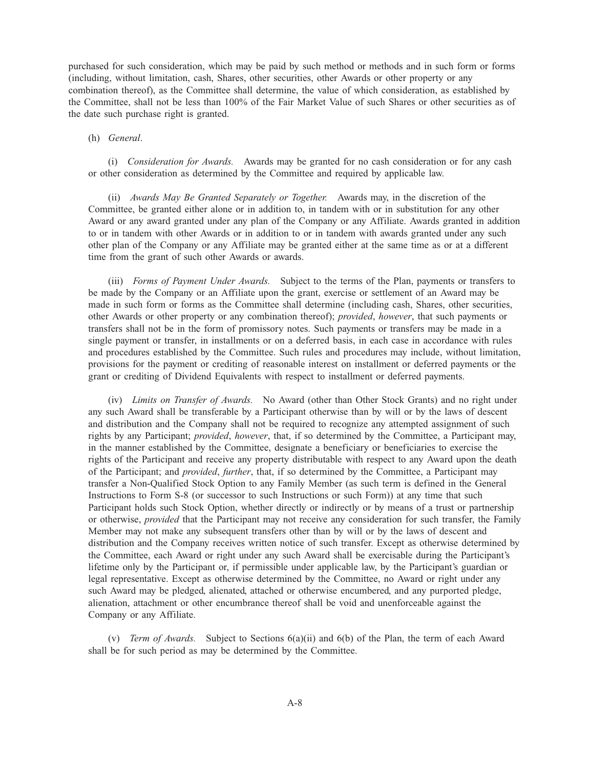purchased for such consideration, which may be paid by such method or methods and in such form or forms (including, without limitation, cash, Shares, other securities, other Awards or other property or any combination thereof), as the Committee shall determine, the value of which consideration, as established by the Committee, shall not be less than 100% of the Fair Market Value of such Shares or other securities as of the date such purchase right is granted.

(h) *General*.

(i) *Consideration for Awards.* Awards may be granted for no cash consideration or for any cash or other consideration as determined by the Committee and required by applicable law.

(ii) *Awards May Be Granted Separately or Together.* Awards may, in the discretion of the Committee, be granted either alone or in addition to, in tandem with or in substitution for any other Award or any award granted under any plan of the Company or any Affiliate. Awards granted in addition to or in tandem with other Awards or in addition to or in tandem with awards granted under any such other plan of the Company or any Affiliate may be granted either at the same time as or at a different time from the grant of such other Awards or awards.

(iii) *Forms of Payment Under Awards.* Subject to the terms of the Plan, payments or transfers to be made by the Company or an Affiliate upon the grant, exercise or settlement of an Award may be made in such form or forms as the Committee shall determine (including cash, Shares, other securities, other Awards or other property or any combination thereof); *provided*, *however*, that such payments or transfers shall not be in the form of promissory notes. Such payments or transfers may be made in a single payment or transfer, in installments or on a deferred basis, in each case in accordance with rules and procedures established by the Committee. Such rules and procedures may include, without limitation, provisions for the payment or crediting of reasonable interest on installment or deferred payments or the grant or crediting of Dividend Equivalents with respect to installment or deferred payments.

(iv) *Limits on Transfer of Awards.* No Award (other than Other Stock Grants) and no right under any such Award shall be transferable by a Participant otherwise than by will or by the laws of descent and distribution and the Company shall not be required to recognize any attempted assignment of such rights by any Participant; *provided*, *however*, that, if so determined by the Committee, a Participant may, in the manner established by the Committee, designate a beneficiary or beneficiaries to exercise the rights of the Participant and receive any property distributable with respect to any Award upon the death of the Participant; and *provided*, *further*, that, if so determined by the Committee, a Participant may transfer a Non-Qualified Stock Option to any Family Member (as such term is defined in the General Instructions to Form S-8 (or successor to such Instructions or such Form)) at any time that such Participant holds such Stock Option, whether directly or indirectly or by means of a trust or partnership or otherwise, *provided* that the Participant may not receive any consideration for such transfer, the Family Member may not make any subsequent transfers other than by will or by the laws of descent and distribution and the Company receives written notice of such transfer. Except as otherwise determined by the Committee, each Award or right under any such Award shall be exercisable during the Participant's lifetime only by the Participant or, if permissible under applicable law, by the Participant's guardian or legal representative. Except as otherwise determined by the Committee, no Award or right under any such Award may be pledged, alienated, attached or otherwise encumbered, and any purported pledge, alienation, attachment or other encumbrance thereof shall be void and unenforceable against the Company or any Affiliate.

(v) *Term of Awards.* Subject to Sections 6(a)(ii) and 6(b) of the Plan, the term of each Award shall be for such period as may be determined by the Committee.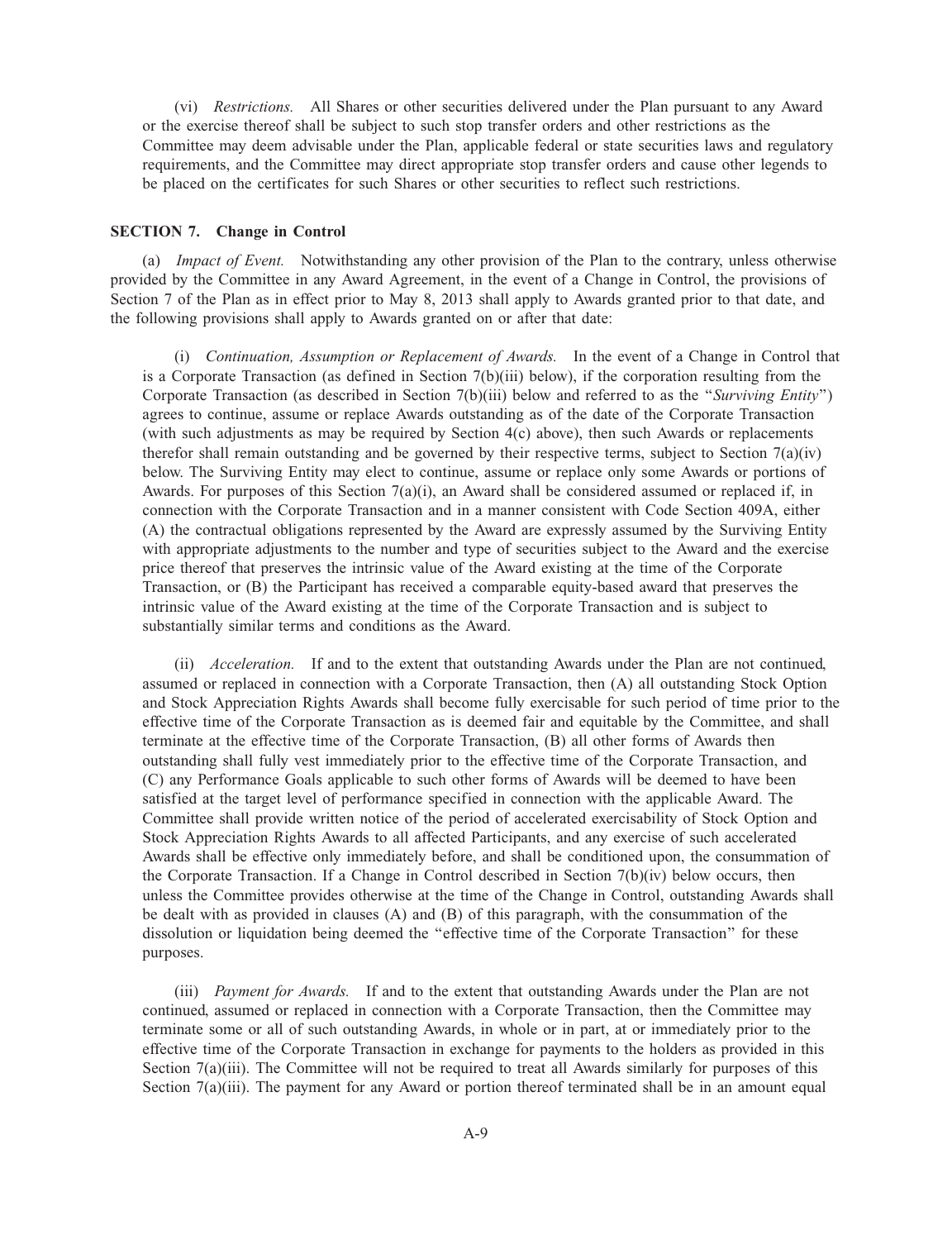(vi) *Restrictions.* All Shares or other securities delivered under the Plan pursuant to any Award or the exercise thereof shall be subject to such stop transfer orders and other restrictions as the Committee may deem advisable under the Plan, applicable federal or state securities laws and regulatory requirements, and the Committee may direct appropriate stop transfer orders and cause other legends to be placed on the certificates for such Shares or other securities to reflect such restrictions.

**SECTION 7. Change in Control**

(a) *Impact of Event.* Notwithstanding any other provision of the Plan to the contrary, unless otherwise provided by the Committee in any Award Agreement, in the event of a Change in Control, the provisions of Section 7 of the Plan as in effect prior to May 8, 2013 shall apply to Awards granted prior to that date, and the following provisions shall apply to Awards granted on or after that date:

(i) *Continuation, Assumption or Replacement of Awards.* In the event of a Change in Control that is a Corporate Transaction (as defined in Section 7(b)(iii) below), if the corporation resulting from the Corporate Transaction (as described in Section 7(b)(iii) below and referred to as the "*Surviving Entity*") agrees to continue, assume or replace Awards outstanding as of the date of the Corporate Transaction (with such adjustments as may be required by Section 4(c) above), then such Awards or replacements therefor shall remain outstanding and be governed by their respective terms, subject to Section 7(a)(iv) below. The Surviving Entity may elect to continue, assume or replace only some Awards or portions of Awards. For purposes of this Section 7(a)(i), an Award shall be considered assumed or replaced if, in connection with the Corporate Transaction and in a manner consistent with Code Section 409A, either (A) the contractual obligations represented by the Award are expressly assumed by the Surviving Entity with appropriate adjustments to the number and type of securities subject to the Award and the exercise price thereof that preserves the intrinsic value of the Award existing at the time of the Corporate Transaction, or (B) the Participant has received a comparable equity-based award that preserves the intrinsic value of the Award existing at the time of the Corporate Transaction and is subject to substantially similar terms and conditions as the Award.

(ii) *Acceleration.* If and to the extent that outstanding Awards under the Plan are not continued, assumed or replaced in connection with a Corporate Transaction, then (A) all outstanding Stock Option and Stock Appreciation Rights Awards shall become fully exercisable for such period of time prior to the effective time of the Corporate Transaction as is deemed fair and equitable by the Committee, and shall terminate at the effective time of the Corporate Transaction, (B) all other forms of Awards then outstanding shall fully vest immediately prior to the effective time of the Corporate Transaction, and (C) any Performance Goals applicable to such other forms of Awards will be deemed to have been satisfied at the target level of performance specified in connection with the applicable Award. The Committee shall provide written notice of the period of accelerated exercisability of Stock Option and Stock Appreciation Rights Awards to all affected Participants, and any exercise of such accelerated Awards shall be effective only immediately before, and shall be conditioned upon, the consummation of the Corporate Transaction. If a Change in Control described in Section 7(b)(iv) below occurs, then unless the Committee provides otherwise at the time of the Change in Control, outstanding Awards shall be dealt with as provided in clauses (A) and (B) of this paragraph, with the consummation of the dissolution or liquidation being deemed the "effective time of the Corporate Transaction" for these purposes.

(iii) *Payment for Awards.* If and to the extent that outstanding Awards under the Plan are not continued, assumed or replaced in connection with a Corporate Transaction, then the Committee may terminate some or all of such outstanding Awards, in whole or in part, at or immediately prior to the effective time of the Corporate Transaction in exchange for payments to the holders as provided in this Section 7(a)(iii). The Committee will not be required to treat all Awards similarly for purposes of this Section 7(a)(iii). The payment for any Award or portion thereof terminated shall be in an amount equal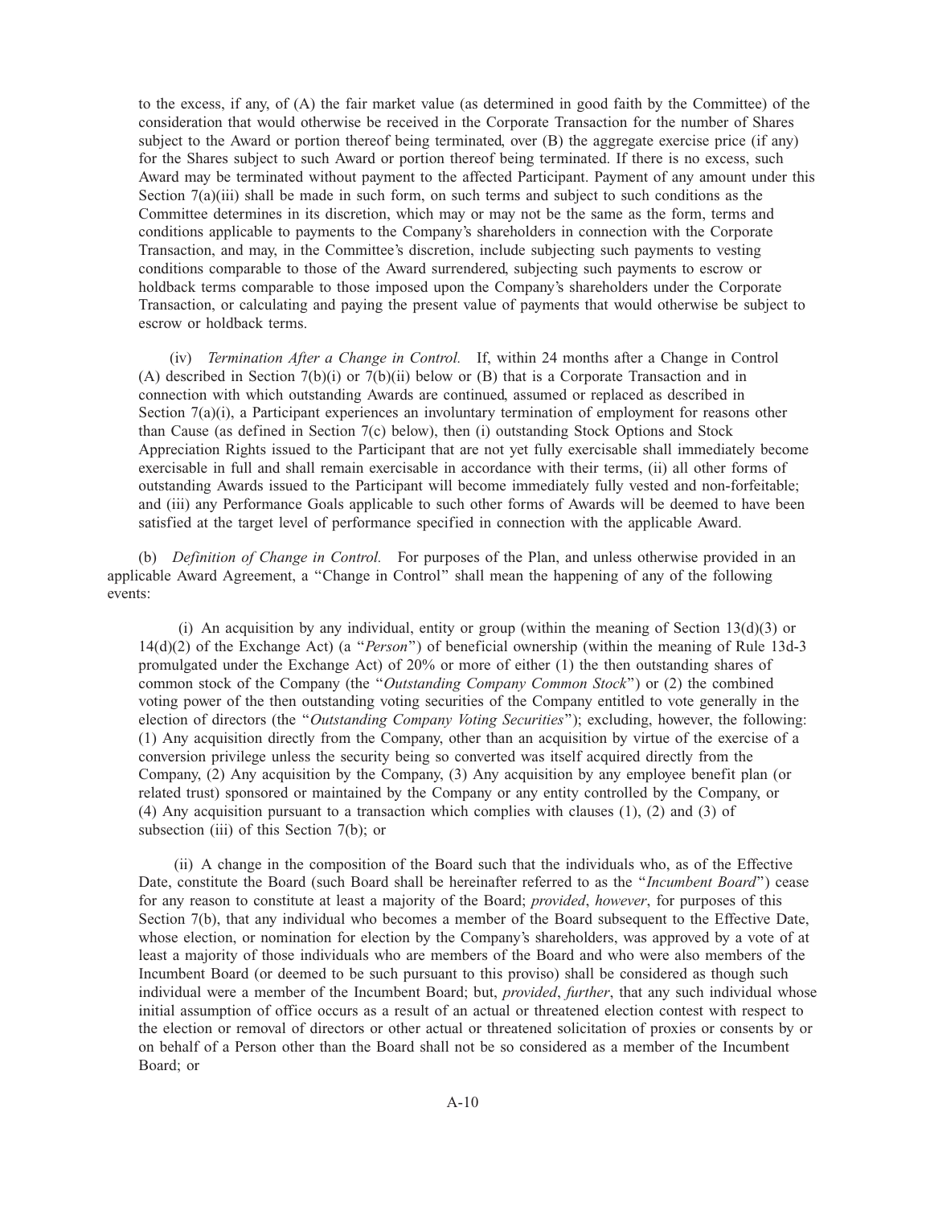to the excess, if any, of (A) the fair market value (as determined in good faith by the Committee) of the consideration that would otherwise be received in the Corporate Transaction for the number of Shares subject to the Award or portion thereof being terminated, over (B) the aggregate exercise price (if any) for the Shares subject to such Award or portion thereof being terminated. If there is no excess, such Award may be terminated without payment to the affected Participant. Payment of any amount under this Section 7(a)(iii) shall be made in such form, on such terms and subject to such conditions as the Committee determines in its discretion, which may or may not be the same as the form, terms and conditions applicable to payments to the Company's shareholders in connection with the Corporate Transaction, and may, in the Committee's discretion, include subjecting such payments to vesting conditions comparable to those of the Award surrendered, subjecting such payments to escrow or holdback terms comparable to those imposed upon the Company's shareholders under the Corporate Transaction, or calculating and paying the present value of payments that would otherwise be subject to escrow or holdback terms.

(iv) *Termination After a Change in Control.* If, within 24 months after a Change in Control (A) described in Section 7(b)(i) or 7(b)(ii) below or (B) that is a Corporate Transaction and in connection with which outstanding Awards are continued, assumed or replaced as described in Section 7(a)(i), a Participant experiences an involuntary termination of employment for reasons other than Cause (as defined in Section 7(c) below), then (i) outstanding Stock Options and Stock Appreciation Rights issued to the Participant that are not yet fully exercisable shall immediately become exercisable in full and shall remain exercisable in accordance with their terms, (ii) all other forms of outstanding Awards issued to the Participant will become immediately fully vested and non-forfeitable; and (iii) any Performance Goals applicable to such other forms of Awards will be deemed to have been satisfied at the target level of performance specified in connection with the applicable Award.

(b) *Definition of Change in Control.* For purposes of the Plan, and unless otherwise provided in an applicable Award Agreement, a "Change in Control" shall mean the happening of any of the following events:

(i) An acquisition by any individual, entity or group (within the meaning of Section 13(d)(3) or 14(d)(2) of the Exchange Act) (a "*Person*") of beneficial ownership (within the meaning of Rule 13d-3 promulgated under the Exchange Act) of 20% or more of either (1) the then outstanding shares of common stock of the Company (the "*Outstanding Company Common Stock*") or (2) the combined voting power of the then outstanding voting securities of the Company entitled to vote generally in the election of directors (the "*Outstanding Company Voting Securities*"); excluding, however, the following: (1) Any acquisition directly from the Company, other than an acquisition by virtue of the exercise of a conversion privilege unless the security being so converted was itself acquired directly from the Company, (2) Any acquisition by the Company, (3) Any acquisition by any employee benefit plan (or related trust) sponsored or maintained by the Company or any entity controlled by the Company, or (4) Any acquisition pursuant to a transaction which complies with clauses (1), (2) and (3) of subsection (iii) of this Section 7(b); or

(ii) A change in the composition of the Board such that the individuals who, as of the Effective Date, constitute the Board (such Board shall be hereinafter referred to as the "*Incumbent Board*") cease for any reason to constitute at least a majority of the Board; *provided*, *however*, for purposes of this Section 7(b), that any individual who becomes a member of the Board subsequent to the Effective Date, whose election, or nomination for election by the Company's shareholders, was approved by a vote of at least a majority of those individuals who are members of the Board and who were also members of the Incumbent Board (or deemed to be such pursuant to this proviso) shall be considered as though such individual were a member of the Incumbent Board; but, *provided*, *further*, that any such individual whose initial assumption of office occurs as a result of an actual or threatened election contest with respect to the election or removal of directors or other actual or threatened solicitation of proxies or consents by or on behalf of a Person other than the Board shall not be so considered as a member of the Incumbent Board; or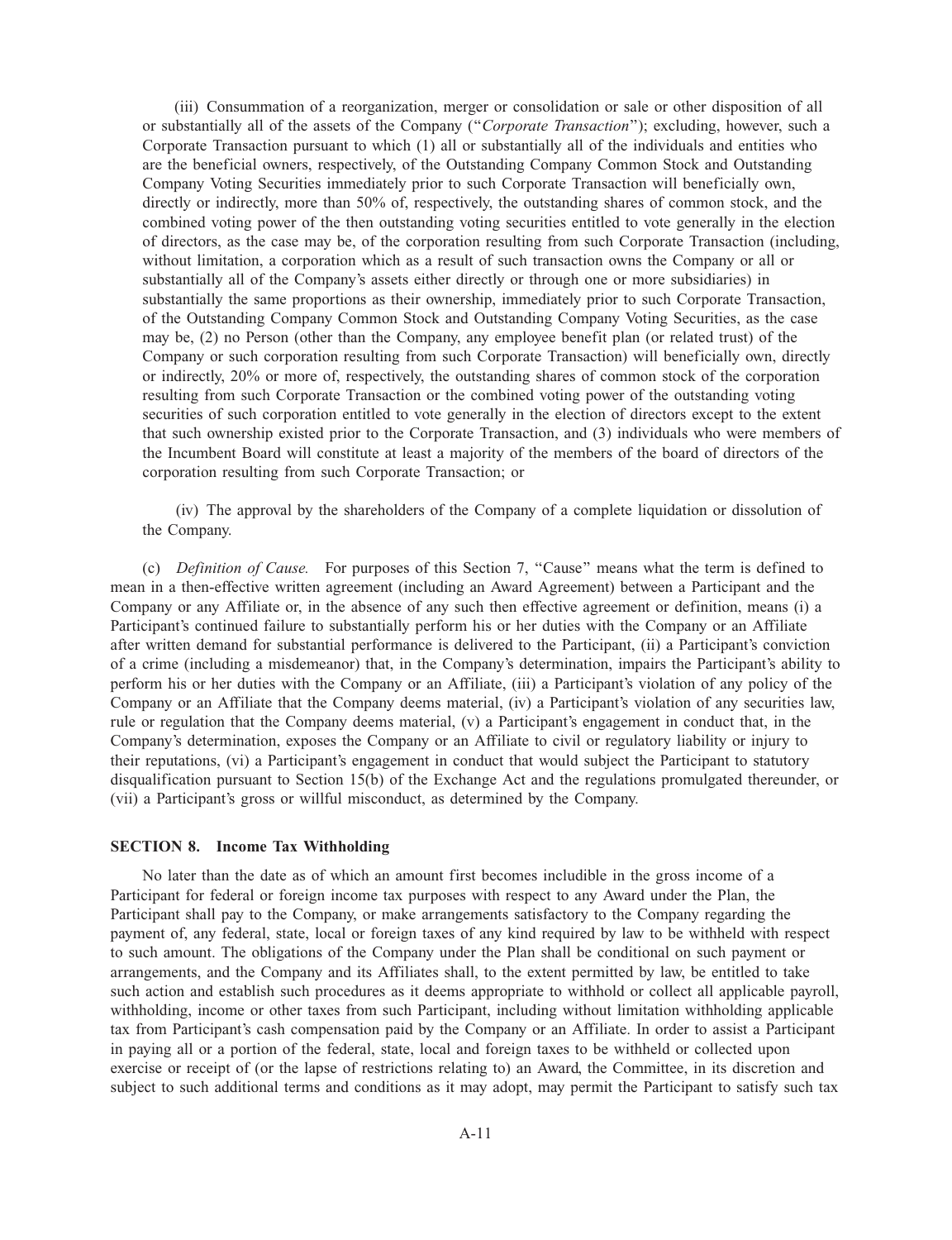(iii) Consummation of a reorganization, merger or consolidation or sale or other disposition of all or substantially all of the assets of the Company ("*Corporate Transaction*"); excluding, however, such a Corporate Transaction pursuant to which (1) all or substantially all of the individuals and entities who are the beneficial owners, respectively, of the Outstanding Company Common Stock and Outstanding Company Voting Securities immediately prior to such Corporate Transaction will beneficially own, directly or indirectly, more than 50% of, respectively, the outstanding shares of common stock, and the combined voting power of the then outstanding voting securities entitled to vote generally in the election of directors, as the case may be, of the corporation resulting from such Corporate Transaction (including, without limitation, a corporation which as a result of such transaction owns the Company or all or substantially all of the Company's assets either directly or through one or more subsidiaries) in substantially the same proportions as their ownership, immediately prior to such Corporate Transaction, of the Outstanding Company Common Stock and Outstanding Company Voting Securities, as the case may be, (2) no Person (other than the Company, any employee benefit plan (or related trust) of the Company or such corporation resulting from such Corporate Transaction) will beneficially own, directly or indirectly, 20% or more of, respectively, the outstanding shares of common stock of the corporation resulting from such Corporate Transaction or the combined voting power of the outstanding voting securities of such corporation entitled to vote generally in the election of directors except to the extent that such ownership existed prior to the Corporate Transaction, and (3) individuals who were members of the Incumbent Board will constitute at least a majority of the members of the board of directors of the corporation resulting from such Corporate Transaction; or

(iv) The approval by the shareholders of the Company of a complete liquidation or dissolution of the Company.

(c) *Definition of Cause.* For purposes of this Section 7, "Cause" means what the term is defined to mean in a then-effective written agreement (including an Award Agreement) between a Participant and the Company or any Affiliate or, in the absence of any such then effective agreement or definition, means (i) a Participant's continued failure to substantially perform his or her duties with the Company or an Affiliate after written demand for substantial performance is delivered to the Participant, (ii) a Participant's conviction of a crime (including a misdemeanor) that, in the Company's determination, impairs the Participant's ability to perform his or her duties with the Company or an Affiliate, (iii) a Participant's violation of any policy of the Company or an Affiliate that the Company deems material, (iv) a Participant's violation of any securities law, rule or regulation that the Company deems material, (v) a Participant's engagement in conduct that, in the Company's determination, exposes the Company or an Affiliate to civil or regulatory liability or injury to their reputations, (vi) a Participant's engagement in conduct that would subject the Participant to statutory disqualification pursuant to Section 15(b) of the Exchange Act and the regulations promulgated thereunder, or (vii) a Participant's gross or willful misconduct, as determined by the Company.

## SECTION 8. Income Tax Withholding

No later than the date as of which an amount first becomes includible in the gross income of a Participant for federal or foreign income tax purposes with respect to any Award under the Plan, the Participant shall pay to the Company, or make arrangements satisfactory to the Company regarding the payment of, any federal, state, local or foreign taxes of any kind required by law to be withheld with respect to such amount. The obligations of the Company under the Plan shall be conditional on such payment or arrangements, and the Company and its Affiliates shall, to the extent permitted by law, be entitled to take such action and establish such procedures as it deems appropriate to withhold or collect all applicable payroll, withholding, income or other taxes from such Participant, including without limitation withholding applicable tax from Participant's cash compensation paid by the Company or an Affiliate. In order to assist a Participant in paying all or a portion of the federal, state, local and foreign taxes to be withheld or collected upon exercise or receipt of (or the lapse of restrictions relating to) an Award, the Committee, in its discretion and subject to such additional terms and conditions as it may adopt, may permit the Participant to satisfy such tax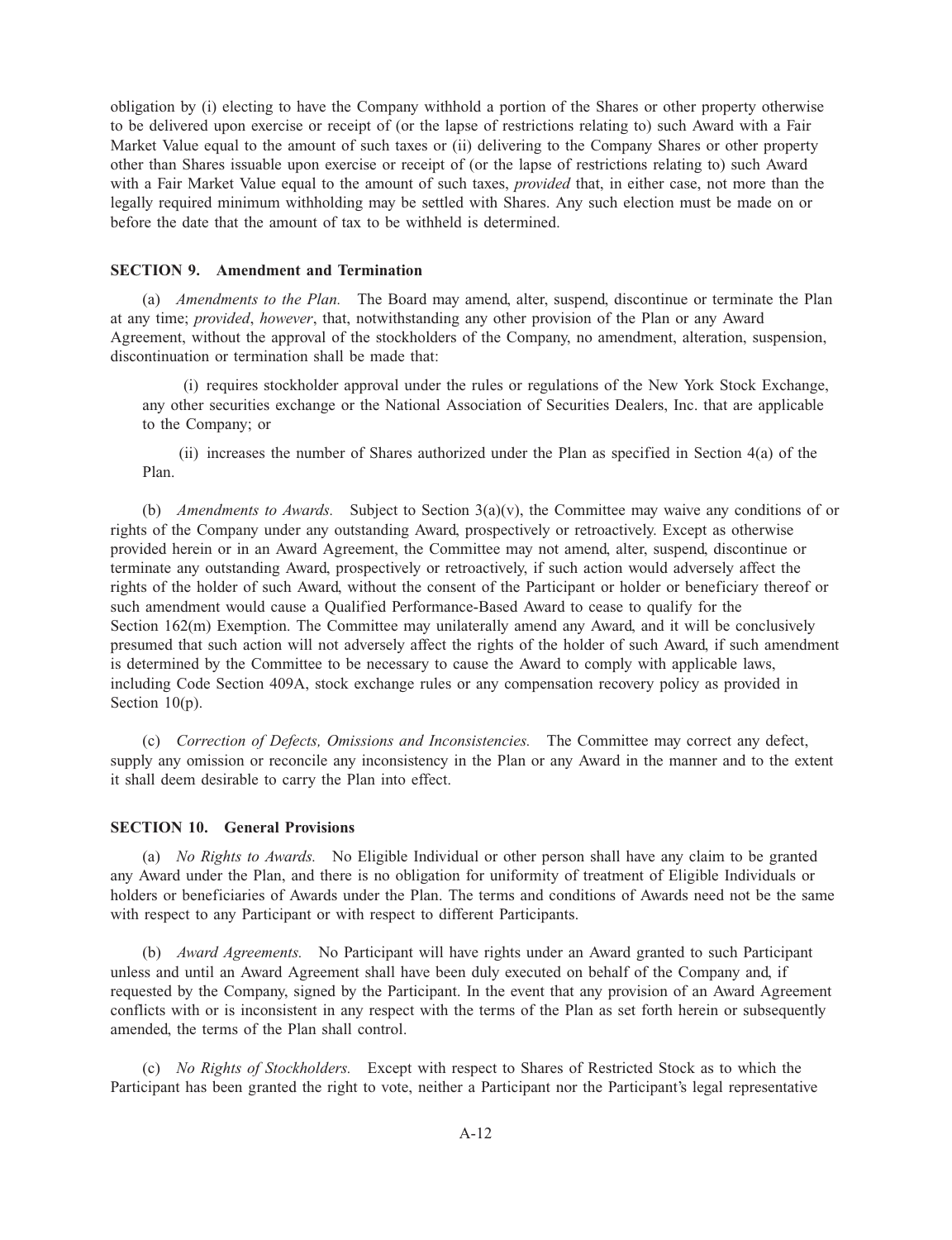obligation by (i) electing to have the Company withhold a portion of the Shares or other property otherwise to be delivered upon exercise or receipt of (or the lapse of restrictions relating to) such Award with a Fair Market Value equal to the amount of such taxes or (ii) delivering to the Company Shares or other property other than Shares issuable upon exercise or receipt of (or the lapse of restrictions relating to) such Award with a Fair Market Value equal to the amount of such taxes, *provided* that, in either case, not more than the legally required minimum withholding may be settled with Shares. Any such election must be made on or before the date that the amount of tax to be withheld is determined.

### SECTION 9. Amendment and Termination

(a) *Amendments to the Plan.* The Board may amend, alter, suspend, discontinue or terminate the Plan at any time; *provided*, *however*, that, notwithstanding any other provision of the Plan or any Award Agreement, without the approval of the stockholders of the Company, no amendment, alteration, suspension, discontinuation or termination shall be made that:

(i) requires stockholder approval under the rules or regulations of the New York Stock Exchange, any other securities exchange or the National Association of Securities Dealers, Inc. that are applicable to the Company; or

(ii) increases the number of Shares authorized under the Plan as specified in Section 4(a) of the Plan.

(b) *Amendments to Awards.* Subject to Section 3(a)(v), the Committee may waive any conditions of or rights of the Company under any outstanding Award, prospectively or retroactively. Except as otherwise provided herein or in an Award Agreement, the Committee may not amend, alter, suspend, discontinue or terminate any outstanding Award, prospectively or retroactively, if such action would adversely affect the rights of the holder of such Award, without the consent of the Participant or holder or beneficiary thereof or such amendment would cause a Qualified Performance-Based Award to cease to qualify for the Section 162(m) Exemption. The Committee may unilaterally amend any Award, and it will be conclusively presumed that such action will not adversely affect the rights of the holder of such Award, if such amendment is determined by the Committee to be necessary to cause the Award to comply with applicable laws, including Code Section 409A, stock exchange rules or any compensation recovery policy as provided in Section 10(p).

(c) *Correction of Defects, Omissions and Inconsistencies.* The Committee may correct any defect, supply any omission or reconcile any inconsistency in the Plan or any Award in the manner and to the extent it shall deem desirable to carry the Plan into effect.

### SECTION 10. General Provisions

(a) *No Rights to Awards.* No Eligible Individual or other person shall have any claim to be granted any Award under the Plan, and there is no obligation for uniformity of treatment of Eligible Individuals or holders or beneficiaries of Awards under the Plan. The terms and conditions of Awards need not be the same with respect to any Participant or with respect to different Participants.

(b) *Award Agreements.* No Participant will have rights under an Award granted to such Participant unless and until an Award Agreement shall have been duly executed on behalf of the Company and, if requested by the Company, signed by the Participant. In the event that any provision of an Award Agreement conflicts with or is inconsistent in any respect with the terms of the Plan as set forth herein or subsequently amended, the terms of the Plan shall control.

(c) *No Rights of Stockholders.* Except with respect to Shares of Restricted Stock as to which the Participant has been granted the right to vote, neither a Participant nor the Participant's legal representative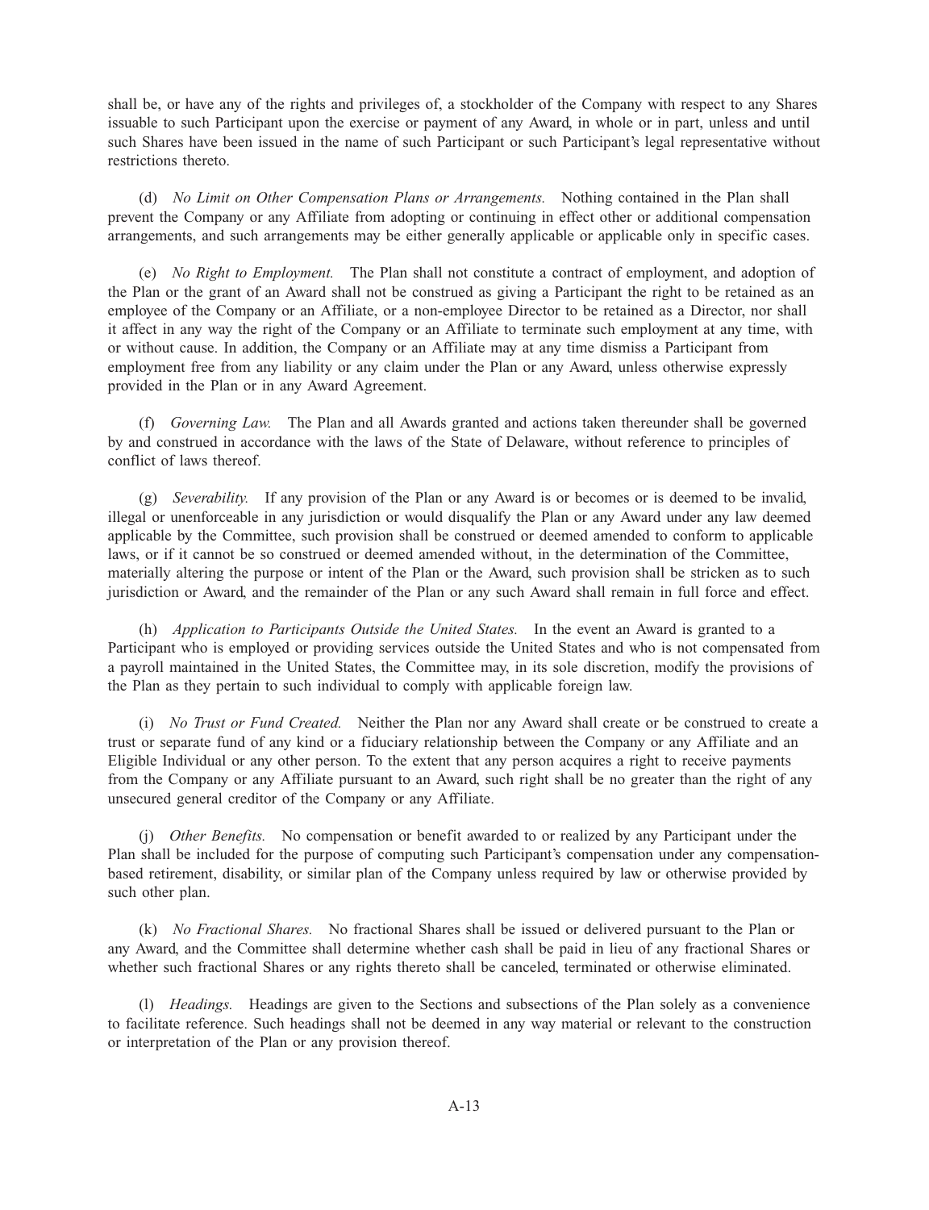shall be, or have any of the rights and privileges of, a stockholder of the Company with respect to any Shares issuable to such Participant upon the exercise or payment of any Award, in whole or in part, unless and until such Shares have been issued in the name of such Participant or such Participant's legal representative without restrictions thereto.

(d) *No Limit on Other Compensation Plans or Arrangements.* Nothing contained in the Plan shall prevent the Company or any Affiliate from adopting or continuing in effect other or additional compensation arrangements, and such arrangements may be either generally applicable or applicable only in specific cases.

(e) *No Right to Employment.* The Plan shall not constitute a contract of employment, and adoption of the Plan or the grant of an Award shall not be construed as giving a Participant the right to be retained as an employee of the Company or an Affiliate, or a non-employee Director to be retained as a Director, nor shall it affect in any way the right of the Company or an Affiliate to terminate such employment at any time, with or without cause. In addition, the Company or an Affiliate may at any time dismiss a Participant from employment free from any liability or any claim under the Plan or any Award, unless otherwise expressly provided in the Plan or in any Award Agreement.

(f) *Governing Law.* The Plan and all Awards granted and actions taken thereunder shall be governed by and construed in accordance with the laws of the State of Delaware, without reference to principles of conflict of laws thereof.

(g) *Severability.* If any provision of the Plan or any Award is or becomes or is deemed to be invalid, illegal or unenforceable in any jurisdiction or would disqualify the Plan or any Award under any law deemed applicable by the Committee, such provision shall be construed or deemed amended to conform to applicable laws, or if it cannot be so construed or deemed amended without, in the determination of the Committee, materially altering the purpose or intent of the Plan or the Award, such provision shall be stricken as to such jurisdiction or Award, and the remainder of the Plan or any such Award shall remain in full force and effect.

(h) *Application to Participants Outside the United States.* In the event an Award is granted to a Participant who is employed or providing services outside the United States and who is not compensated from a payroll maintained in the United States, the Committee may, in its sole discretion, modify the provisions of the Plan as they pertain to such individual to comply with applicable foreign law.

(i) *No Trust or Fund Created.* Neither the Plan nor any Award shall create or be construed to create a trust or separate fund of any kind or a fiduciary relationship between the Company or any Affiliate and an Eligible Individual or any other person. To the extent that any person acquires a right to receive payments from the Company or any Affiliate pursuant to an Award, such right shall be no greater than the right of any unsecured general creditor of the Company or any Affiliate.

(j) *Other Benefits.* No compensation or benefit awarded to or realized by any Participant under the Plan shall be included for the purpose of computing such Participant's compensation under any compensation-based retirement, disability, or similar plan of the Company unless required by law or otherwise provided by such other plan.

(k) *No Fractional Shares.* No fractional Shares shall be issued or delivered pursuant to the Plan or any Award, and the Committee shall determine whether cash shall be paid in lieu of any fractional Shares or whether such fractional Shares or any rights thereto shall be canceled, terminated or otherwise eliminated.

(l) *Headings.* Headings are given to the Sections and subsections of the Plan solely as a convenience to facilitate reference. Such headings shall not be deemed in any way material or relevant to the construction or interpretation of the Plan or any provision thereof.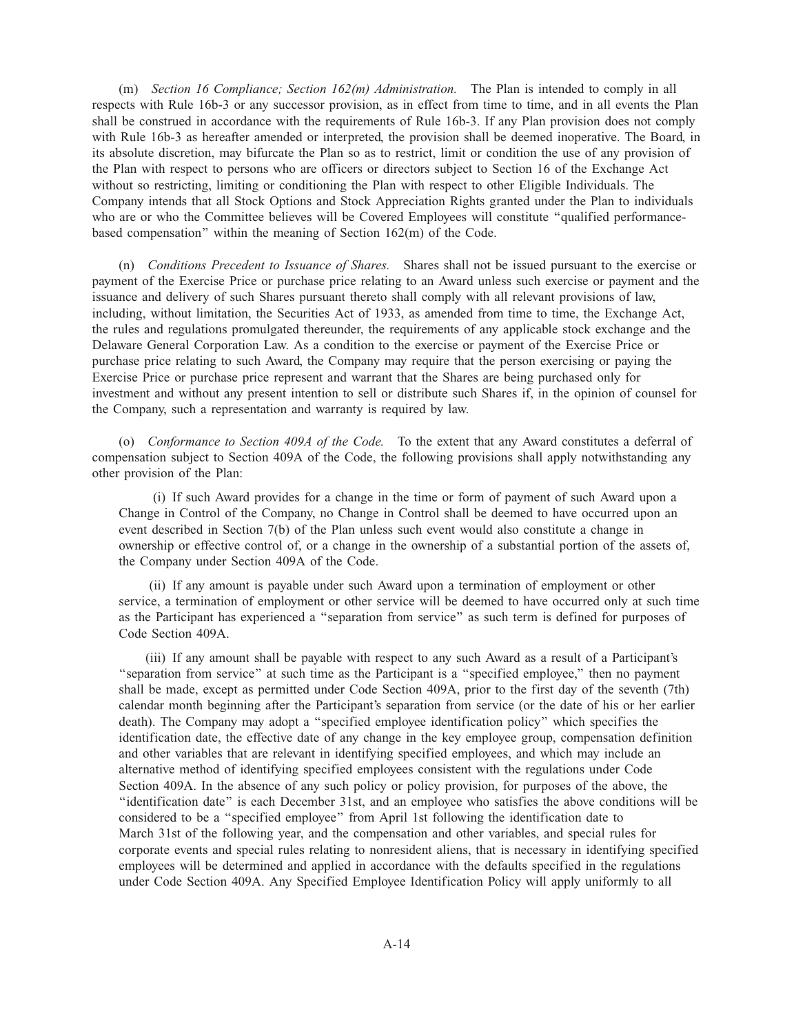(m) *Section 16 Compliance; Section 162(m) Administration.* The Plan is intended to comply in all respects with Rule 16b-3 or any successor provision, as in effect from time to time, and in all events the Plan shall be construed in accordance with the requirements of Rule 16b-3. If any Plan provision does not comply with Rule 16b-3 as hereafter amended or interpreted, the provision shall be deemed inoperative. The Board, in its absolute discretion, may bifurcate the Plan so as to restrict, limit or condition the use of any provision of the Plan with respect to persons who are officers or directors subject to Section 16 of the Exchange Act without so restricting, limiting or conditioning the Plan with respect to other Eligible Individuals. The Company intends that all Stock Options and Stock Appreciation Rights granted under the Plan to individuals who are or who the Committee believes will be Covered Employees will constitute "qualified performance-based compensation" within the meaning of Section 162(m) of the Code.

(n) *Conditions Precedent to Issuance of Shares.* Shares shall not be issued pursuant to the exercise or payment of the Exercise Price or purchase price relating to an Award unless such exercise or payment and the issuance and delivery of such Shares pursuant thereto shall comply with all relevant provisions of law, including, without limitation, the Securities Act of 1933, as amended from time to time, the Exchange Act, the rules and regulations promulgated thereunder, the requirements of any applicable stock exchange and the Delaware General Corporation Law. As a condition to the exercise or payment of the Exercise Price or purchase price relating to such Award, the Company may require that the person exercising or paying the Exercise Price or purchase price represent and warrant that the Shares are being purchased only for investment and without any present intention to sell or distribute such Shares if, in the opinion of counsel for the Company, such a representation and warranty is required by law.

(o) *Conformance to Section 409A of the Code.* To the extent that any Award constitutes a deferral of compensation subject to Section 409A of the Code, the following provisions shall apply notwithstanding any other provision of the Plan:

(i) If such Award provides for a change in the time or form of payment of such Award upon a Change in Control of the Company, no Change in Control shall be deemed to have occurred upon an event described in Section 7(b) of the Plan unless such event would also constitute a change in ownership or effective control of, or a change in the ownership of a substantial portion of the assets of, the Company under Section 409A of the Code.

(ii) If any amount is payable under such Award upon a termination of employment or other service, a termination of employment or other service will be deemed to have occurred only at such time as the Participant has experienced a "separation from service" as such term is defined for purposes of Code Section 409A.

(iii) If any amount shall be payable with respect to any such Award as a result of a Participant's "separation from service" at such time as the Participant is a "specified employee," then no payment shall be made, except as permitted under Code Section 409A, prior to the first day of the seventh (7th) calendar month beginning after the Participant's separation from service (or the date of his or her earlier death). The Company may adopt a "specified employee identification policy" which specifies the identification date, the effective date of any change in the key employee group, compensation definition and other variables that are relevant in identifying specified employees, and which may include an alternative method of identifying specified employees consistent with the regulations under Code Section 409A. In the absence of any such policy or policy provision, for purposes of the above, the "identification date" is each December 31st, and an employee who satisfies the above conditions will be considered to be a "specified employee" from April 1st following the identification date to March 31st of the following year, and the compensation and other variables, and special rules for corporate events and special rules relating to nonresident aliens, that is necessary in identifying specified employees will be determined and applied in accordance with the defaults specified in the regulations under Code Section 409A. Any Specified Employee Identification Policy will apply uniformly to all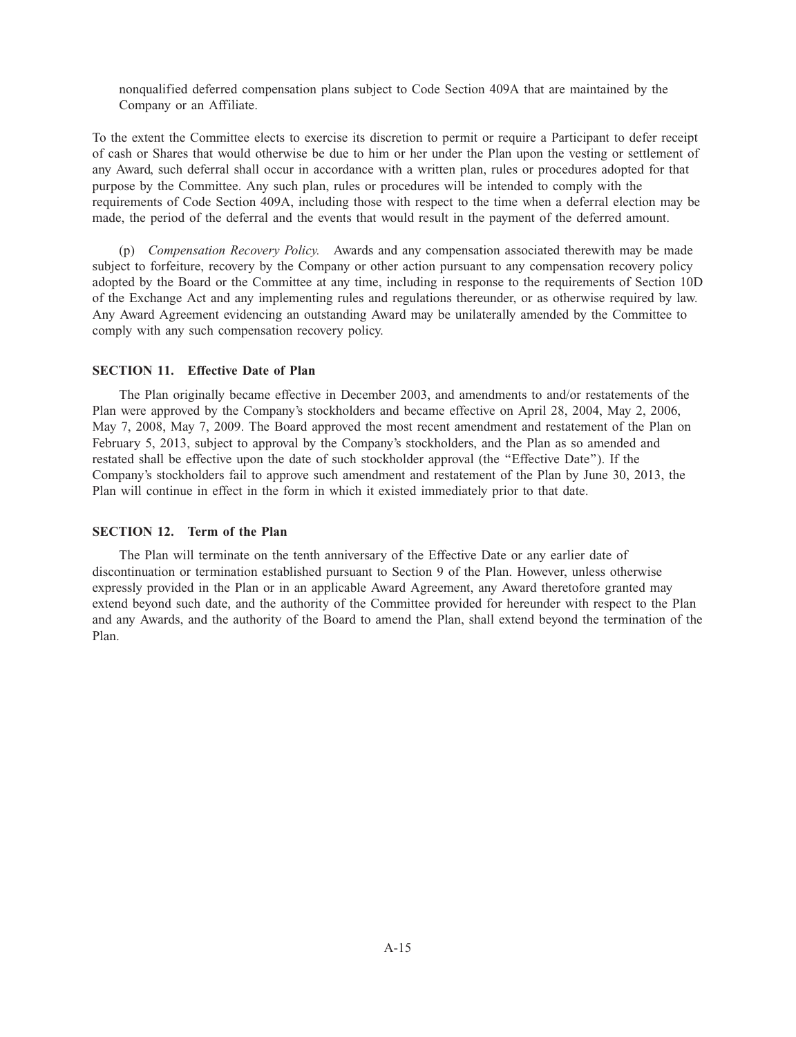nonqualified deferred compensation plans subject to Code Section 409A that are maintained by the Company or an Affiliate.

To the extent the Committee elects to exercise its discretion to permit or require a Participant to defer receipt of cash or Shares that would otherwise be due to him or her under the Plan upon the vesting or settlement of any Award, such deferral shall occur in accordance with a written plan, rules or procedures adopted for that purpose by the Committee. Any such plan, rules or procedures will be intended to comply with the requirements of Code Section 409A, including those with respect to the time when a deferral election may be made, the period of the deferral and the events that would result in the payment of the deferred amount.

(p) *Compensation Recovery Policy.* Awards and any compensation associated therewith may be made subject to forfeiture, recovery by the Company or other action pursuant to any compensation recovery policy adopted by the Board or the Committee at any time, including in response to the requirements of Section 10D of the Exchange Act and any implementing rules and regulations thereunder, or as otherwise required by law. Any Award Agreement evidencing an outstanding Award may be unilaterally amended by the Committee to comply with any such compensation recovery policy.

**SECTION 11. Effective Date of Plan**

The Plan originally became effective in December 2003, and amendments to and/or restatements of the Plan were approved by the Company's stockholders and became effective on April 28, 2004, May 2, 2006, May 7, 2008, May 7, 2009. The Board approved the most recent amendment and restatement of the Plan on February 5, 2013, subject to approval by the Company's stockholders, and the Plan as so amended and restated shall be effective upon the date of such stockholder approval (the "Effective Date"). If the Company's stockholders fail to approve such amendment and restatement of the Plan by June 30, 2013, the Plan will continue in effect in the form in which it existed immediately prior to that date.

**SECTION 12. Term of the Plan**

The Plan will terminate on the tenth anniversary of the Effective Date or any earlier date of discontinuation or termination established pursuant to Section 9 of the Plan. However, unless otherwise expressly provided in the Plan or in an applicable Award Agreement, any Award theretofore granted may extend beyond such date, and the authority of the Committee provided for hereunder with respect to the Plan and any Awards, and the authority of the Board to amend the Plan, shall extend beyond the termination of the Plan.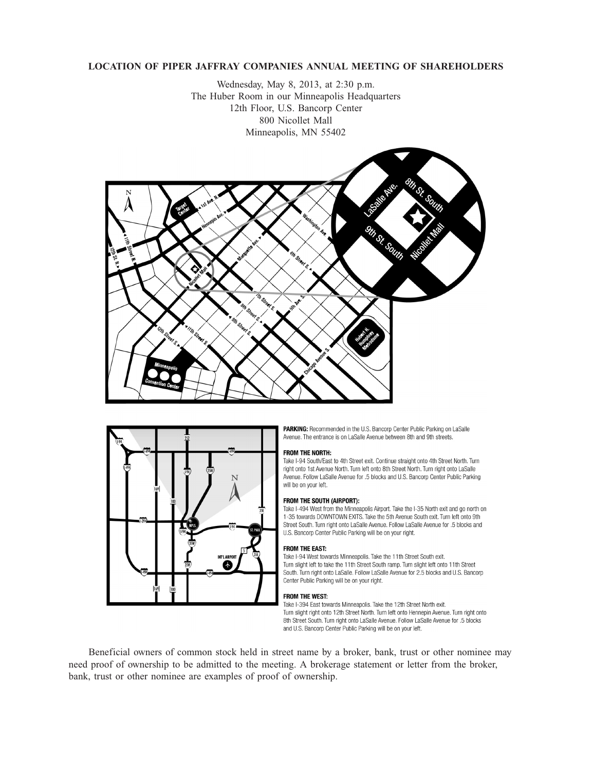**LOCATION OF PIPER JAFFRAY COMPANIES ANNUAL MEETING OF SHAREHOLDERS**

Wednesday, May 8, 2013, at 2:30 p.m.
The Huber Room in our Minneapolis Headquarters
12th Floor, U.S. Bancorp Center
800 Nicollet Mall
Minneapolis, MN 55402

**PARKING:** Recommended in the U.S. Bancorp Center Public Parking on LaSalle Avenue. The entrance is on LaSalle Avenue between 8th and 9th streets.

**FROM THE NORTH:**
Take I-94 South/East to 4th Street exit. Continue straight onto 4th Street North. Turn right onto 1st Avenue North. Turn left onto 8th Street North. Turn right onto LaSalle Avenue. Follow LaSalle Avenue for .5 blocks and U.S. Bancorp Center Public Parking will be on your left.

**FROM THE SOUTH (AIRPORT):**
Take I-494 West from the Minneapolis Airport. Take the I-35 North exit and go north on 1-35 towards DOWNTOWN EXITS. Take the 5th Avenue South exit. Turn left onto 9th Street South. Turn right onto LaSalle Avenue. Follow LaSalle Avenue for .5 blocks and U.S. Bancorp Center Public Parking will be on your right.

**FROM THE EAST:**
Take I-94 West towards Minneapolis. Take the 11th Street South exit. Turn slight left to take the 11th Street South ramp. Turn slight left onto 11th Street South. Turn right onto LaSalle. Follow LaSalle Avenue for 2.5 blocks and U.S. Bancorp Center Public Parking will be on your right.

**FROM THE WEST:**
Take I-394 East towards Minneapolis. Take the 12th Street North exit. Turn slight right onto 12th Street North. Turn left onto Hennepin Avenue. Turn right onto 8th Street South. Turn right onto LaSalle Avenue. Follow LaSalle Avenue for .5 blocks and U.S. Bancorp Center Public Parking will be on your left.

Beneficial owners of common stock held in street name by a broker, bank, trust or other nominee may need proof of ownership to be admitted to the meeting. A brokerage statement or letter from the broker, bank, trust or other nominee are examples of proof of ownership.